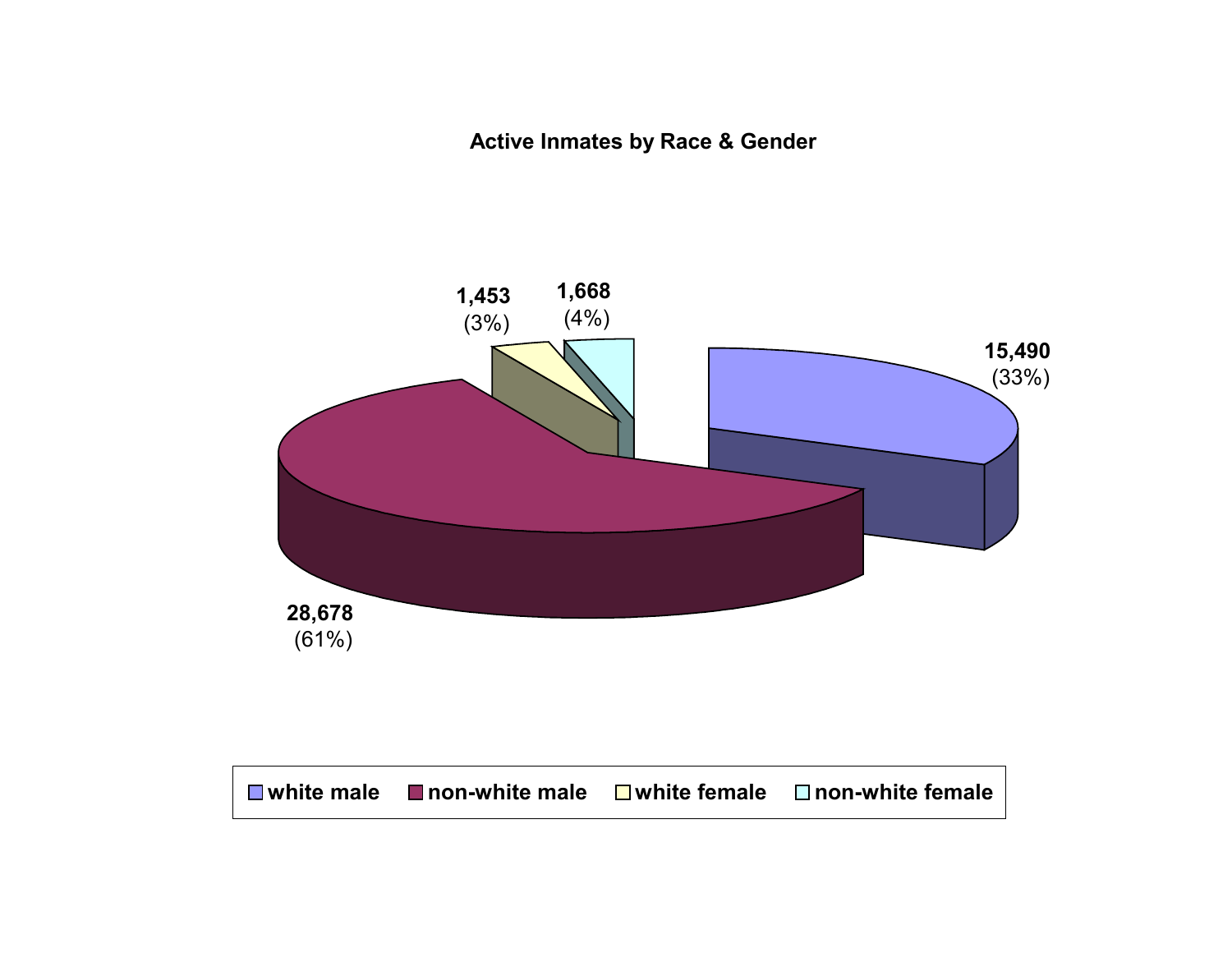**Active Inmates by Race & Gender**

| Category | Count | Percent |
| --- | --- | --- |
| white male | 15,490 | (33%) |
| non-white male | 28,678 | (61%) |
| white female | 1,453 | (3%) |
| non-white female | 1,668 | (4%) |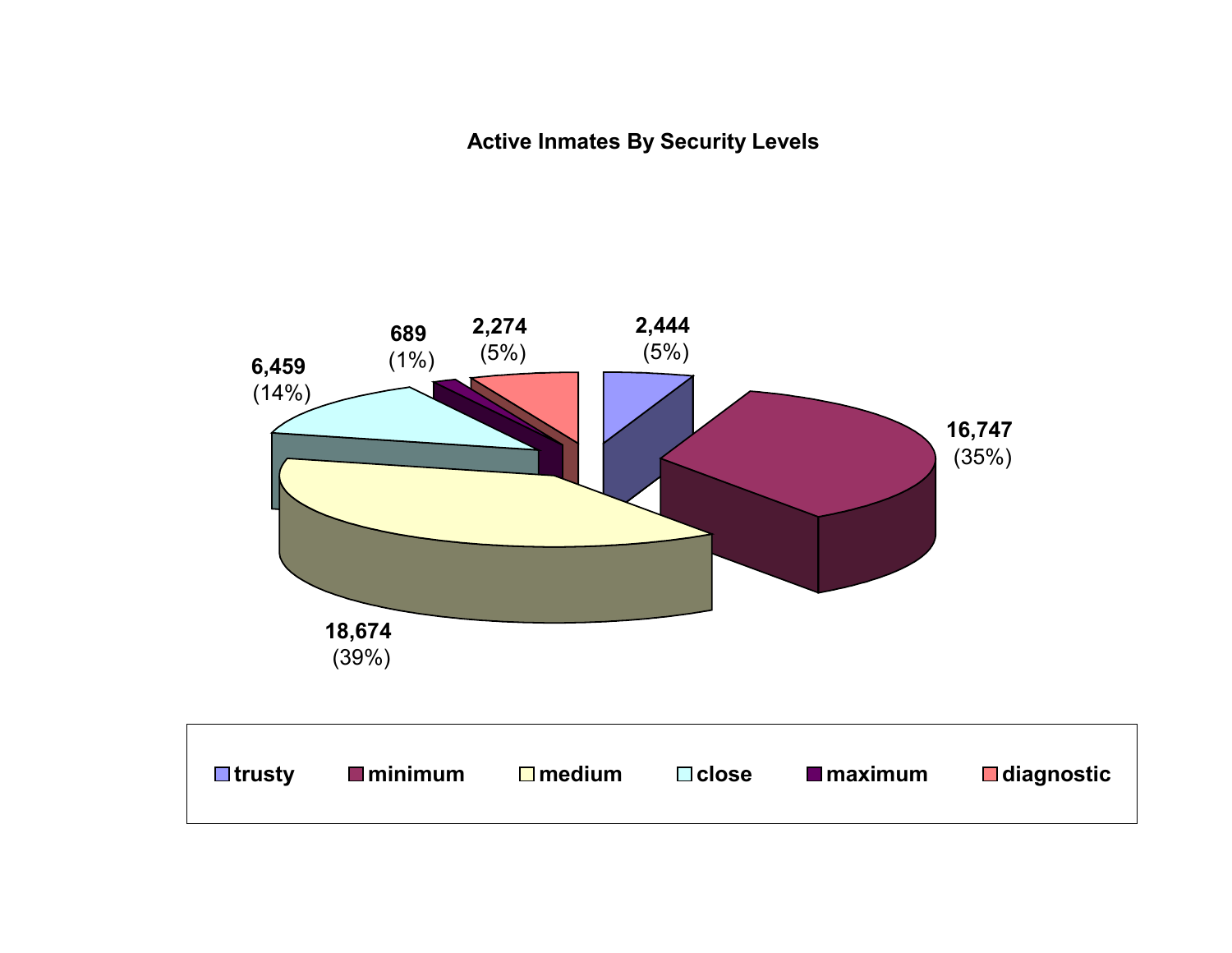## Active Inmates By Security Levels

| Security Level | Inmates | Percent |
|---|---|---|
| trusty | 2,444 | (5%) |
| minimum | 16,747 | (35%) |
| medium | 18,674 | (39%) |
| close | 6,459 | (14%) |
| maximum | 689 | (1%) |
| diagnostic | 2,274 | (5%) |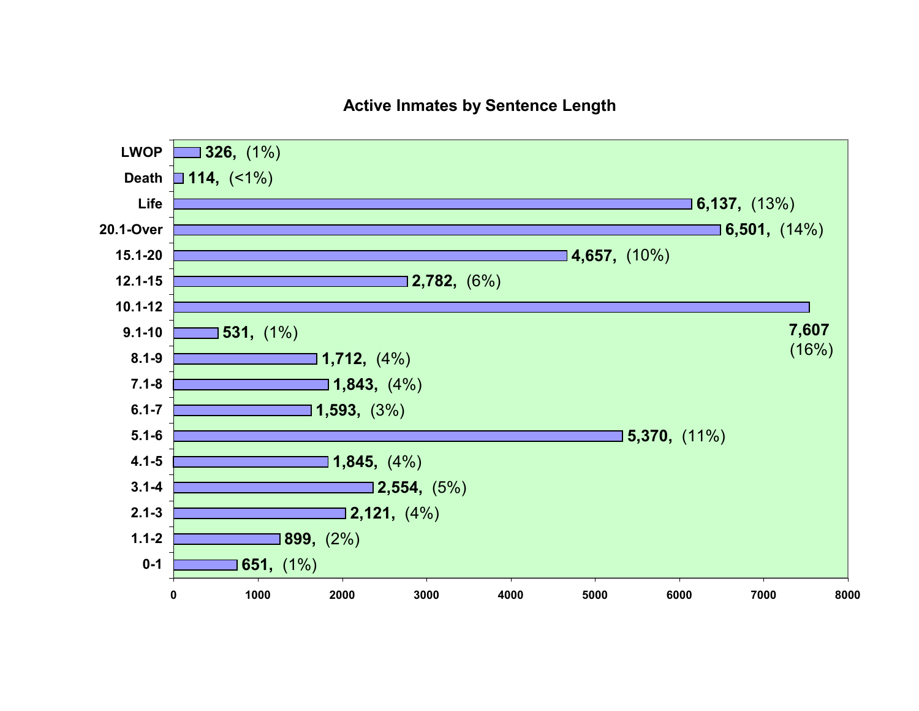## Active Inmates by Sentence Length

| Sentence Length | Inmates | Percent |
| --- | --- | --- |
| LWOP | 326 | (1%) |
| Death | 114 | (<1%) |
| Life | 6,137 | (13%) |
| 20.1-Over | 6,501 | (14%) |
| 15.1-20 | 4,657 | (10%) |
| 12.1-15 | 2,782 | (6%) |
| 10.1-12 | 7,607 | (16%) |
| 9.1-10 | 531 | (1%) |
| 8.1-9 | 1,712 | (4%) |
| 7.1-8 | 1,843 | (4%) |
| 6.1-7 | 1,593 | (3%) |
| 5.1-6 | 5,370 | (11%) |
| 4.1-5 | 1,845 | (4%) |
| 3.1-4 | 2,554 | (5%) |
| 2.1-3 | 2,121 | (4%) |
| 1.1-2 | 899 | (2%) |
| 0-1 | 651 | (1%) |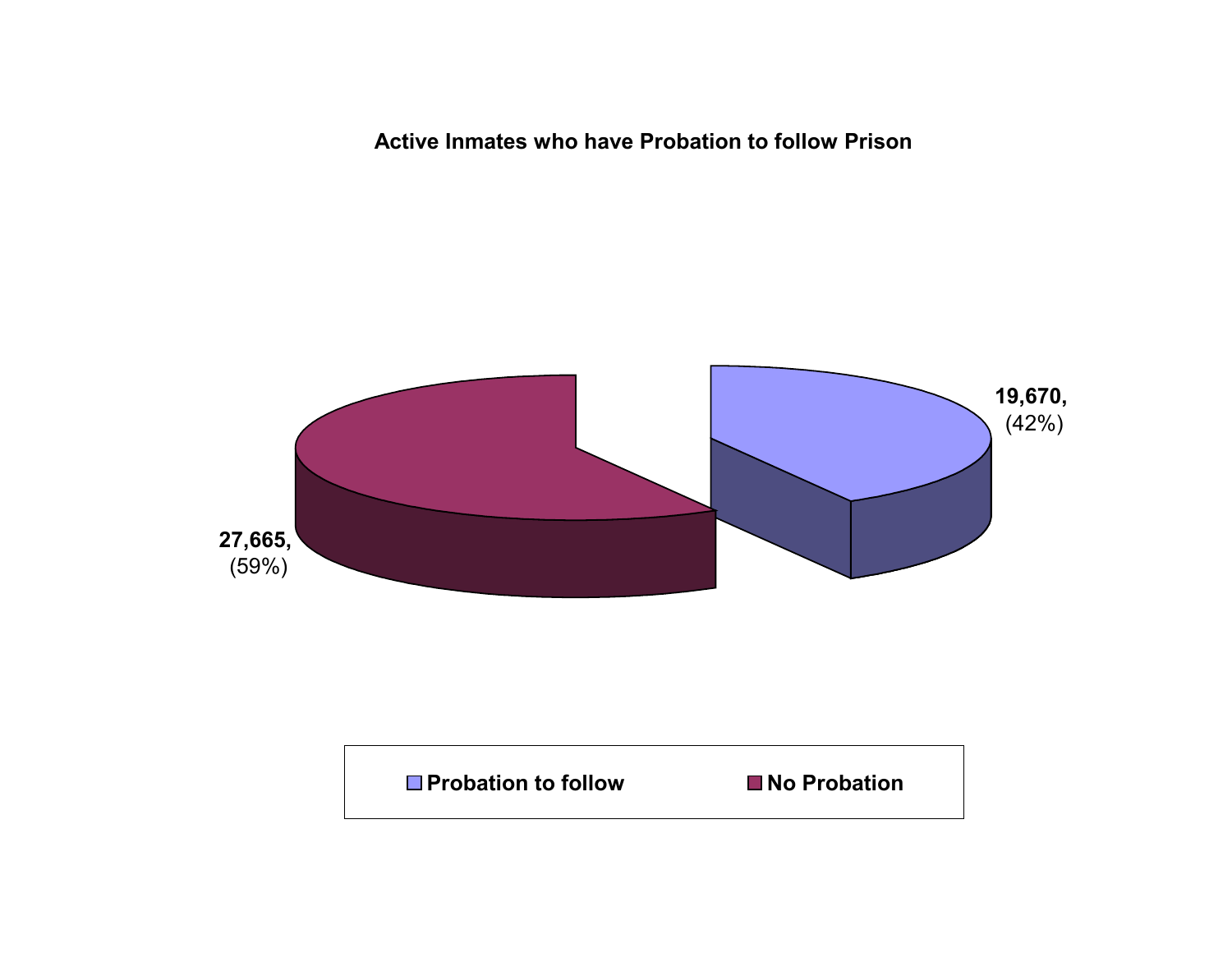**Active Inmates who have Probation to follow Prison**

19,670, (42%)

27,665, (59%)

Probation to follow | No Probation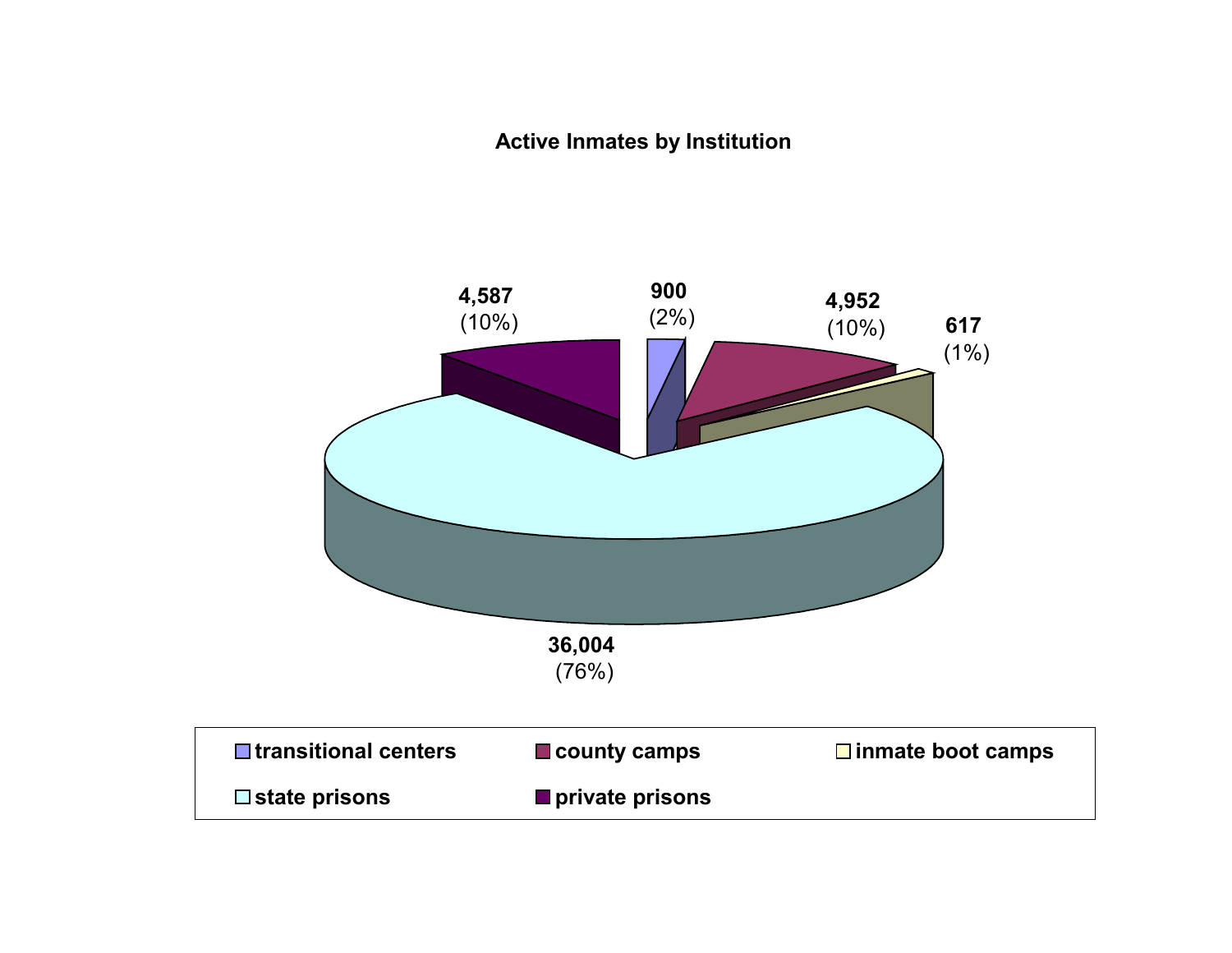**Active Inmates by Institution**

| Institution | Inmates | Percent |
|---|---|---|
| transitional centers | 900 | (2%) |
| county camps | 4,952 | (10%) |
| inmate boot camps | 617 | (1%) |
| state prisons | 36,004 | (76%) |
| private prisons | 4,587 | (10%) |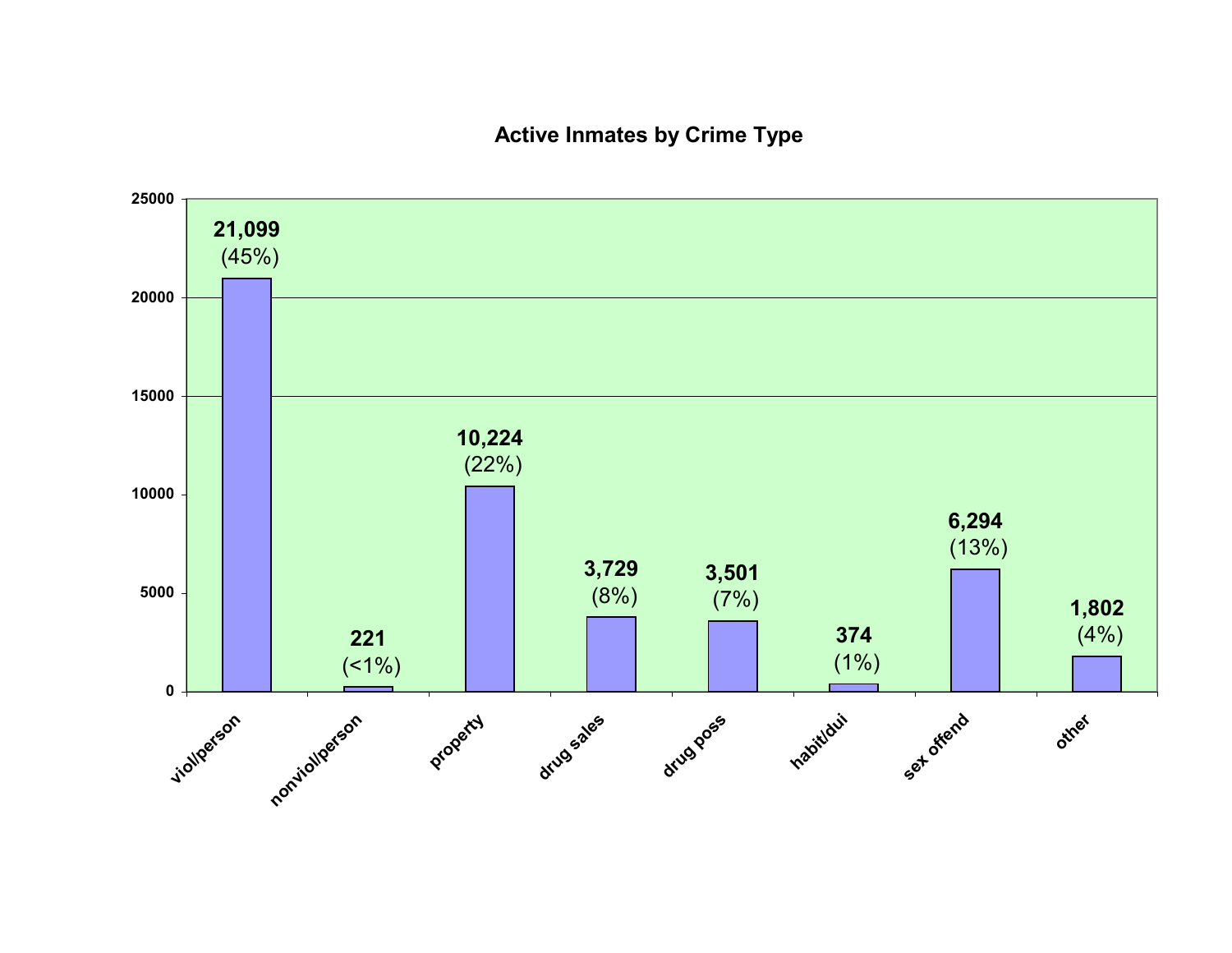## Active Inmates by Crime Type

| Crime Type | Count | Percent |
|---|---|---|
| viol/person | 21,099 | (45%) |
| nonviol/person | 221 | (<1%) |
| property | 10,224 | (22%) |
| drug sales | 3,729 | (8%) |
| drug poss | 3,501 | (7%) |
| habit/dui | 374 | (1%) |
| sex offend | 6,294 | (13%) |
| other | 1,802 | (4%) |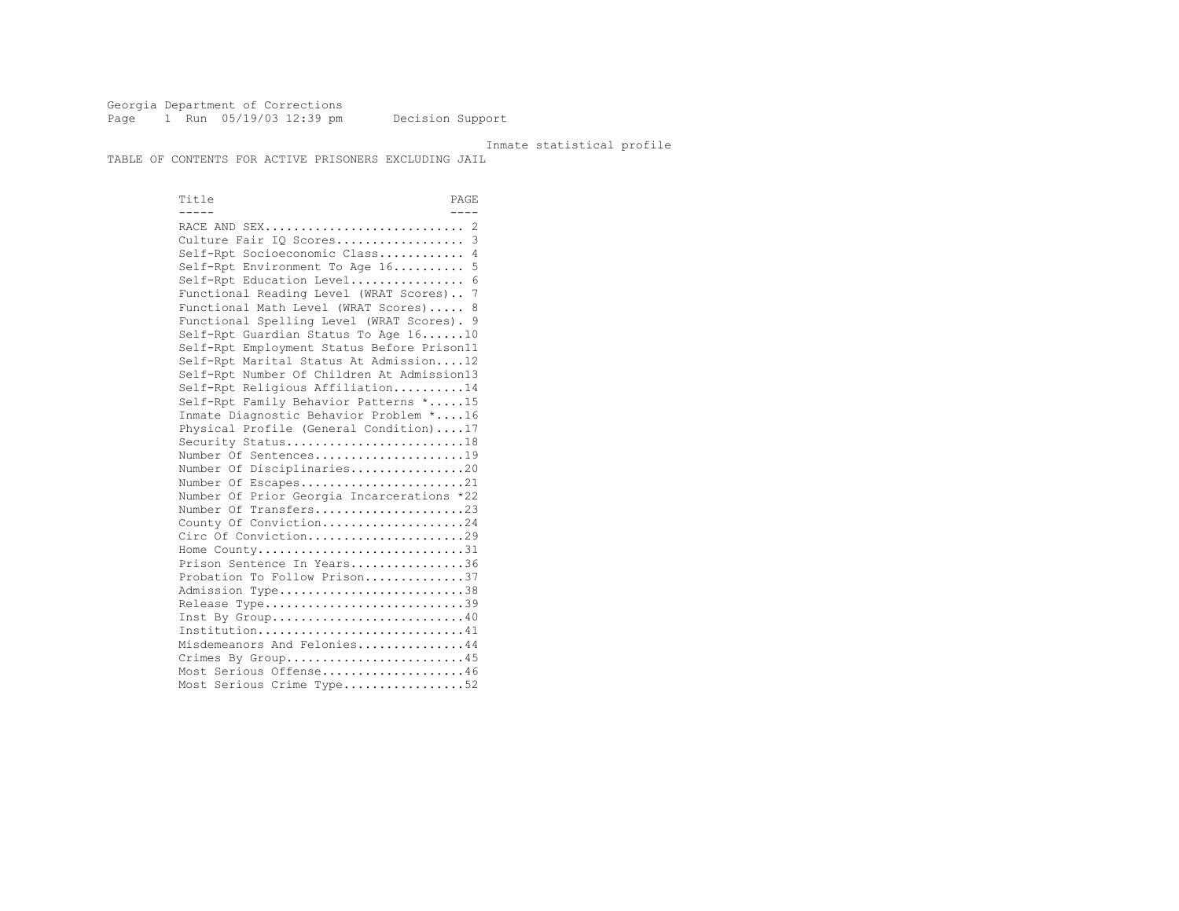Georgia Department of Corrections
Run 05/19/03 12:39 pm Decision Support

Inmate statistical profile

TABLE OF CONTENTS FOR ACTIVE PRISONERS EXCLUDING JAIL

| Title | PAGE |
|---|---|
| RACE AND SEX | 2 |
| Culture Fair IQ Scores | 3 |
| Self-Rpt Socioeconomic Class | 4 |
| Self-Rpt Environment To Age 16 | 5 |
| Self-Rpt Education Level | 6 |
| Functional Reading Level (WRAT Scores) | 7 |
| Functional Math Level (WRAT Scores) | 8 |
| Functional Spelling Level (WRAT Scores) | 9 |
| Self-Rpt Guardian Status To Age 16 | 10 |
| Self-Rpt Employment Status Before Prison | 11 |
| Self-Rpt Marital Status At Admission | 12 |
| Self-Rpt Number Of Children At Admission | 13 |
| Self-Rpt Religious Affiliation | 14 |
| Self-Rpt Family Behavior Patterns * | 15 |
| Inmate Diagnostic Behavior Problem * | 16 |
| Physical Profile (General Condition) | 17 |
| Security Status | 18 |
| Number Of Sentences | 19 |
| Number Of Disciplinaries | 20 |
| Number Of Escapes | 21 |
| Number Of Prior Georgia Incarcerations * | 22 |
| Number Of Transfers | 23 |
| County Of Conviction | 24 |
| Circ Of Conviction | 29 |
| Home County | 31 |
| Prison Sentence In Years | 36 |
| Probation To Follow Prison | 37 |
| Admission Type | 38 |
| Release Type | 39 |
| Inst By Group | 40 |
| Institution | 41 |
| Misdemeanors And Felonies | 44 |
| Crimes By Group | 45 |
| Most Serious Offense | 46 |
| Most Serious Crime Type | 52 |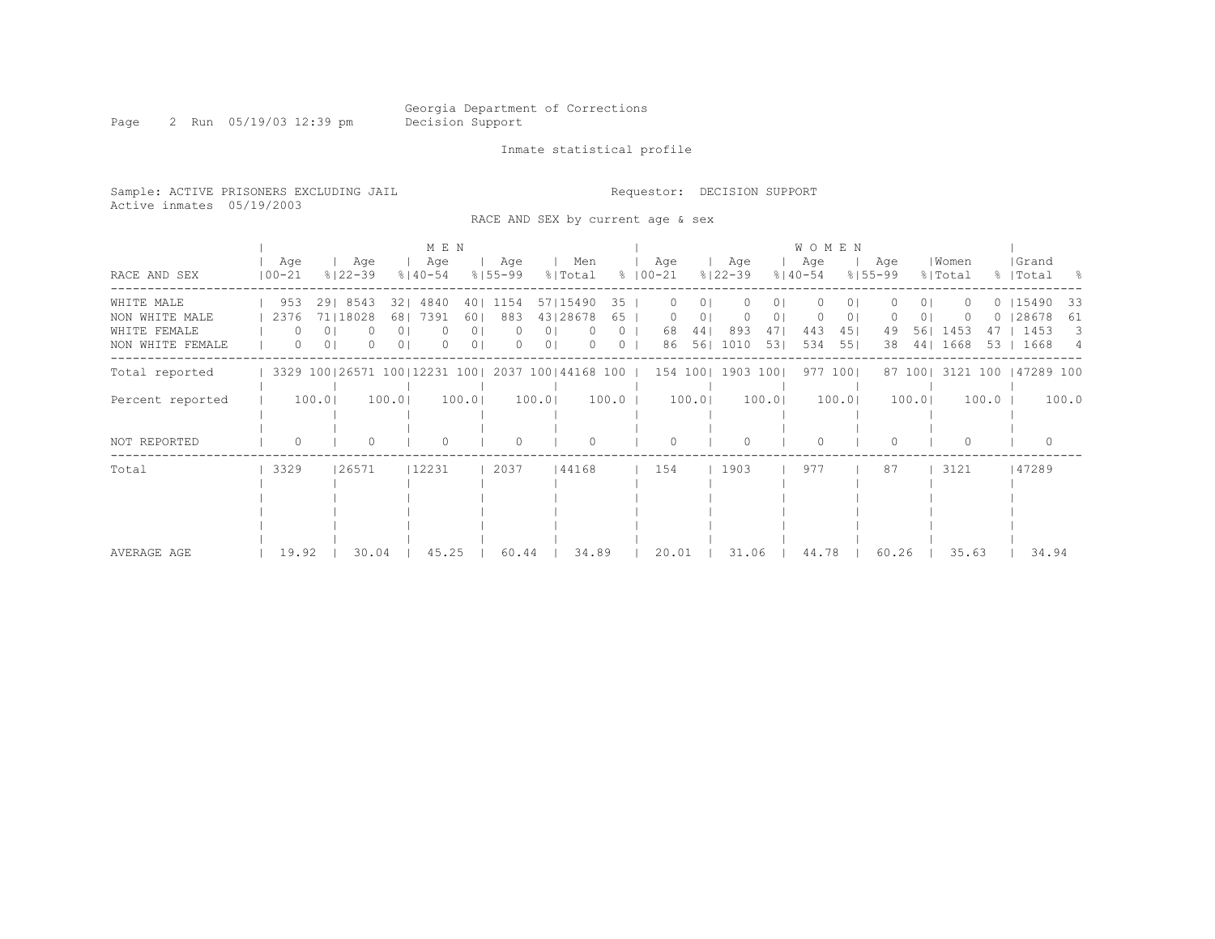Georgia Department of Corrections
Decision Support

Inmate statistical profile

Sample: ACTIVE PRISONERS EXCLUDING JAIL
Active inmates 05/19/2003

Requestor: DECISION SUPPORT

RACE AND SEX by current age & sex

| RACE AND SEX | MEN Age 00-21 | % | Age 22-39 | % | Age 40-54 | % | Age 55-99 | % | Men Total | % | WOMEN Age 00-21 | % | Age 22-39 | % | Age 40-54 | % | Age 55-99 | % | Women Total | % | Grand Total | % |
|---|---|---|---|---|---|---|---|---|---|---|---|---|---|---|---|---|---|---|---|---|---|---|
| WHITE MALE | 953 | 29 | 8543 | 32 | 4840 | 40 | 1154 | 57 | 15490 | 35 | 0 | 0 | 0 | 0 | 0 | 0 | 0 | 0 | 0 | 0 | 15490 | 33 |
| NON WHITE MALE | 2376 | 71 | 18028 | 68 | 7391 | 60 | 883 | 43 | 28678 | 65 | 0 | 0 | 0 | 0 | 0 | 0 | 0 | 0 | 0 | 0 | 28678 | 61 |
| WHITE FEMALE | 0 | 0 | 0 | 0 | 0 | 0 | 0 | 0 | 0 | 0 | 68 | 44 | 893 | 47 | 443 | 45 | 49 | 56 | 1453 | 47 | 1453 | 3 |
| NON WHITE FEMALE | 0 | 0 | 0 | 0 | 0 | 0 | 0 | 0 | 0 | 0 | 86 | 56 | 1010 | 53 | 534 | 55 | 38 | 44 | 1668 | 53 | 1668 | 4 |
| Total reported | 3329 | 100 | 26571 | 100 | 12231 | 100 | 2037 | 100 | 44168 | 100 | 154 | 100 | 1903 | 100 | 977 | 100 | 87 | 100 | 3121 | 100 | 47289 | 100 |
| Percent reported | 100.0 | | 100.0 | | 100.0 | | 100.0 | | 100.0 | | 100.0 | | 100.0 | | 100.0 | | 100.0 | | 100.0 | | 100.0 | |
| NOT REPORTED | 0 | | 0 | | 0 | | 0 | | 0 | | 0 | | 0 | | 0 | | 0 | | 0 | | 0 | |
| Total | 3329 | | 26571 | | 12231 | | 2037 | | 44168 | | 154 | | 1903 | | 977 | | 87 | | 3121 | | 47289 | |
| AVERAGE AGE | 19.92 | | 30.04 | | 45.25 | | 60.44 | | 34.89 | | 20.01 | | 31.06 | | 44.78 | | 60.26 | | 35.63 | | 34.94 | |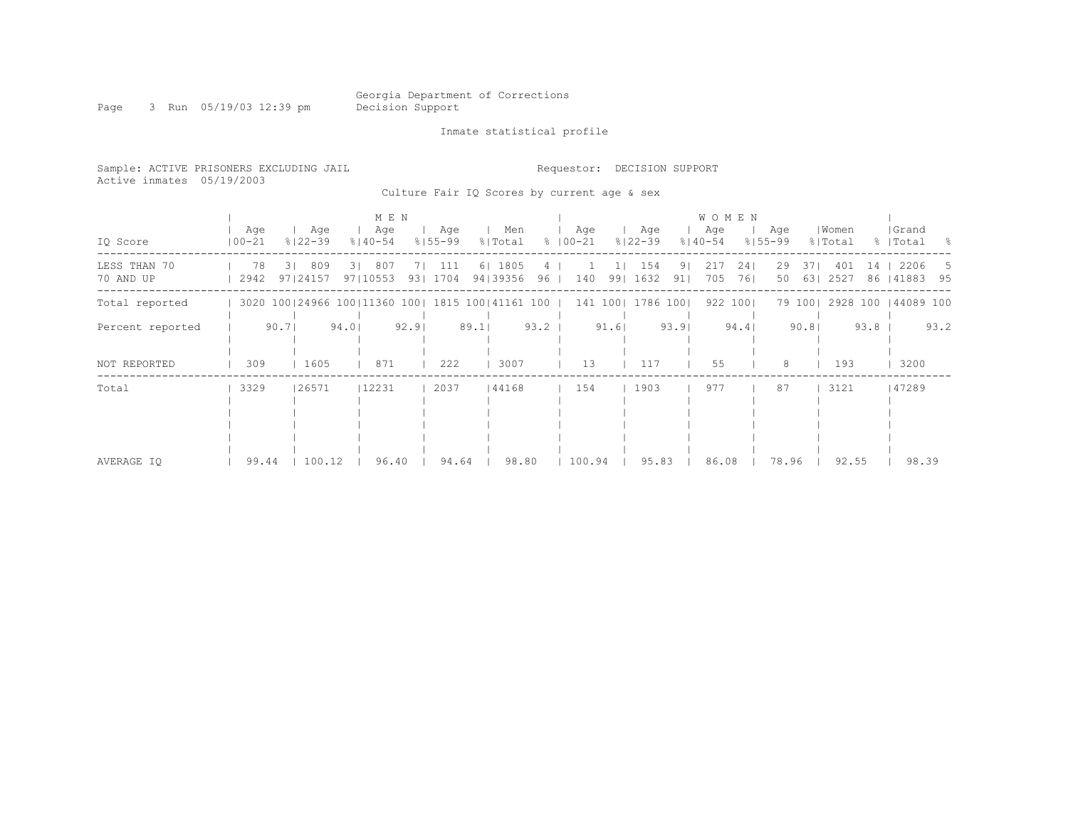Georgia Department of Corrections
Decision Support

Inmate statistical profile

Sample: ACTIVE PRISONERS EXCLUDING JAIL
Active inmates 05/19/2003

Requestor: DECISION SUPPORT

Culture Fair IQ Scores by current age & sex

| IQ Score | MEN Age 00-21 | % | Age 22-39 | % | Age 40-54 | % | Age 55-99 | % | Men Total | % | WOMEN Age 00-21 | % | Age 22-39 | % | Age 40-54 | % | Age 55-99 | % | Women Total | % | Grand Total | % |
|---|---|---|---|---|---|---|---|---|---|---|---|---|---|---|---|---|---|---|---|---|---|---|
| LESS THAN 70 | 78 | 3 | 809 | 3 | 807 | 7 | 111 | 6 | 1805 | 4 | 1 | 1 | 154 | 9 | 217 | 24 | 29 | 37 | 401 | 14 | 2206 | 5 |
| 70 AND UP | 2942 | 97 | 24157 | 97 | 10553 | 93 | 1704 | 94 | 39356 | 96 | 140 | 99 | 1632 | 91 | 705 | 76 | 50 | 63 | 2527 | 86 | 41883 | 95 |
| Total reported | 3020 | 100 | 24966 | 100 | 11360 | 100 | 1815 | 100 | 41161 | 100 | 141 | 100 | 1786 | 100 | 922 | 100 | 79 | 100 | 2928 | 100 | 44089 | 100 |
| Percent reported | | 90.7 | | 94.0 | | 92.9 | | 89.1 | | 93.2 | | 91.6 | | 93.9 | | 94.4 | | 90.8 | | 93.8 | | 93.2 |
| NOT REPORTED | 309 | | 1605 | | 871 | | 222 | | 3007 | | 13 | | 117 | | 55 | | 8 | | 193 | | 3200 | |
| Total | 3329 | | 26571 | | 12231 | | 2037 | | 44168 | | 154 | | 1903 | | 977 | | 87 | | 3121 | | 47289 | |
| AVERAGE IQ | 99.44 | | 100.12 | | 96.40 | | 94.64 | | 98.80 | | 100.94 | | 95.83 | | 86.08 | | 78.96 | | 92.55 | | 98.39 | |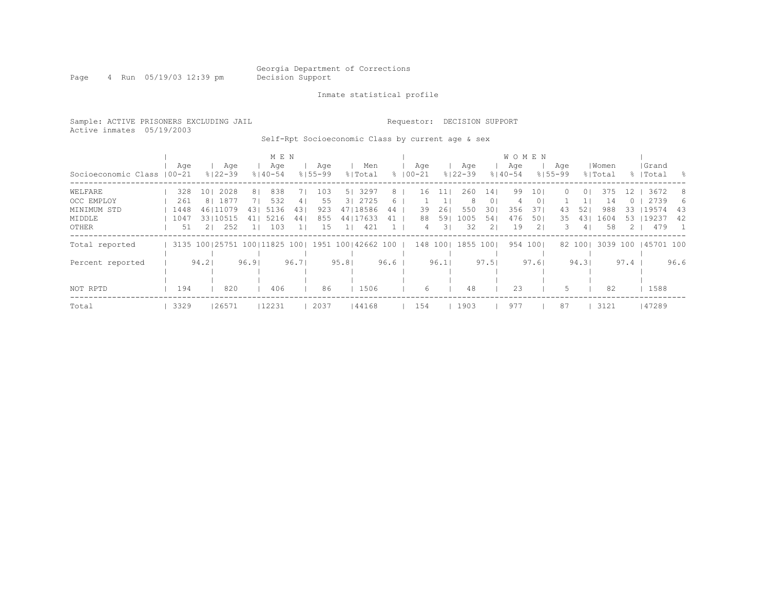Georgia Department of Corrections
Decision Support

Inmate statistical profile

Sample: ACTIVE PRISONERS EXCLUDING JAIL

Requestor: DECISION SUPPORT

Active inmates 05/19/2003

Self-Rpt Socioeconomic Class by current age & sex

| Socioeconomic Class | MEN Age 00-21 | % | MEN Age 22-39 | % | MEN Age 40-54 | % | MEN Age 55-99 | % | Men Total | % | WOMEN Age 00-21 | % | WOMEN Age 22-39 | % | WOMEN Age 40-54 | % | WOMEN Age 55-99 | % | Women Total | % | Grand Total | % |
|---|---|---|---|---|---|---|---|---|---|---|---|---|---|---|---|---|---|---|---|---|---|---|
| WELFARE | 328 | 10 | 2028 | 8 | 838 | 7 | 103 | 5 | 3297 | 8 | 16 | 11 | 260 | 14 | 99 | 10 | 0 | 0 | 375 | 12 | 3672 | 8 |
| OCC EMPLOY | 261 | 8 | 1877 | 7 | 532 | 4 | 55 | 3 | 2725 | 6 | 1 | 1 | 8 | 0 | 4 | 0 | 1 | 1 | 14 | 0 | 2739 | 6 |
| MINIMUM STD | 1448 | 46 | 11079 | 43 | 5136 | 43 | 923 | 47 | 18586 | 44 | 39 | 26 | 550 | 30 | 356 | 37 | 43 | 52 | 988 | 33 | 19574 | 43 |
| MIDDLE | 1047 | 33 | 10515 | 41 | 5216 | 44 | 855 | 44 | 17633 | 41 | 88 | 59 | 1005 | 54 | 476 | 50 | 35 | 43 | 1604 | 53 | 19237 | 42 |
| OTHER | 51 | 2 | 252 | 1 | 103 | 1 | 15 | 1 | 421 | 1 | 4 | 3 | 32 | 2 | 19 | 2 | 3 | 4 | 58 | 2 | 479 | 1 |
| Total reported | 3135 | 100 | 25751 | 100 | 11825 | 100 | 1951 | 100 | 42662 | 100 | 148 | 100 | 1855 | 100 | 954 | 100 | 82 | 100 | 3039 | 100 | 45701 | 100 |
| Percent reported | | 94.2 | | 96.9 | | 96.7 | | 95.8 | | 96.6 | | 96.1 | | 97.5 | | 97.6 | | 94.3 | | 97.4 | | 96.6 |
| NOT RPTD | 194 | | 820 | | 406 | | 86 | | 1506 | | 6 | | 48 | | 23 | | 5 | | 82 | | 1588 | |
| Total | 3329 | | 26571 | | 12231 | | 2037 | | 44168 | | 154 | | 1903 | | 977 | | 87 | | 3121 | | 47289 | |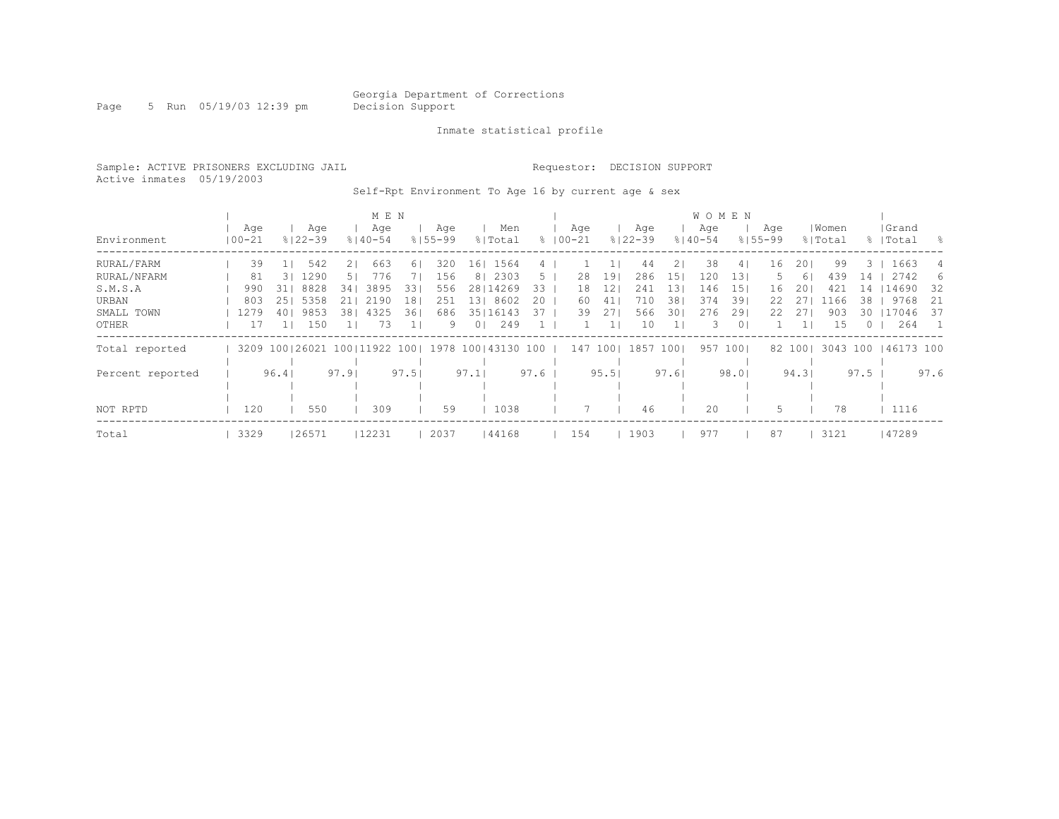Georgia Department of Corrections
Decision Support

Inmate statistical profile

Sample: ACTIVE PRISONERS EXCLUDING JAIL

Requestor: DECISION SUPPORT

Active inmates 05/19/2003

Self-Rpt Environment To Age 16 by current age & sex

| | MEN | | | | | | | | | | WOMEN | | | | | | | | | | | |
|---|---|---|---|---|---|---|---|---|---|---|---|---|---|---|---|---|---|---|---|---|---|---|
| Environment | Age 00-21 | % | Age 22-39 | % | Age 40-54 | % | Age 55-99 | % | Men Total | % | Age 00-21 | % | Age 22-39 | % | Age 40-54 | % | Age 55-99 | % | Women Total | % | Grand Total | % |
| RURAL/FARM | 39 | 1 | 542 | 2 | 663 | 6 | 320 | 16 | 1564 | 4 | 1 | 1 | 44 | 2 | 38 | 4 | 16 | 20 | 99 | 3 | 1663 | 4 |
| RURAL/NFARM | 81 | 3 | 1290 | 5 | 776 | 7 | 156 | 8 | 2303 | 5 | 28 | 19 | 286 | 15 | 120 | 13 | 5 | 6 | 439 | 14 | 2742 | 6 |
| S.M.S.A | 990 | 31 | 8828 | 34 | 3895 | 33 | 556 | 28 | 14269 | 33 | 18 | 12 | 241 | 13 | 146 | 15 | 16 | 20 | 421 | 14 | 14690 | 32 |
| URBAN | 803 | 25 | 5358 | 21 | 2190 | 18 | 251 | 13 | 8602 | 20 | 60 | 41 | 710 | 38 | 374 | 39 | 22 | 27 | 1166 | 38 | 9768 | 21 |
| SMALL TOWN | 1279 | 40 | 9853 | 38 | 4325 | 36 | 686 | 35 | 16143 | 37 | 39 | 27 | 566 | 30 | 276 | 29 | 22 | 27 | 903 | 30 | 17046 | 37 |
| OTHER | 17 | 1 | 150 | 1 | 73 | 1 | 9 | 0 | 249 | 1 | 1 | 1 | 10 | 1 | 3 | 0 | 1 | 1 | 15 | 0 | 264 | 1 |
| Total reported | 3209 | 100 | 26021 | 100 | 11922 | 100 | 1978 | 100 | 43130 | 100 | 147 | 100 | 1857 | 100 | 957 | 100 | 82 | 100 | 3043 | 100 | 46173 | 100 |
| Percent reported | | 96.4 | | 97.9 | | 97.5 | | 97.1 | | 97.6 | | 95.5 | | 97.6 | | 98.0 | | 94.3 | | 97.5 | | 97.6 |
| NOT RPTD | 120 | | 550 | | 309 | | 59 | | 1038 | | 7 | | 46 | | 20 | | 5 | | 78 | | 1116 | |
| Total | 3329 | | 26571 | | 12231 | | 2037 | | 44168 | | 154 | | 1903 | | 977 | | 87 | | 3121 | | 47289 | |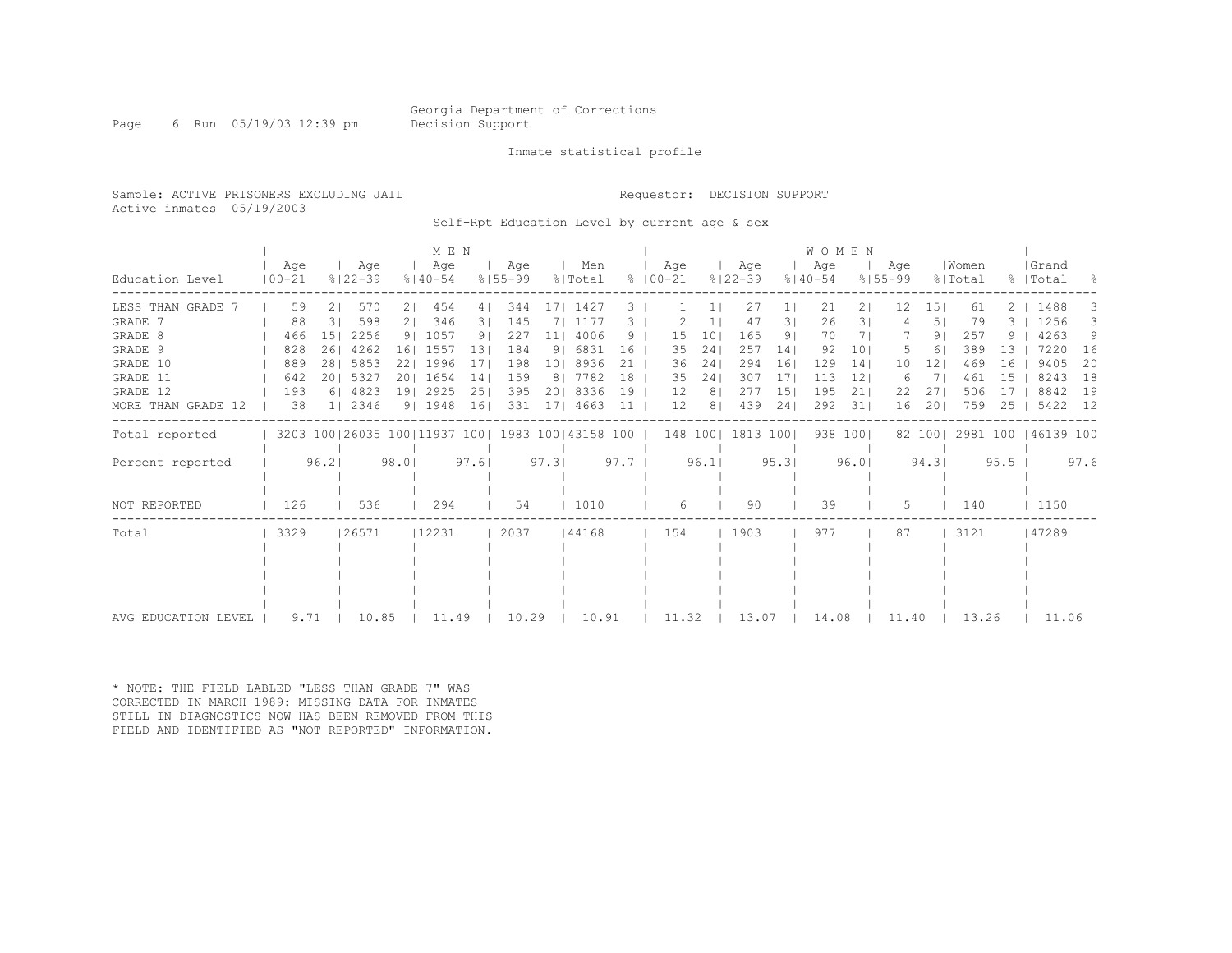Georgia Department of Corrections
Decision Support

Inmate statistical profile

Sample: ACTIVE PRISONERS EXCLUDING JAIL
Active inmates 05/19/2003

Requestor: DECISION SUPPORT

Self-Rpt Education Level by current age & sex

| Education Level | MEN Age 00-21 | % | MEN Age 22-39 | % | MEN Age 40-54 | % | MEN Age 55-99 | % | Men Total | % | WOMEN Age 00-21 | % | WOMEN Age 22-39 | % | WOMEN Age 40-54 | % | WOMEN Age 55-99 | % | Women Total | % | Grand Total | % |
|---|---|---|---|---|---|---|---|---|---|---|---|---|---|---|---|---|---|---|---|---|---|---|
| LESS THAN GRADE 7 | 59 | 2 | 570 | 2 | 454 | 4 | 344 | 17 | 1427 | 3 | 1 | 1 | 27 | 1 | 21 | 2 | 12 | 15 | 61 | 2 | 1488 | 3 |
| GRADE 7 | 88 | 3 | 598 | 2 | 346 | 3 | 145 | 7 | 1177 | 3 | 2 | 1 | 47 | 3 | 26 | 3 | 4 | 5 | 79 | 3 | 1256 | 3 |
| GRADE 8 | 466 | 15 | 2256 | 9 | 1057 | 9 | 227 | 11 | 4006 | 9 | 15 | 10 | 165 | 9 | 70 | 7 | 7 | 9 | 257 | 9 | 4263 | 9 |
| GRADE 9 | 828 | 26 | 4262 | 16 | 1557 | 13 | 184 | 9 | 6831 | 16 | 35 | 24 | 257 | 14 | 92 | 10 | 5 | 6 | 389 | 13 | 7220 | 16 |
| GRADE 10 | 889 | 28 | 5853 | 22 | 1996 | 17 | 198 | 10 | 8936 | 21 | 36 | 24 | 294 | 16 | 129 | 14 | 10 | 12 | 469 | 16 | 9405 | 20 |
| GRADE 11 | 642 | 20 | 5327 | 20 | 1654 | 14 | 159 | 8 | 7782 | 18 | 35 | 24 | 307 | 17 | 113 | 12 | 6 | 7 | 461 | 15 | 8243 | 18 |
| GRADE 12 | 193 | 6 | 4823 | 19 | 2925 | 25 | 395 | 20 | 8336 | 19 | 12 | 8 | 277 | 15 | 195 | 21 | 22 | 27 | 506 | 17 | 8842 | 19 |
| MORE THAN GRADE 12 | 38 | 1 | 2346 | 9 | 1948 | 16 | 331 | 17 | 4663 | 11 | 12 | 8 | 439 | 24 | 292 | 31 | 16 | 20 | 759 | 25 | 5422 | 12 |
| Total reported | 3203 | 100 | 26035 | 100 | 11937 | 100 | 1983 | 100 | 43158 | 100 | 148 | 100 | 1813 | 100 | 938 | 100 | 82 | 100 | 2981 | 100 | 46139 | 100 |
| Percent reported | | 96.2 | | 98.0 | | 97.6 | | 97.3 | | 97.7 | | 96.1 | | 95.3 | | 96.0 | | 94.3 | | 95.5 | | 97.6 |
| NOT REPORTED | 126 | | 536 | | 294 | | 54 | | 1010 | | 6 | | 90 | | 39 | | 5 | | 140 | | 1150 | |
| Total | 3329 | | 26571 | | 12231 | | 2037 | | 44168 | | 154 | | 1903 | | 977 | | 87 | | 3121 | | 47289 | |
| AVG EDUCATION LEVEL | 9.71 | | 10.85 | | 11.49 | | 10.29 | | 10.91 | | 11.32 | | 13.07 | | 14.08 | | 11.40 | | 13.26 | | 11.06 | |

* NOTE: THE FIELD LABLED "LESS THAN GRADE 7" WAS CORRECTED IN MARCH 1989: MISSING DATA FOR INMATES STILL IN DIAGNOSTICS NOW HAS BEEN REMOVED FROM THIS FIELD AND IDENTIFIED AS "NOT REPORTED" INFORMATION.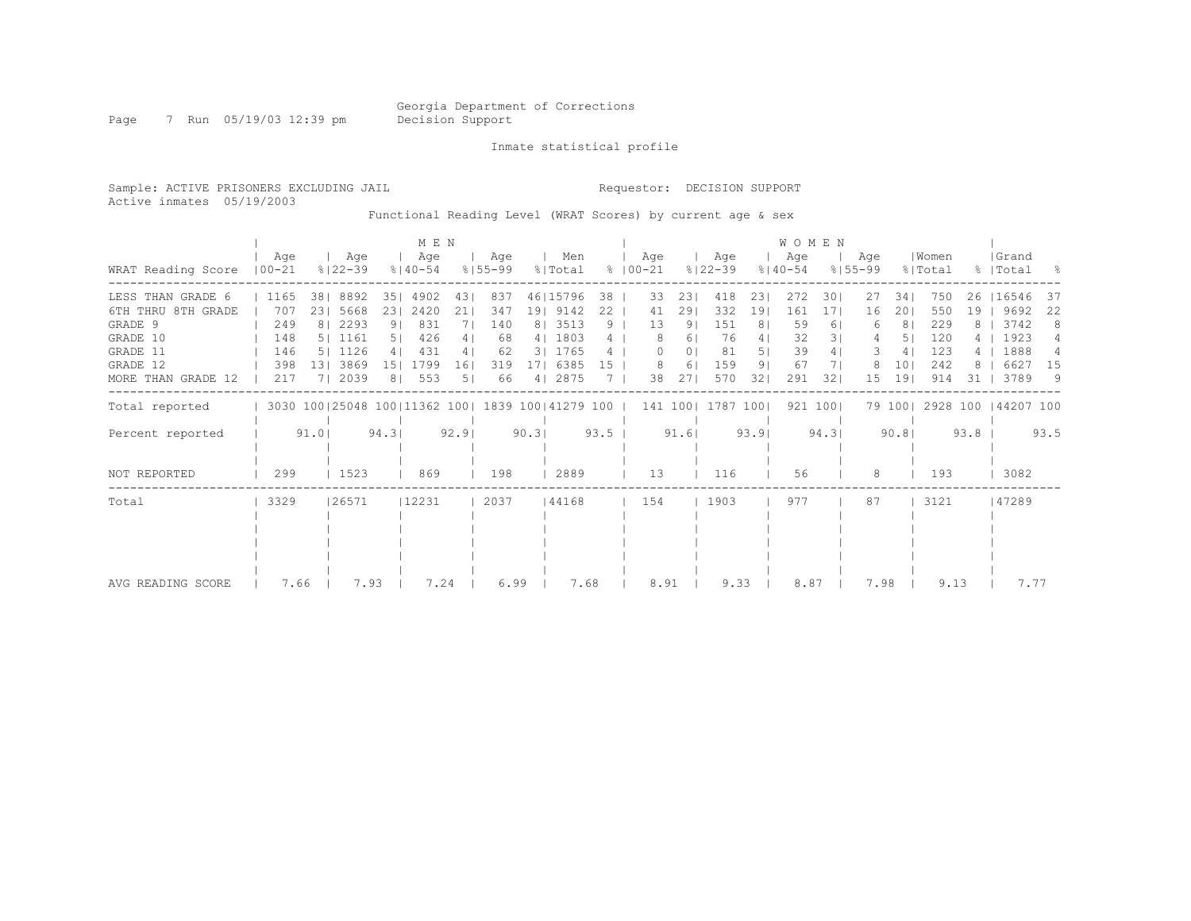Georgia Department of Corrections
Decision Support

Inmate statistical profile

Sample: ACTIVE PRISONERS EXCLUDING JAIL

Requestor: DECISION SUPPORT

Active inmates 05/19/2003

Functional Reading Level (WRAT Scores) by current age & sex

| WRAT Reading Score | MEN Age 00-21 | % | Age 22-39 | % | Age 40-54 | % | Age 55-99 | % | Men Total | % | WOMEN Age 00-21 | % | Age 22-39 | % | Age 40-54 | % | Age 55-99 | % | Women Total | % | Grand Total | % |
|---|---|---|---|---|---|---|---|---|---|---|---|---|---|---|---|---|---|---|---|---|---|---|
| LESS THAN GRADE 6 | 1165 | 38 | 8892 | 35 | 4902 | 43 | 837 | 46 | 15796 | 38 | 33 | 23 | 418 | 23 | 272 | 30 | 27 | 34 | 750 | 26 | 16546 | 37 |
| 6TH THRU 8TH GRADE | 707 | 23 | 5668 | 23 | 2420 | 21 | 347 | 19 | 9142 | 22 | 41 | 29 | 332 | 19 | 161 | 17 | 16 | 20 | 550 | 19 | 9692 | 22 |
| GRADE 9 | 249 | 8 | 2293 | 9 | 831 | 7 | 140 | 8 | 3513 | 9 | 13 | 9 | 151 | 8 | 59 | 6 | 6 | 8 | 229 | 8 | 3742 | 8 |
| GRADE 10 | 148 | 5 | 1161 | 5 | 426 | 4 | 68 | 4 | 1803 | 4 | 8 | 6 | 76 | 4 | 32 | 3 | 4 | 5 | 120 | 4 | 1923 | 4 |
| GRADE 11 | 146 | 5 | 1126 | 4 | 431 | 4 | 62 | 3 | 1765 | 4 | 0 | 0 | 81 | 5 | 39 | 4 | 3 | 4 | 123 | 4 | 1888 | 4 |
| GRADE 12 | 398 | 13 | 3869 | 15 | 1799 | 16 | 319 | 17 | 6385 | 15 | 8 | 6 | 159 | 9 | 67 | 7 | 8 | 10 | 242 | 8 | 6627 | 15 |
| MORE THAN GRADE 12 | 217 | 7 | 2039 | 8 | 553 | 5 | 66 | 4 | 2875 | 7 | 38 | 27 | 570 | 32 | 291 | 32 | 15 | 19 | 914 | 31 | 3789 | 9 |
| Total reported | 3030 | 100 | 25048 | 100 | 11362 | 100 | 1839 | 100 | 41279 | 100 | 141 | 100 | 1787 | 100 | 921 | 100 | 79 | 100 | 2928 | 100 | 44207 | 100 |
| Percent reported | | 91.0 | | 94.3 | | 92.9 | | 90.3 | | 93.5 | | 91.6 | | 93.9 | | 94.3 | | 90.8 | | 93.8 | | 93.5 |
| NOT REPORTED | 299 | | 1523 | | 869 | | 198 | | 2889 | | 13 | | 116 | | 56 | | 8 | | 193 | | 3082 | |
| Total | 3329 | | 26571 | | 12231 | | 2037 | | 44168 | | 154 | | 1903 | | 977 | | 87 | | 3121 | | 47289 | |
| AVG READING SCORE | 7.66 | | 7.93 | | 7.24 | | 6.99 | | 7.68 | | 8.91 | | 9.33 | | 8.87 | | 7.98 | | 9.13 | | 7.77 | |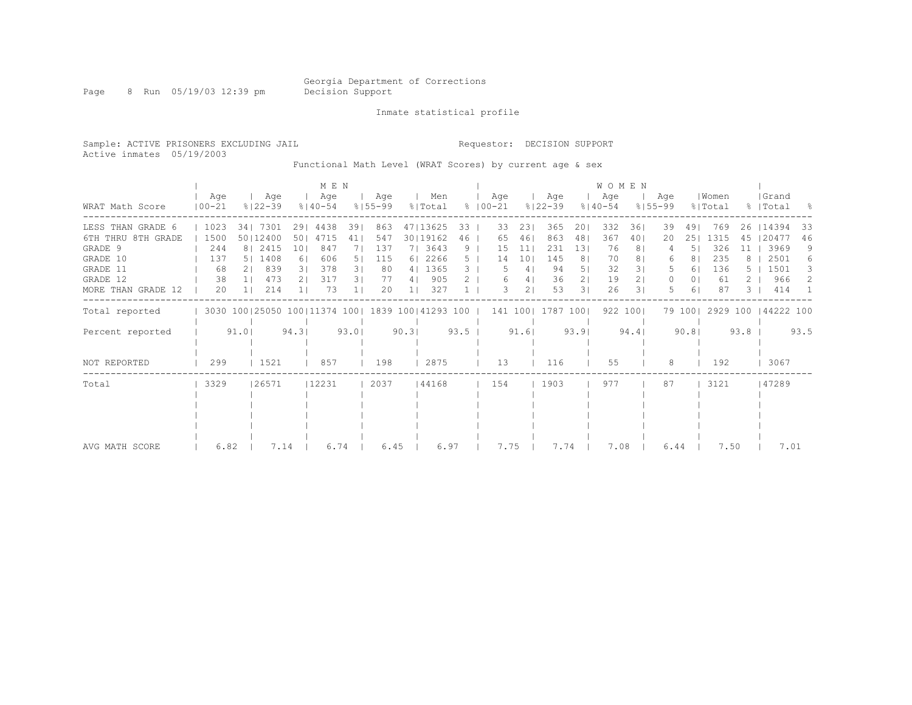Georgia Department of Corrections
Decision Support

Inmate statistical profile

Sample: ACTIVE PRISONERS EXCLUDING JAIL

Requestor: DECISION SUPPORT

Active inmates 05/19/2003

Functional Math Level (WRAT Scores) by current age & sex

| | MEN | | | | | | | | | | WOMEN | | | | | | | | | | | |
|---|---|---|---|---|---|---|---|---|---|---|---|---|---|---|---|---|---|---|---|---|---|---|
| WRAT Math Score | Age 00-21 | % | Age 22-39 | % | Age 40-54 | % | Age 55-99 | % | Men Total | % | Age 00-21 | % | Age 22-39 | % | Age 40-54 | % | Age 55-99 | % | Women Total | % | Grand Total | % |
| LESS THAN GRADE 6 | 1023 | 34 | 7301 | 29 | 4438 | 39 | 863 | 47 | 13625 | 33 | 33 | 23 | 365 | 20 | 332 | 36 | 39 | 49 | 769 | 26 | 14394 | 33 |
| 6TH THRU 8TH GRADE | 1500 | 50 | 12400 | 50 | 4715 | 41 | 547 | 30 | 19162 | 46 | 65 | 46 | 863 | 48 | 367 | 40 | 20 | 25 | 1315 | 45 | 20477 | 46 |
| GRADE 9 | 244 | 8 | 2415 | 10 | 847 | 7 | 137 | 7 | 3643 | 9 | 15 | 11 | 231 | 13 | 76 | 8 | 4 | 5 | 326 | 11 | 3969 | 9 |
| GRADE 10 | 137 | 5 | 1408 | 6 | 606 | 5 | 115 | 6 | 2266 | 5 | 14 | 10 | 145 | 8 | 70 | 8 | 6 | 8 | 235 | 8 | 2501 | 6 |
| GRADE 11 | 68 | 2 | 839 | 3 | 378 | 3 | 80 | 4 | 1365 | 3 | 5 | 4 | 94 | 5 | 32 | 3 | 5 | 6 | 136 | 5 | 1501 | 3 |
| GRADE 12 | 38 | 1 | 473 | 2 | 317 | 3 | 77 | 4 | 905 | 2 | 6 | 4 | 36 | 2 | 19 | 2 | 0 | 0 | 61 | 2 | 966 | 2 |
| MORE THAN GRADE 12 | 20 | 1 | 214 | 1 | 73 | 1 | 20 | 1 | 327 | 1 | 3 | 2 | 53 | 3 | 26 | 3 | 5 | 6 | 87 | 3 | 414 | 1 |
| Total reported | 3030 | 100 | 25050 | 100 | 11374 | 100 | 1839 | 100 | 41293 | 100 | 141 | 100 | 1787 | 100 | 922 | 100 | 79 | 100 | 2929 | 100 | 44222 | 100 |
| Percent reported | | 91.0 | | 94.3 | | 93.0 | | 90.3 | | 93.5 | | 91.6 | | 93.9 | | 94.4 | | 90.8 | | 93.8 | | 93.5 |
| NOT REPORTED | 299 | | 1521 | | 857 | | 198 | | 2875 | | 13 | | 116 | | 55 | | 8 | | 192 | | 3067 | |
| Total | 3329 | | 26571 | | 12231 | | 2037 | | 44168 | | 154 | | 1903 | | 977 | | 87 | | 3121 | | 47289 | |
| AVG MATH SCORE | 6.82 | | 7.14 | | 6.74 | | 6.45 | | 6.97 | | 7.75 | | 7.74 | | 7.08 | | 6.44 | | 7.50 | | 7.01 | |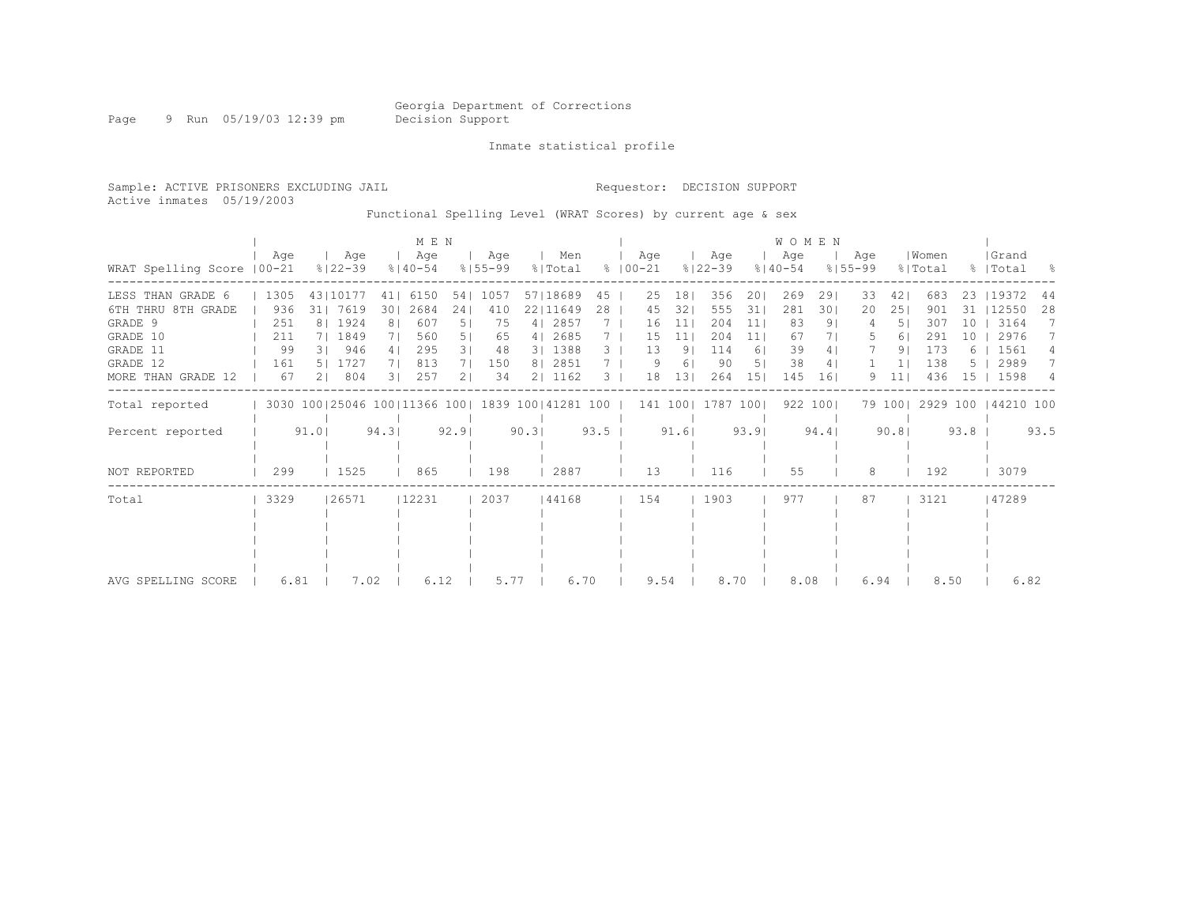Georgia Department of Corrections
Decision Support

Inmate statistical profile

Sample: ACTIVE PRISONERS EXCLUDING JAIL

Requestor: DECISION SUPPORT

Active inmates 05/19/2003

Functional Spelling Level (WRAT Scores) by current age & sex

| WRAT Spelling Score | MEN Age 00-21 | % | Age 22-39 | % | Age 40-54 | % | Age 55-99 | % | Men Total | % | WOMEN Age 00-21 | % | Age 22-39 | % | Age 40-54 | % | Age 55-99 | % | Women Total | % | Grand Total | % |
|---|---|---|---|---|---|---|---|---|---|---|---|---|---|---|---|---|---|---|---|---|---|---|
| LESS THAN GRADE 6 | 1305 | 43 | 10177 | 41 | 6150 | 54 | 1057 | 57 | 18689 | 45 | 25 | 18 | 356 | 20 | 269 | 29 | 33 | 42 | 683 | 23 | 19372 | 44 |
| 6TH THRU 8TH GRADE | 936 | 31 | 7619 | 30 | 2684 | 24 | 410 | 22 | 11649 | 28 | 45 | 32 | 555 | 31 | 281 | 30 | 20 | 25 | 901 | 31 | 12550 | 28 |
| GRADE 9 | 251 | 8 | 1924 | 8 | 607 | 5 | 75 | 4 | 2857 | 7 | 16 | 11 | 204 | 11 | 83 | 9 | 4 | 5 | 307 | 10 | 3164 | 7 |
| GRADE 10 | 211 | 7 | 1849 | 7 | 560 | 5 | 65 | 4 | 2685 | 7 | 15 | 11 | 204 | 11 | 67 | 7 | 5 | 6 | 291 | 10 | 2976 | 7 |
| GRADE 11 | 99 | 3 | 946 | 4 | 295 | 3 | 48 | 3 | 1388 | 3 | 13 | 9 | 114 | 6 | 39 | 4 | 7 | 9 | 173 | 6 | 1561 | 4 |
| GRADE 12 | 161 | 5 | 1727 | 7 | 813 | 7 | 150 | 8 | 2851 | 7 | 9 | 6 | 90 | 5 | 38 | 4 | 1 | 1 | 138 | 5 | 2989 | 7 |
| MORE THAN GRADE 12 | 67 | 2 | 804 | 3 | 257 | 2 | 34 | 2 | 1162 | 3 | 18 | 13 | 264 | 15 | 145 | 16 | 9 | 11 | 436 | 15 | 1598 | 4 |
| Total reported | 3030 | 100 | 25046 | 100 | 11366 | 100 | 1839 | 100 | 41281 | 100 | 141 | 100 | 1787 | 100 | 922 | 100 | 79 | 100 | 2929 | 100 | 44210 | 100 |
| Percent reported | | 91.0 | | 94.3 | | 92.9 | | 90.3 | | 93.5 | | 91.6 | | 93.9 | | 94.4 | | 90.8 | | 93.8 | | 93.5 |
| NOT REPORTED | 299 | | 1525 | | 865 | | 198 | | 2887 | | 13 | | 116 | | 55 | | 8 | | 192 | | 3079 | |
| Total | 3329 | | 26571 | | 12231 | | 2037 | | 44168 | | 154 | | 1903 | | 977 | | 87 | | 3121 | | 47289 | |
| AVG SPELLING SCORE | 6.81 | | 7.02 | | 6.12 | | 5.77 | | 6.70 | | 9.54 | | 8.70 | | 8.08 | | 6.94 | | 8.50 | | 6.82 | |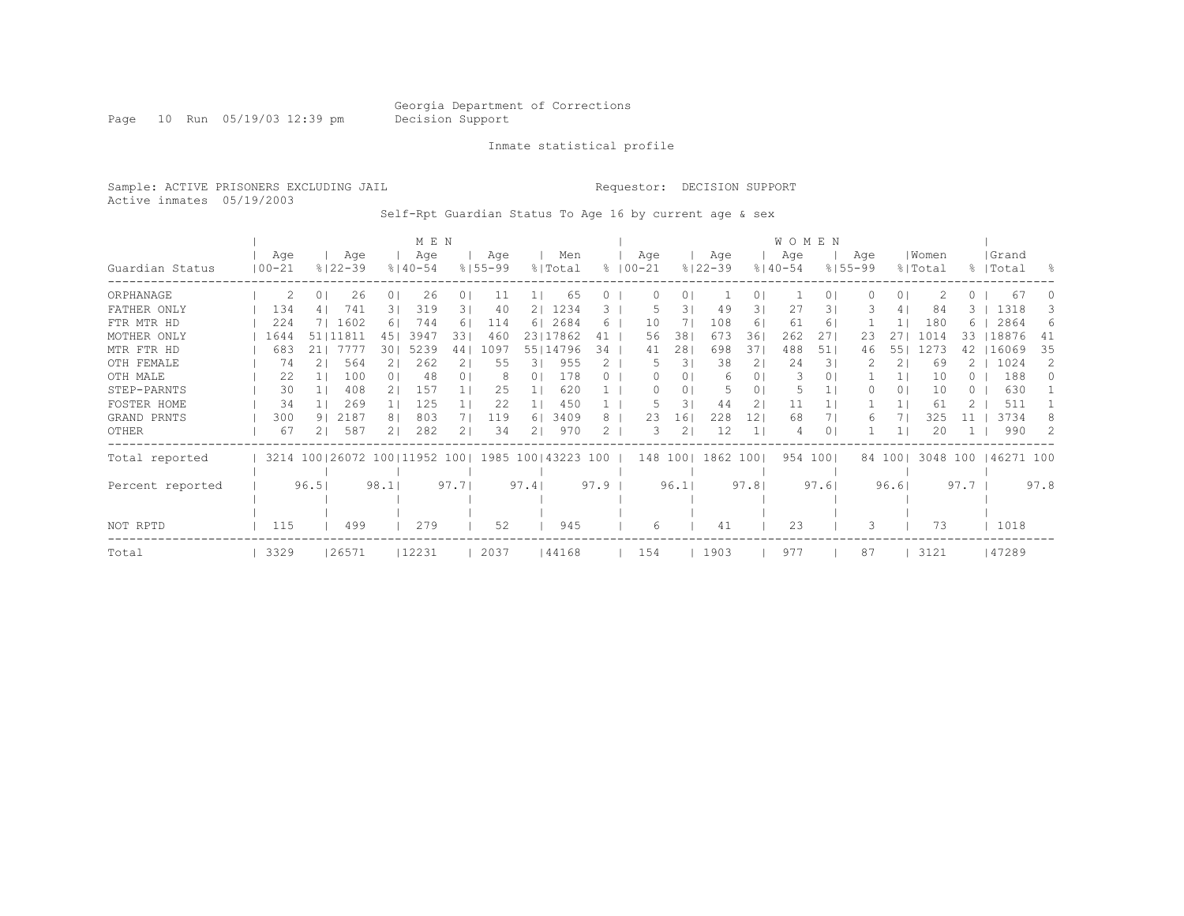Georgia Department of Corrections
Decision Support

Inmate statistical profile

Sample: ACTIVE PRISONERS EXCLUDING JAIL    Requestor: DECISION SUPPORT
Active inmates 05/19/2003

Self-Rpt Guardian Status To Age 16 by current age & sex

| | MEN | | | | | | | | | | WOMEN | | | | | | | | | | | |
|---|---|---|---|---|---|---|---|---|---|---|---|---|---|---|---|---|---|---|---|---|---|---|
| Guardian Status | Age 00-21 | % | Age 22-39 | % | Age 40-54 | % | Age 55-99 | % | Men Total | % | Age 00-21 | % | Age 22-39 | % | Age 40-54 | % | Age 55-99 | % | Women Total | % | Grand Total | % |
| ORPHANAGE | 2 | 0 | 26 | 0 | 26 | 0 | 11 | 1 | 65 | 0 | 0 | 0 | 1 | 0 | 1 | 0 | 0 | 0 | 2 | 0 | 67 | 0 |
| FATHER ONLY | 134 | 4 | 741 | 3 | 319 | 3 | 40 | 2 | 1234 | 3 | 5 | 3 | 49 | 3 | 27 | 3 | 3 | 4 | 84 | 3 | 1318 | 3 |
| FTR MTR HD | 224 | 7 | 1602 | 6 | 744 | 6 | 114 | 6 | 2684 | 6 | 10 | 7 | 108 | 6 | 61 | 6 | 1 | 1 | 180 | 6 | 2864 | 6 |
| MOTHER ONLY | 1644 | 51 | 11811 | 45 | 3947 | 33 | 460 | 23 | 17862 | 41 | 56 | 38 | 673 | 36 | 262 | 27 | 23 | 27 | 1014 | 33 | 18876 | 41 |
| MTR FTR HD | 683 | 21 | 7777 | 30 | 5239 | 44 | 1097 | 55 | 14796 | 34 | 41 | 28 | 698 | 37 | 488 | 51 | 46 | 55 | 1273 | 42 | 16069 | 35 |
| OTH FEMALE | 74 | 2 | 564 | 2 | 262 | 2 | 55 | 3 | 955 | 2 | 5 | 3 | 38 | 2 | 24 | 3 | 2 | 2 | 69 | 2 | 1024 | 2 |
| OTH MALE | 22 | 1 | 100 | 0 | 48 | 0 | 8 | 0 | 178 | 0 | 0 | 0 | 6 | 0 | 3 | 0 | 1 | 1 | 10 | 0 | 188 | 0 |
| STEP-PARNTS | 30 | 1 | 408 | 2 | 157 | 1 | 25 | 1 | 620 | 1 | 0 | 0 | 5 | 0 | 5 | 1 | 0 | 0 | 10 | 0 | 630 | 1 |
| FOSTER HOME | 34 | 1 | 269 | 1 | 125 | 1 | 22 | 1 | 450 | 1 | 5 | 3 | 44 | 2 | 11 | 1 | 1 | 1 | 61 | 2 | 511 | 1 |
| GRAND PRNTS | 300 | 9 | 2187 | 8 | 803 | 7 | 119 | 6 | 3409 | 8 | 23 | 16 | 228 | 12 | 68 | 7 | 6 | 7 | 325 | 11 | 3734 | 8 |
| OTHER | 67 | 2 | 587 | 2 | 282 | 2 | 34 | 2 | 970 | 2 | 3 | 2 | 12 | 1 | 4 | 0 | 1 | 1 | 20 | 1 | 990 | 2 |
| Total reported | 3214 | 100 | 26072 | 100 | 11952 | 100 | 1985 | 100 | 43223 | 100 | 148 | 100 | 1862 | 100 | 954 | 100 | 84 | 100 | 3048 | 100 | 46271 | 100 |
| Percent reported | | 96.5 | | 98.1 | | 97.7 | | 97.4 | | 97.9 | | 96.1 | | 97.8 | | 97.6 | | 96.6 | | 97.7 | | 97.8 |
| NOT RPTD | 115 | | 499 | | 279 | | 52 | | 945 | | 6 | | 41 | | 23 | | 3 | | 73 | | 1018 | |
| Total | 3329 | | 26571 | | 12231 | | 2037 | | 44168 | | 154 | | 1903 | | 977 | | 87 | | 3121 | | 47289 | |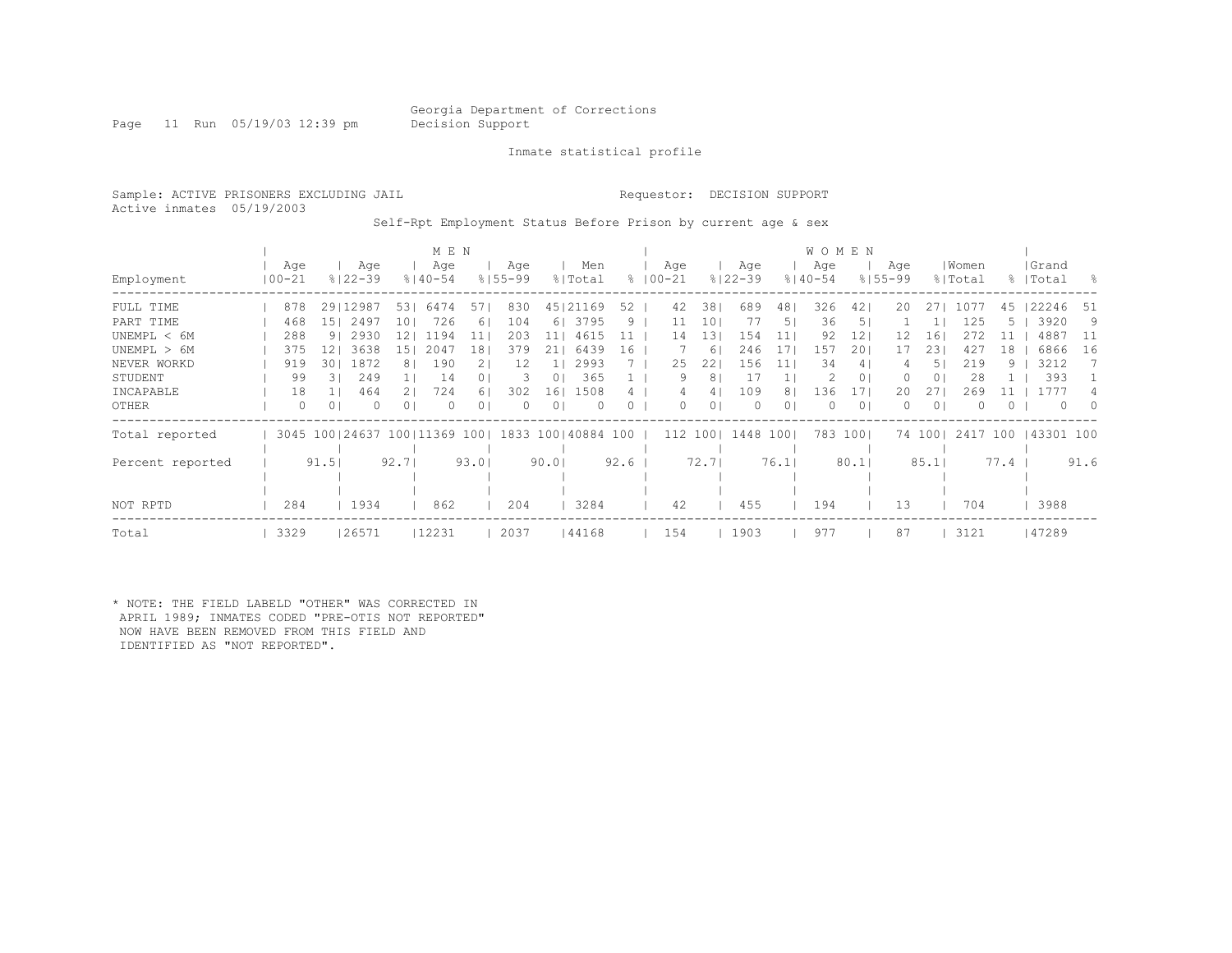Georgia Department of Corrections
Decision Support

Inmate statistical profile

Sample: ACTIVE PRISONERS EXCLUDING JAIL

Requestor: DECISION SUPPORT

Active inmates 05/19/2003

Self-Rpt Employment Status Before Prison by current age & sex

| Employment | MEN Age 00-21 | % | Age 22-39 | % | Age 40-54 | % | Age 55-99 | % | Men Total | % | WOMEN Age 00-21 | % | Age 22-39 | % | Age 40-54 | % | Age 55-99 | % | Women Total | % | Grand Total | % |
|---|---|---|---|---|---|---|---|---|---|---|---|---|---|---|---|---|---|---|---|---|---|---|
| FULL TIME | 878 | 29 | 12987 | 53 | 6474 | 57 | 830 | 45 | 21169 | 52 | 42 | 38 | 689 | 48 | 326 | 42 | 20 | 27 | 1077 | 45 | 22246 | 51 |
| PART TIME | 468 | 15 | 2497 | 10 | 726 | 6 | 104 | 6 | 3795 | 9 | 11 | 10 | 77 | 5 | 36 | 5 | 1 | 1 | 125 | 5 | 3920 | 9 |
| UNEMPL < 6M | 288 | 9 | 2930 | 12 | 1194 | 11 | 203 | 11 | 4615 | 11 | 14 | 13 | 154 | 11 | 92 | 12 | 12 | 16 | 272 | 11 | 4887 | 11 |
| UNEMPL > 6M | 375 | 12 | 3638 | 15 | 2047 | 18 | 379 | 21 | 6439 | 16 | 7 | 6 | 246 | 17 | 157 | 20 | 17 | 23 | 427 | 18 | 6866 | 16 |
| NEVER WORKD | 919 | 30 | 1872 | 8 | 190 | 2 | 12 | 1 | 2993 | 7 | 25 | 22 | 156 | 11 | 34 | 4 | 4 | 5 | 219 | 9 | 3212 | 7 |
| STUDENT | 99 | 3 | 249 | 1 | 14 | 0 | 3 | 0 | 365 | 1 | 9 | 8 | 17 | 1 | 2 | 0 | 0 | 0 | 28 | 1 | 393 | 1 |
| INCAPABLE | 18 | 1 | 464 | 2 | 724 | 6 | 302 | 16 | 1508 | 4 | 4 | 4 | 109 | 8 | 136 | 17 | 20 | 27 | 269 | 11 | 1777 | 4 |
| OTHER | 0 | 0 | 0 | 0 | 0 | 0 | 0 | 0 | 0 | 0 | 0 | 0 | 0 | 0 | 0 | 0 | 0 | 0 | 0 | 0 | 0 | 0 |
| Total reported | 3045 | 100 | 24637 | 100 | 11369 | 100 | 1833 | 100 | 40884 | 100 | 112 | 100 | 1448 | 100 | 783 | 100 | 74 | 100 | 2417 | 100 | 43301 | 100 |
| Percent reported | | 91.5 | | 92.7 | | 93.0 | | 90.0 | | 92.6 | | 72.7 | | 76.1 | | 80.1 | | 85.1 | | 77.4 | | 91.6 |
| NOT RPTD | 284 | | 1934 | | 862 | | 204 | | 3284 | | 42 | | 455 | | 194 | | 13 | | 704 | | 3988 | |
| Total | 3329 | | 26571 | | 12231 | | 2037 | | 44168 | | 154 | | 1903 | | 977 | | 87 | | 3121 | | 47289 | |

* NOTE: THE FIELD LABELD "OTHER" WAS CORRECTED IN APRIL 1989; INMATES CODED "PRE-OTIS NOT REPORTED" NOW HAVE BEEN REMOVED FROM THIS FIELD AND IDENTIFIED AS "NOT REPORTED".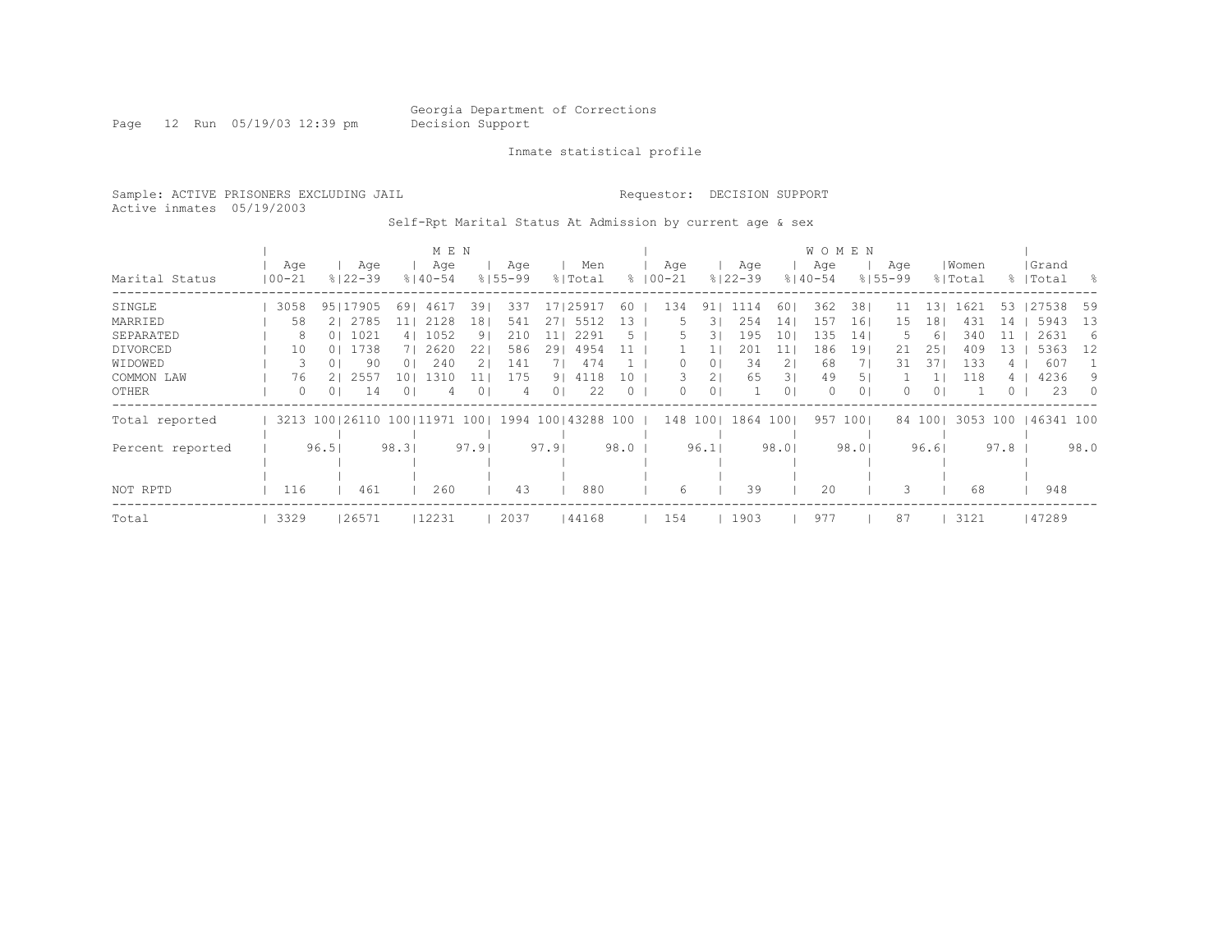Georgia Department of Corrections
Decision Support

Inmate statistical profile

Sample: ACTIVE PRISONERS EXCLUDING JAIL                Requestor: DECISION SUPPORT
Active inmates 05/19/2003

Self-Rpt Marital Status At Admission by current age & sex

| Marital Status | MEN Age 00-21 | % | Age 22-39 | % | Age 40-54 | % | Age 55-99 | % | Men Total | % | WOMEN Age 00-21 | % | Age 22-39 | % | Age 40-54 | % | Age 55-99 | % | Women Total | % | Grand Total | % |
|---|---|---|---|---|---|---|---|---|---|---|---|---|---|---|---|---|---|---|---|---|---|---|
| SINGLE | 3058 | 95 | 17905 | 69 | 4617 | 39 | 337 | 17 | 25917 | 60 | 134 | 91 | 1114 | 60 | 362 | 38 | 11 | 13 | 1621 | 53 | 27538 | 59 |
| MARRIED | 58 | 2 | 2785 | 11 | 2128 | 18 | 541 | 27 | 5512 | 13 | 5 | 3 | 254 | 14 | 157 | 16 | 15 | 18 | 431 | 14 | 5943 | 13 |
| SEPARATED | 8 | 0 | 1021 | 4 | 1052 | 9 | 210 | 11 | 2291 | 5 | 5 | 3 | 195 | 10 | 135 | 14 | 5 | 6 | 340 | 11 | 2631 | 6 |
| DIVORCED | 10 | 0 | 1738 | 7 | 2620 | 22 | 586 | 29 | 4954 | 11 | 1 | 1 | 201 | 11 | 186 | 19 | 21 | 25 | 409 | 13 | 5363 | 12 |
| WIDOWED | 3 | 0 | 90 | 0 | 240 | 2 | 141 | 7 | 474 | 1 | 0 | 0 | 34 | 2 | 68 | 7 | 31 | 37 | 133 | 4 | 607 | 1 |
| COMMON LAW | 76 | 2 | 2557 | 10 | 1310 | 11 | 175 | 9 | 4118 | 10 | 3 | 2 | 65 | 3 | 49 | 5 | 1 | 1 | 118 | 4 | 4236 | 9 |
| OTHER | 0 | 0 | 14 | 0 | 4 | 0 | 4 | 0 | 22 | 0 | 0 | 0 | 1 | 0 | 0 | 0 | 0 | 0 | 1 | 0 | 23 | 0 |
| Total reported | 3213 | 100 | 26110 | 100 | 11971 | 100 | 1994 | 100 | 43288 | 100 | 148 | 100 | 1864 | 100 | 957 | 100 | 84 | 100 | 3053 | 100 | 46341 | 100 |
| Percent reported | | 96.5 | | 98.3 | | 97.9 | | 97.9 | | 98.0 | | 96.1 | | 98.0 | | 98.0 | | 96.6 | | 97.8 | | 98.0 |
| NOT RPTD | 116 | | 461 | | 260 | | 43 | | 880 | | 6 | | 39 | | 20 | | 3 | | 68 | | 948 | |
| Total | 3329 | | 26571 | | 12231 | | 2037 | | 44168 | | 154 | | 1903 | | 977 | | 87 | | 3121 | | 47289 | |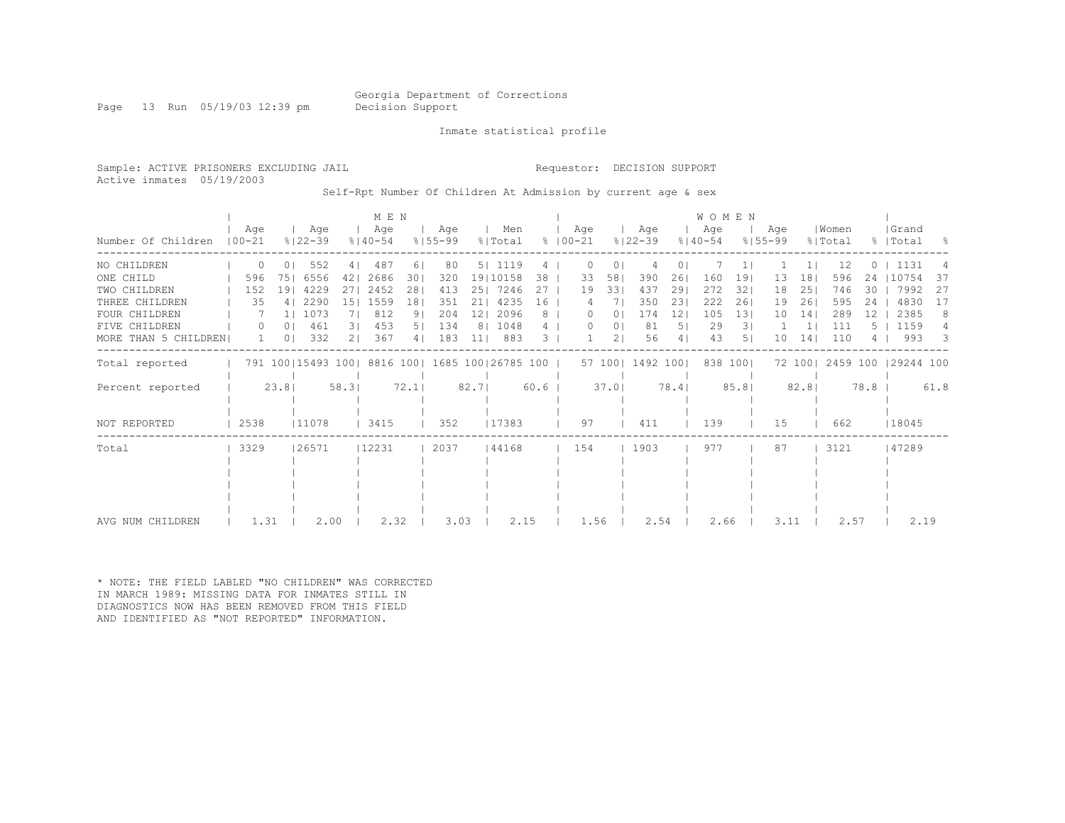Georgia Department of Corrections
Decision Support

Inmate statistical profile

Sample: ACTIVE PRISONERS EXCLUDING JAIL
Active inmates 05/19/2003

Requestor: DECISION SUPPORT

Self-Rpt Number Of Children At Admission by current age & sex

| | MEN | | | | | | | | | | WOMEN | | | | | | | | | | | |
|---|---|---|---|---|---|---|---|---|---|---|---|---|---|---|---|---|---|---|---|---|---|---|
| Number Of Children | Age 00-21 | % | Age 22-39 | % | Age 40-54 | % | Age 55-99 | % | Men Total | % | Age 00-21 | % | Age 22-39 | % | Age 40-54 | % | Age 55-99 | % | Women Total | % | Grand Total | % |
| NO CHILDREN | 0 | 0 | 552 | 4 | 487 | 6 | 80 | 5 | 1119 | 4 | 0 | 0 | 4 | 0 | 7 | 1 | 1 | 1 | 12 | 0 | 1131 | 4 |
| ONE CHILD | 596 | 75 | 6556 | 42 | 2686 | 30 | 320 | 19 | 10158 | 38 | 33 | 58 | 390 | 26 | 160 | 19 | 13 | 18 | 596 | 24 | 10754 | 37 |
| TWO CHILDREN | 152 | 19 | 4229 | 27 | 2452 | 28 | 413 | 25 | 7246 | 27 | 19 | 33 | 437 | 29 | 272 | 32 | 18 | 25 | 746 | 30 | 7992 | 27 |
| THREE CHILDREN | 35 | 4 | 2290 | 15 | 1559 | 18 | 351 | 21 | 4235 | 16 | 4 | 7 | 350 | 23 | 222 | 26 | 19 | 26 | 595 | 24 | 4830 | 17 |
| FOUR CHILDREN | 7 | 1 | 1073 | 7 | 812 | 9 | 204 | 12 | 2096 | 8 | 0 | 0 | 174 | 12 | 105 | 13 | 10 | 14 | 289 | 12 | 2385 | 8 |
| FIVE CHILDREN | 0 | 0 | 461 | 3 | 453 | 5 | 134 | 8 | 1048 | 4 | 0 | 0 | 81 | 5 | 29 | 3 | 1 | 1 | 111 | 5 | 1159 | 4 |
| MORE THAN 5 CHILDREN | 1 | 0 | 332 | 2 | 367 | 4 | 183 | 11 | 883 | 3 | 1 | 2 | 56 | 4 | 43 | 5 | 10 | 14 | 110 | 4 | 993 | 3 |
| Total reported | 791 | 100 | 15493 | 100 | 8816 | 100 | 1685 | 100 | 26785 | 100 | 57 | 100 | 1492 | 100 | 838 | 100 | 72 | 100 | 2459 | 100 | 29244 | 100 |
| Percent reported | | 23.8 | | 58.3 | | 72.1 | | 82.7 | | 60.6 | | 37.0 | | 78.4 | | 85.8 | | 82.8 | | 78.8 | | 61.8 |
| NOT REPORTED | 2538 | | 11078 | | 3415 | | 352 | | 17383 | | 97 | | 411 | | 139 | | 15 | | 662 | | 18045 | |
| Total | 3329 | | 26571 | | 12231 | | 2037 | | 44168 | | 154 | | 1903 | | 977 | | 87 | | 3121 | | 47289 | |
| AVG NUM CHILDREN | 1.31 | | 2.00 | | 2.32 | | 3.03 | | 2.15 | | 1.56 | | 2.54 | | 2.66 | | 3.11 | | 2.57 | | 2.19 | |

* NOTE: THE FIELD LABLED "NO CHILDREN" WAS CORRECTED IN MARCH 1989: MISSING DATA FOR INMATES STILL IN DIAGNOSTICS NOW HAS BEEN REMOVED FROM THIS FIELD AND IDENTIFIED AS "NOT REPORTED" INFORMATION.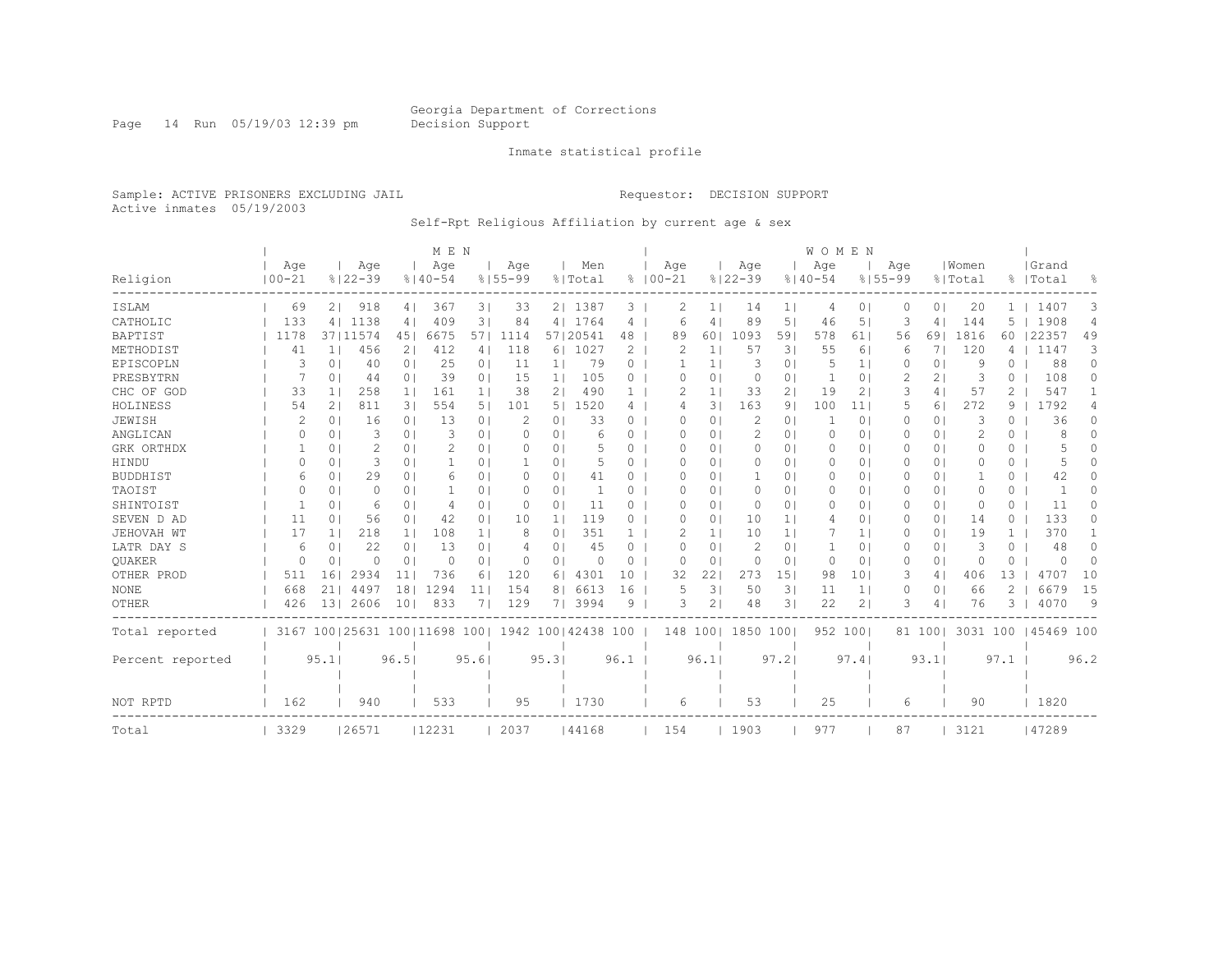Georgia Department of Corrections
Decision Support

Inmate statistical profile

Sample: ACTIVE PRISONERS EXCLUDING JAIL                Requestor: DECISION SUPPORT
Active inmates 05/19/2003

Self-Rpt Religious Affiliation by current age & sex

| Religion | MEN Age 00-21 | % | Age 22-39 | % | Age 40-54 | % | Age 55-99 | % | Men Total | % | WOMEN Age 00-21 | % | Age 22-39 | % | Age 40-54 | % | Age 55-99 | % | Women Total | % | Grand Total | % |
|---|---|---|---|---|---|---|---|---|---|---|---|---|---|---|---|---|---|---|---|---|---|---|
| ISLAM | 69 | 2 | 918 | 4 | 367 | 3 | 33 | 2 | 1387 | 3 | 2 | 1 | 14 | 1 | 4 | 0 | 0 | 0 | 20 | 1 | 1407 | 3 |
| CATHOLIC | 133 | 4 | 1138 | 4 | 409 | 3 | 84 | 4 | 1764 | 4 | 6 | 4 | 89 | 5 | 46 | 5 | 3 | 4 | 144 | 5 | 1908 | 4 |
| BAPTIST | 1178 | 37 | 11574 | 45 | 6675 | 57 | 1114 | 57 | 20541 | 48 | 89 | 60 | 1093 | 59 | 578 | 61 | 56 | 69 | 1816 | 60 | 22357 | 49 |
| METHODIST | 41 | 1 | 456 | 2 | 412 | 4 | 118 | 6 | 1027 | 2 | 2 | 1 | 57 | 3 | 55 | 6 | 6 | 7 | 120 | 4 | 1147 | 3 |
| EPISCOPLN | 3 | 0 | 40 | 0 | 25 | 0 | 11 | 1 | 79 | 0 | 1 | 1 | 3 | 0 | 5 | 1 | 0 | 0 | 9 | 0 | 88 | 0 |
| PRESBYTRN | 7 | 0 | 44 | 0 | 39 | 0 | 15 | 1 | 105 | 0 | 0 | 0 | 0 | 0 | 1 | 0 | 2 | 2 | 3 | 0 | 108 | 0 |
| CHC OF GOD | 33 | 1 | 258 | 1 | 161 | 1 | 38 | 2 | 490 | 1 | 2 | 1 | 33 | 2 | 19 | 2 | 3 | 4 | 57 | 2 | 547 | 1 |
| HOLINESS | 54 | 2 | 811 | 3 | 554 | 5 | 101 | 5 | 1520 | 4 | 4 | 3 | 163 | 9 | 100 | 11 | 5 | 6 | 272 | 9 | 1792 | 4 |
| JEWISH | 2 | 0 | 16 | 0 | 13 | 0 | 2 | 0 | 33 | 0 | 0 | 0 | 2 | 0 | 1 | 0 | 0 | 0 | 3 | 0 | 36 | 0 |
| ANGLICAN | 0 | 0 | 3 | 0 | 3 | 0 | 0 | 0 | 6 | 0 | 0 | 0 | 2 | 0 | 0 | 0 | 0 | 0 | 2 | 0 | 8 | 0 |
| GRK ORTHDX | 1 | 0 | 2 | 0 | 2 | 0 | 0 | 0 | 5 | 0 | 0 | 0 | 0 | 0 | 0 | 0 | 0 | 0 | 0 | 0 | 5 | 0 |
| HINDU | 0 | 0 | 3 | 0 | 1 | 0 | 1 | 0 | 5 | 0 | 0 | 0 | 0 | 0 | 0 | 0 | 0 | 0 | 0 | 0 | 5 | 0 |
| BUDDHIST | 6 | 0 | 29 | 0 | 6 | 0 | 0 | 0 | 41 | 0 | 0 | 0 | 1 | 0 | 0 | 0 | 0 | 0 | 1 | 0 | 42 | 0 |
| TAOIST | 0 | 0 | 0 | 0 | 1 | 0 | 0 | 0 | 1 | 0 | 0 | 0 | 0 | 0 | 0 | 0 | 0 | 0 | 0 | 0 | 1 | 0 |
| SHINTOIST | 1 | 0 | 6 | 0 | 4 | 0 | 0 | 0 | 11 | 0 | 0 | 0 | 0 | 0 | 0 | 0 | 0 | 0 | 0 | 0 | 11 | 0 |
| SEVEN D AD | 11 | 0 | 56 | 0 | 42 | 0 | 10 | 1 | 119 | 0 | 0 | 0 | 10 | 1 | 4 | 0 | 0 | 0 | 14 | 0 | 133 | 0 |
| JEHOVAH WT | 17 | 1 | 218 | 1 | 108 | 1 | 8 | 0 | 351 | 1 | 2 | 1 | 10 | 1 | 7 | 1 | 0 | 0 | 19 | 1 | 370 | 1 |
| LATR DAY S | 6 | 0 | 22 | 0 | 13 | 0 | 4 | 0 | 45 | 0 | 0 | 0 | 2 | 0 | 1 | 0 | 0 | 0 | 3 | 0 | 48 | 0 |
| QUAKER | 0 | 0 | 0 | 0 | 0 | 0 | 0 | 0 | 0 | 0 | 0 | 0 | 0 | 0 | 0 | 0 | 0 | 0 | 0 | 0 | 0 | 0 |
| OTHER PROD | 511 | 16 | 2934 | 11 | 736 | 6 | 120 | 6 | 4301 | 10 | 32 | 22 | 273 | 15 | 98 | 10 | 3 | 4 | 406 | 13 | 4707 | 10 |
| NONE | 668 | 21 | 4497 | 18 | 1294 | 11 | 154 | 8 | 6613 | 16 | 5 | 3 | 50 | 3 | 11 | 1 | 0 | 0 | 66 | 2 | 6679 | 15 |
| OTHER | 426 | 13 | 2606 | 10 | 833 | 7 | 129 | 7 | 3994 | 9 | 3 | 2 | 48 | 3 | 22 | 2 | 3 | 4 | 76 | 3 | 4070 | 9 |
| Total reported | 3167 | 100 | 25631 | 100 | 11698 | 100 | 1942 | 100 | 42438 | 100 | 148 | 100 | 1850 | 100 | 952 | 100 | 81 | 100 | 3031 | 100 | 45469 | 100 |
| Percent reported | | 95.1 | | 96.5 | | 95.6 | | 95.3 | | 96.1 | | 96.1 | | 97.2 | | 97.4 | | 93.1 | | 97.1 | | 96.2 |
| NOT RPTD | 162 | | 940 | | 533 | | 95 | | 1730 | | 6 | | 53 | | 25 | | 6 | | 90 | | 1820 | |
| Total | 3329 | | 26571 | | 12231 | | 2037 | | 44168 | | 154 | | 1903 | | 977 | | 87 | | 3121 | | 47289 | |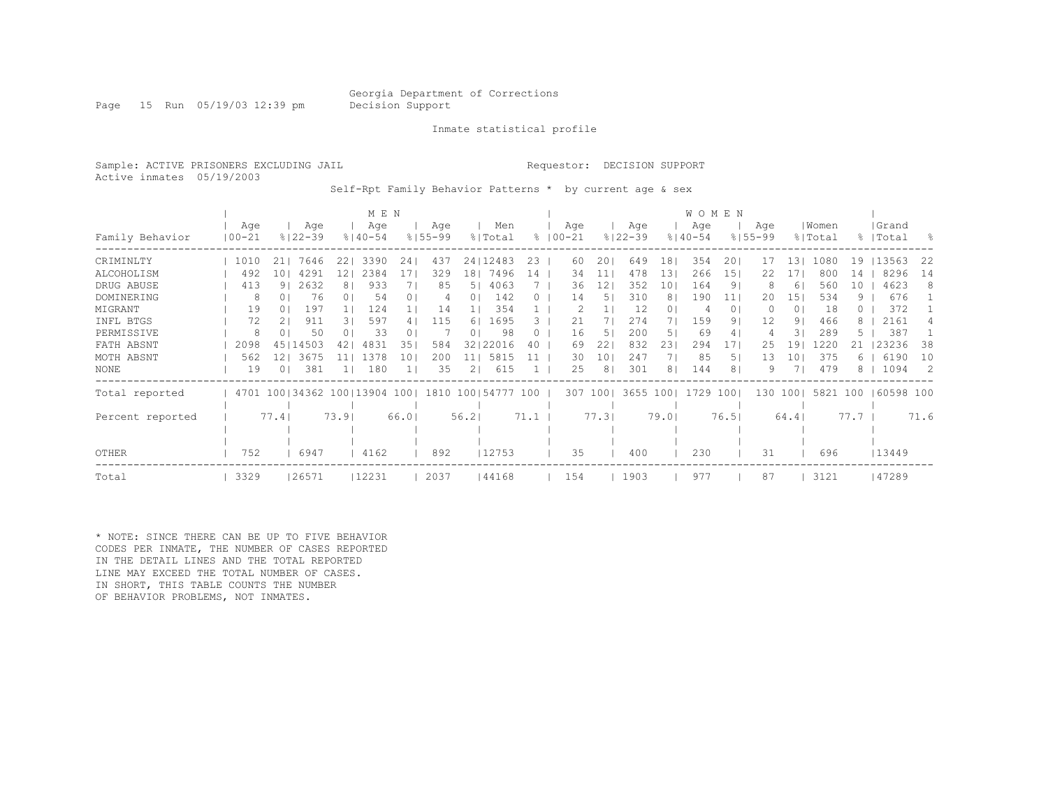Georgia Department of Corrections
Decision Support

Inmate statistical profile

Sample: ACTIVE PRISONERS EXCLUDING JAIL
Requestor: DECISION SUPPORT
Active inmates 05/19/2003

Self-Rpt Family Behavior Patterns * by current age & sex

| Family Behavior | MEN Age 00-21 | % | Age 22-39 | % | Age 40-54 | % | Age 55-99 | % | Men Total | % | WOMEN Age 00-21 | % | Age 22-39 | % | Age 40-54 | % | Age 55-99 | % | Women Total | % | Grand Total | % |
|---|---|---|---|---|---|---|---|---|---|---|---|---|---|---|---|---|---|---|---|---|---|---|
| CRIMINLTY | 1010 | 21 | 7646 | 22 | 3390 | 24 | 437 | 24 | 12483 | 23 | 60 | 20 | 649 | 18 | 354 | 20 | 17 | 13 | 1080 | 19 | 13563 | 22 |
| ALCOHOLISM | 492 | 10 | 4291 | 12 | 2384 | 17 | 329 | 18 | 7496 | 14 | 34 | 11 | 478 | 13 | 266 | 15 | 22 | 17 | 800 | 14 | 8296 | 14 |
| DRUG ABUSE | 413 | 9 | 2632 | 8 | 933 | 7 | 85 | 5 | 4063 | 7 | 36 | 12 | 352 | 10 | 164 | 9 | 8 | 6 | 560 | 10 | 4623 | 8 |
| DOMINERING | 8 | 0 | 76 | 0 | 54 | 0 | 4 | 0 | 142 | 0 | 14 | 5 | 310 | 8 | 190 | 11 | 20 | 15 | 534 | 9 | 676 | 1 |
| MIGRANT | 19 | 0 | 197 | 1 | 124 | 1 | 14 | 1 | 354 | 1 | 2 | 1 | 12 | 0 | 4 | 0 | 0 | 0 | 18 | 0 | 372 | 1 |
| INFL BTGS | 72 | 2 | 911 | 3 | 597 | 4 | 115 | 6 | 1695 | 3 | 21 | 7 | 274 | 7 | 159 | 9 | 12 | 9 | 466 | 8 | 2161 | 4 |
| PERMISSIVE | 8 | 0 | 50 | 0 | 33 | 0 | 7 | 0 | 98 | 0 | 16 | 5 | 200 | 5 | 69 | 4 | 4 | 3 | 289 | 5 | 387 | 1 |
| FATH ABSNT | 2098 | 45 | 14503 | 42 | 4831 | 35 | 584 | 32 | 22016 | 40 | 69 | 22 | 832 | 23 | 294 | 17 | 25 | 19 | 1220 | 21 | 23236 | 38 |
| MOTH ABSNT | 562 | 12 | 3675 | 11 | 1378 | 10 | 200 | 11 | 5815 | 11 | 30 | 10 | 247 | 7 | 85 | 5 | 13 | 10 | 375 | 6 | 6190 | 10 |
| NONE | 19 | 0 | 381 | 1 | 180 | 1 | 35 | 2 | 615 | 1 | 25 | 8 | 301 | 8 | 144 | 8 | 9 | 7 | 479 | 8 | 1094 | 2 |
| Total reported | 4701 | 100 | 34362 | 100 | 13904 | 100 | 1810 | 100 | 54777 | 100 | 307 | 100 | 3655 | 100 | 1729 | 100 | 130 | 100 | 5821 | 100 | 60598 | 100 |
| Percent reported | | 77.4 | | 73.9 | | 66.0 | | 56.2 | | 71.1 | | 77.3 | | 79.0 | | 76.5 | | 64.4 | | 77.7 | | 71.6 |
| OTHER | 752 | | 6947 | | 4162 | | 892 | | 12753 | | 35 | | 400 | | 230 | | 31 | | 696 | | 13449 | |
| Total | 3329 | | 26571 | | 12231 | | 2037 | | 44168 | | 154 | | 1903 | | 977 | | 87 | | 3121 | | 47289 | |

* NOTE: SINCE THERE CAN BE UP TO FIVE BEHAVIOR CODES PER INMATE, THE NUMBER OF CASES REPORTED IN THE DETAIL LINES AND THE TOTAL REPORTED LINE MAY EXCEED THE TOTAL NUMBER OF CASES. IN SHORT, THIS TABLE COUNTS THE NUMBER OF BEHAVIOR PROBLEMS, NOT INMATES.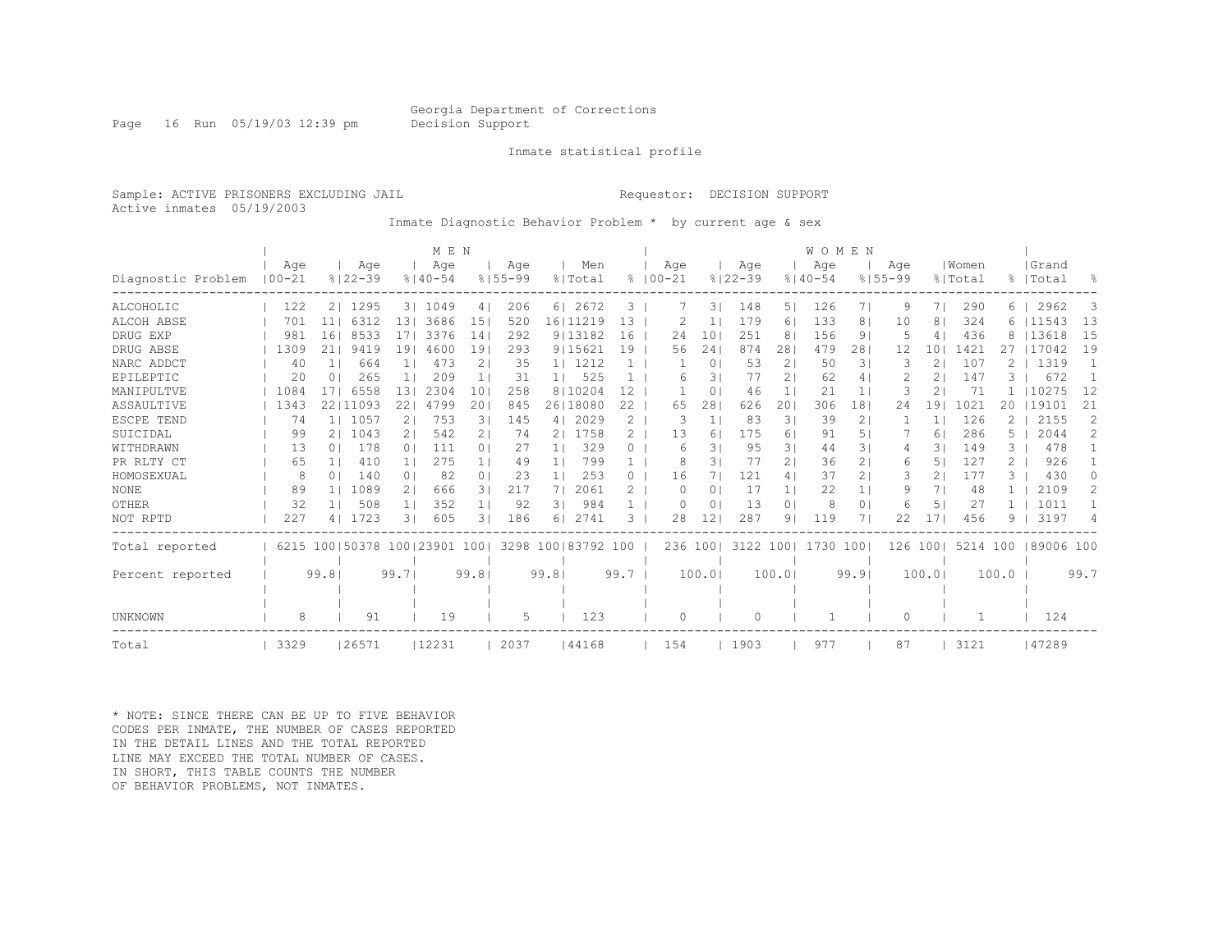Georgia Department of Corrections
Decision Support

Inmate statistical profile

Sample: ACTIVE PRISONERS EXCLUDING JAIL — Requestor: DECISION SUPPORT
Active inmates 05/19/2003

Inmate Diagnostic Behavior Problem * by current age & sex

| Diagnostic Problem | MEN Age 00-21 | % | Age 22-39 | % | Age 40-54 | % | Age 55-99 | % | Men Total | % | WOMEN Age 00-21 | % | Age 22-39 | % | Age 40-54 | % | Age 55-99 | % | Women Total | % | Grand Total | % |
|---|---|---|---|---|---|---|---|---|---|---|---|---|---|---|---|---|---|---|---|---|---|---|
| ALCOHOLIC | 122 | 2 | 1295 | 3 | 1049 | 4 | 206 | 6 | 2672 | 3 | 7 | 3 | 148 | 5 | 126 | 7 | 9 | 7 | 290 | 6 | 2962 | 3 |
| ALCOH ABSE | 701 | 11 | 6312 | 13 | 3686 | 15 | 520 | 16 | 11219 | 13 | 2 | 1 | 179 | 6 | 133 | 8 | 10 | 8 | 324 | 6 | 11543 | 13 |
| DRUG EXP | 981 | 16 | 8533 | 17 | 3376 | 14 | 292 | 9 | 13182 | 16 | 24 | 10 | 251 | 8 | 156 | 9 | 5 | 4 | 436 | 8 | 13618 | 15 |
| DRUG ABSE | 1309 | 21 | 9419 | 19 | 4600 | 19 | 293 | 9 | 15621 | 19 | 56 | 24 | 874 | 28 | 479 | 28 | 12 | 10 | 1421 | 27 | 17042 | 19 |
| NARC ADDCT | 40 | 1 | 664 | 1 | 473 | 2 | 35 | 1 | 1212 | 1 | 1 | 0 | 53 | 2 | 50 | 3 | 3 | 2 | 107 | 2 | 1319 | 1 |
| EPILEPTIC | 20 | 0 | 265 | 1 | 209 | 1 | 31 | 1 | 525 | 1 | 6 | 3 | 77 | 2 | 62 | 4 | 2 | 2 | 147 | 3 | 672 | 1 |
| MANIPULTVE | 1084 | 17 | 6558 | 13 | 2304 | 10 | 258 | 8 | 10204 | 12 | 1 | 0 | 46 | 1 | 21 | 1 | 3 | 2 | 71 | 1 | 10275 | 12 |
| ASSAULTIVE | 1343 | 22 | 11093 | 22 | 4799 | 20 | 845 | 26 | 18080 | 22 | 65 | 28 | 626 | 20 | 306 | 18 | 24 | 19 | 1021 | 20 | 19101 | 21 |
| ESCPE TEND | 74 | 1 | 1057 | 2 | 753 | 3 | 145 | 4 | 2029 | 2 | 3 | 1 | 83 | 3 | 39 | 2 | 1 | 1 | 126 | 2 | 2155 | 2 |
| SUICIDAL | 99 | 2 | 1043 | 2 | 542 | 2 | 74 | 2 | 1758 | 2 | 13 | 6 | 175 | 6 | 91 | 5 | 7 | 6 | 286 | 5 | 2044 | 2 |
| WITHDRAWN | 13 | 0 | 178 | 0 | 111 | 0 | 27 | 1 | 329 | 0 | 6 | 3 | 95 | 3 | 44 | 3 | 4 | 3 | 149 | 3 | 478 | 1 |
| PR RLTY CT | 65 | 1 | 410 | 1 | 275 | 1 | 49 | 1 | 799 | 1 | 8 | 3 | 77 | 2 | 36 | 2 | 6 | 5 | 127 | 2 | 926 | 1 |
| HOMOSEXUAL | 8 | 0 | 140 | 0 | 82 | 0 | 23 | 1 | 253 | 0 | 16 | 7 | 121 | 4 | 37 | 2 | 3 | 2 | 177 | 3 | 430 | 0 |
| NONE | 89 | 1 | 1089 | 2 | 666 | 3 | 217 | 7 | 2061 | 2 | 0 | 0 | 17 | 1 | 22 | 1 | 9 | 7 | 48 | 1 | 2109 | 2 |
| OTHER | 32 | 1 | 508 | 1 | 352 | 1 | 92 | 3 | 984 | 1 | 0 | 0 | 13 | 0 | 8 | 0 | 6 | 5 | 27 | 1 | 1011 | 1 |
| NOT RPTD | 227 | 4 | 1723 | 3 | 605 | 3 | 186 | 6 | 2741 | 3 | 28 | 12 | 287 | 9 | 119 | 7 | 22 | 17 | 456 | 9 | 3197 | 4 |
| Total reported | 6215 | 100 | 50378 | 100 | 23901 | 100 | 3298 | 100 | 83792 | 100 | 236 | 100 | 3122 | 100 | 1730 | 100 | 126 | 100 | 5214 | 100 | 89006 | 100 |
| Percent reported | | 99.8 | | 99.7 | | 99.8 | | 99.8 | | 99.7 | | 100.0 | | 100.0 | | 99.9 | | 100.0 | | 100.0 | | 99.7 |
| UNKNOWN | 8 | | 91 | | 19 | | 5 | | 123 | | 0 | | 0 | | 1 | | 0 | | 1 | | 124 | |
| Total | 3329 | | 26571 | | 12231 | | 2037 | | 44168 | | 154 | | 1903 | | 977 | | 87 | | 3121 | | 47289 | |

* NOTE: SINCE THERE CAN BE UP TO FIVE BEHAVIOR CODES PER INMATE, THE NUMBER OF CASES REPORTED IN THE DETAIL LINES AND THE TOTAL REPORTED LINE MAY EXCEED THE TOTAL NUMBER OF CASES. IN SHORT, THIS TABLE COUNTS THE NUMBER OF BEHAVIOR PROBLEMS, NOT INMATES.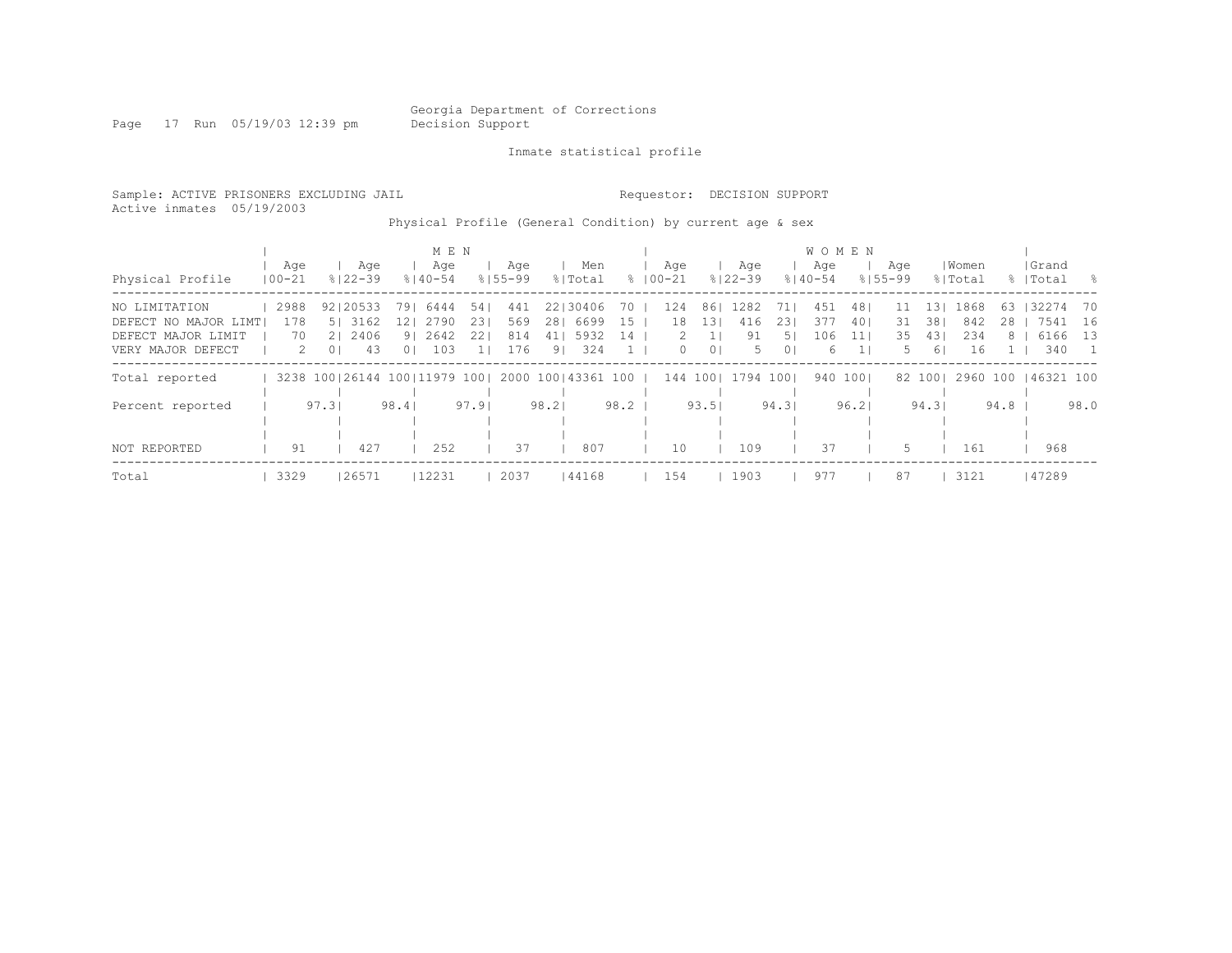Georgia Department of Corrections
Decision Support

Inmate statistical profile

Sample: ACTIVE PRISONERS EXCLUDING JAIL

Requestor: DECISION SUPPORT

Active inmates 05/19/2003

Physical Profile (General Condition) by current age & sex

| | MEN | | | | | | | | | | WOMEN | | | | | | | | | | | |
|---|---|---|---|---|---|---|---|---|---|---|---|---|---|---|---|---|---|---|---|---|---|---|
| Physical Profile | Age 00-21 | % | Age 22-39 | % | Age 40-54 | % | Age 55-99 | % | Men Total | % | Age 00-21 | % | Age 22-39 | % | Age 40-54 | % | Age 55-99 | % | Women Total | % | Grand Total | % |
| NO LIMITATION | 2988 | 92 | 20533 | 79 | 6444 | 54 | 441 | 22 | 30406 | 70 | 124 | 86 | 1282 | 71 | 451 | 48 | 11 | 13 | 1868 | 63 | 32274 | 70 |
| DEFECT NO MAJOR LIMT | 178 | 5 | 3162 | 12 | 2790 | 23 | 569 | 28 | 6699 | 15 | 18 | 13 | 416 | 23 | 377 | 40 | 31 | 38 | 842 | 28 | 7541 | 16 |
| DEFECT MAJOR LIMIT | 70 | 2 | 2406 | 9 | 2642 | 22 | 814 | 41 | 5932 | 14 | 2 | 1 | 91 | 5 | 106 | 11 | 35 | 43 | 234 | 8 | 6166 | 13 |
| VERY MAJOR DEFECT | 2 | 0 | 43 | 0 | 103 | 1 | 176 | 9 | 324 | 1 | 0 | 0 | 5 | 0 | 6 | 1 | 5 | 6 | 16 | 1 | 340 | 1 |
| Total reported | 3238 | 100 | 26144 | 100 | 11979 | 100 | 2000 | 100 | 43361 | 100 | 144 | 100 | 1794 | 100 | 940 | 100 | 82 | 100 | 2960 | 100 | 46321 | 100 |
| Percent reported | | 97.3 | | 98.4 | | 97.9 | | 98.2 | | 98.2 | | 93.5 | | 94.3 | | 96.2 | | 94.3 | | 94.8 | | 98.0 |
| NOT REPORTED | 91 | | 427 | | 252 | | 37 | | 807 | | 10 | | 109 | | 37 | | 5 | | 161 | | 968 | |
| Total | 3329 | | 26571 | | 12231 | | 2037 | | 44168 | | 154 | | 1903 | | 977 | | 87 | | 3121 | | 47289 | |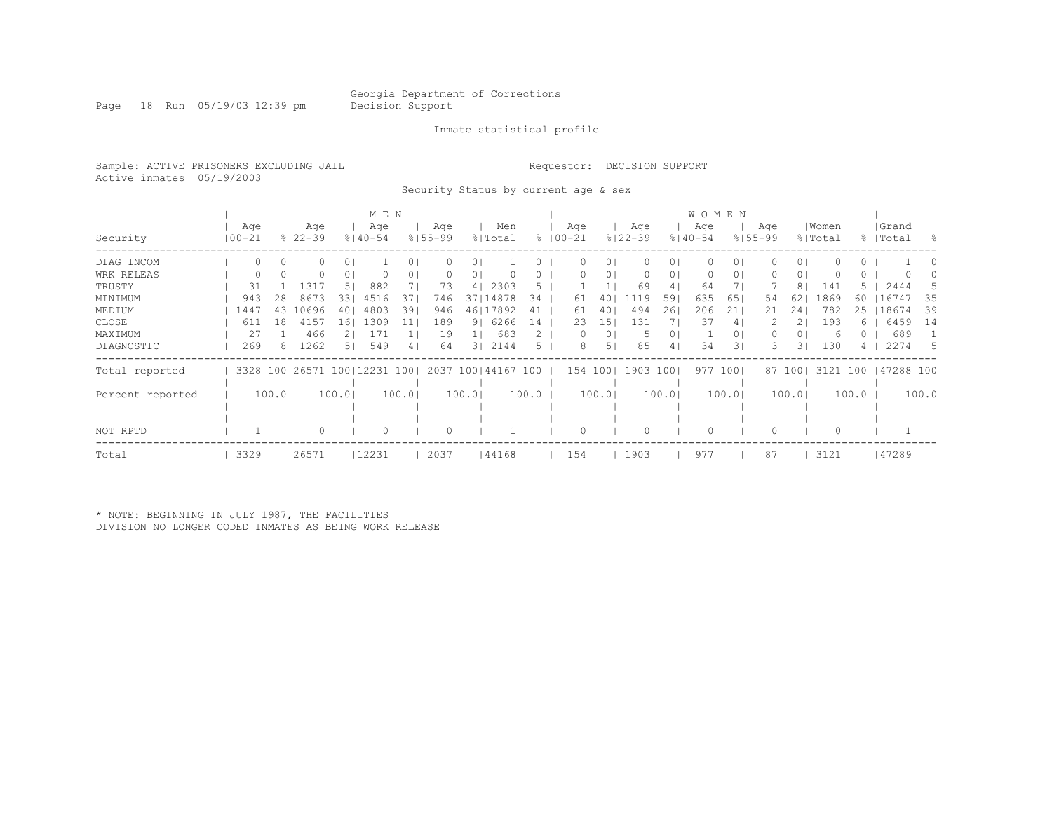Georgia Department of Corrections
Decision Support

Inmate statistical profile

Sample: ACTIVE PRISONERS EXCLUDING JAIL

Requestor: DECISION SUPPORT

Active inmates 05/19/2003

Security Status by current age & sex

| Security | MEN Age 00-21 | % | Age 22-39 | % | Age 40-54 | % | Age 55-99 | % | Men Total | % | WOMEN Age 00-21 | % | Age 22-39 | % | Age 40-54 | % | Age 55-99 | % | Women Total | % | Grand Total | % |
|---|---|---|---|---|---|---|---|---|---|---|---|---|---|---|---|---|---|---|---|---|---|---|
| DIAG INCOM | 0 | 0 | 0 | 0 | 1 | 0 | 0 | 0 | 1 | 0 | 0 | 0 | 0 | 0 | 0 | 0 | 0 | 0 | 0 | 0 | 1 | 0 |
| WRK RELEAS | 0 | 0 | 0 | 0 | 0 | 0 | 0 | 0 | 0 | 0 | 0 | 0 | 0 | 0 | 0 | 0 | 0 | 0 | 0 | 0 | 0 | 0 |
| TRUSTY | 31 | 1 | 1317 | 5 | 882 | 7 | 73 | 4 | 2303 | 5 | 1 | 1 | 69 | 4 | 64 | 7 | 7 | 8 | 141 | 5 | 2444 | 5 |
| MINIMUM | 943 | 28 | 8673 | 33 | 4516 | 37 | 746 | 37 | 14878 | 34 | 61 | 40 | 1119 | 59 | 635 | 65 | 54 | 62 | 1869 | 60 | 16747 | 35 |
| MEDIUM | 1447 | 43 | 10696 | 40 | 4803 | 39 | 946 | 46 | 17892 | 41 | 61 | 40 | 494 | 26 | 206 | 21 | 21 | 24 | 782 | 25 | 18674 | 39 |
| CLOSE | 611 | 18 | 4157 | 16 | 1309 | 11 | 189 | 9 | 6266 | 14 | 23 | 15 | 131 | 7 | 37 | 4 | 2 | 2 | 193 | 6 | 6459 | 14 |
| MAXIMUM | 27 | 1 | 466 | 2 | 171 | 1 | 19 | 1 | 683 | 2 | 0 | 0 | 5 | 0 | 1 | 0 | 0 | 0 | 6 | 0 | 689 | 1 |
| DIAGNOSTIC | 269 | 8 | 1262 | 5 | 549 | 4 | 64 | 3 | 2144 | 5 | 8 | 5 | 85 | 4 | 34 | 3 | 3 | 3 | 130 | 4 | 2274 | 5 |
| Total reported | 3328 | 100 | 26571 | 100 | 12231 | 100 | 2037 | 100 | 44167 | 100 | 154 | 100 | 1903 | 100 | 977 | 100 | 87 | 100 | 3121 | 100 | 47288 | 100 |
| Percent reported | | 100.0 | | 100.0 | | 100.0 | | 100.0 | | 100.0 | | 100.0 | | 100.0 | | 100.0 | | 100.0 | | 100.0 | | 100.0 |
| NOT RPTD | 1 | | 0 | | 0 | | 0 | | 1 | | 0 | | 0 | | 0 | | 0 | | 0 | | 1 | |
| Total | 3329 | | 26571 | | 12231 | | 2037 | | 44168 | | 154 | | 1903 | | 977 | | 87 | | 3121 | | 47289 | |

* NOTE: BEGINNING IN JULY 1987, THE FACILITIES DIVISION NO LONGER CODED INMATES AS BEING WORK RELEASE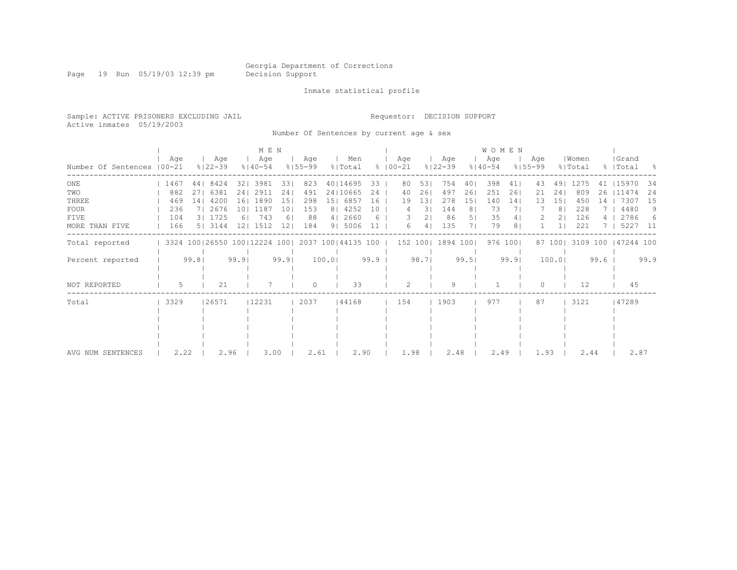Georgia Department of Corrections
Decision Support

Inmate statistical profile

Sample: ACTIVE PRISONERS EXCLUDING JAIL
Active inmates 05/19/2003

Requestor: DECISION SUPPORT

Number Of Sentences by current age & sex

| Number Of Sentences | MEN Age 00-21 | % | Age 22-39 | % | Age 40-54 | % | Age 55-99 | % | Men Total | % | WOMEN Age 00-21 | % | Age 22-39 | % | Age 40-54 | % | Age 55-99 | % | Women Total | % | Grand Total | % |
|---|---|---|---|---|---|---|---|---|---|---|---|---|---|---|---|---|---|---|---|---|---|---|
| ONE | 1467 | 44 | 8424 | 32 | 3981 | 33 | 823 | 40 | 14695 | 33 | 80 | 53 | 754 | 40 | 398 | 41 | 43 | 49 | 1275 | 41 | 15970 | 34 |
| TWO | 882 | 27 | 6381 | 24 | 2911 | 24 | 491 | 24 | 10665 | 24 | 40 | 26 | 497 | 26 | 251 | 26 | 21 | 24 | 809 | 26 | 11474 | 24 |
| THREE | 469 | 14 | 4200 | 16 | 1890 | 15 | 298 | 15 | 6857 | 16 | 19 | 13 | 278 | 15 | 140 | 14 | 13 | 15 | 450 | 14 | 7307 | 15 |
| FOUR | 236 | 7 | 2676 | 10 | 1187 | 10 | 153 | 8 | 4252 | 10 | 4 | 3 | 144 | 8 | 73 | 7 | 7 | 8 | 228 | 7 | 4480 | 9 |
| FIVE | 104 | 3 | 1725 | 6 | 743 | 6 | 88 | 4 | 2660 | 6 | 3 | 2 | 86 | 5 | 35 | 4 | 2 | 2 | 126 | 4 | 2786 | 6 |
| MORE THAN FIVE | 166 | 5 | 3144 | 12 | 1512 | 12 | 184 | 9 | 5006 | 11 | 6 | 4 | 135 | 7 | 79 | 8 | 1 | 1 | 221 | 7 | 5227 | 11 |
| Total reported | 3324 | 100 | 26550 | 100 | 12224 | 100 | 2037 | 100 | 44135 | 100 | 152 | 100 | 1894 | 100 | 976 | 100 | 87 | 100 | 3109 | 100 | 47244 | 100 |
| Percent reported | | 99.8 | | 99.9 | | 99.9 | | 100.0 | | 99.9 | | 98.7 | | 99.5 | | 99.9 | | 100.0 | | 99.6 | | 99.9 |
| NOT REPORTED | 5 | | 21 | | 7 | | 0 | | 33 | | 2 | | 9 | | 1 | | 0 | | 12 | | 45 | |
| Total | 3329 | | 26571 | | 12231 | | 2037 | | 44168 | | 154 | | 1903 | | 977 | | 87 | | 3121 | | 47289 | |
| AVG NUM SENTENCES | 2.22 | | 2.96 | | 3.00 | | 2.61 | | 2.90 | | 1.98 | | 2.48 | | 2.49 | | 1.93 | | 2.44 | | 2.87 | |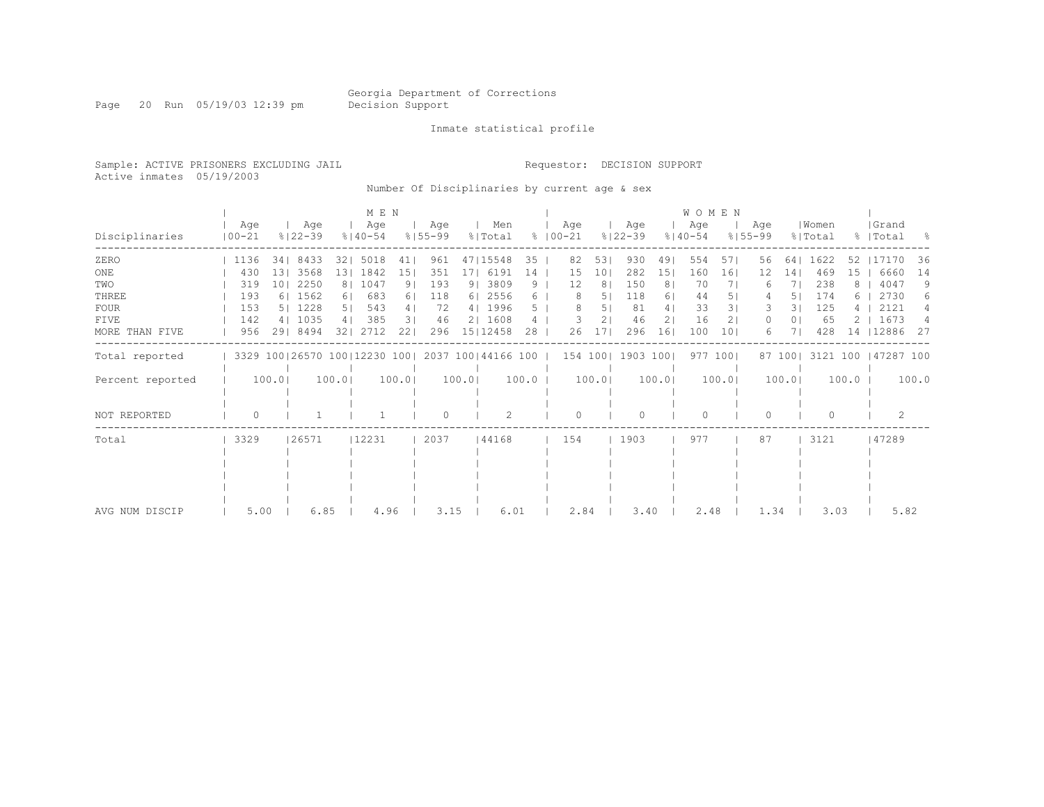Georgia Department of Corrections
Decision Support

Page 20 Run 05/19/03 12:39 pm

Inmate statistical profile

Sample: ACTIVE PRISONERS EXCLUDING JAIL
Active inmates 05/19/2003

Requestor: DECISION SUPPORT

Number Of Disciplinaries by current age & sex

| Disciplinaries | MEN Age 00-21 | % | MEN Age 22-39 | % | MEN Age 40-54 | % | MEN Age 55-99 | % | Men Total | % | WOMEN Age 00-21 | % | WOMEN Age 22-39 | % | WOMEN Age 40-54 | % | WOMEN Age 55-99 | % | Women Total | % | Grand Total | % |
|---|---|---|---|---|---|---|---|---|---|---|---|---|---|---|---|---|---|---|---|---|---|---|
| ZERO | 1136 | 34 | 8433 | 32 | 5018 | 41 | 961 | 47 | 15548 | 35 | 82 | 53 | 930 | 49 | 554 | 57 | 56 | 64 | 1622 | 52 | 17170 | 36 |
| ONE | 430 | 13 | 3568 | 13 | 1842 | 15 | 351 | 17 | 6191 | 14 | 15 | 10 | 282 | 15 | 160 | 16 | 12 | 14 | 469 | 15 | 6660 | 14 |
| TWO | 319 | 10 | 2250 | 8 | 1047 | 9 | 193 | 9 | 3809 | 9 | 12 | 8 | 150 | 8 | 70 | 7 | 6 | 7 | 238 | 8 | 4047 | 9 |
| THREE | 193 | 6 | 1562 | 6 | 683 | 6 | 118 | 6 | 2556 | 6 | 8 | 5 | 118 | 6 | 44 | 5 | 4 | 5 | 174 | 6 | 2730 | 6 |
| FOUR | 153 | 5 | 1228 | 5 | 543 | 4 | 72 | 4 | 1996 | 5 | 8 | 5 | 81 | 4 | 33 | 3 | 3 | 3 | 125 | 4 | 2121 | 4 |
| FIVE | 142 | 4 | 1035 | 4 | 385 | 3 | 46 | 2 | 1608 | 4 | 3 | 2 | 46 | 2 | 16 | 2 | 0 | 0 | 65 | 2 | 1673 | 4 |
| MORE THAN FIVE | 956 | 29 | 8494 | 32 | 2712 | 22 | 296 | 15 | 12458 | 28 | 26 | 17 | 296 | 16 | 100 | 10 | 6 | 7 | 428 | 14 | 12886 | 27 |
| Total reported | 3329 | 100 | 26570 | 100 | 12230 | 100 | 2037 | 100 | 44166 | 100 | 154 | 100 | 1903 | 100 | 977 | 100 | 87 | 100 | 3121 | 100 | 47287 | 100 |
| Percent reported | 100.0 | | 100.0 | | 100.0 | | 100.0 | | 100.0 | | 100.0 | | 100.0 | | 100.0 | | 100.0 | | 100.0 | | 100.0 | |
| NOT REPORTED | 0 | | 1 | | 1 | | 0 | | 2 | | 0 | | 0 | | 0 | | 0 | | 0 | | 2 | |
| Total | 3329 | | 26571 | | 12231 | | 2037 | | 44168 | | 154 | | 1903 | | 977 | | 87 | | 3121 | | 47289 | |
| AVG NUM DISCIP | 5.00 | | 6.85 | | 4.96 | | 3.15 | | 6.01 | | 2.84 | | 3.40 | | 2.48 | | 1.34 | | 3.03 | | 5.82 | |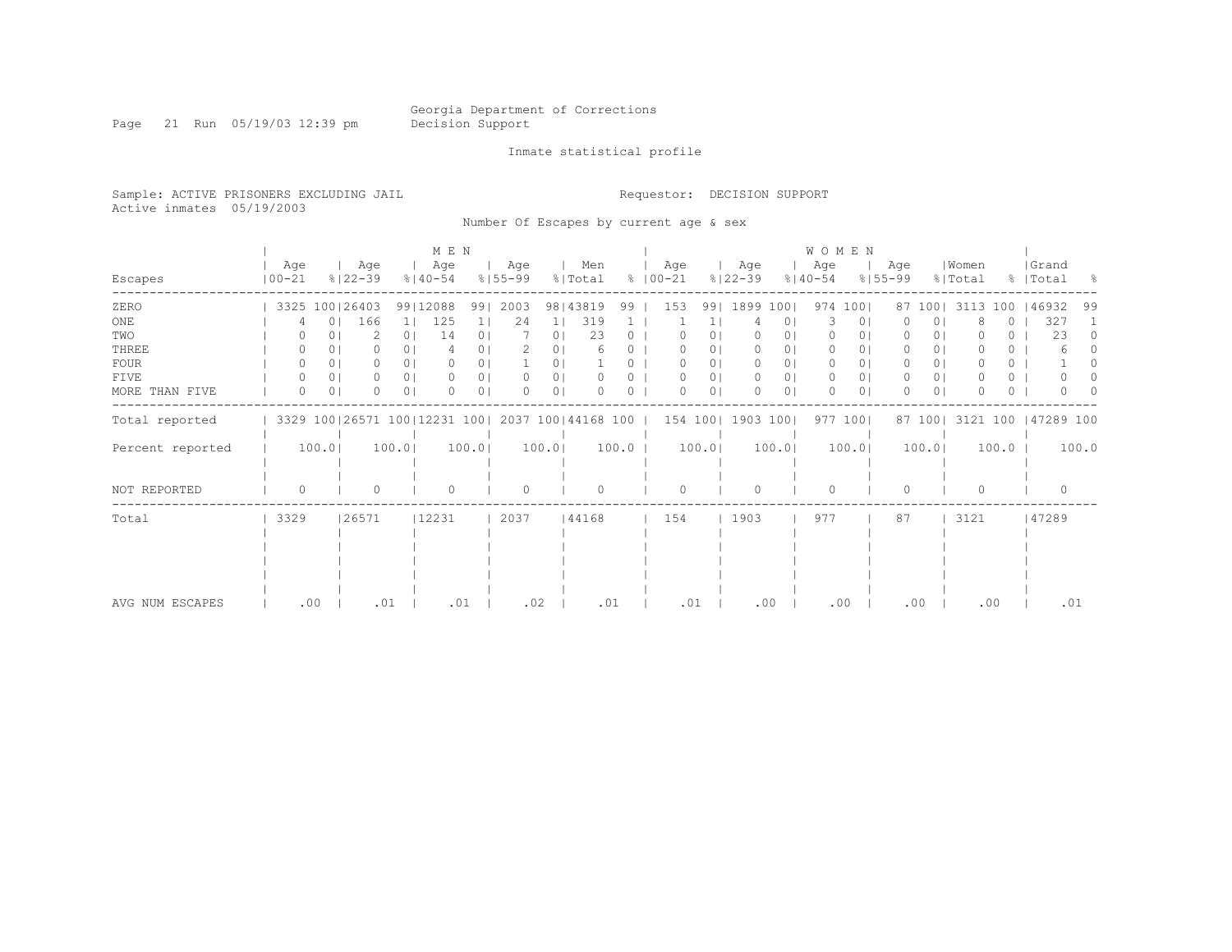Georgia Department of Corrections
Decision Support

Inmate statistical profile

Sample: ACTIVE PRISONERS EXCLUDING JAIL

Requestor: DECISION SUPPORT

Active inmates 05/19/2003

Number Of Escapes by current age & sex

| Escapes | MEN Age 00-21 | % | Age 22-39 | % | Age 40-54 | % | Age 55-99 | % | Men Total | % | WOMEN Age 00-21 | % | Age 22-39 | % | Age 40-54 | % | Age 55-99 | % | Women Total | % | Grand Total | % |
|---|---|---|---|---|---|---|---|---|---|---|---|---|---|---|---|---|---|---|---|---|---|---|
| ZERO | 3325 | 100 | 26403 | 99 | 12088 | 99 | 2003 | 98 | 43819 | 99 | 153 | 99 | 1899 | 100 | 974 | 100 | 87 | 100 | 3113 | 100 | 46932 | 99 |
| ONE | 4 | 0 | 166 | 1 | 125 | 1 | 24 | 1 | 319 | 1 | 1 | 1 | 4 | 0 | 3 | 0 | 0 | 0 | 8 | 0 | 327 | 1 |
| TWO | 0 | 0 | 2 | 0 | 14 | 0 | 7 | 0 | 23 | 0 | 0 | 0 | 0 | 0 | 0 | 0 | 0 | 0 | 0 | 0 | 23 | 0 |
| THREE | 0 | 0 | 0 | 0 | 4 | 0 | 2 | 0 | 6 | 0 | 0 | 0 | 0 | 0 | 0 | 0 | 0 | 0 | 0 | 0 | 6 | 0 |
| FOUR | 0 | 0 | 0 | 0 | 0 | 0 | 1 | 0 | 1 | 0 | 0 | 0 | 0 | 0 | 0 | 0 | 0 | 0 | 0 | 0 | 1 | 0 |
| FIVE | 0 | 0 | 0 | 0 | 0 | 0 | 0 | 0 | 0 | 0 | 0 | 0 | 0 | 0 | 0 | 0 | 0 | 0 | 0 | 0 | 0 | 0 |
| MORE THAN FIVE | 0 | 0 | 0 | 0 | 0 | 0 | 0 | 0 | 0 | 0 | 0 | 0 | 0 | 0 | 0 | 0 | 0 | 0 | 0 | 0 | 0 | 0 |
| Total reported | 3329 | 100 | 26571 | 100 | 12231 | 100 | 2037 | 100 | 44168 | 100 | 154 | 100 | 1903 | 100 | 977 | 100 | 87 | 100 | 3121 | 100 | 47289 | 100 |
| Percent reported | 100.0 | | 100.0 | | 100.0 | | 100.0 | | 100.0 | | 100.0 | | 100.0 | | 100.0 | | 100.0 | | 100.0 | | 100.0 | |
| NOT REPORTED | 0 | | 0 | | 0 | | 0 | | 0 | | 0 | | 0 | | 0 | | 0 | | 0 | | 0 | |
| Total | 3329 | | 26571 | | 12231 | | 2037 | | 44168 | | 154 | | 1903 | | 977 | | 87 | | 3121 | | 47289 | |
| AVG NUM ESCAPES | .00 | | .01 | | .01 | | .02 | | .01 | | .01 | | .00 | | .00 | | .00 | | .00 | | .01 | |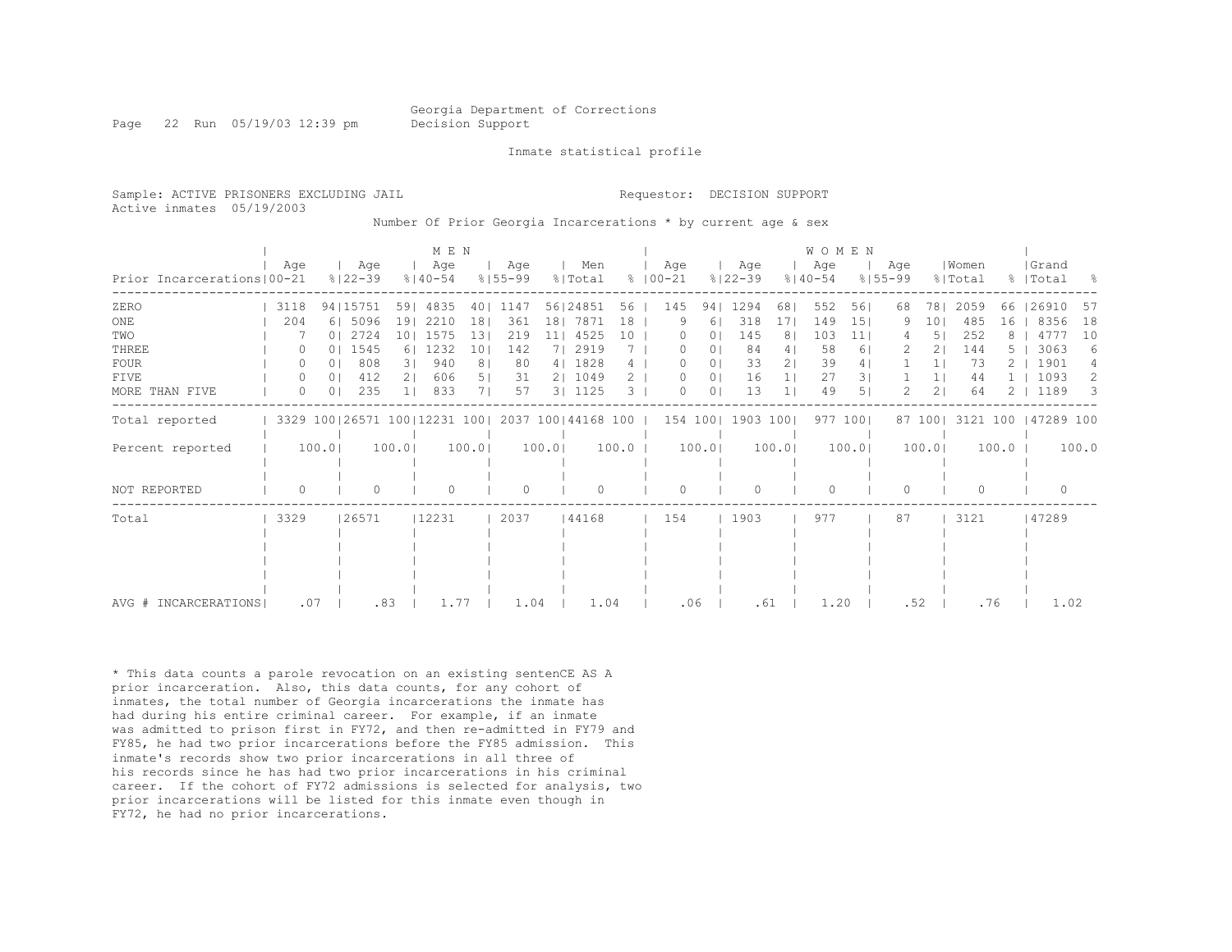Georgia Department of Corrections
Decision Support

Inmate statistical profile

Sample: ACTIVE PRISONERS EXCLUDING JAIL

Requestor: DECISION SUPPORT

Active inmates 05/19/2003

Number Of Prior Georgia Incarcerations * by current age & sex

| Prior Incarcerations | MEN Age 00-21 | % | MEN Age 22-39 | % | MEN Age 40-54 | % | MEN Age 55-99 | % | Men Total | % | WOMEN Age 00-21 | % | WOMEN Age 22-39 | % | WOMEN Age 40-54 | % | WOMEN Age 55-99 | % | Women Total | % | Grand Total | % |
|---|---|---|---|---|---|---|---|---|---|---|---|---|---|---|---|---|---|---|---|---|---|---|
| ZERO | 3118 | 94 | 15751 | 59 | 4835 | 40 | 1147 | 56 | 24851 | 56 | 145 | 94 | 1294 | 68 | 552 | 56 | 68 | 78 | 2059 | 66 | 26910 | 57 |
| ONE | 204 | 6 | 5096 | 19 | 2210 | 18 | 361 | 18 | 7871 | 18 | 9 | 6 | 318 | 17 | 149 | 15 | 9 | 10 | 485 | 16 | 8356 | 18 |
| TWO | 7 | 0 | 2724 | 10 | 1575 | 13 | 219 | 11 | 4525 | 10 | 0 | 0 | 145 | 8 | 103 | 11 | 4 | 5 | 252 | 8 | 4777 | 10 |
| THREE | 0 | 0 | 1545 | 6 | 1232 | 10 | 142 | 7 | 2919 | 7 | 0 | 0 | 84 | 4 | 58 | 6 | 2 | 2 | 144 | 5 | 3063 | 6 |
| FOUR | 0 | 0 | 808 | 3 | 940 | 8 | 80 | 4 | 1828 | 4 | 0 | 0 | 33 | 2 | 39 | 4 | 1 | 1 | 73 | 2 | 1901 | 4 |
| FIVE | 0 | 0 | 412 | 2 | 606 | 5 | 31 | 2 | 1049 | 2 | 0 | 0 | 16 | 1 | 27 | 3 | 1 | 1 | 44 | 1 | 1093 | 2 |
| MORE THAN FIVE | 0 | 0 | 235 | 1 | 833 | 7 | 57 | 3 | 1125 | 3 | 0 | 0 | 13 | 1 | 49 | 5 | 2 | 2 | 64 | 2 | 1189 | 3 |
| Total reported | 3329 | 100 | 26571 | 100 | 12231 | 100 | 2037 | 100 | 44168 | 100 | 154 | 100 | 1903 | 100 | 977 | 100 | 87 | 100 | 3121 | 100 | 47289 | 100 |
| Percent reported | | 100.0 | | 100.0 | | 100.0 | | 100.0 | | 100.0 | | 100.0 | | 100.0 | | 100.0 | | 100.0 | | 100.0 | | 100.0 |
| NOT REPORTED | 0 | | 0 | | 0 | | 0 | | 0 | | 0 | | 0 | | 0 | | 0 | | 0 | | 0 | |
| Total | 3329 | | 26571 | | 12231 | | 2037 | | 44168 | | 154 | | 1903 | | 977 | | 87 | | 3121 | | 47289 | |
| AVG # INCARCERATIONS | .07 | | .83 | | 1.77 | | 1.04 | | 1.04 | | .06 | | .61 | | 1.20 | | .52 | | .76 | | 1.02 | |

* This data counts a parole revocation on an existing sentenCE AS A prior incarceration. Also, this data counts, for any cohort of inmates, the total number of Georgia incarcerations the inmate has had during his entire criminal career. For example, if an inmate was admitted to prison first in FY72, and then re-admitted in FY79 and FY85, he had two prior incarcerations before the FY85 admission. This inmate's records show two prior incarcerations in all three of his records since he has had two prior incarcerations in his criminal career. If the cohort of FY72 admissions is selected for analysis, two prior incarcerations will be listed for this inmate even though in FY72, he had no prior incarcerations.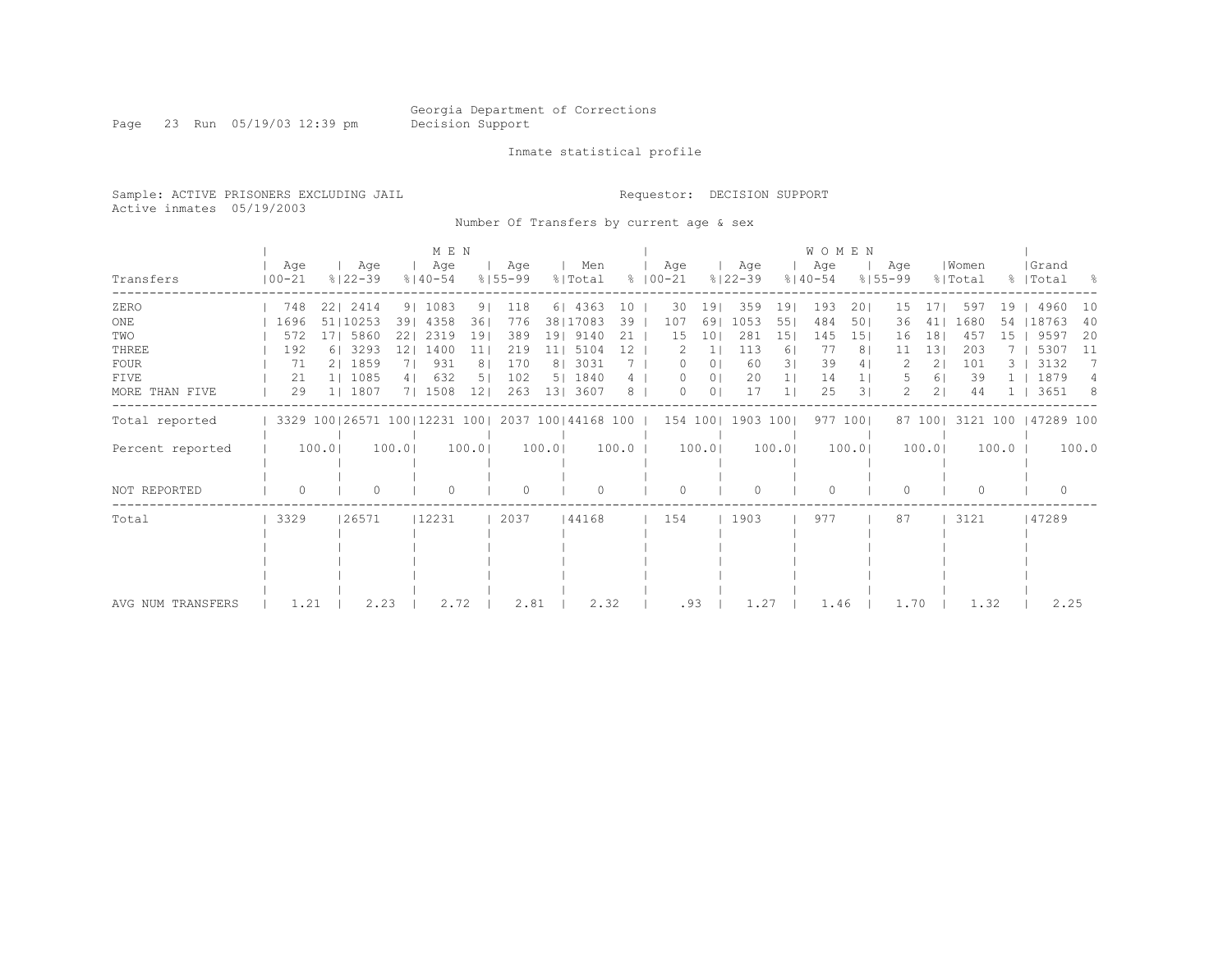Georgia Department of Corrections
Decision Support

Inmate statistical profile

Sample: ACTIVE PRISONERS EXCLUDING JAIL  Requestor: DECISION SUPPORT
Active inmates 05/19/2003

Number Of Transfers by current age & sex

| Transfers | MEN Age 00-21 | % | MEN Age 22-39 | % | MEN Age 40-54 | % | MEN Age 55-99 | % | Men Total | % | WOMEN Age 00-21 | % | WOMEN Age 22-39 | % | WOMEN Age 40-54 | % | WOMEN Age 55-99 | % | Women Total | % | Grand Total | % |
|---|---|---|---|---|---|---|---|---|---|---|---|---|---|---|---|---|---|---|---|---|---|---|
| ZERO | 748 | 22 | 2414 | 9 | 1083 | 9 | 118 | 6 | 4363 | 10 | 30 | 19 | 359 | 19 | 193 | 20 | 15 | 17 | 597 | 19 | 4960 | 10 |
| ONE | 1696 | 51 | 10253 | 39 | 4358 | 36 | 776 | 38 | 17083 | 39 | 107 | 69 | 1053 | 55 | 484 | 50 | 36 | 41 | 1680 | 54 | 18763 | 40 |
| TWO | 572 | 17 | 5860 | 22 | 2319 | 19 | 389 | 19 | 9140 | 21 | 15 | 10 | 281 | 15 | 145 | 15 | 16 | 18 | 457 | 15 | 9597 | 20 |
| THREE | 192 | 6 | 3293 | 12 | 1400 | 11 | 219 | 11 | 5104 | 12 | 2 | 1 | 113 | 6 | 77 | 8 | 11 | 13 | 203 | 7 | 5307 | 11 |
| FOUR | 71 | 2 | 1859 | 7 | 931 | 8 | 170 | 8 | 3031 | 7 | 0 | 0 | 60 | 3 | 39 | 4 | 2 | 2 | 101 | 3 | 3132 | 7 |
| FIVE | 21 | 1 | 1085 | 4 | 632 | 5 | 102 | 5 | 1840 | 4 | 0 | 0 | 20 | 1 | 14 | 1 | 5 | 6 | 39 | 1 | 1879 | 4 |
| MORE THAN FIVE | 29 | 1 | 1807 | 7 | 1508 | 12 | 263 | 13 | 3607 | 8 | 0 | 0 | 17 | 1 | 25 | 3 | 2 | 2 | 44 | 1 | 3651 | 8 |
| Total reported | 3329 | 100 | 26571 | 100 | 12231 | 100 | 2037 | 100 | 44168 | 100 | 154 | 100 | 1903 | 100 | 977 | 100 | 87 | 100 | 3121 | 100 | 47289 | 100 |
| Percent reported | 100.0 | | 100.0 | | 100.0 | | 100.0 | | 100.0 | | 100.0 | | 100.0 | | 100.0 | | 100.0 | | 100.0 | | 100.0 | |
| NOT REPORTED | 0 | | 0 | | 0 | | 0 | | 0 | | 0 | | 0 | | 0 | | 0 | | 0 | | 0 | |
| Total | 3329 | | 26571 | | 12231 | | 2037 | | 44168 | | 154 | | 1903 | | 977 | | 87 | | 3121 | | 47289 | |
| AVG NUM TRANSFERS | 1.21 | | 2.23 | | 2.72 | | 2.81 | | 2.32 | | .93 | | 1.27 | | 1.46 | | 1.70 | | 1.32 | | 2.25 | |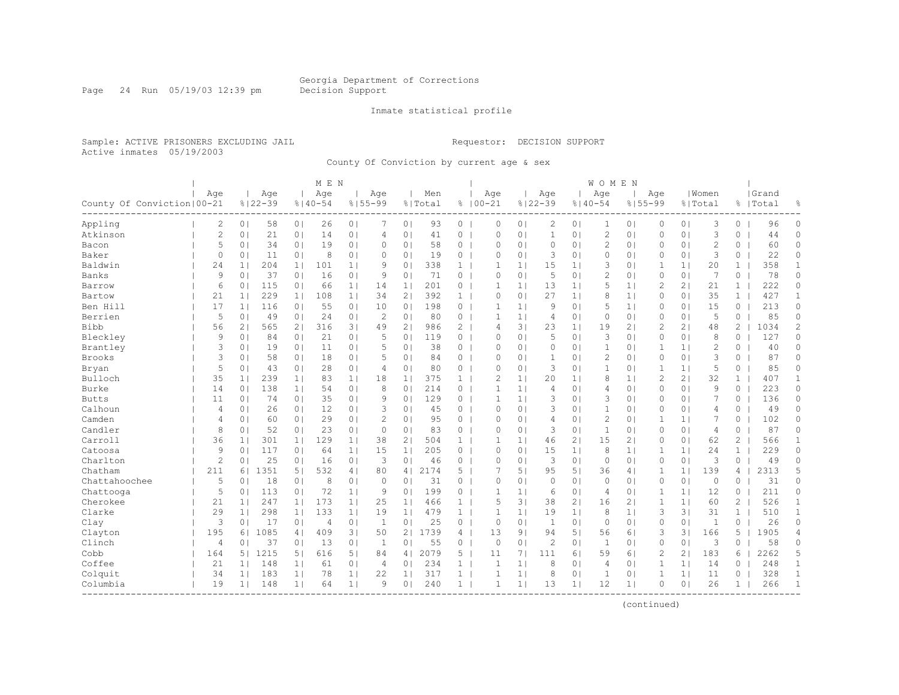Georgia Department of Corrections
Decision Support

Inmate statistical profile

Sample: ACTIVE PRISONERS EXCLUDING JAIL    Requestor: DECISION SUPPORT
Active inmates 05/19/2003

County Of Conviction by current age & sex

| | MEN | | | | | | | | | | WOMEN | | | | | | | | | | | |
|---|---|---|---|---|---|---|---|---|---|---|---|---|---|---|---|---|---|---|---|---|---|---|
| County Of Conviction | Age 00-21 | % | Age 22-39 | % | Age 40-54 | % | Age 55-99 | % | Men Total | % | Age 00-21 | % | Age 22-39 | % | Age 40-54 | % | Age 55-99 | % | Women Total | % | Grand Total | % |
| Appling | 2 | 0 | 58 | 0 | 26 | 0 | 7 | 0 | 93 | 0 | 0 | 0 | 2 | 0 | 1 | 0 | 0 | 0 | 3 | 0 | 96 | 0 |
| Atkinson | 2 | 0 | 21 | 0 | 14 | 0 | 4 | 0 | 41 | 0 | 0 | 0 | 1 | 0 | 2 | 0 | 0 | 0 | 3 | 0 | 44 | 0 |
| Bacon | 5 | 0 | 34 | 0 | 19 | 0 | 0 | 0 | 58 | 0 | 0 | 0 | 0 | 0 | 2 | 0 | 0 | 0 | 2 | 0 | 60 | 0 |
| Baker | 0 | 0 | 11 | 0 | 8 | 0 | 0 | 0 | 19 | 0 | 0 | 0 | 3 | 0 | 0 | 0 | 0 | 0 | 3 | 0 | 22 | 0 |
| Baldwin | 24 | 1 | 204 | 1 | 101 | 1 | 9 | 0 | 338 | 1 | 1 | 1 | 15 | 1 | 3 | 0 | 1 | 1 | 20 | 1 | 358 | 1 |
| Banks | 9 | 0 | 37 | 0 | 16 | 0 | 9 | 0 | 71 | 0 | 0 | 0 | 5 | 0 | 2 | 0 | 0 | 0 | 7 | 0 | 78 | 0 |
| Barrow | 6 | 0 | 115 | 0 | 66 | 1 | 14 | 1 | 201 | 0 | 1 | 1 | 13 | 1 | 5 | 1 | 2 | 2 | 21 | 1 | 222 | 0 |
| Bartow | 21 | 1 | 229 | 1 | 108 | 1 | 34 | 2 | 392 | 1 | 0 | 0 | 27 | 1 | 8 | 1 | 0 | 0 | 35 | 1 | 427 | 1 |
| Ben Hill | 17 | 1 | 116 | 0 | 55 | 0 | 10 | 0 | 198 | 0 | 1 | 1 | 9 | 0 | 5 | 1 | 0 | 0 | 15 | 0 | 213 | 0 |
| Berrien | 5 | 0 | 49 | 0 | 24 | 0 | 2 | 0 | 80 | 0 | 1 | 1 | 4 | 0 | 0 | 0 | 0 | 0 | 5 | 0 | 85 | 0 |
| Bibb | 56 | 2 | 565 | 2 | 316 | 3 | 49 | 2 | 986 | 2 | 4 | 3 | 23 | 1 | 19 | 2 | 2 | 2 | 48 | 2 | 1034 | 2 |
| Bleckley | 9 | 0 | 84 | 0 | 21 | 0 | 5 | 0 | 119 | 0 | 0 | 0 | 5 | 0 | 3 | 0 | 0 | 0 | 8 | 0 | 127 | 0 |
| Brantley | 3 | 0 | 19 | 0 | 11 | 0 | 5 | 0 | 38 | 0 | 0 | 0 | 0 | 0 | 1 | 0 | 1 | 1 | 2 | 0 | 40 | 0 |
| Brooks | 3 | 0 | 58 | 0 | 18 | 0 | 5 | 0 | 84 | 0 | 0 | 0 | 1 | 0 | 2 | 0 | 0 | 0 | 3 | 0 | 87 | 0 |
| Bryan | 5 | 0 | 43 | 0 | 28 | 0 | 4 | 0 | 80 | 0 | 0 | 0 | 3 | 0 | 1 | 0 | 1 | 1 | 5 | 0 | 85 | 0 |
| Bulloch | 35 | 1 | 239 | 1 | 83 | 1 | 18 | 1 | 375 | 1 | 2 | 1 | 20 | 1 | 8 | 1 | 2 | 2 | 32 | 1 | 407 | 1 |
| Burke | 14 | 0 | 138 | 1 | 54 | 0 | 8 | 0 | 214 | 0 | 1 | 1 | 4 | 0 | 4 | 0 | 0 | 0 | 9 | 0 | 223 | 0 |
| Butts | 11 | 0 | 74 | 0 | 35 | 0 | 9 | 0 | 129 | 0 | 1 | 1 | 3 | 0 | 3 | 0 | 0 | 0 | 7 | 0 | 136 | 0 |
| Calhoun | 4 | 0 | 26 | 0 | 12 | 0 | 3 | 0 | 45 | 0 | 0 | 0 | 3 | 0 | 1 | 0 | 0 | 0 | 4 | 0 | 49 | 0 |
| Camden | 4 | 0 | 60 | 0 | 29 | 0 | 2 | 0 | 95 | 0 | 0 | 0 | 4 | 0 | 2 | 0 | 1 | 1 | 7 | 0 | 102 | 0 |
| Candler | 8 | 0 | 52 | 0 | 23 | 0 | 0 | 0 | 83 | 0 | 0 | 0 | 3 | 0 | 1 | 0 | 0 | 0 | 4 | 0 | 87 | 0 |
| Carroll | 36 | 1 | 301 | 1 | 129 | 1 | 38 | 2 | 504 | 1 | 1 | 1 | 46 | 2 | 15 | 2 | 0 | 0 | 62 | 2 | 566 | 1 |
| Catoosa | 9 | 0 | 117 | 0 | 64 | 1 | 15 | 1 | 205 | 0 | 0 | 0 | 15 | 1 | 8 | 1 | 1 | 1 | 24 | 1 | 229 | 0 |
| Charlton | 2 | 0 | 25 | 0 | 16 | 0 | 3 | 0 | 46 | 0 | 0 | 0 | 3 | 0 | 0 | 0 | 0 | 0 | 3 | 0 | 49 | 0 |
| Chatham | 211 | 6 | 1351 | 5 | 532 | 4 | 80 | 4 | 2174 | 5 | 7 | 5 | 95 | 5 | 36 | 4 | 1 | 1 | 139 | 4 | 2313 | 5 |
| Chattahoochee | 5 | 0 | 18 | 0 | 8 | 0 | 0 | 0 | 31 | 0 | 0 | 0 | 0 | 0 | 0 | 0 | 0 | 0 | 0 | 0 | 31 | 0 |
| Chattooga | 5 | 0 | 113 | 0 | 72 | 1 | 9 | 0 | 199 | 0 | 1 | 1 | 6 | 0 | 4 | 0 | 1 | 1 | 12 | 0 | 211 | 0 |
| Cherokee | 21 | 1 | 247 | 1 | 173 | 1 | 25 | 1 | 466 | 1 | 5 | 3 | 38 | 2 | 16 | 2 | 1 | 1 | 60 | 2 | 526 | 1 |
| Clarke | 29 | 1 | 298 | 1 | 133 | 1 | 19 | 1 | 479 | 1 | 1 | 1 | 19 | 1 | 8 | 1 | 3 | 3 | 31 | 1 | 510 | 1 |
| Clay | 3 | 0 | 17 | 0 | 4 | 0 | 1 | 0 | 25 | 0 | 0 | 0 | 1 | 0 | 0 | 0 | 0 | 0 | 1 | 0 | 26 | 0 |
| Clayton | 195 | 6 | 1085 | 4 | 409 | 3 | 50 | 2 | 1739 | 4 | 13 | 9 | 94 | 5 | 56 | 6 | 3 | 3 | 166 | 5 | 1905 | 4 |
| Clinch | 4 | 0 | 37 | 0 | 13 | 0 | 1 | 0 | 55 | 0 | 0 | 0 | 2 | 0 | 1 | 0 | 0 | 0 | 3 | 0 | 58 | 0 |
| Cobb | 164 | 5 | 1215 | 5 | 616 | 5 | 84 | 4 | 2079 | 5 | 11 | 7 | 111 | 6 | 59 | 6 | 2 | 2 | 183 | 6 | 2262 | 5 |
| Coffee | 21 | 1 | 148 | 1 | 61 | 0 | 4 | 0 | 234 | 1 | 1 | 1 | 8 | 0 | 4 | 0 | 1 | 1 | 14 | 0 | 248 | 1 |
| Colquit | 34 | 1 | 183 | 1 | 78 | 1 | 22 | 1 | 317 | 1 | 1 | 1 | 8 | 0 | 1 | 0 | 1 | 1 | 11 | 0 | 328 | 1 |
| Columbia | 19 | 1 | 148 | 1 | 64 | 1 | 9 | 0 | 240 | 1 | 1 | 1 | 13 | 1 | 12 | 1 | 0 | 0 | 26 | 1 | 266 | 1 |

(continued)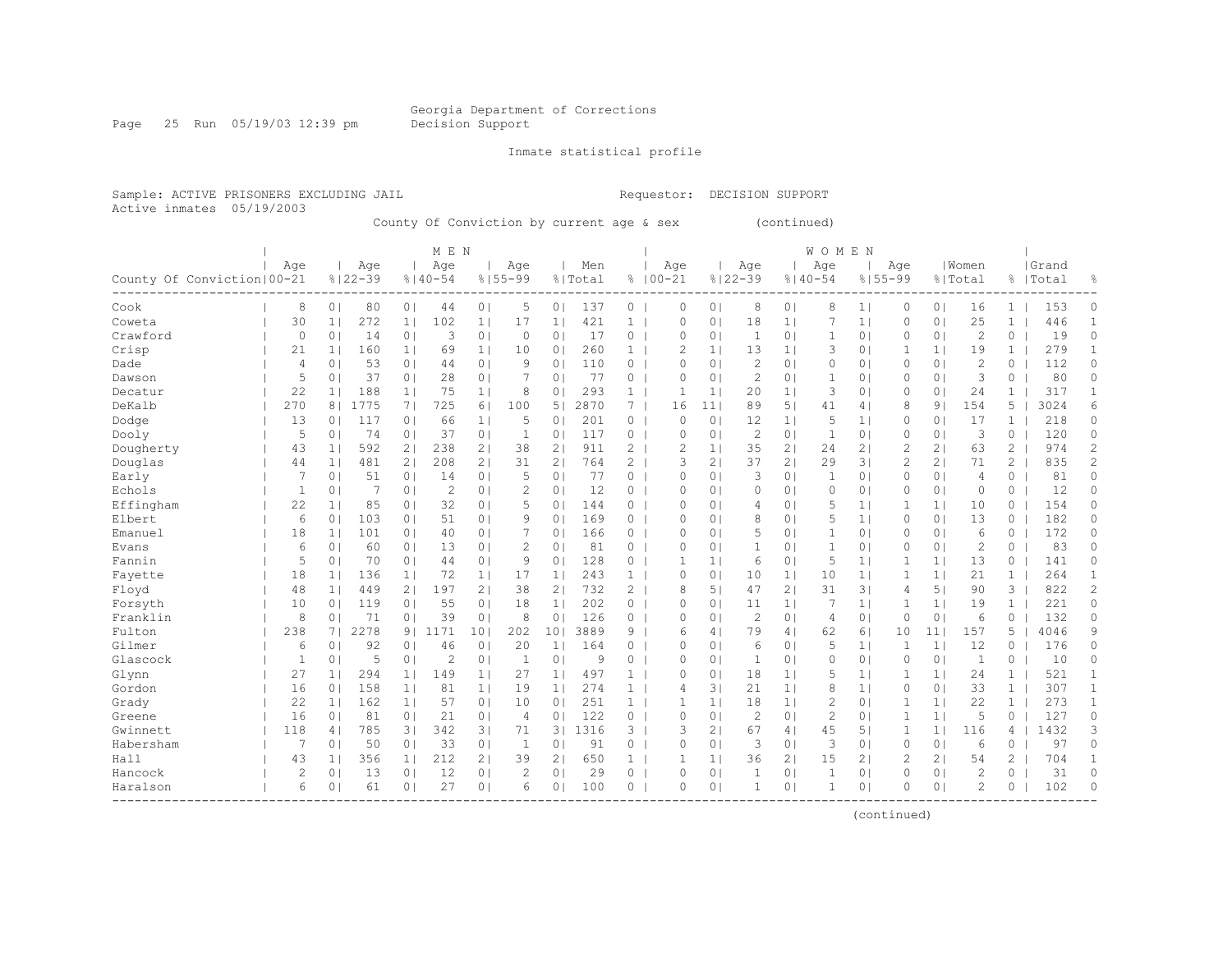Georgia Department of Corrections
Decision Support

Inmate statistical profile

Sample: ACTIVE PRISONERS EXCLUDING JAIL Requestor: DECISION SUPPORT
Active inmates 05/19/2003

County Of Conviction by current age & sex (continued)

| | MEN | | | | | | | | | | | WOMEN | | | | | | | | | | | | |
|---|---|---|---|---|---|---|---|---|---|---|---|---|---|---|---|---|---|---|---|---|---|---|---|---|
| County Of Conviction | Age 00-21 | % | Age 22-39 | % | Age 40-54 | % | Age 55-99 | % | Men Total | % | Age 00-21 | % | Age 22-39 | % | Age 40-54 | % | Age 55-99 | % | Women Total | % | Grand Total | % |
| Cook | 8 | 0 | 80 | 0 | 44 | 0 | 5 | 0 | 137 | 0 | 0 | 0 | 8 | 0 | 8 | 1 | 0 | 0 | 16 | 1 | 153 | 0 |
| Coweta | 30 | 1 | 272 | 1 | 102 | 1 | 17 | 1 | 421 | 1 | 0 | 0 | 18 | 1 | 7 | 1 | 0 | 0 | 25 | 1 | 446 | 1 |
| Crawford | 0 | 0 | 14 | 0 | 3 | 0 | 0 | 0 | 17 | 0 | 0 | 0 | 1 | 0 | 1 | 0 | 0 | 0 | 2 | 0 | 19 | 0 |
| Crisp | 21 | 1 | 160 | 1 | 69 | 1 | 10 | 0 | 260 | 1 | 2 | 1 | 13 | 1 | 3 | 0 | 1 | 1 | 19 | 1 | 279 | 1 |
| Dade | 4 | 0 | 53 | 0 | 44 | 0 | 9 | 0 | 110 | 0 | 0 | 0 | 2 | 0 | 0 | 0 | 0 | 0 | 2 | 0 | 112 | 0 |
| Dawson | 5 | 0 | 37 | 0 | 28 | 0 | 7 | 0 | 77 | 0 | 0 | 0 | 2 | 0 | 1 | 0 | 0 | 0 | 3 | 0 | 80 | 0 |
| Decatur | 22 | 1 | 188 | 1 | 75 | 1 | 8 | 0 | 293 | 1 | 1 | 1 | 20 | 1 | 3 | 0 | 0 | 0 | 24 | 1 | 317 | 1 |
| DeKalb | 270 | 8 | 1775 | 7 | 725 | 6 | 100 | 5 | 2870 | 7 | 16 | 11 | 89 | 5 | 41 | 4 | 8 | 9 | 154 | 5 | 3024 | 6 |
| Dodge | 13 | 0 | 117 | 0 | 66 | 1 | 5 | 0 | 201 | 0 | 0 | 0 | 12 | 1 | 5 | 1 | 0 | 0 | 17 | 1 | 218 | 0 |
| Dooly | 5 | 0 | 74 | 0 | 37 | 0 | 1 | 0 | 117 | 0 | 0 | 0 | 2 | 0 | 1 | 0 | 0 | 0 | 3 | 0 | 120 | 0 |
| Dougherty | 43 | 1 | 592 | 2 | 238 | 2 | 38 | 2 | 911 | 2 | 2 | 1 | 35 | 2 | 24 | 2 | 2 | 2 | 63 | 2 | 974 | 2 |
| Douglas | 44 | 1 | 481 | 2 | 208 | 2 | 31 | 2 | 764 | 2 | 3 | 2 | 37 | 2 | 29 | 3 | 2 | 2 | 71 | 2 | 835 | 2 |
| Early | 7 | 0 | 51 | 0 | 14 | 0 | 5 | 0 | 77 | 0 | 0 | 0 | 3 | 0 | 1 | 0 | 0 | 0 | 4 | 0 | 81 | 0 |
| Echols | 1 | 0 | 7 | 0 | 2 | 0 | 2 | 0 | 12 | 0 | 0 | 0 | 0 | 0 | 0 | 0 | 0 | 0 | 0 | 0 | 12 | 0 |
| Effingham | 22 | 1 | 85 | 0 | 32 | 0 | 5 | 0 | 144 | 0 | 0 | 0 | 4 | 0 | 5 | 1 | 1 | 1 | 10 | 0 | 154 | 0 |
| Elbert | 6 | 0 | 103 | 0 | 51 | 0 | 9 | 0 | 169 | 0 | 0 | 0 | 8 | 0 | 5 | 1 | 0 | 0 | 13 | 0 | 182 | 0 |
| Emanuel | 18 | 1 | 101 | 0 | 40 | 0 | 7 | 0 | 166 | 0 | 0 | 0 | 5 | 0 | 1 | 0 | 0 | 0 | 6 | 0 | 172 | 0 |
| Evans | 6 | 0 | 60 | 0 | 13 | 0 | 2 | 0 | 81 | 0 | 0 | 0 | 1 | 0 | 1 | 0 | 0 | 0 | 2 | 0 | 83 | 0 |
| Fannin | 5 | 0 | 70 | 0 | 44 | 0 | 9 | 0 | 128 | 0 | 1 | 1 | 6 | 0 | 5 | 1 | 1 | 1 | 13 | 0 | 141 | 0 |
| Fayette | 18 | 1 | 136 | 1 | 72 | 1 | 17 | 1 | 243 | 1 | 0 | 0 | 10 | 1 | 10 | 1 | 1 | 1 | 21 | 1 | 264 | 1 |
| Floyd | 48 | 1 | 449 | 2 | 197 | 2 | 38 | 2 | 732 | 2 | 8 | 5 | 47 | 2 | 31 | 3 | 4 | 5 | 90 | 3 | 822 | 2 |
| Forsyth | 10 | 0 | 119 | 0 | 55 | 0 | 18 | 1 | 202 | 0 | 0 | 0 | 11 | 1 | 7 | 1 | 1 | 1 | 19 | 1 | 221 | 0 |
| Franklin | 8 | 0 | 71 | 0 | 39 | 0 | 8 | 0 | 126 | 0 | 0 | 0 | 2 | 0 | 4 | 0 | 0 | 0 | 6 | 0 | 132 | 0 |
| Fulton | 238 | 7 | 2278 | 9 | 1171 | 10 | 202 | 10 | 3889 | 9 | 6 | 4 | 79 | 4 | 62 | 6 | 10 | 11 | 157 | 5 | 4046 | 9 |
| Gilmer | 6 | 0 | 92 | 0 | 46 | 0 | 20 | 1 | 164 | 0 | 0 | 0 | 6 | 0 | 5 | 1 | 1 | 1 | 12 | 0 | 176 | 0 |
| Glascock | 1 | 0 | 5 | 0 | 2 | 0 | 1 | 0 | 9 | 0 | 0 | 0 | 1 | 0 | 0 | 0 | 0 | 0 | 1 | 0 | 10 | 0 |
| Glynn | 27 | 1 | 294 | 1 | 149 | 1 | 27 | 1 | 497 | 1 | 0 | 0 | 18 | 1 | 5 | 1 | 1 | 1 | 24 | 1 | 521 | 1 |
| Gordon | 16 | 0 | 158 | 1 | 81 | 1 | 19 | 1 | 274 | 1 | 4 | 3 | 21 | 1 | 8 | 1 | 0 | 0 | 33 | 1 | 307 | 1 |
| Grady | 22 | 1 | 162 | 1 | 57 | 0 | 10 | 0 | 251 | 1 | 1 | 1 | 18 | 1 | 2 | 0 | 1 | 1 | 22 | 1 | 273 | 1 |
| Greene | 16 | 0 | 81 | 0 | 21 | 0 | 4 | 0 | 122 | 0 | 0 | 0 | 2 | 0 | 2 | 0 | 1 | 1 | 5 | 0 | 127 | 0 |
| Gwinnett | 118 | 4 | 785 | 3 | 342 | 3 | 71 | 3 | 1316 | 3 | 3 | 2 | 67 | 4 | 45 | 5 | 1 | 1 | 116 | 4 | 1432 | 3 |
| Habersham | 7 | 0 | 50 | 0 | 33 | 0 | 1 | 0 | 91 | 0 | 0 | 0 | 3 | 0 | 3 | 0 | 0 | 0 | 6 | 0 | 97 | 0 |
| Hall | 43 | 1 | 356 | 1 | 212 | 2 | 39 | 2 | 650 | 1 | 1 | 1 | 36 | 2 | 15 | 2 | 2 | 2 | 54 | 2 | 704 | 1 |
| Hancock | 2 | 0 | 13 | 0 | 12 | 0 | 2 | 0 | 29 | 0 | 0 | 0 | 1 | 0 | 1 | 0 | 0 | 0 | 2 | 0 | 31 | 0 |
| Haralson | 6 | 0 | 61 | 0 | 27 | 0 | 6 | 0 | 100 | 0 | 0 | 0 | 1 | 0 | 1 | 0 | 0 | 0 | 2 | 0 | 102 | 0 |

(continued)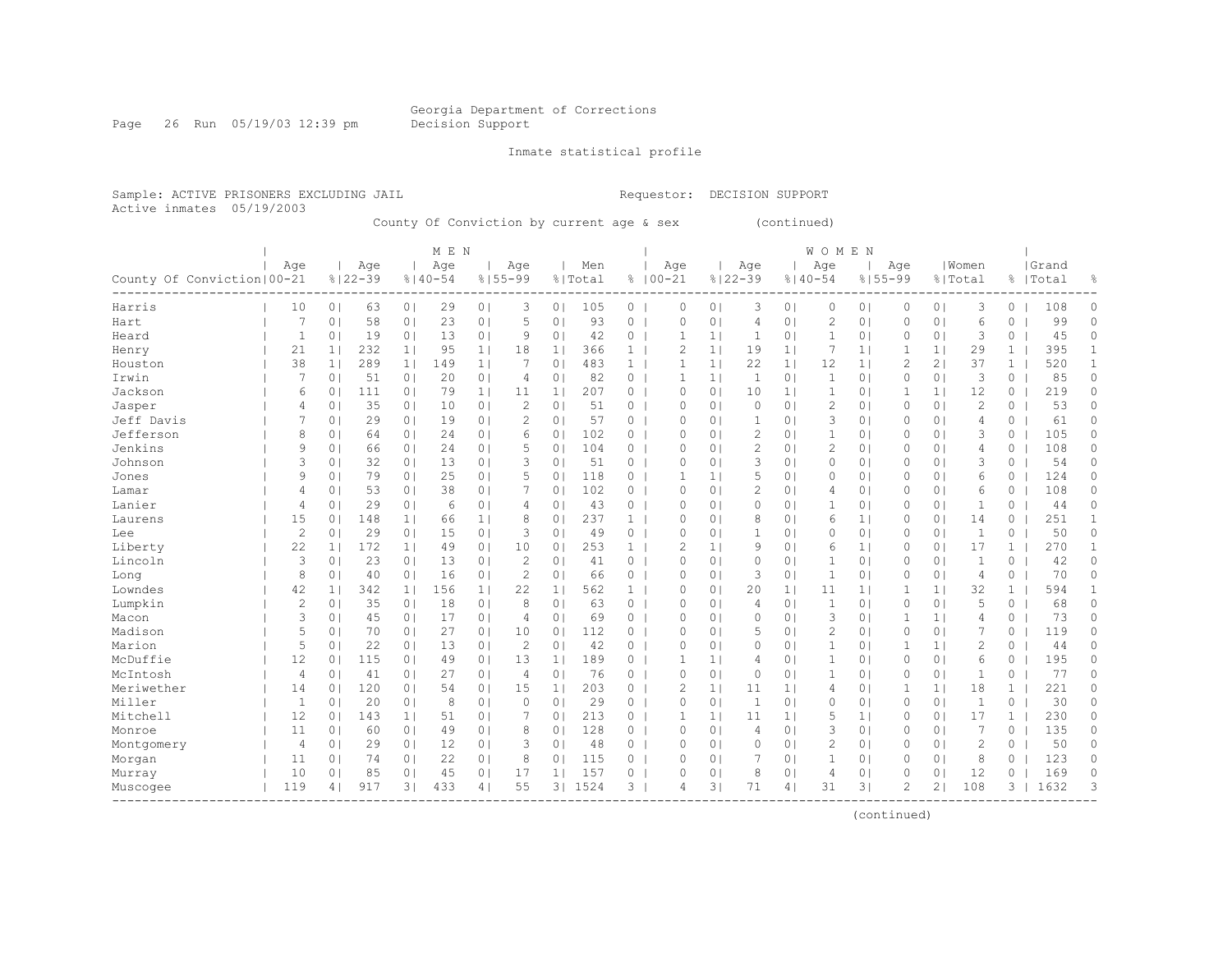Georgia Department of Corrections
Decision Support

Inmate statistical profile

Sample: ACTIVE PRISONERS EXCLUDING JAIL

Requestor: DECISION SUPPORT

Active inmates 05/19/2003

County Of Conviction by current age & sex (continued)

| County Of Conviction | MEN Age 00-21 | % | Age 22-39 | % | Age 40-54 | % | Age 55-99 | % | Men Total | % | WOMEN Age 00-21 | % | Age 22-39 | % | Age 40-54 | % | Age 55-99 | % | Women Total | % | Grand Total | % |
|---|---|---|---|---|---|---|---|---|---|---|---|---|---|---|---|---|---|---|---|---|---|---|
| Harris | 10 | 0 | 63 | 0 | 29 | 0 | 3 | 0 | 105 | 0 | 0 | 0 | 3 | 0 | 0 | 0 | 0 | 0 | 3 | 0 | 108 | 0 |
| Hart | 7 | 0 | 58 | 0 | 23 | 0 | 5 | 0 | 93 | 0 | 0 | 0 | 4 | 0 | 2 | 0 | 0 | 0 | 6 | 0 | 99 | 0 |
| Heard | 1 | 0 | 19 | 0 | 13 | 0 | 9 | 0 | 42 | 0 | 1 | 1 | 1 | 0 | 1 | 0 | 0 | 0 | 3 | 0 | 45 | 0 |
| Henry | 21 | 1 | 232 | 1 | 95 | 1 | 18 | 1 | 366 | 1 | 2 | 1 | 19 | 1 | 7 | 1 | 1 | 1 | 29 | 1 | 395 | 1 |
| Houston | 38 | 1 | 289 | 1 | 149 | 1 | 7 | 0 | 483 | 1 | 1 | 1 | 22 | 1 | 12 | 1 | 2 | 2 | 37 | 1 | 520 | 1 |
| Irwin | 7 | 0 | 51 | 0 | 20 | 0 | 4 | 0 | 82 | 0 | 1 | 1 | 1 | 0 | 1 | 0 | 0 | 0 | 3 | 0 | 85 | 0 |
| Jackson | 6 | 0 | 111 | 0 | 79 | 1 | 11 | 1 | 207 | 0 | 0 | 0 | 10 | 1 | 1 | 0 | 1 | 1 | 12 | 0 | 219 | 0 |
| Jasper | 4 | 0 | 35 | 0 | 10 | 0 | 2 | 0 | 51 | 0 | 0 | 0 | 0 | 0 | 2 | 0 | 0 | 0 | 2 | 0 | 53 | 0 |
| Jeff Davis | 7 | 0 | 29 | 0 | 19 | 0 | 2 | 0 | 57 | 0 | 0 | 0 | 1 | 0 | 3 | 0 | 0 | 0 | 4 | 0 | 61 | 0 |
| Jefferson | 8 | 0 | 64 | 0 | 24 | 0 | 6 | 0 | 102 | 0 | 0 | 0 | 2 | 0 | 1 | 0 | 0 | 0 | 3 | 0 | 105 | 0 |
| Jenkins | 9 | 0 | 66 | 0 | 24 | 0 | 5 | 0 | 104 | 0 | 0 | 0 | 2 | 0 | 2 | 0 | 0 | 0 | 4 | 0 | 108 | 0 |
| Johnson | 3 | 0 | 32 | 0 | 13 | 0 | 3 | 0 | 51 | 0 | 0 | 0 | 3 | 0 | 0 | 0 | 0 | 0 | 3 | 0 | 54 | 0 |
| Jones | 9 | 0 | 79 | 0 | 25 | 0 | 5 | 0 | 118 | 0 | 1 | 1 | 5 | 0 | 0 | 0 | 0 | 0 | 6 | 0 | 124 | 0 |
| Lamar | 4 | 0 | 53 | 0 | 38 | 0 | 7 | 0 | 102 | 0 | 0 | 0 | 2 | 0 | 4 | 0 | 0 | 0 | 6 | 0 | 108 | 0 |
| Lanier | 4 | 0 | 29 | 0 | 6 | 0 | 4 | 0 | 43 | 0 | 0 | 0 | 0 | 0 | 1 | 0 | 0 | 0 | 1 | 0 | 44 | 0 |
| Laurens | 15 | 0 | 148 | 1 | 66 | 1 | 8 | 0 | 237 | 1 | 0 | 0 | 8 | 0 | 6 | 1 | 0 | 0 | 14 | 0 | 251 | 1 |
| Lee | 2 | 0 | 29 | 0 | 15 | 0 | 3 | 0 | 49 | 0 | 0 | 0 | 1 | 0 | 0 | 0 | 0 | 0 | 1 | 0 | 50 | 0 |
| Liberty | 22 | 1 | 172 | 1 | 49 | 0 | 10 | 0 | 253 | 1 | 2 | 1 | 9 | 0 | 6 | 1 | 0 | 0 | 17 | 1 | 270 | 1 |
| Lincoln | 3 | 0 | 23 | 0 | 13 | 0 | 2 | 0 | 41 | 0 | 0 | 0 | 0 | 0 | 1 | 0 | 0 | 0 | 1 | 0 | 42 | 0 |
| Long | 8 | 0 | 40 | 0 | 16 | 0 | 2 | 0 | 66 | 0 | 0 | 0 | 3 | 0 | 1 | 0 | 0 | 0 | 4 | 0 | 70 | 0 |
| Lowndes | 42 | 1 | 342 | 1 | 156 | 1 | 22 | 1 | 562 | 1 | 0 | 0 | 20 | 1 | 11 | 1 | 1 | 1 | 32 | 1 | 594 | 1 |
| Lumpkin | 2 | 0 | 35 | 0 | 18 | 0 | 8 | 0 | 63 | 0 | 0 | 0 | 4 | 0 | 1 | 0 | 0 | 0 | 5 | 0 | 68 | 0 |
| Macon | 3 | 0 | 45 | 0 | 17 | 0 | 4 | 0 | 69 | 0 | 0 | 0 | 0 | 0 | 3 | 0 | 1 | 1 | 4 | 0 | 73 | 0 |
| Madison | 5 | 0 | 70 | 0 | 27 | 0 | 10 | 0 | 112 | 0 | 0 | 0 | 5 | 0 | 2 | 0 | 0 | 0 | 7 | 0 | 119 | 0 |
| Marion | 5 | 0 | 22 | 0 | 13 | 0 | 2 | 0 | 42 | 0 | 0 | 0 | 0 | 0 | 1 | 0 | 1 | 1 | 2 | 0 | 44 | 0 |
| McDuffie | 12 | 0 | 115 | 0 | 49 | 0 | 13 | 1 | 189 | 0 | 1 | 1 | 4 | 0 | 1 | 0 | 0 | 0 | 6 | 0 | 195 | 0 |
| McIntosh | 4 | 0 | 41 | 0 | 27 | 0 | 4 | 0 | 76 | 0 | 0 | 0 | 0 | 0 | 1 | 0 | 0 | 0 | 1 | 0 | 77 | 0 |
| Meriwether | 14 | 0 | 120 | 0 | 54 | 0 | 15 | 1 | 203 | 0 | 2 | 1 | 11 | 1 | 4 | 0 | 1 | 1 | 18 | 1 | 221 | 0 |
| Miller | 1 | 0 | 20 | 0 | 8 | 0 | 0 | 0 | 29 | 0 | 0 | 0 | 1 | 0 | 0 | 0 | 0 | 0 | 1 | 0 | 30 | 0 |
| Mitchell | 12 | 0 | 143 | 1 | 51 | 0 | 7 | 0 | 213 | 0 | 1 | 1 | 11 | 1 | 5 | 1 | 0 | 0 | 17 | 1 | 230 | 0 |
| Monroe | 11 | 0 | 60 | 0 | 49 | 0 | 8 | 0 | 128 | 0 | 0 | 0 | 4 | 0 | 3 | 0 | 0 | 0 | 7 | 0 | 135 | 0 |
| Montgomery | 4 | 0 | 29 | 0 | 12 | 0 | 3 | 0 | 48 | 0 | 0 | 0 | 0 | 0 | 2 | 0 | 0 | 0 | 2 | 0 | 50 | 0 |
| Morgan | 11 | 0 | 74 | 0 | 22 | 0 | 8 | 0 | 115 | 0 | 0 | 0 | 7 | 0 | 1 | 0 | 0 | 0 | 8 | 0 | 123 | 0 |
| Murray | 10 | 0 | 85 | 0 | 45 | 0 | 17 | 1 | 157 | 0 | 0 | 0 | 8 | 0 | 4 | 0 | 0 | 0 | 12 | 0 | 169 | 0 |
| Muscogee | 119 | 4 | 917 | 3 | 433 | 4 | 55 | 3 | 1524 | 3 | 4 | 3 | 71 | 4 | 31 | 3 | 2 | 2 | 108 | 3 | 1632 | 3 |

(continued)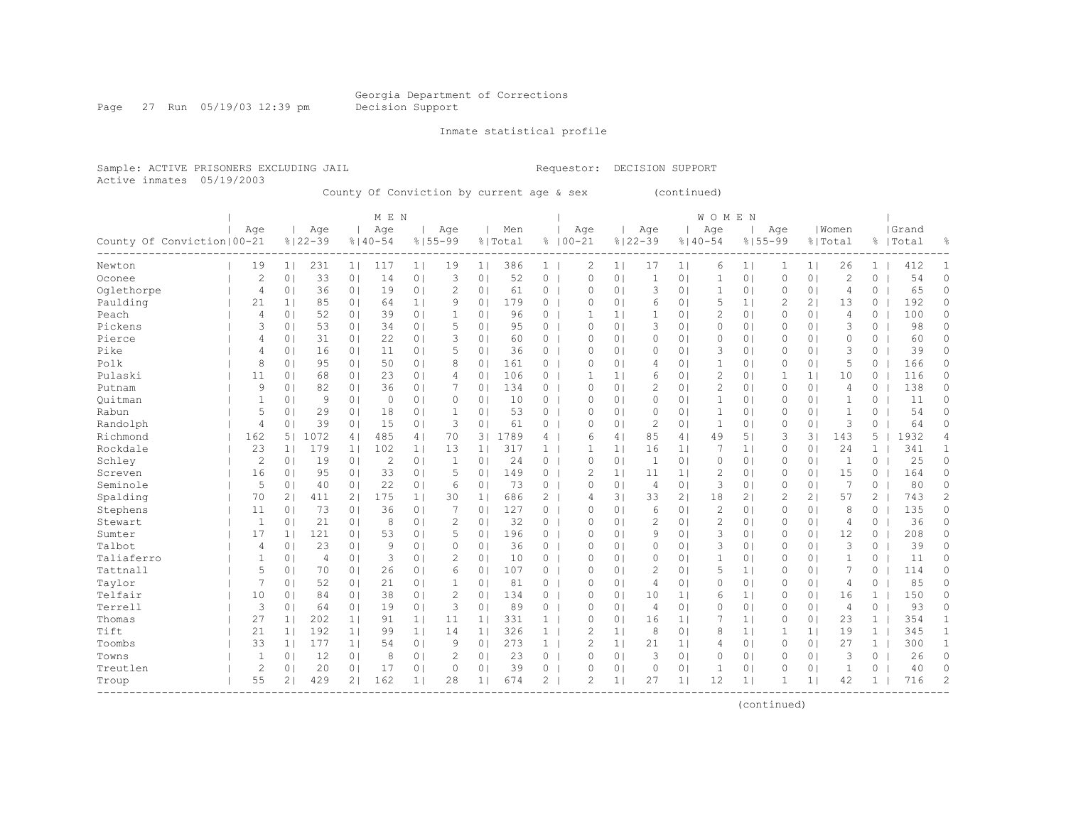Georgia Department of Corrections
Decision Support

Inmate statistical profile

Sample: ACTIVE PRISONERS EXCLUDING JAIL    Requestor: DECISION SUPPORT
Active inmates 05/19/2003

County Of Conviction by current age & sex (continued)

| County Of Conviction | MEN Age 00-21 | % | Age 22-39 | % | Age 40-54 | % | Age 55-99 | % | Men Total | % | WOMEN Age 00-21 | % | Age 22-39 | % | Age 40-54 | % | Age 55-99 | % | Women Total | % | Grand Total | % |
|---|---|---|---|---|---|---|---|---|---|---|---|---|---|---|---|---|---|---|---|---|---|---|
| Newton | 19 | 1 | 231 | 1 | 117 | 1 | 19 | 1 | 386 | 1 | 2 | 1 | 17 | 1 | 6 | 1 | 1 | 1 | 26 | 1 | 412 | 1 |
| Oconee | 2 | 0 | 33 | 0 | 14 | 0 | 3 | 0 | 52 | 0 | 0 | 0 | 1 | 0 | 1 | 0 | 0 | 0 | 2 | 0 | 54 | 0 |
| Oglethorpe | 4 | 0 | 36 | 0 | 19 | 0 | 2 | 0 | 61 | 0 | 0 | 0 | 3 | 0 | 1 | 0 | 0 | 0 | 4 | 0 | 65 | 0 |
| Paulding | 21 | 1 | 85 | 0 | 64 | 1 | 9 | 0 | 179 | 0 | 0 | 0 | 6 | 0 | 5 | 1 | 2 | 2 | 13 | 0 | 192 | 0 |
| Peach | 4 | 0 | 52 | 0 | 39 | 0 | 1 | 0 | 96 | 0 | 1 | 1 | 1 | 0 | 2 | 0 | 0 | 0 | 4 | 0 | 100 | 0 |
| Pickens | 3 | 0 | 53 | 0 | 34 | 0 | 5 | 0 | 95 | 0 | 0 | 0 | 3 | 0 | 0 | 0 | 0 | 0 | 3 | 0 | 98 | 0 |
| Pierce | 4 | 0 | 31 | 0 | 22 | 0 | 3 | 0 | 60 | 0 | 0 | 0 | 0 | 0 | 0 | 0 | 0 | 0 | 0 | 0 | 60 | 0 |
| Pike | 4 | 0 | 16 | 0 | 11 | 0 | 5 | 0 | 36 | 0 | 0 | 0 | 0 | 0 | 3 | 0 | 0 | 0 | 3 | 0 | 39 | 0 |
| Polk | 8 | 0 | 95 | 0 | 50 | 0 | 8 | 0 | 161 | 0 | 0 | 0 | 4 | 0 | 1 | 0 | 0 | 0 | 5 | 0 | 166 | 0 |
| Pulaski | 11 | 0 | 68 | 0 | 23 | 0 | 4 | 0 | 106 | 0 | 1 | 1 | 6 | 0 | 2 | 0 | 1 | 1 | 10 | 0 | 116 | 0 |
| Putnam | 9 | 0 | 82 | 0 | 36 | 0 | 7 | 0 | 134 | 0 | 0 | 0 | 2 | 0 | 2 | 0 | 0 | 0 | 4 | 0 | 138 | 0 |
| Quitman | 1 | 0 | 9 | 0 | 0 | 0 | 0 | 0 | 10 | 0 | 0 | 0 | 0 | 0 | 1 | 0 | 0 | 0 | 1 | 0 | 11 | 0 |
| Rabun | 5 | 0 | 29 | 0 | 18 | 0 | 1 | 0 | 53 | 0 | 0 | 0 | 0 | 0 | 1 | 0 | 0 | 0 | 1 | 0 | 54 | 0 |
| Randolph | 4 | 0 | 39 | 0 | 15 | 0 | 3 | 0 | 61 | 0 | 0 | 0 | 2 | 0 | 1 | 0 | 0 | 0 | 3 | 0 | 64 | 0 |
| Richmond | 162 | 5 | 1072 | 4 | 485 | 4 | 70 | 3 | 1789 | 4 | 6 | 4 | 85 | 4 | 49 | 5 | 3 | 3 | 143 | 5 | 1932 | 4 |
| Rockdale | 23 | 1 | 179 | 1 | 102 | 1 | 13 | 1 | 317 | 1 | 1 | 1 | 16 | 1 | 7 | 1 | 0 | 0 | 24 | 1 | 341 | 1 |
| Schley | 2 | 0 | 19 | 0 | 2 | 0 | 1 | 0 | 24 | 0 | 0 | 0 | 1 | 0 | 0 | 0 | 0 | 0 | 1 | 0 | 25 | 0 |
| Screven | 16 | 0 | 95 | 0 | 33 | 0 | 5 | 0 | 149 | 0 | 2 | 1 | 11 | 1 | 2 | 0 | 0 | 0 | 15 | 0 | 164 | 0 |
| Seminole | 5 | 0 | 40 | 0 | 22 | 0 | 6 | 0 | 73 | 0 | 0 | 0 | 4 | 0 | 3 | 0 | 0 | 0 | 7 | 0 | 80 | 0 |
| Spalding | 70 | 2 | 411 | 2 | 175 | 1 | 30 | 1 | 686 | 2 | 4 | 3 | 33 | 2 | 18 | 2 | 2 | 2 | 57 | 2 | 743 | 2 |
| Stephens | 11 | 0 | 73 | 0 | 36 | 0 | 7 | 0 | 127 | 0 | 0 | 0 | 6 | 0 | 2 | 0 | 0 | 0 | 8 | 0 | 135 | 0 |
| Stewart | 1 | 0 | 21 | 0 | 8 | 0 | 2 | 0 | 32 | 0 | 0 | 0 | 2 | 0 | 2 | 0 | 0 | 0 | 4 | 0 | 36 | 0 |
| Sumter | 17 | 1 | 121 | 0 | 53 | 0 | 5 | 0 | 196 | 0 | 0 | 0 | 9 | 0 | 3 | 0 | 0 | 0 | 12 | 0 | 208 | 0 |
| Talbot | 4 | 0 | 23 | 0 | 9 | 0 | 0 | 0 | 36 | 0 | 0 | 0 | 0 | 0 | 3 | 0 | 0 | 0 | 3 | 0 | 39 | 0 |
| Taliaferro | 1 | 0 | 4 | 0 | 3 | 0 | 2 | 0 | 10 | 0 | 0 | 0 | 0 | 0 | 1 | 0 | 0 | 0 | 1 | 0 | 11 | 0 |
| Tattnall | 5 | 0 | 70 | 0 | 26 | 0 | 6 | 0 | 107 | 0 | 0 | 0 | 2 | 0 | 5 | 1 | 0 | 0 | 7 | 0 | 114 | 0 |
| Taylor | 7 | 0 | 52 | 0 | 21 | 0 | 1 | 0 | 81 | 0 | 0 | 0 | 4 | 0 | 0 | 0 | 0 | 0 | 4 | 0 | 85 | 0 |
| Telfair | 10 | 0 | 84 | 0 | 38 | 0 | 2 | 0 | 134 | 0 | 0 | 0 | 10 | 1 | 6 | 1 | 0 | 0 | 16 | 1 | 150 | 0 |
| Terrell | 3 | 0 | 64 | 0 | 19 | 0 | 3 | 0 | 89 | 0 | 0 | 0 | 4 | 0 | 0 | 0 | 0 | 0 | 4 | 0 | 93 | 0 |
| Thomas | 27 | 1 | 202 | 1 | 91 | 1 | 11 | 1 | 331 | 1 | 0 | 0 | 16 | 1 | 7 | 1 | 0 | 0 | 23 | 1 | 354 | 1 |
| Tift | 21 | 1 | 192 | 1 | 99 | 1 | 14 | 1 | 326 | 1 | 2 | 1 | 8 | 0 | 8 | 1 | 1 | 1 | 19 | 1 | 345 | 1 |
| Toombs | 33 | 1 | 177 | 1 | 54 | 0 | 9 | 0 | 273 | 1 | 2 | 1 | 21 | 1 | 4 | 0 | 0 | 0 | 27 | 1 | 300 | 1 |
| Towns | 1 | 0 | 12 | 0 | 8 | 0 | 2 | 0 | 23 | 0 | 0 | 0 | 3 | 0 | 0 | 0 | 0 | 0 | 3 | 0 | 26 | 0 |
| Treutlen | 2 | 0 | 20 | 0 | 17 | 0 | 0 | 0 | 39 | 0 | 0 | 0 | 0 | 0 | 1 | 0 | 0 | 0 | 1 | 0 | 40 | 0 |
| Troup | 55 | 2 | 429 | 2 | 162 | 1 | 28 | 1 | 674 | 2 | 2 | 1 | 27 | 1 | 12 | 1 | 1 | 1 | 42 | 1 | 716 | 2 |

(continued)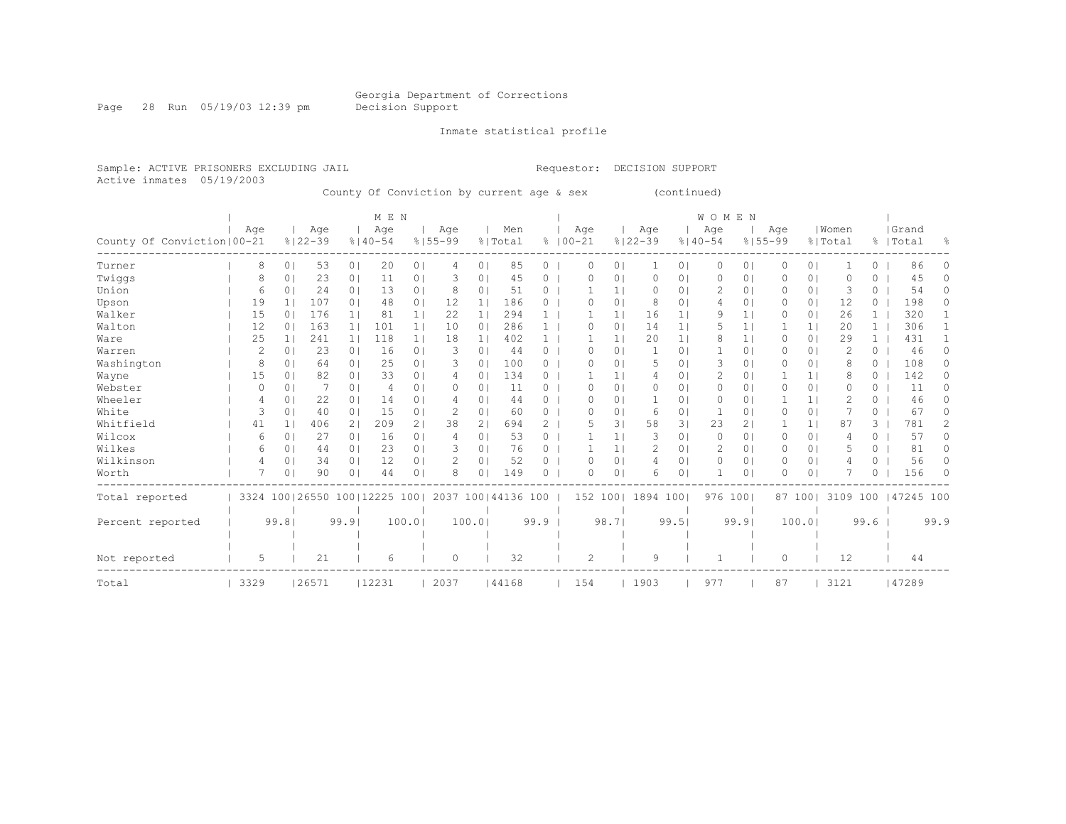Georgia Department of Corrections
Decision Support

Inmate statistical profile

Sample: ACTIVE PRISONERS EXCLUDING JAIL
Active inmates 05/19/2003

Requestor: DECISION SUPPORT

County Of Conviction by current age & sex (continued)

| County Of Conviction | MEN Age 00-21 | % | Age 22-39 | % | Age 40-54 | % | Age 55-99 | % | Men Total | % | WOMEN Age 00-21 | % | Age 22-39 | % | Age 40-54 | % | Age 55-99 | % | Women Total | % | Grand Total | % |
|---|---|---|---|---|---|---|---|---|---|---|---|---|---|---|---|---|---|---|---|---|---|---|
| Turner | 8 | 0 | 53 | 0 | 20 | 0 | 4 | 0 | 85 | 0 | 0 | 0 | 1 | 0 | 0 | 0 | 0 | 0 | 1 | 0 | 86 | 0 |
| Twiggs | 8 | 0 | 23 | 0 | 11 | 0 | 3 | 0 | 45 | 0 | 0 | 0 | 0 | 0 | 0 | 0 | 0 | 0 | 0 | 0 | 45 | 0 |
| Union | 6 | 0 | 24 | 0 | 13 | 0 | 8 | 0 | 51 | 0 | 1 | 1 | 0 | 0 | 2 | 0 | 0 | 0 | 3 | 0 | 54 | 0 |
| Upson | 19 | 1 | 107 | 0 | 48 | 0 | 12 | 1 | 186 | 0 | 0 | 0 | 8 | 0 | 4 | 0 | 0 | 0 | 12 | 0 | 198 | 0 |
| Walker | 15 | 0 | 176 | 1 | 81 | 1 | 22 | 1 | 294 | 1 | 1 | 1 | 16 | 1 | 9 | 1 | 0 | 0 | 26 | 1 | 320 | 1 |
| Walton | 12 | 0 | 163 | 1 | 101 | 1 | 10 | 0 | 286 | 1 | 0 | 0 | 14 | 1 | 5 | 1 | 1 | 1 | 20 | 1 | 306 | 1 |
| Ware | 25 | 1 | 241 | 1 | 118 | 1 | 18 | 1 | 402 | 1 | 1 | 1 | 20 | 1 | 8 | 1 | 0 | 0 | 29 | 1 | 431 | 1 |
| Warren | 2 | 0 | 23 | 0 | 16 | 0 | 3 | 0 | 44 | 0 | 0 | 0 | 1 | 0 | 1 | 0 | 0 | 0 | 2 | 0 | 46 | 0 |
| Washington | 8 | 0 | 64 | 0 | 25 | 0 | 3 | 0 | 100 | 0 | 0 | 0 | 5 | 0 | 3 | 0 | 0 | 0 | 8 | 0 | 108 | 0 |
| Wayne | 15 | 0 | 82 | 0 | 33 | 0 | 4 | 0 | 134 | 0 | 1 | 1 | 4 | 0 | 2 | 0 | 1 | 1 | 8 | 0 | 142 | 0 |
| Webster | 0 | 0 | 7 | 0 | 4 | 0 | 0 | 0 | 11 | 0 | 0 | 0 | 0 | 0 | 0 | 0 | 0 | 0 | 0 | 0 | 11 | 0 |
| Wheeler | 4 | 0 | 22 | 0 | 14 | 0 | 4 | 0 | 44 | 0 | 0 | 0 | 1 | 0 | 0 | 0 | 1 | 1 | 2 | 0 | 46 | 0 |
| White | 3 | 0 | 40 | 0 | 15 | 0 | 2 | 0 | 60 | 0 | 0 | 0 | 6 | 0 | 1 | 0 | 0 | 0 | 7 | 0 | 67 | 0 |
| Whitfield | 41 | 1 | 406 | 2 | 209 | 2 | 38 | 2 | 694 | 2 | 5 | 3 | 58 | 3 | 23 | 2 | 1 | 1 | 87 | 3 | 781 | 2 |
| Wilcox | 6 | 0 | 27 | 0 | 16 | 0 | 4 | 0 | 53 | 0 | 1 | 1 | 3 | 0 | 0 | 0 | 0 | 0 | 4 | 0 | 57 | 0 |
| Wilkes | 6 | 0 | 44 | 0 | 23 | 0 | 3 | 0 | 76 | 0 | 1 | 1 | 2 | 0 | 2 | 0 | 0 | 0 | 5 | 0 | 81 | 0 |
| Wilkinson | 4 | 0 | 34 | 0 | 12 | 0 | 2 | 0 | 52 | 0 | 0 | 0 | 4 | 0 | 0 | 0 | 0 | 0 | 4 | 0 | 56 | 0 |
| Worth | 7 | 0 | 90 | 0 | 44 | 0 | 8 | 0 | 149 | 0 | 0 | 0 | 6 | 0 | 1 | 0 | 0 | 0 | 7 | 0 | 156 | 0 |
| Total reported | 3324 | 100 | 26550 | 100 | 12225 | 100 | 2037 | 100 | 44136 | 100 | 152 | 100 | 1894 | 100 | 976 | 100 | 87 | 100 | 3109 | 100 | 47245 | 100 |
| Percent reported | | 99.8 | | 99.9 | | 100.0 | | 100.0 | | 99.9 | | 98.7 | | 99.5 | | 99.9 | | 100.0 | | 99.6 | | 99.9 |
| Not reported | 5 | | 21 | | 6 | | 0 | | 32 | | 2 | | 9 | | 1 | | 0 | | 12 | | 44 | |
| Total | 3329 | | 26571 | | 12231 | | 2037 | | 44168 | | 154 | | 1903 | | 977 | | 87 | | 3121 | | 47289 | |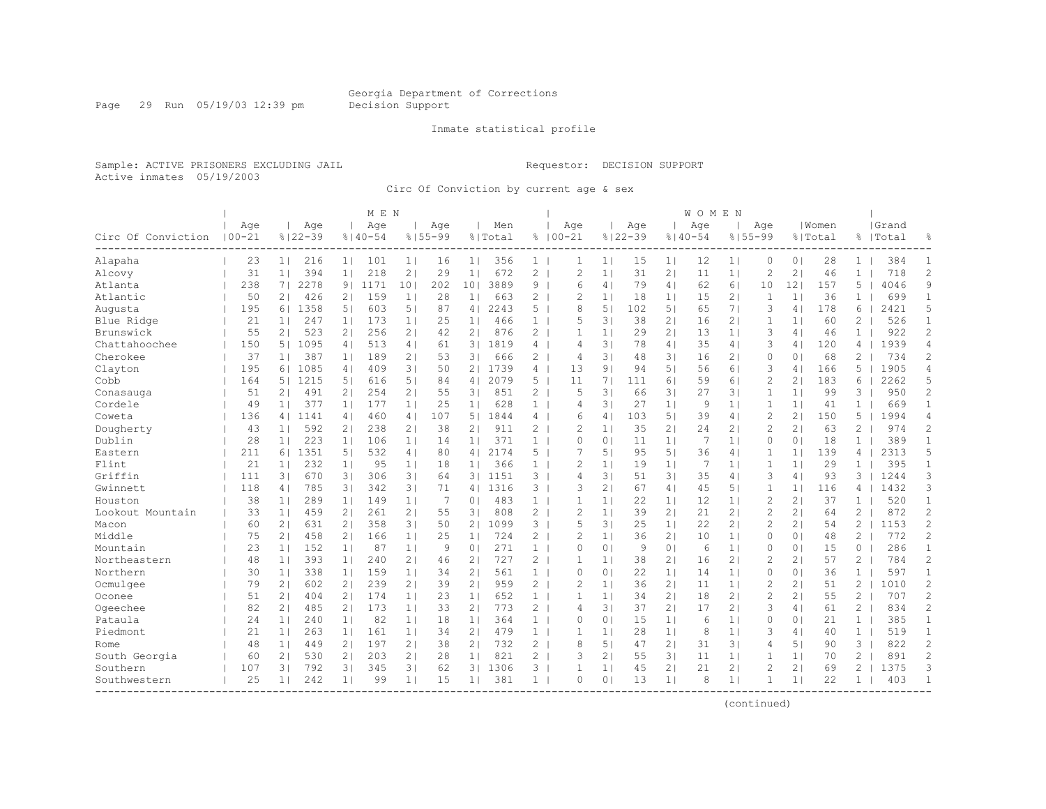Georgia Department of Corrections
Decision Support

Inmate statistical profile

Sample: ACTIVE PRISONERS EXCLUDING JAIL
Active inmates 05/19/2003

Requestor: DECISION SUPPORT

Circ Of Conviction by current age & sex

| | MEN | | | | | | | | | | WOMEN | | | | | | | | | | | |
|---|---|---|---|---|---|---|---|---|---|---|---|---|---|---|---|---|---|---|---|---|---|---|
| Circ Of Conviction | Age 00-21 | % | Age 22-39 | % | Age 40-54 | % | Age 55-99 | % | Men Total | % | Age 00-21 | % | Age 22-39 | % | Age 40-54 | % | Age 55-99 | % | Women Total | % | Grand Total | % |
| Alapaha | 23 | 1 | 216 | 1 | 101 | 1 | 16 | 1 | 356 | 1 | 1 | 1 | 15 | 1 | 12 | 1 | 0 | 0 | 28 | 1 | 384 | 1 |
| Alcovy | 31 | 1 | 394 | 1 | 218 | 2 | 29 | 1 | 672 | 2 | 2 | 1 | 31 | 2 | 11 | 1 | 2 | 2 | 46 | 1 | 718 | 2 |
| Atlanta | 238 | 7 | 2278 | 9 | 1171 | 10 | 202 | 10 | 3889 | 9 | 6 | 4 | 79 | 4 | 62 | 6 | 10 | 12 | 157 | 5 | 4046 | 9 |
| Atlantic | 50 | 2 | 426 | 2 | 159 | 1 | 28 | 1 | 663 | 2 | 2 | 1 | 18 | 1 | 15 | 2 | 1 | 1 | 36 | 1 | 699 | 1 |
| Augusta | 195 | 6 | 1358 | 5 | 603 | 5 | 87 | 4 | 2243 | 5 | 8 | 5 | 102 | 5 | 65 | 7 | 3 | 4 | 178 | 6 | 2421 | 5 |
| Blue Ridge | 21 | 1 | 247 | 1 | 173 | 1 | 25 | 1 | 466 | 1 | 5 | 3 | 38 | 2 | 16 | 2 | 1 | 1 | 60 | 2 | 526 | 1 |
| Brunswick | 55 | 2 | 523 | 2 | 256 | 2 | 42 | 2 | 876 | 2 | 1 | 1 | 29 | 2 | 13 | 1 | 3 | 4 | 46 | 1 | 922 | 2 |
| Chattahoochee | 150 | 5 | 1095 | 4 | 513 | 4 | 61 | 3 | 1819 | 4 | 4 | 3 | 78 | 4 | 35 | 4 | 3 | 4 | 120 | 4 | 1939 | 4 |
| Cherokee | 37 | 1 | 387 | 1 | 189 | 2 | 53 | 3 | 666 | 2 | 4 | 3 | 48 | 3 | 16 | 2 | 0 | 0 | 68 | 2 | 734 | 2 |
| Clayton | 195 | 6 | 1085 | 4 | 409 | 3 | 50 | 2 | 1739 | 4 | 13 | 9 | 94 | 5 | 56 | 6 | 3 | 4 | 166 | 5 | 1905 | 4 |
| Cobb | 164 | 5 | 1215 | 5 | 616 | 5 | 84 | 4 | 2079 | 5 | 11 | 7 | 111 | 6 | 59 | 6 | 2 | 2 | 183 | 6 | 2262 | 5 |
| Conasauga | 51 | 2 | 491 | 2 | 254 | 2 | 55 | 3 | 851 | 2 | 5 | 3 | 66 | 3 | 27 | 3 | 1 | 1 | 99 | 3 | 950 | 2 |
| Cordele | 49 | 1 | 377 | 1 | 177 | 1 | 25 | 1 | 628 | 1 | 4 | 3 | 27 | 1 | 9 | 1 | 1 | 1 | 41 | 1 | 669 | 1 |
| Coweta | 136 | 4 | 1141 | 4 | 460 | 4 | 107 | 5 | 1844 | 4 | 6 | 4 | 103 | 5 | 39 | 4 | 2 | 2 | 150 | 5 | 1994 | 4 |
| Dougherty | 43 | 1 | 592 | 2 | 238 | 2 | 38 | 2 | 911 | 2 | 2 | 1 | 35 | 2 | 24 | 2 | 2 | 2 | 63 | 2 | 974 | 2 |
| Dublin | 28 | 1 | 223 | 1 | 106 | 1 | 14 | 1 | 371 | 1 | 0 | 0 | 11 | 1 | 7 | 1 | 0 | 0 | 18 | 1 | 389 | 1 |
| Eastern | 211 | 6 | 1351 | 5 | 532 | 4 | 80 | 4 | 2174 | 5 | 7 | 5 | 95 | 5 | 36 | 4 | 1 | 1 | 139 | 4 | 2313 | 5 |
| Flint | 21 | 1 | 232 | 1 | 95 | 1 | 18 | 1 | 366 | 1 | 2 | 1 | 19 | 1 | 7 | 1 | 1 | 1 | 29 | 1 | 395 | 1 |
| Griffin | 111 | 3 | 670 | 3 | 306 | 3 | 64 | 3 | 1151 | 3 | 4 | 3 | 51 | 3 | 35 | 4 | 3 | 4 | 93 | 3 | 1244 | 3 |
| Gwinnett | 118 | 4 | 785 | 3 | 342 | 3 | 71 | 4 | 1316 | 3 | 3 | 2 | 67 | 4 | 45 | 5 | 1 | 1 | 116 | 4 | 1432 | 3 |
| Houston | 38 | 1 | 289 | 1 | 149 | 1 | 7 | 0 | 483 | 1 | 1 | 1 | 22 | 1 | 12 | 1 | 2 | 2 | 37 | 1 | 520 | 1 |
| Lookout Mountain | 33 | 1 | 459 | 2 | 261 | 2 | 55 | 3 | 808 | 2 | 2 | 1 | 39 | 2 | 21 | 2 | 2 | 2 | 64 | 2 | 872 | 2 |
| Macon | 60 | 2 | 631 | 2 | 358 | 3 | 50 | 2 | 1099 | 3 | 5 | 3 | 25 | 1 | 22 | 2 | 2 | 2 | 54 | 2 | 1153 | 2 |
| Middle | 75 | 2 | 458 | 2 | 166 | 1 | 25 | 1 | 724 | 2 | 2 | 1 | 36 | 2 | 10 | 1 | 0 | 0 | 48 | 2 | 772 | 2 |
| Mountain | 23 | 1 | 152 | 1 | 87 | 1 | 9 | 0 | 271 | 1 | 0 | 0 | 9 | 0 | 6 | 1 | 0 | 0 | 15 | 0 | 286 | 1 |
| Northeastern | 48 | 1 | 393 | 1 | 240 | 2 | 46 | 2 | 727 | 2 | 1 | 1 | 38 | 2 | 16 | 2 | 2 | 2 | 57 | 2 | 784 | 2 |
| Northern | 30 | 1 | 338 | 1 | 159 | 1 | 34 | 2 | 561 | 1 | 0 | 0 | 22 | 1 | 14 | 1 | 0 | 0 | 36 | 1 | 597 | 1 |
| Ocmulgee | 79 | 2 | 602 | 2 | 239 | 2 | 39 | 2 | 959 | 2 | 2 | 1 | 36 | 2 | 11 | 1 | 2 | 2 | 51 | 2 | 1010 | 2 |
| Oconee | 51 | 2 | 404 | 2 | 174 | 1 | 23 | 1 | 652 | 1 | 1 | 1 | 34 | 2 | 18 | 2 | 2 | 2 | 55 | 2 | 707 | 2 |
| Ogeechee | 82 | 2 | 485 | 2 | 173 | 1 | 33 | 2 | 773 | 2 | 4 | 3 | 37 | 2 | 17 | 2 | 3 | 4 | 61 | 2 | 834 | 2 |
| Pataula | 24 | 1 | 240 | 1 | 82 | 1 | 18 | 1 | 364 | 1 | 0 | 0 | 15 | 1 | 6 | 1 | 0 | 0 | 21 | 1 | 385 | 1 |
| Piedmont | 21 | 1 | 263 | 1 | 161 | 1 | 34 | 2 | 479 | 1 | 1 | 1 | 28 | 1 | 8 | 1 | 3 | 4 | 40 | 1 | 519 | 1 |
| Rome | 48 | 1 | 449 | 2 | 197 | 2 | 38 | 2 | 732 | 2 | 8 | 5 | 47 | 2 | 31 | 3 | 4 | 5 | 90 | 3 | 822 | 2 |
| South Georgia | 60 | 2 | 530 | 2 | 203 | 2 | 28 | 1 | 821 | 2 | 3 | 2 | 55 | 3 | 11 | 1 | 1 | 1 | 70 | 2 | 891 | 2 |
| Southern | 107 | 3 | 792 | 3 | 345 | 3 | 62 | 3 | 1306 | 3 | 1 | 1 | 45 | 2 | 21 | 2 | 2 | 2 | 69 | 2 | 1375 | 3 |
| Southwestern | 25 | 1 | 242 | 1 | 99 | 1 | 15 | 1 | 381 | 1 | 0 | 0 | 13 | 1 | 8 | 1 | 1 | 1 | 22 | 1 | 403 | 1 |

(continued)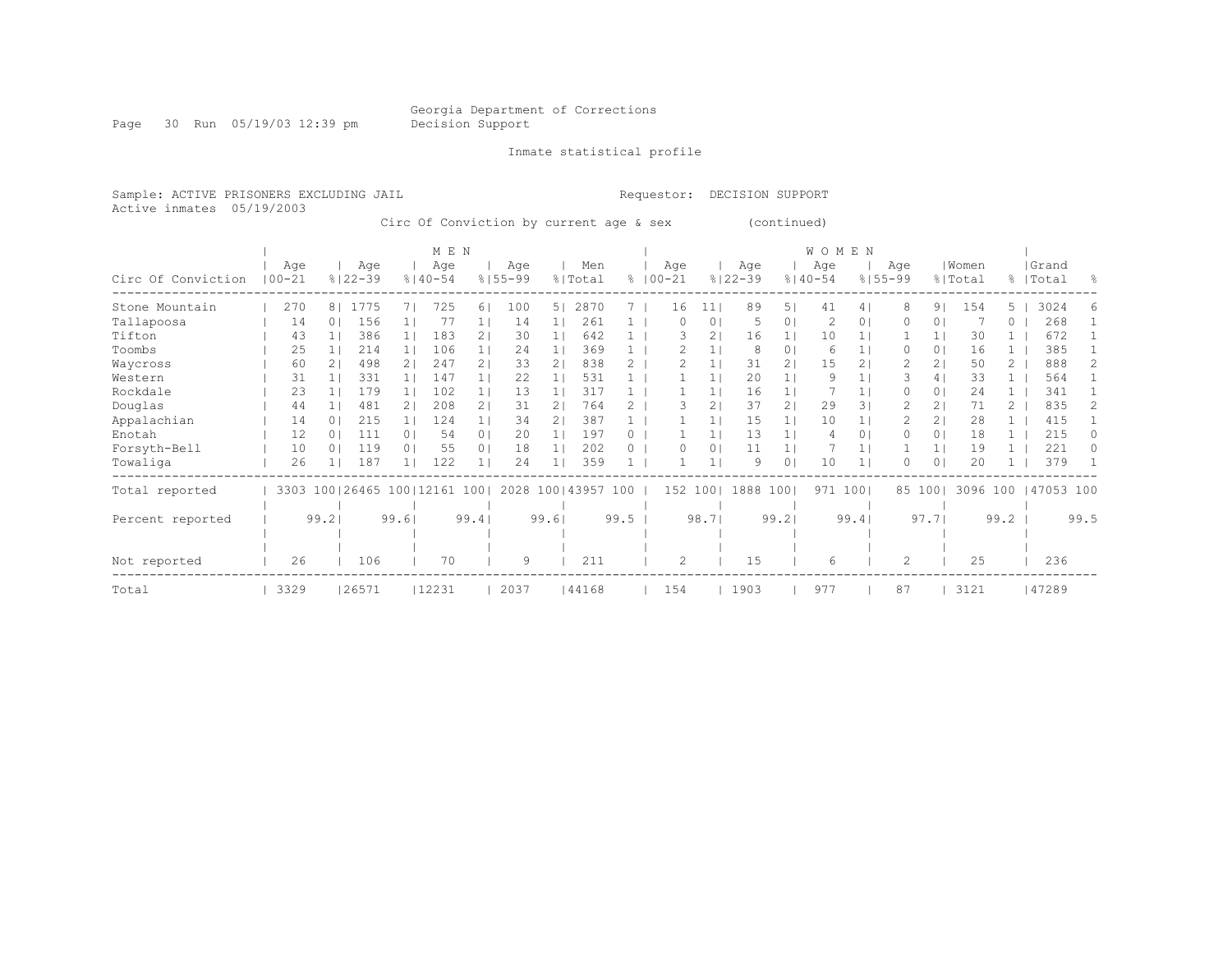Georgia Department of Corrections
Decision Support

Inmate statistical profile

Sample: ACTIVE PRISONERS EXCLUDING JAIL  Requestor: DECISION SUPPORT
Active inmates 05/19/2003

Circ Of Conviction by current age & sex (continued)

| Circ Of Conviction | MEN Age 00-21 | % | Age 22-39 | % | Age 40-54 | % | Age 55-99 | % | Men Total | % | WOMEN Age 00-21 | % | Age 22-39 | % | Age 40-54 | % | Age 55-99 | % | Women Total | % | Grand Total | % |
|---|---|---|---|---|---|---|---|---|---|---|---|---|---|---|---|---|---|---|---|---|---|---|
| Stone Mountain | 270 | 8 | 1775 | 7 | 725 | 6 | 100 | 5 | 2870 | 7 | 16 | 11 | 89 | 5 | 41 | 4 | 8 | 9 | 154 | 5 | 3024 | 6 |
| Tallapoosa | 14 | 0 | 156 | 1 | 77 | 1 | 14 | 1 | 261 | 1 | 0 | 0 | 5 | 0 | 2 | 0 | 0 | 0 | 7 | 0 | 268 | 1 |
| Tifton | 43 | 1 | 386 | 1 | 183 | 2 | 30 | 1 | 642 | 1 | 3 | 2 | 16 | 1 | 10 | 1 | 1 | 1 | 30 | 1 | 672 | 1 |
| Toombs | 25 | 1 | 214 | 1 | 106 | 1 | 24 | 1 | 369 | 1 | 2 | 1 | 8 | 0 | 6 | 1 | 0 | 0 | 16 | 1 | 385 | 1 |
| Waycross | 60 | 2 | 498 | 2 | 247 | 2 | 33 | 2 | 838 | 2 | 2 | 1 | 31 | 2 | 15 | 2 | 2 | 2 | 50 | 2 | 888 | 2 |
| Western | 31 | 1 | 331 | 1 | 147 | 1 | 22 | 1 | 531 | 1 | 1 | 1 | 20 | 1 | 9 | 1 | 3 | 4 | 33 | 1 | 564 | 1 |
| Rockdale | 23 | 1 | 179 | 1 | 102 | 1 | 13 | 1 | 317 | 1 | 1 | 1 | 16 | 1 | 7 | 1 | 0 | 0 | 24 | 1 | 341 | 1 |
| Douglas | 44 | 1 | 481 | 2 | 208 | 2 | 31 | 2 | 764 | 2 | 3 | 2 | 37 | 2 | 29 | 3 | 2 | 2 | 71 | 2 | 835 | 2 |
| Appalachian | 14 | 0 | 215 | 1 | 124 | 1 | 34 | 2 | 387 | 1 | 1 | 1 | 15 | 1 | 10 | 1 | 2 | 2 | 28 | 1 | 415 | 1 |
| Enotah | 12 | 0 | 111 | 0 | 54 | 0 | 20 | 1 | 197 | 0 | 1 | 1 | 13 | 1 | 4 | 0 | 0 | 0 | 18 | 1 | 215 | 0 |
| Forsyth-Bell | 10 | 0 | 119 | 0 | 55 | 0 | 18 | 1 | 202 | 0 | 0 | 0 | 11 | 1 | 7 | 1 | 1 | 1 | 19 | 1 | 221 | 0 |
| Towaliga | 26 | 1 | 187 | 1 | 122 | 1 | 24 | 1 | 359 | 1 | 1 | 1 | 9 | 0 | 10 | 1 | 0 | 0 | 20 | 1 | 379 | 1 |
| Total reported | 3303 | 100 | 26465 | 100 | 12161 | 100 | 2028 | 100 | 43957 | 100 | 152 | 100 | 1888 | 100 | 971 | 100 | 85 | 100 | 3096 | 100 | 47053 | 100 |
| Percent reported | | 99.2 | | 99.6 | | 99.4 | | 99.6 | | 99.5 | | 98.7 | | 99.2 | | 99.4 | | 97.7 | | 99.2 | | 99.5 |
| Not reported | 26 | | 106 | | 70 | | 9 | | 211 | | 2 | | 15 | | 6 | | 2 | | 25 | | 236 | |
| Total | 3329 | | 26571 | | 12231 | | 2037 | | 44168 | | 154 | | 1903 | | 977 | | 87 | | 3121 | | 47289 | |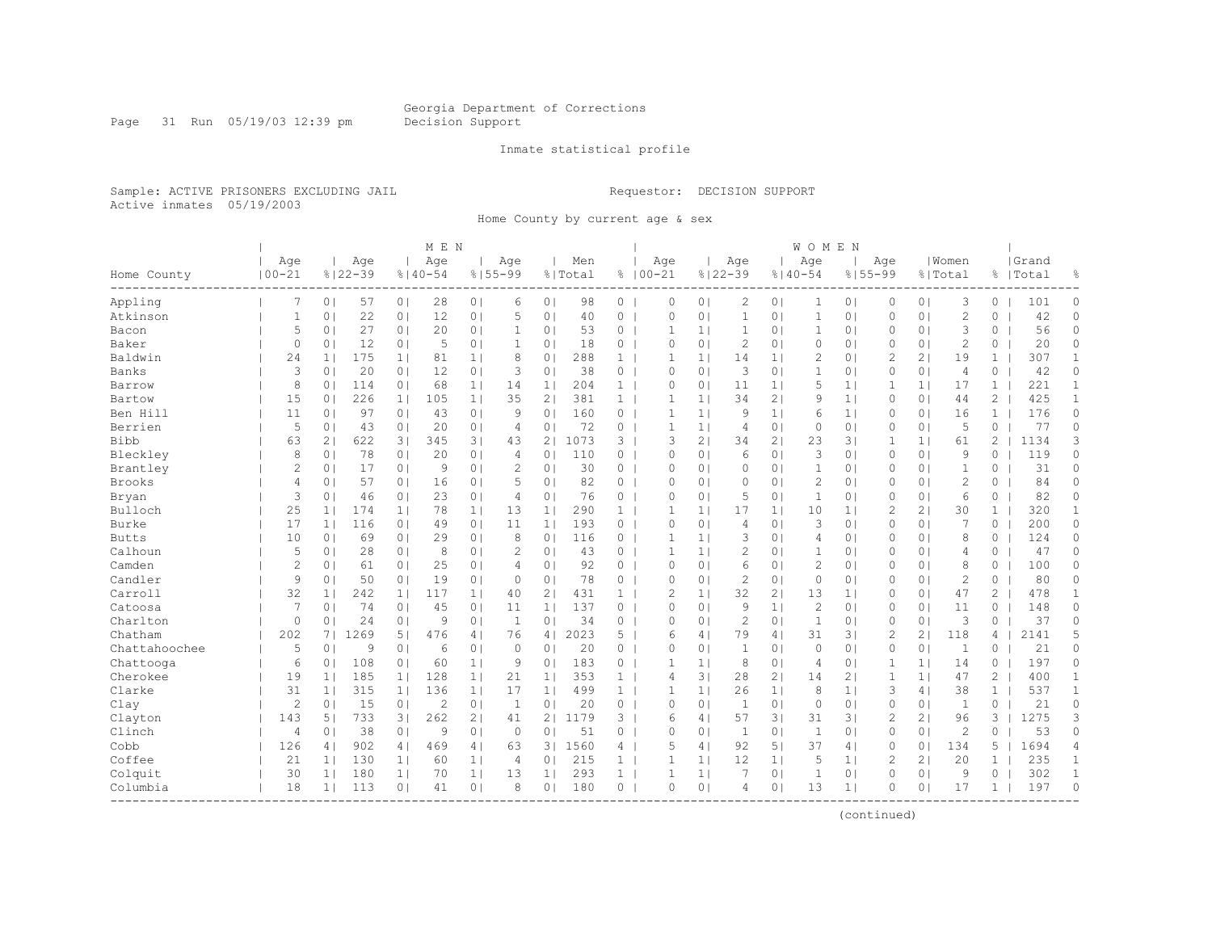Georgia Department of Corrections
Decision Support

Inmate statistical profile

Sample: ACTIVE PRISONERS EXCLUDING JAIL
Active inmates 05/19/2003

Requestor: DECISION SUPPORT

Home County by current age & sex

| Home County | MEN Age 00-21 | % | Age 22-39 | % | Age 40-54 | % | Age 55-99 | % | Men Total | % | WOMEN Age 00-21 | % | Age 22-39 | % | Age 40-54 | % | Age 55-99 | % | Women Total | % | Grand Total | % |
|---|---|---|---|---|---|---|---|---|---|---|---|---|---|---|---|---|---|---|---|---|---|---|
| Appling | 7 | 0 | 57 | 0 | 28 | 0 | 6 | 0 | 98 | 0 | 0 | 0 | 2 | 0 | 1 | 0 | 0 | 0 | 3 | 0 | 101 | 0 |
| Atkinson | 1 | 0 | 22 | 0 | 12 | 0 | 5 | 0 | 40 | 0 | 0 | 0 | 1 | 0 | 1 | 0 | 0 | 0 | 2 | 0 | 42 | 0 |
| Bacon | 5 | 0 | 27 | 0 | 20 | 0 | 1 | 0 | 53 | 0 | 1 | 1 | 1 | 0 | 1 | 0 | 0 | 0 | 3 | 0 | 56 | 0 |
| Baker | 0 | 0 | 12 | 0 | 5 | 0 | 1 | 0 | 18 | 0 | 0 | 0 | 2 | 0 | 0 | 0 | 0 | 0 | 2 | 0 | 20 | 0 |
| Baldwin | 24 | 1 | 175 | 1 | 81 | 1 | 8 | 0 | 288 | 1 | 1 | 1 | 14 | 1 | 2 | 0 | 2 | 2 | 19 | 1 | 307 | 1 |
| Banks | 3 | 0 | 20 | 0 | 12 | 0 | 3 | 0 | 38 | 0 | 0 | 0 | 3 | 0 | 1 | 0 | 0 | 0 | 4 | 0 | 42 | 0 |
| Barrow | 8 | 0 | 114 | 0 | 68 | 1 | 14 | 1 | 204 | 1 | 0 | 0 | 11 | 1 | 5 | 1 | 1 | 1 | 17 | 1 | 221 | 1 |
| Bartow | 15 | 0 | 226 | 1 | 105 | 1 | 35 | 2 | 381 | 1 | 1 | 1 | 34 | 2 | 9 | 1 | 0 | 0 | 44 | 2 | 425 | 1 |
| Ben Hill | 11 | 0 | 97 | 0 | 43 | 0 | 9 | 0 | 160 | 0 | 1 | 1 | 9 | 1 | 6 | 1 | 0 | 0 | 16 | 1 | 176 | 0 |
| Berrien | 5 | 0 | 43 | 0 | 20 | 0 | 4 | 0 | 72 | 0 | 1 | 1 | 4 | 0 | 0 | 0 | 0 | 0 | 5 | 0 | 77 | 0 |
| Bibb | 63 | 2 | 622 | 3 | 345 | 3 | 43 | 2 | 1073 | 3 | 3 | 2 | 34 | 2 | 23 | 3 | 1 | 1 | 61 | 2 | 1134 | 3 |
| Bleckley | 8 | 0 | 78 | 0 | 20 | 0 | 4 | 0 | 110 | 0 | 0 | 0 | 6 | 0 | 3 | 0 | 0 | 0 | 9 | 0 | 119 | 0 |
| Brantley | 2 | 0 | 17 | 0 | 9 | 0 | 2 | 0 | 30 | 0 | 0 | 0 | 0 | 0 | 1 | 0 | 0 | 0 | 1 | 0 | 31 | 0 |
| Brooks | 4 | 0 | 57 | 0 | 16 | 0 | 5 | 0 | 82 | 0 | 0 | 0 | 0 | 0 | 2 | 0 | 0 | 0 | 2 | 0 | 84 | 0 |
| Bryan | 3 | 0 | 46 | 0 | 23 | 0 | 4 | 0 | 76 | 0 | 0 | 0 | 5 | 0 | 1 | 0 | 0 | 0 | 6 | 0 | 82 | 0 |
| Bulloch | 25 | 1 | 174 | 1 | 78 | 1 | 13 | 1 | 290 | 1 | 1 | 1 | 17 | 1 | 10 | 1 | 2 | 2 | 30 | 1 | 320 | 1 |
| Burke | 17 | 1 | 116 | 0 | 49 | 0 | 11 | 1 | 193 | 0 | 0 | 0 | 4 | 0 | 3 | 0 | 0 | 0 | 7 | 0 | 200 | 0 |
| Butts | 10 | 0 | 69 | 0 | 29 | 0 | 8 | 0 | 116 | 0 | 1 | 1 | 3 | 0 | 4 | 0 | 0 | 0 | 8 | 0 | 124 | 0 |
| Calhoun | 5 | 0 | 28 | 0 | 8 | 0 | 2 | 0 | 43 | 0 | 1 | 1 | 2 | 0 | 1 | 0 | 0 | 0 | 4 | 0 | 47 | 0 |
| Camden | 2 | 0 | 61 | 0 | 25 | 0 | 4 | 0 | 92 | 0 | 0 | 0 | 6 | 0 | 2 | 0 | 0 | 0 | 8 | 0 | 100 | 0 |
| Candler | 9 | 0 | 50 | 0 | 19 | 0 | 0 | 0 | 78 | 0 | 0 | 0 | 2 | 0 | 0 | 0 | 0 | 0 | 2 | 0 | 80 | 0 |
| Carroll | 32 | 1 | 242 | 1 | 117 | 1 | 40 | 2 | 431 | 1 | 2 | 1 | 32 | 2 | 13 | 1 | 0 | 0 | 47 | 2 | 478 | 1 |
| Catoosa | 7 | 0 | 74 | 0 | 45 | 0 | 11 | 1 | 137 | 0 | 0 | 0 | 9 | 1 | 2 | 0 | 0 | 0 | 11 | 0 | 148 | 0 |
| Charlton | 0 | 0 | 24 | 0 | 9 | 0 | 1 | 0 | 34 | 0 | 0 | 0 | 2 | 0 | 1 | 0 | 0 | 0 | 3 | 0 | 37 | 0 |
| Chatham | 202 | 7 | 1269 | 5 | 476 | 4 | 76 | 4 | 2023 | 5 | 6 | 4 | 79 | 4 | 31 | 3 | 2 | 2 | 118 | 4 | 2141 | 5 |
| Chattahoochee | 5 | 0 | 9 | 0 | 6 | 0 | 0 | 0 | 20 | 0 | 0 | 0 | 1 | 0 | 0 | 0 | 0 | 0 | 1 | 0 | 21 | 0 |
| Chattooga | 6 | 0 | 108 | 0 | 60 | 1 | 9 | 0 | 183 | 0 | 1 | 1 | 8 | 0 | 4 | 0 | 1 | 1 | 14 | 0 | 197 | 0 |
| Cherokee | 19 | 1 | 185 | 1 | 128 | 1 | 21 | 1 | 353 | 1 | 4 | 3 | 28 | 2 | 14 | 2 | 1 | 1 | 47 | 2 | 400 | 1 |
| Clarke | 31 | 1 | 315 | 1 | 136 | 1 | 17 | 1 | 499 | 1 | 1 | 1 | 26 | 1 | 8 | 1 | 3 | 4 | 38 | 1 | 537 | 1 |
| Clay | 2 | 0 | 15 | 0 | 2 | 0 | 1 | 0 | 20 | 0 | 0 | 0 | 1 | 0 | 0 | 0 | 0 | 0 | 1 | 0 | 21 | 0 |
| Clayton | 143 | 5 | 733 | 3 | 262 | 2 | 41 | 2 | 1179 | 3 | 6 | 4 | 57 | 3 | 31 | 3 | 2 | 2 | 96 | 3 | 1275 | 3 |
| Clinch | 4 | 0 | 38 | 0 | 9 | 0 | 0 | 0 | 51 | 0 | 0 | 0 | 1 | 0 | 1 | 0 | 0 | 0 | 2 | 0 | 53 | 0 |
| Cobb | 126 | 4 | 902 | 4 | 469 | 4 | 63 | 3 | 1560 | 4 | 5 | 4 | 92 | 5 | 37 | 4 | 0 | 0 | 134 | 5 | 1694 | 4 |
| Coffee | 21 | 1 | 130 | 1 | 60 | 1 | 4 | 0 | 215 | 1 | 1 | 1 | 12 | 1 | 5 | 1 | 2 | 2 | 20 | 1 | 235 | 1 |
| Colquitt | 30 | 1 | 180 | 1 | 70 | 1 | 13 | 1 | 293 | 1 | 1 | 1 | 7 | 0 | 1 | 0 | 0 | 0 | 9 | 0 | 302 | 1 |
| Columbia | 18 | 1 | 113 | 0 | 41 | 0 | 8 | 0 | 180 | 0 | 0 | 0 | 4 | 0 | 13 | 1 | 0 | 0 | 17 | 1 | 197 | 0 |

(continued)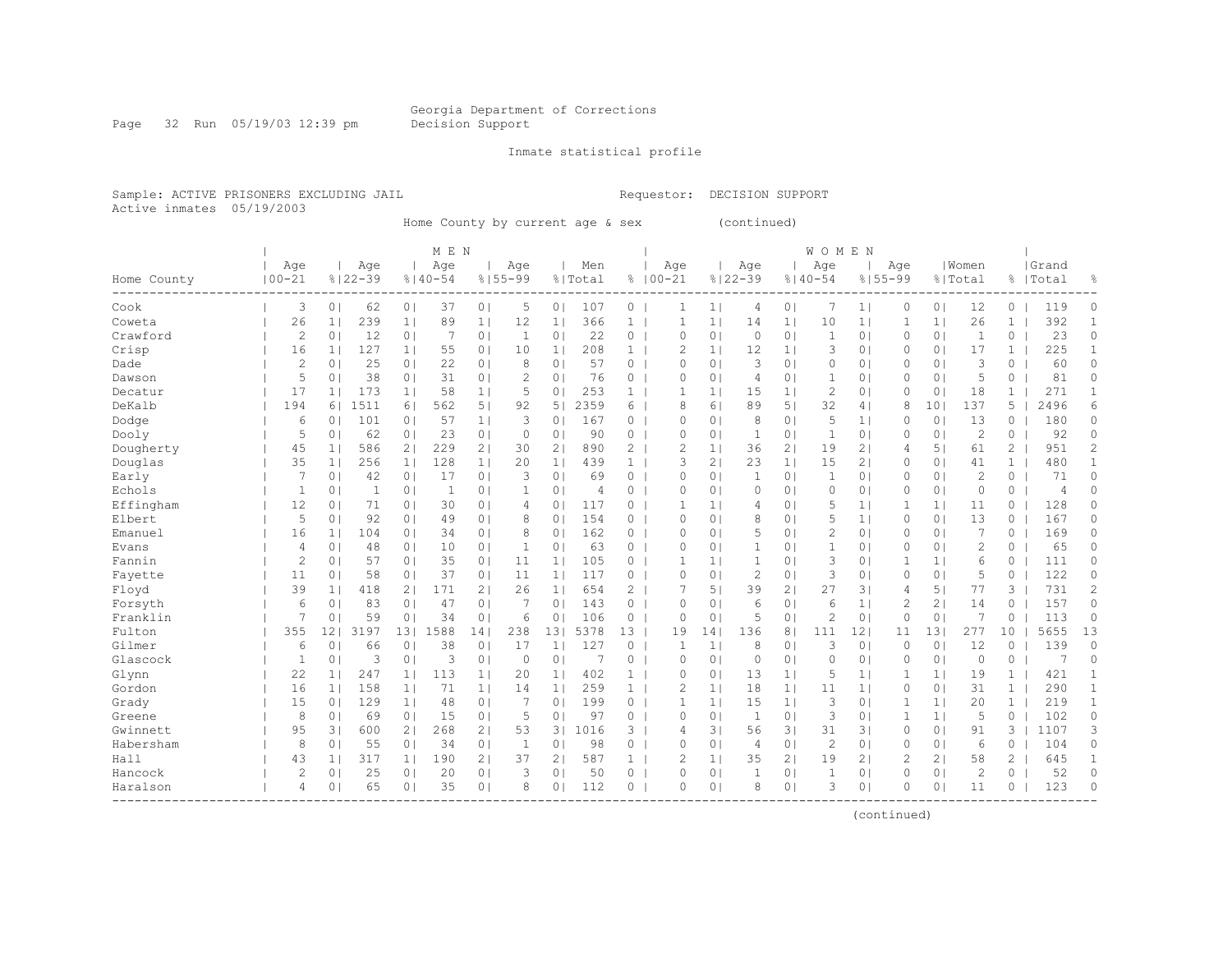Georgia Department of Corrections
Decision Support

Inmate statistical profile

Sample: ACTIVE PRISONERS EXCLUDING JAIL — Requestor: DECISION SUPPORT
Active inmates 05/19/2003

Home County by current age & sex (continued)

| Home County | MEN Age 00-21 | % | Age 22-39 | % | Age 40-54 | % | Age 55-99 | % | Men Total | % | WOMEN Age 00-21 | % | Age 22-39 | % | Age 40-54 | % | Age 55-99 | % | Women Total | % | Grand Total | % |
|---|---|---|---|---|---|---|---|---|---|---|---|---|---|---|---|---|---|---|---|---|---|---|
| Cook | 3 | 0 | 62 | 0 | 37 | 0 | 5 | 0 | 107 | 0 | 1 | 1 | 4 | 0 | 7 | 1 | 0 | 0 | 12 | 0 | 119 | 0 |
| Coweta | 26 | 1 | 239 | 1 | 89 | 1 | 12 | 1 | 366 | 1 | 1 | 1 | 14 | 1 | 10 | 1 | 1 | 1 | 26 | 1 | 392 | 1 |
| Crawford | 2 | 0 | 12 | 0 | 7 | 0 | 1 | 0 | 22 | 0 | 0 | 0 | 0 | 0 | 1 | 0 | 0 | 0 | 1 | 0 | 23 | 0 |
| Crisp | 16 | 1 | 127 | 1 | 55 | 0 | 10 | 1 | 208 | 1 | 2 | 1 | 12 | 1 | 3 | 0 | 0 | 0 | 17 | 1 | 225 | 1 |
| Dade | 2 | 0 | 25 | 0 | 22 | 0 | 8 | 0 | 57 | 0 | 0 | 0 | 3 | 0 | 0 | 0 | 0 | 0 | 3 | 0 | 60 | 0 |
| Dawson | 5 | 0 | 38 | 0 | 31 | 0 | 2 | 0 | 76 | 0 | 0 | 0 | 4 | 0 | 1 | 0 | 0 | 0 | 5 | 0 | 81 | 0 |
| Decatur | 17 | 1 | 173 | 1 | 58 | 1 | 5 | 0 | 253 | 1 | 1 | 1 | 15 | 1 | 2 | 0 | 0 | 0 | 18 | 1 | 271 | 1 |
| DeKalb | 194 | 6 | 1511 | 6 | 562 | 5 | 92 | 5 | 2359 | 6 | 8 | 6 | 89 | 5 | 32 | 4 | 8 | 10 | 137 | 5 | 2496 | 6 |
| Dodge | 6 | 0 | 101 | 0 | 57 | 1 | 3 | 0 | 167 | 0 | 0 | 0 | 8 | 0 | 5 | 1 | 0 | 0 | 13 | 0 | 180 | 0 |
| Dooly | 5 | 0 | 62 | 0 | 23 | 0 | 0 | 0 | 90 | 0 | 0 | 0 | 1 | 0 | 1 | 0 | 0 | 0 | 2 | 0 | 92 | 0 |
| Dougherty | 45 | 1 | 586 | 2 | 229 | 2 | 30 | 2 | 890 | 2 | 2 | 1 | 36 | 2 | 19 | 2 | 4 | 5 | 61 | 2 | 951 | 2 |
| Douglas | 35 | 1 | 256 | 1 | 128 | 1 | 20 | 1 | 439 | 1 | 3 | 2 | 23 | 1 | 15 | 2 | 0 | 0 | 41 | 1 | 480 | 1 |
| Early | 7 | 0 | 42 | 0 | 17 | 0 | 3 | 0 | 69 | 0 | 0 | 0 | 1 | 0 | 1 | 0 | 0 | 0 | 2 | 0 | 71 | 0 |
| Echols | 1 | 0 | 1 | 0 | 1 | 0 | 1 | 0 | 4 | 0 | 0 | 0 | 0 | 0 | 0 | 0 | 0 | 0 | 0 | 0 | 4 | 0 |
| Effingham | 12 | 0 | 71 | 0 | 30 | 0 | 4 | 0 | 117 | 0 | 1 | 1 | 4 | 0 | 5 | 1 | 1 | 1 | 11 | 0 | 128 | 0 |
| Elbert | 5 | 0 | 92 | 0 | 49 | 0 | 8 | 0 | 154 | 0 | 0 | 0 | 8 | 0 | 5 | 1 | 0 | 0 | 13 | 0 | 167 | 0 |
| Emanuel | 16 | 1 | 104 | 0 | 34 | 0 | 8 | 0 | 162 | 0 | 0 | 0 | 5 | 0 | 2 | 0 | 0 | 0 | 7 | 0 | 169 | 0 |
| Evans | 4 | 0 | 48 | 0 | 10 | 0 | 1 | 0 | 63 | 0 | 0 | 0 | 1 | 0 | 1 | 0 | 0 | 0 | 2 | 0 | 65 | 0 |
| Fannin | 2 | 0 | 57 | 0 | 35 | 0 | 11 | 1 | 105 | 0 | 1 | 1 | 1 | 0 | 3 | 0 | 1 | 1 | 6 | 0 | 111 | 0 |
| Fayette | 11 | 0 | 58 | 0 | 37 | 0 | 11 | 1 | 117 | 0 | 0 | 0 | 2 | 0 | 3 | 0 | 0 | 0 | 5 | 0 | 122 | 0 |
| Floyd | 39 | 1 | 418 | 2 | 171 | 2 | 26 | 1 | 654 | 2 | 7 | 5 | 39 | 2 | 27 | 3 | 4 | 5 | 77 | 3 | 731 | 2 |
| Forsyth | 6 | 0 | 83 | 0 | 47 | 0 | 7 | 0 | 143 | 0 | 0 | 0 | 6 | 0 | 6 | 1 | 2 | 2 | 14 | 0 | 157 | 0 |
| Franklin | 7 | 0 | 59 | 0 | 34 | 0 | 6 | 0 | 106 | 0 | 0 | 0 | 5 | 0 | 2 | 0 | 0 | 0 | 7 | 0 | 113 | 0 |
| Fulton | 355 | 12 | 3197 | 13 | 1588 | 14 | 238 | 13 | 5378 | 13 | 19 | 14 | 136 | 8 | 111 | 12 | 11 | 13 | 277 | 10 | 5655 | 13 |
| Gilmer | 6 | 0 | 66 | 0 | 38 | 0 | 17 | 1 | 127 | 0 | 1 | 1 | 8 | 0 | 3 | 0 | 0 | 0 | 12 | 0 | 139 | 0 |
| Glascock | 1 | 0 | 3 | 0 | 3 | 0 | 0 | 0 | 7 | 0 | 0 | 0 | 0 | 0 | 0 | 0 | 0 | 0 | 0 | 0 | 7 | 0 |
| Glynn | 22 | 1 | 247 | 1 | 113 | 1 | 20 | 1 | 402 | 1 | 0 | 0 | 13 | 1 | 5 | 1 | 1 | 1 | 19 | 1 | 421 | 1 |
| Gordon | 16 | 1 | 158 | 1 | 71 | 1 | 14 | 1 | 259 | 1 | 2 | 1 | 18 | 1 | 11 | 1 | 0 | 0 | 31 | 1 | 290 | 1 |
| Grady | 15 | 0 | 129 | 1 | 48 | 0 | 7 | 0 | 199 | 0 | 1 | 1 | 15 | 1 | 3 | 0 | 1 | 1 | 20 | 1 | 219 | 1 |
| Greene | 8 | 0 | 69 | 0 | 15 | 0 | 5 | 0 | 97 | 0 | 0 | 0 | 1 | 0 | 3 | 0 | 1 | 1 | 5 | 0 | 102 | 0 |
| Gwinnett | 95 | 3 | 600 | 2 | 268 | 2 | 53 | 3 | 1016 | 3 | 4 | 3 | 56 | 3 | 31 | 3 | 0 | 0 | 91 | 3 | 1107 | 3 |
| Habersham | 8 | 0 | 55 | 0 | 34 | 0 | 1 | 0 | 98 | 0 | 0 | 0 | 4 | 0 | 2 | 0 | 0 | 0 | 6 | 0 | 104 | 0 |
| Hall | 43 | 1 | 317 | 1 | 190 | 2 | 37 | 2 | 587 | 1 | 2 | 1 | 35 | 2 | 19 | 2 | 2 | 2 | 58 | 2 | 645 | 1 |
| Hancock | 2 | 0 | 25 | 0 | 20 | 0 | 3 | 0 | 50 | 0 | 0 | 0 | 1 | 0 | 1 | 0 | 0 | 0 | 2 | 0 | 52 | 0 |
| Haralson | 4 | 0 | 65 | 0 | 35 | 0 | 8 | 0 | 112 | 0 | 0 | 0 | 8 | 0 | 3 | 0 | 0 | 0 | 11 | 0 | 123 | 0 |

(continued)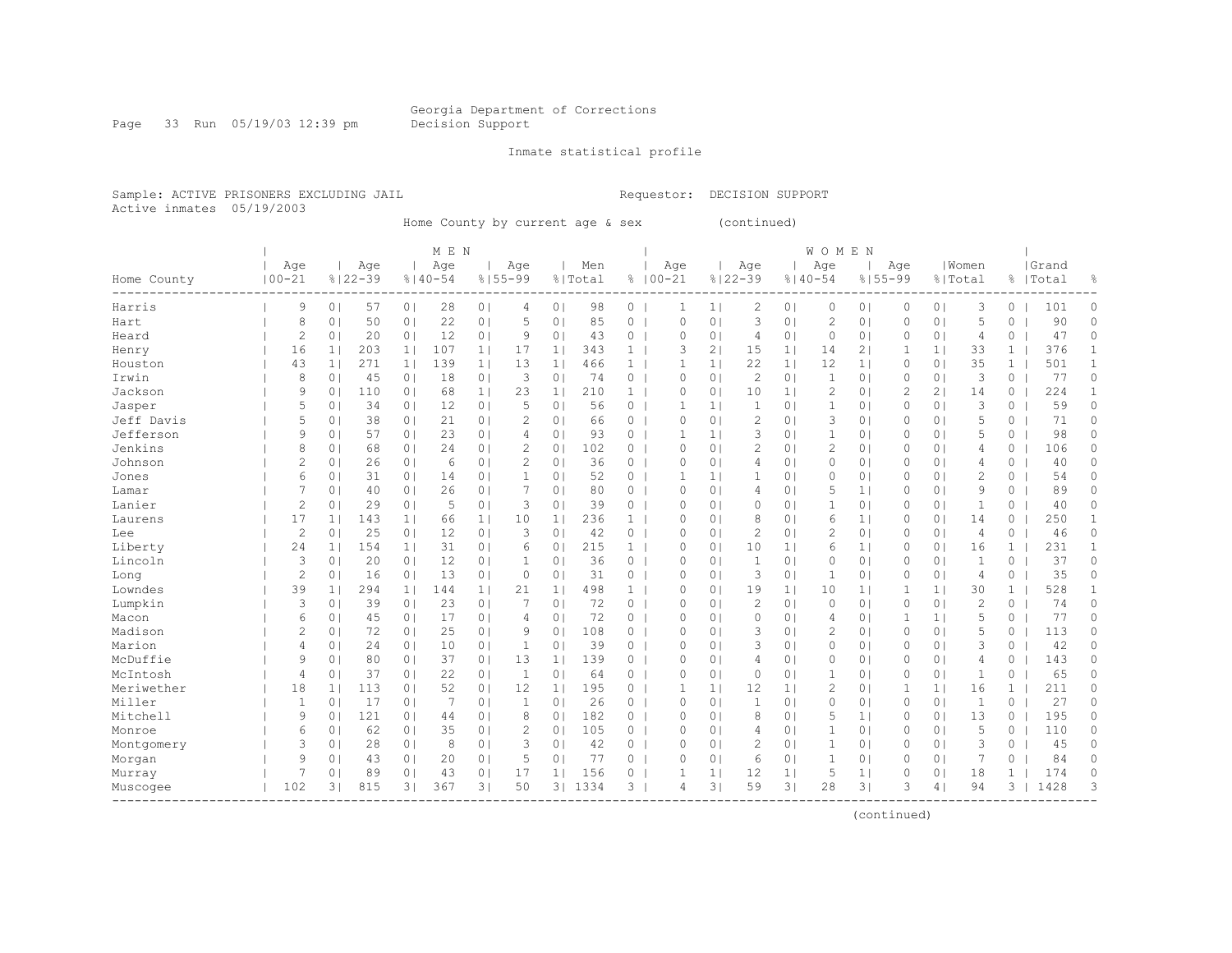Georgia Department of Corrections
Decision Support

Inmate statistical profile

Sample: ACTIVE PRISONERS EXCLUDING JAIL

Requestor: DECISION SUPPORT

Active inmates 05/19/2003

Home County by current age & sex (continued)

| Home County | MEN Age 00-21 | % | Age 22-39 | % | Age 40-54 | % | Age 55-99 | % | Men Total | % | WOMEN Age 00-21 | % | Age 22-39 | % | Age 40-54 | % | Age 55-99 | % | Women Total | % | Grand Total | % |
|---|---|---|---|---|---|---|---|---|---|---|---|---|---|---|---|---|---|---|---|---|---|---|
| Harris | 9 | 0 | 57 | 0 | 28 | 0 | 4 | 0 | 98 | 0 | 1 | 1 | 2 | 0 | 0 | 0 | 0 | 0 | 3 | 0 | 101 | 0 |
| Hart | 8 | 0 | 50 | 0 | 22 | 0 | 5 | 0 | 85 | 0 | 0 | 0 | 3 | 0 | 2 | 0 | 0 | 0 | 5 | 0 | 90 | 0 |
| Heard | 2 | 0 | 20 | 0 | 12 | 0 | 9 | 0 | 43 | 0 | 0 | 0 | 4 | 0 | 0 | 0 | 0 | 0 | 4 | 0 | 47 | 0 |
| Henry | 16 | 1 | 203 | 1 | 107 | 1 | 17 | 1 | 343 | 1 | 3 | 2 | 15 | 1 | 14 | 2 | 1 | 1 | 33 | 1 | 376 | 1 |
| Houston | 43 | 1 | 271 | 1 | 139 | 1 | 13 | 1 | 466 | 1 | 1 | 1 | 22 | 1 | 12 | 1 | 0 | 0 | 35 | 1 | 501 | 1 |
| Irwin | 8 | 0 | 45 | 0 | 18 | 0 | 3 | 0 | 74 | 0 | 0 | 0 | 2 | 0 | 1 | 0 | 0 | 0 | 3 | 0 | 77 | 0 |
| Jackson | 9 | 0 | 110 | 0 | 68 | 1 | 23 | 1 | 210 | 1 | 0 | 0 | 10 | 1 | 2 | 0 | 2 | 2 | 14 | 0 | 224 | 1 |
| Jasper | 5 | 0 | 34 | 0 | 12 | 0 | 5 | 0 | 56 | 0 | 1 | 1 | 1 | 0 | 1 | 0 | 0 | 0 | 3 | 0 | 59 | 0 |
| Jeff Davis | 5 | 0 | 38 | 0 | 21 | 0 | 2 | 0 | 66 | 0 | 0 | 0 | 2 | 0 | 3 | 0 | 0 | 0 | 5 | 0 | 71 | 0 |
| Jefferson | 9 | 0 | 57 | 0 | 23 | 0 | 4 | 0 | 93 | 0 | 1 | 1 | 3 | 0 | 1 | 0 | 0 | 0 | 5 | 0 | 98 | 0 |
| Jenkins | 8 | 0 | 68 | 0 | 24 | 0 | 2 | 0 | 102 | 0 | 0 | 0 | 2 | 0 | 2 | 0 | 0 | 0 | 4 | 0 | 106 | 0 |
| Johnson | 2 | 0 | 26 | 0 | 6 | 0 | 2 | 0 | 36 | 0 | 0 | 0 | 4 | 0 | 0 | 0 | 0 | 0 | 4 | 0 | 40 | 0 |
| Jones | 6 | 0 | 31 | 0 | 14 | 0 | 1 | 0 | 52 | 0 | 1 | 1 | 1 | 0 | 0 | 0 | 0 | 0 | 2 | 0 | 54 | 0 |
| Lamar | 7 | 0 | 40 | 0 | 26 | 0 | 7 | 0 | 80 | 0 | 0 | 0 | 4 | 0 | 5 | 1 | 0 | 0 | 9 | 0 | 89 | 0 |
| Lanier | 2 | 0 | 29 | 0 | 5 | 0 | 3 | 0 | 39 | 0 | 0 | 0 | 0 | 0 | 1 | 0 | 0 | 0 | 1 | 0 | 40 | 0 |
| Laurens | 17 | 1 | 143 | 1 | 66 | 1 | 10 | 1 | 236 | 1 | 0 | 0 | 8 | 0 | 6 | 1 | 0 | 0 | 14 | 0 | 250 | 1 |
| Lee | 2 | 0 | 25 | 0 | 12 | 0 | 3 | 0 | 42 | 0 | 0 | 0 | 2 | 0 | 2 | 0 | 0 | 0 | 4 | 0 | 46 | 0 |
| Liberty | 24 | 1 | 154 | 1 | 31 | 0 | 6 | 0 | 215 | 1 | 0 | 0 | 10 | 1 | 6 | 1 | 0 | 0 | 16 | 1 | 231 | 1 |
| Lincoln | 3 | 0 | 20 | 0 | 12 | 0 | 1 | 0 | 36 | 0 | 0 | 0 | 1 | 0 | 0 | 0 | 0 | 0 | 1 | 0 | 37 | 0 |
| Long | 2 | 0 | 16 | 0 | 13 | 0 | 0 | 0 | 31 | 0 | 0 | 0 | 3 | 0 | 1 | 0 | 0 | 0 | 4 | 0 | 35 | 0 |
| Lowndes | 39 | 1 | 294 | 1 | 144 | 1 | 21 | 1 | 498 | 1 | 0 | 0 | 19 | 1 | 10 | 1 | 1 | 1 | 30 | 1 | 528 | 1 |
| Lumpkin | 3 | 0 | 39 | 0 | 23 | 0 | 7 | 0 | 72 | 0 | 0 | 0 | 2 | 0 | 0 | 0 | 0 | 0 | 2 | 0 | 74 | 0 |
| Macon | 6 | 0 | 45 | 0 | 17 | 0 | 4 | 0 | 72 | 0 | 0 | 0 | 0 | 0 | 4 | 0 | 1 | 1 | 5 | 0 | 77 | 0 |
| Madison | 2 | 0 | 72 | 0 | 25 | 0 | 9 | 0 | 108 | 0 | 0 | 0 | 3 | 0 | 2 | 0 | 0 | 0 | 5 | 0 | 113 | 0 |
| Marion | 4 | 0 | 24 | 0 | 10 | 0 | 1 | 0 | 39 | 0 | 0 | 0 | 3 | 0 | 0 | 0 | 0 | 0 | 3 | 0 | 42 | 0 |
| McDuffie | 9 | 0 | 80 | 0 | 37 | 0 | 13 | 1 | 139 | 0 | 0 | 0 | 4 | 0 | 0 | 0 | 0 | 0 | 4 | 0 | 143 | 0 |
| McIntosh | 4 | 0 | 37 | 0 | 22 | 0 | 1 | 0 | 64 | 0 | 0 | 0 | 0 | 0 | 1 | 0 | 0 | 0 | 1 | 0 | 65 | 0 |
| Meriwether | 18 | 1 | 113 | 0 | 52 | 0 | 12 | 1 | 195 | 0 | 1 | 1 | 12 | 1 | 2 | 0 | 1 | 1 | 16 | 1 | 211 | 0 |
| Miller | 1 | 0 | 17 | 0 | 7 | 0 | 1 | 0 | 26 | 0 | 0 | 0 | 1 | 0 | 0 | 0 | 0 | 0 | 1 | 0 | 27 | 0 |
| Mitchell | 9 | 0 | 121 | 0 | 44 | 0 | 8 | 0 | 182 | 0 | 0 | 0 | 8 | 0 | 5 | 1 | 0 | 0 | 13 | 0 | 195 | 0 |
| Monroe | 6 | 0 | 62 | 0 | 35 | 0 | 2 | 0 | 105 | 0 | 0 | 0 | 4 | 0 | 1 | 0 | 0 | 0 | 5 | 0 | 110 | 0 |
| Montgomery | 3 | 0 | 28 | 0 | 8 | 0 | 3 | 0 | 42 | 0 | 0 | 0 | 2 | 0 | 1 | 0 | 0 | 0 | 3 | 0 | 45 | 0 |
| Morgan | 9 | 0 | 43 | 0 | 20 | 0 | 5 | 0 | 77 | 0 | 0 | 0 | 6 | 0 | 1 | 0 | 0 | 0 | 7 | 0 | 84 | 0 |
| Murray | 7 | 0 | 89 | 0 | 43 | 0 | 17 | 1 | 156 | 0 | 1 | 1 | 12 | 1 | 5 | 1 | 0 | 0 | 18 | 1 | 174 | 0 |
| Muscogee | 102 | 3 | 815 | 3 | 367 | 3 | 50 | 3 | 1334 | 3 | 4 | 3 | 59 | 3 | 28 | 3 | 3 | 4 | 94 | 3 | 1428 | 3 |

(continued)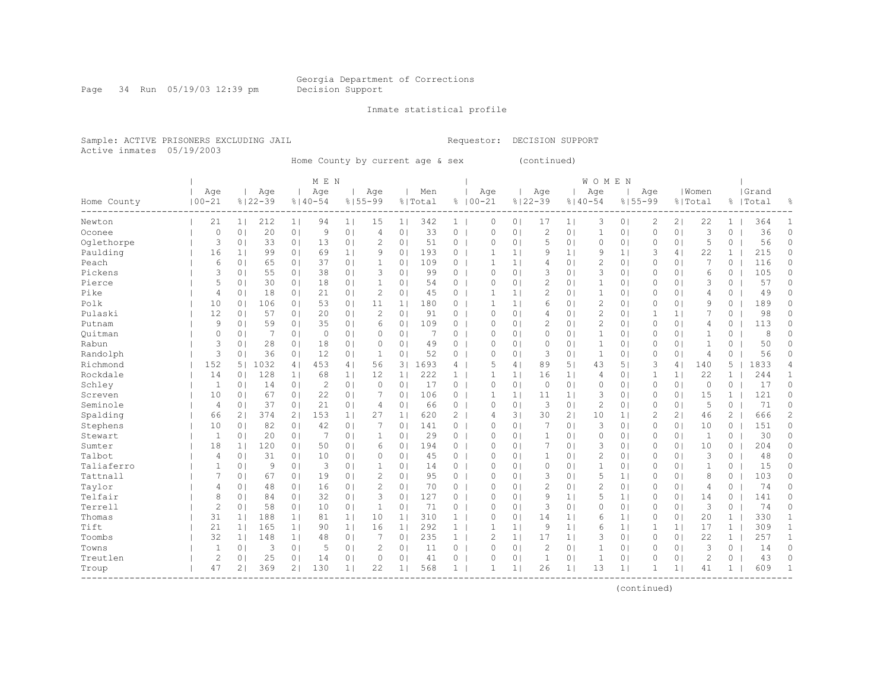Georgia Department of Corrections
Decision Support

Inmate statistical profile

Sample: ACTIVE PRISONERS EXCLUDING JAIL    Requestor: DECISION SUPPORT
Active inmates 05/19/2003

Home County by current age & sex (continued)

| Home County | MEN Age 00-21 | % | Age 22-39 | % | Age 40-54 | % | Age 55-99 | % | Men Total | % | WOMEN Age 00-21 | % | Age 22-39 | % | Age 40-54 | % | Age 55-99 | % | Women Total | % | Grand Total | % |
|---|---|---|---|---|---|---|---|---|---|---|---|---|---|---|---|---|---|---|---|---|---|---|
| Newton | 21 | 1 | 212 | 1 | 94 | 1 | 15 | 1 | 342 | 1 | 0 | 0 | 17 | 1 | 3 | 0 | 2 | 2 | 22 | 1 | 364 | 1 |
| Oconee | 0 | 0 | 20 | 0 | 9 | 0 | 4 | 0 | 33 | 0 | 0 | 0 | 2 | 0 | 1 | 0 | 0 | 0 | 3 | 0 | 36 | 0 |
| Oglethorpe | 3 | 0 | 33 | 0 | 13 | 0 | 2 | 0 | 51 | 0 | 0 | 0 | 5 | 0 | 0 | 0 | 0 | 0 | 5 | 0 | 56 | 0 |
| Paulding | 16 | 1 | 99 | 0 | 69 | 1 | 9 | 0 | 193 | 0 | 1 | 1 | 9 | 1 | 9 | 1 | 3 | 4 | 22 | 1 | 215 | 0 |
| Peach | 6 | 0 | 65 | 0 | 37 | 0 | 1 | 0 | 109 | 0 | 1 | 1 | 4 | 0 | 2 | 0 | 0 | 0 | 7 | 0 | 116 | 0 |
| Pickens | 3 | 0 | 55 | 0 | 38 | 0 | 3 | 0 | 99 | 0 | 0 | 0 | 3 | 0 | 3 | 0 | 0 | 0 | 6 | 0 | 105 | 0 |
| Pierce | 5 | 0 | 30 | 0 | 18 | 0 | 1 | 0 | 54 | 0 | 0 | 0 | 2 | 0 | 1 | 0 | 0 | 0 | 3 | 0 | 57 | 0 |
| Pike | 4 | 0 | 18 | 0 | 21 | 0 | 2 | 0 | 45 | 0 | 1 | 1 | 2 | 0 | 1 | 0 | 0 | 0 | 4 | 0 | 49 | 0 |
| Polk | 10 | 0 | 106 | 0 | 53 | 0 | 11 | 1 | 180 | 0 | 1 | 1 | 6 | 0 | 2 | 0 | 0 | 0 | 9 | 0 | 189 | 0 |
| Pulaski | 12 | 0 | 57 | 0 | 20 | 0 | 2 | 0 | 91 | 0 | 0 | 0 | 4 | 0 | 2 | 0 | 1 | 1 | 7 | 0 | 98 | 0 |
| Putnam | 9 | 0 | 59 | 0 | 35 | 0 | 6 | 0 | 109 | 0 | 0 | 0 | 2 | 0 | 2 | 0 | 0 | 0 | 4 | 0 | 113 | 0 |
| Quitman | 0 | 0 | 7 | 0 | 0 | 0 | 0 | 0 | 7 | 0 | 0 | 0 | 0 | 0 | 1 | 0 | 0 | 0 | 1 | 0 | 8 | 0 |
| Rabun | 3 | 0 | 28 | 0 | 18 | 0 | 0 | 0 | 49 | 0 | 0 | 0 | 0 | 0 | 1 | 0 | 0 | 0 | 1 | 0 | 50 | 0 |
| Randolph | 3 | 0 | 36 | 0 | 12 | 0 | 1 | 0 | 52 | 0 | 0 | 0 | 3 | 0 | 1 | 0 | 0 | 0 | 4 | 0 | 56 | 0 |
| Richmond | 152 | 5 | 1032 | 4 | 453 | 4 | 56 | 3 | 1693 | 4 | 5 | 4 | 89 | 5 | 43 | 5 | 3 | 4 | 140 | 5 | 1833 | 4 |
| Rockdale | 14 | 0 | 128 | 1 | 68 | 1 | 12 | 1 | 222 | 1 | 1 | 1 | 16 | 1 | 4 | 0 | 1 | 1 | 22 | 1 | 244 | 1 |
| Schley | 1 | 0 | 14 | 0 | 2 | 0 | 0 | 0 | 17 | 0 | 0 | 0 | 0 | 0 | 0 | 0 | 0 | 0 | 0 | 0 | 17 | 0 |
| Screven | 10 | 0 | 67 | 0 | 22 | 0 | 7 | 0 | 106 | 0 | 1 | 1 | 11 | 1 | 3 | 0 | 0 | 0 | 15 | 1 | 121 | 0 |
| Seminole | 4 | 0 | 37 | 0 | 21 | 0 | 4 | 0 | 66 | 0 | 0 | 0 | 3 | 0 | 2 | 0 | 0 | 0 | 5 | 0 | 71 | 0 |
| Spalding | 66 | 2 | 374 | 2 | 153 | 1 | 27 | 1 | 620 | 2 | 4 | 3 | 30 | 2 | 10 | 1 | 2 | 2 | 46 | 2 | 666 | 2 |
| Stephens | 10 | 0 | 82 | 0 | 42 | 0 | 7 | 0 | 141 | 0 | 0 | 0 | 7 | 0 | 3 | 0 | 0 | 0 | 10 | 0 | 151 | 0 |
| Stewart | 1 | 0 | 20 | 0 | 7 | 0 | 1 | 0 | 29 | 0 | 0 | 0 | 1 | 0 | 0 | 0 | 0 | 0 | 1 | 0 | 30 | 0 |
| Sumter | 18 | 1 | 120 | 0 | 50 | 0 | 6 | 0 | 194 | 0 | 0 | 0 | 7 | 0 | 3 | 0 | 0 | 0 | 10 | 0 | 204 | 0 |
| Talbot | 4 | 0 | 31 | 0 | 10 | 0 | 0 | 0 | 45 | 0 | 0 | 0 | 1 | 0 | 2 | 0 | 0 | 0 | 3 | 0 | 48 | 0 |
| Taliaferro | 1 | 0 | 9 | 0 | 3 | 0 | 1 | 0 | 14 | 0 | 0 | 0 | 0 | 0 | 1 | 0 | 0 | 0 | 1 | 0 | 15 | 0 |
| Tattnall | 7 | 0 | 67 | 0 | 19 | 0 | 2 | 0 | 95 | 0 | 0 | 0 | 3 | 0 | 5 | 1 | 0 | 0 | 8 | 0 | 103 | 0 |
| Taylor | 4 | 0 | 48 | 0 | 16 | 0 | 2 | 0 | 70 | 0 | 0 | 0 | 2 | 0 | 2 | 0 | 0 | 0 | 4 | 0 | 74 | 0 |
| Telfair | 8 | 0 | 84 | 0 | 32 | 0 | 3 | 0 | 127 | 0 | 0 | 0 | 9 | 1 | 5 | 1 | 0 | 0 | 14 | 0 | 141 | 0 |
| Terrell | 2 | 0 | 58 | 0 | 10 | 0 | 1 | 0 | 71 | 0 | 0 | 0 | 3 | 0 | 0 | 0 | 0 | 0 | 3 | 0 | 74 | 0 |
| Thomas | 31 | 1 | 188 | 1 | 81 | 1 | 10 | 1 | 310 | 1 | 0 | 0 | 14 | 1 | 6 | 1 | 0 | 0 | 20 | 1 | 330 | 1 |
| Tift | 21 | 1 | 165 | 1 | 90 | 1 | 16 | 1 | 292 | 1 | 1 | 1 | 9 | 1 | 6 | 1 | 1 | 1 | 17 | 1 | 309 | 1 |
| Toombs | 32 | 1 | 148 | 1 | 48 | 0 | 7 | 0 | 235 | 1 | 2 | 1 | 17 | 1 | 3 | 0 | 0 | 0 | 22 | 1 | 257 | 1 |
| Towns | 1 | 0 | 3 | 0 | 5 | 0 | 2 | 0 | 11 | 0 | 0 | 0 | 2 | 0 | 1 | 0 | 0 | 0 | 3 | 0 | 14 | 0 |
| Treutlen | 2 | 0 | 25 | 0 | 14 | 0 | 0 | 0 | 41 | 0 | 0 | 0 | 1 | 0 | 1 | 0 | 0 | 0 | 2 | 0 | 43 | 0 |
| Troup | 47 | 2 | 369 | 2 | 130 | 1 | 22 | 1 | 568 | 1 | 1 | 1 | 26 | 1 | 13 | 1 | 1 | 1 | 41 | 1 | 609 | 1 |

(continued)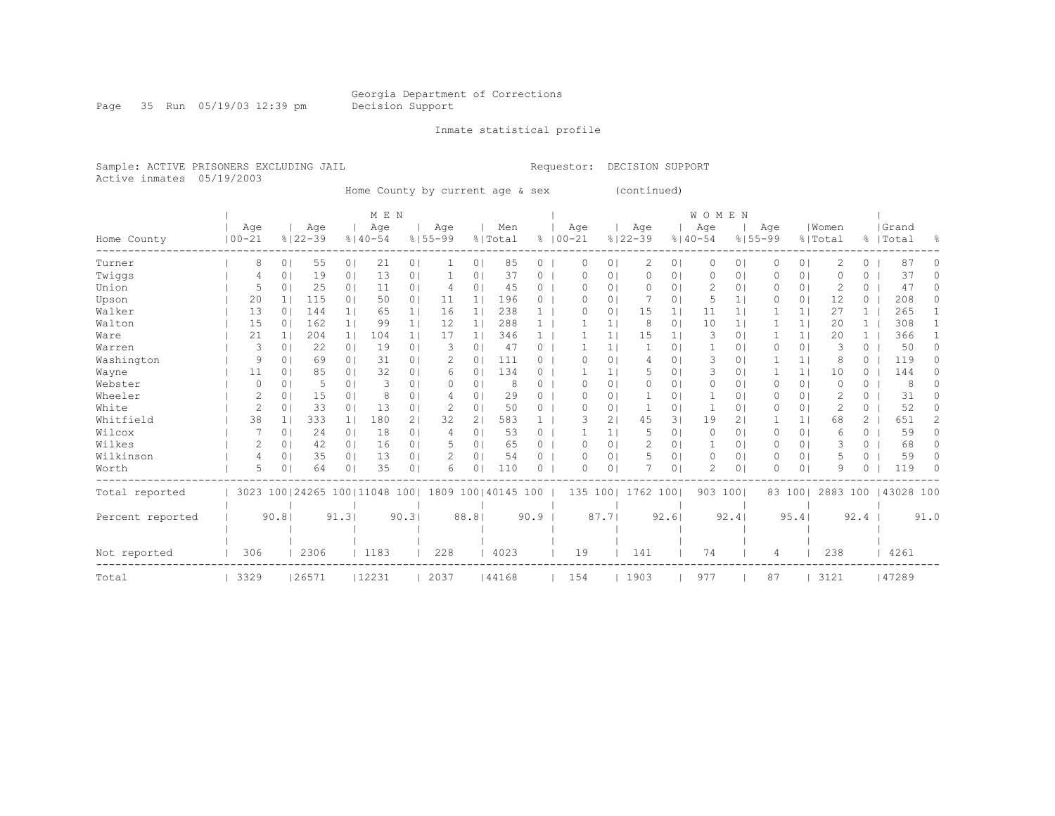Georgia Department of Corrections
Decision Support

Inmate statistical profile

Sample: ACTIVE PRISONERS EXCLUDING JAIL    Requestor: DECISION SUPPORT
Active inmates 05/19/2003

Home County by current age & sex (continued)

| Home County | MEN Age 00-21 | % | Age 22-39 | % | Age 40-54 | % | Age 55-99 | % | Men Total | % | WOMEN Age 00-21 | % | Age 22-39 | % | Age 40-54 | % | Age 55-99 | % | Women Total | % | Grand Total | % |
|---|---|---|---|---|---|---|---|---|---|---|---|---|---|---|---|---|---|---|---|---|---|---|
| Turner | 8 | 0 | 55 | 0 | 21 | 0 | 1 | 0 | 85 | 0 | 0 | 0 | 2 | 0 | 0 | 0 | 0 | 0 | 2 | 0 | 87 | 0 |
| Twiggs | 4 | 0 | 19 | 0 | 13 | 0 | 1 | 0 | 37 | 0 | 0 | 0 | 0 | 0 | 0 | 0 | 0 | 0 | 0 | 0 | 37 | 0 |
| Union | 5 | 0 | 25 | 0 | 11 | 0 | 4 | 0 | 45 | 0 | 0 | 0 | 0 | 0 | 2 | 0 | 0 | 0 | 2 | 0 | 47 | 0 |
| Upson | 20 | 1 | 115 | 0 | 50 | 0 | 11 | 1 | 196 | 0 | 0 | 0 | 7 | 0 | 5 | 1 | 0 | 0 | 12 | 0 | 208 | 0 |
| Walker | 13 | 0 | 144 | 1 | 65 | 1 | 16 | 1 | 238 | 1 | 0 | 0 | 15 | 1 | 11 | 1 | 1 | 1 | 27 | 1 | 265 | 1 |
| Walton | 15 | 0 | 162 | 1 | 99 | 1 | 12 | 1 | 288 | 1 | 1 | 1 | 8 | 0 | 10 | 1 | 1 | 1 | 20 | 1 | 308 | 1 |
| Ware | 21 | 1 | 204 | 1 | 104 | 1 | 17 | 1 | 346 | 1 | 1 | 1 | 15 | 1 | 3 | 0 | 1 | 1 | 20 | 1 | 366 | 1 |
| Warren | 3 | 0 | 22 | 0 | 19 | 0 | 3 | 0 | 47 | 0 | 1 | 1 | 1 | 0 | 1 | 0 | 0 | 0 | 3 | 0 | 50 | 0 |
| Washington | 9 | 0 | 69 | 0 | 31 | 0 | 2 | 0 | 111 | 0 | 0 | 0 | 4 | 0 | 3 | 0 | 1 | 1 | 8 | 0 | 119 | 0 |
| Wayne | 11 | 0 | 85 | 0 | 32 | 0 | 6 | 0 | 134 | 0 | 1 | 1 | 5 | 0 | 3 | 0 | 1 | 1 | 10 | 0 | 144 | 0 |
| Webster | 0 | 0 | 5 | 0 | 3 | 0 | 0 | 0 | 8 | 0 | 0 | 0 | 0 | 0 | 0 | 0 | 0 | 0 | 0 | 0 | 8 | 0 |
| Wheeler | 2 | 0 | 15 | 0 | 8 | 0 | 4 | 0 | 29 | 0 | 0 | 0 | 1 | 0 | 1 | 0 | 0 | 0 | 2 | 0 | 31 | 0 |
| White | 2 | 0 | 33 | 0 | 13 | 0 | 2 | 0 | 50 | 0 | 0 | 0 | 1 | 0 | 1 | 0 | 0 | 0 | 2 | 0 | 52 | 0 |
| Whitfield | 38 | 1 | 333 | 1 | 180 | 2 | 32 | 2 | 583 | 1 | 3 | 2 | 45 | 3 | 19 | 2 | 1 | 1 | 68 | 2 | 651 | 2 |
| Wilcox | 7 | 0 | 24 | 0 | 18 | 0 | 4 | 0 | 53 | 0 | 1 | 1 | 5 | 0 | 0 | 0 | 0 | 0 | 6 | 0 | 59 | 0 |
| Wilkes | 2 | 0 | 42 | 0 | 16 | 0 | 5 | 0 | 65 | 0 | 0 | 0 | 2 | 0 | 1 | 0 | 0 | 0 | 3 | 0 | 68 | 0 |
| Wilkinson | 4 | 0 | 35 | 0 | 13 | 0 | 2 | 0 | 54 | 0 | 0 | 0 | 5 | 0 | 0 | 0 | 0 | 0 | 5 | 0 | 59 | 0 |
| Worth | 5 | 0 | 64 | 0 | 35 | 0 | 6 | 0 | 110 | 0 | 0 | 0 | 7 | 0 | 2 | 0 | 0 | 0 | 9 | 0 | 119 | 0 |
| Total reported | 3023 | 100 | 24265 | 100 | 11048 | 100 | 1809 | 100 | 40145 | 100 | 135 | 100 | 1762 | 100 | 903 | 100 | 83 | 100 | 2883 | 100 | 43028 | 100 |
| Percent reported | | 90.8 | | 91.3 | | 90.3 | | 88.8 | | 90.9 | | 87.7 | | 92.6 | | 92.4 | | 95.4 | | 92.4 | | 91.0 |
| Not reported | 306 | | 2306 | | 1183 | | 228 | | 4023 | | 19 | | 141 | | 74 | | 4 | | 238 | | 4261 | |
| Total | 3329 | | 26571 | | 12231 | | 2037 | | 44168 | | 154 | | 1903 | | 977 | | 87 | | 3121 | | 47289 | |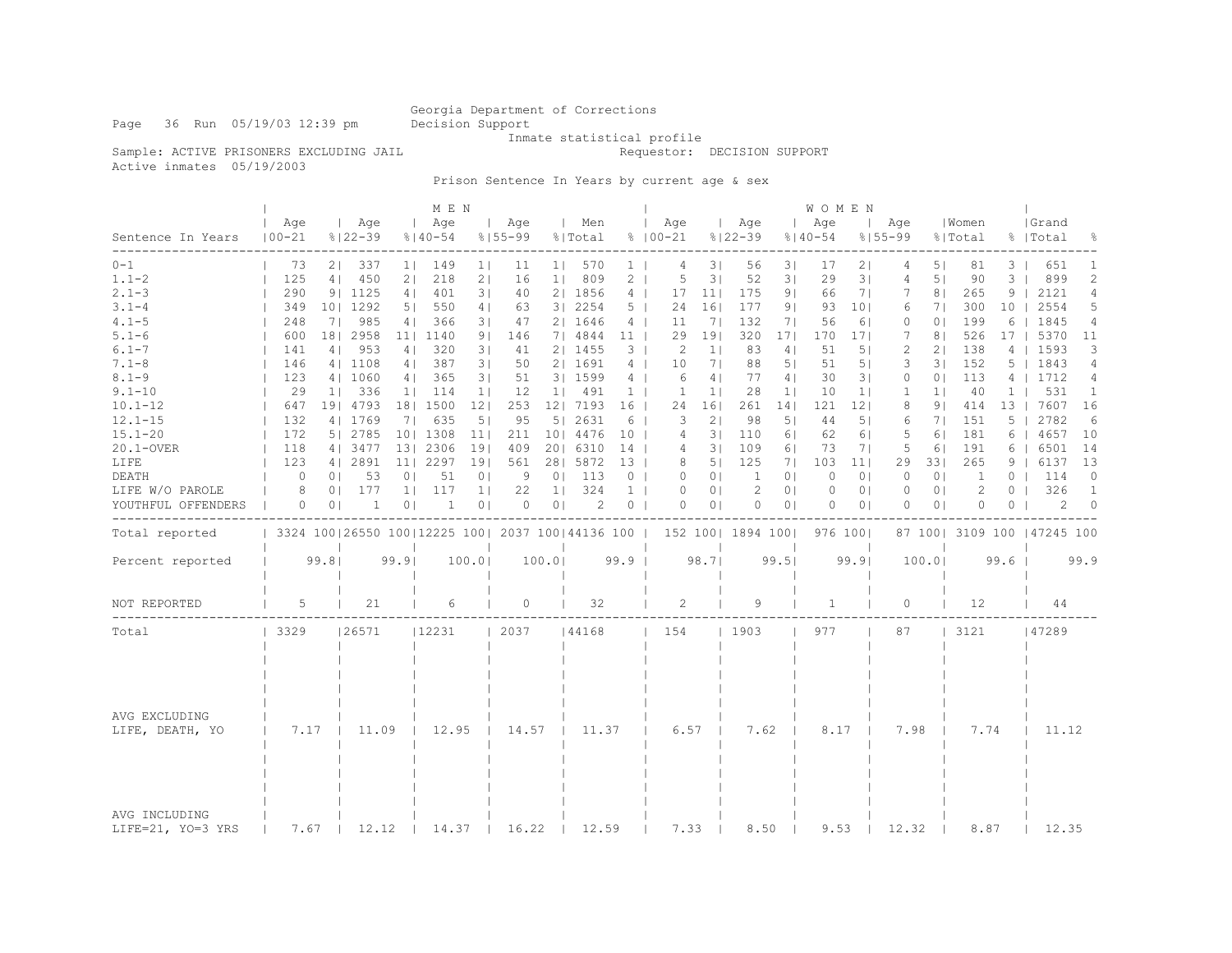Georgia Department of Corrections
Decision Support
Inmate statistical profile

Page 36 Run 05/19/03 12:39 pm

Sample: ACTIVE PRISONERS EXCLUDING JAIL — Requestor: DECISION SUPPORT

Active inmates 05/19/2003

## Prison Sentence In Years by current age & sex

| | MEN | | | | | | | | | | WOMEN | | | | | | | | | | Grand | |
|---|---|---|---|---|---|---|---|---|---|---|---|---|---|---|---|---|---|---|---|---|---|---|
| Sentence In Years | Age 00-21 | % | Age 22-39 | % | Age 40-54 | % | Age 55-99 | % | Men Total | % | Age 00-21 | % | Age 22-39 | % | Age 40-54 | % | Age 55-99 | % | Women Total | % | Grand Total | % |
| 0-1 | 73 | 2 | 337 | 1 | 149 | 1 | 11 | 1 | 570 | 1 | 4 | 3 | 56 | 3 | 17 | 2 | 4 | 5 | 81 | 3 | 651 | 1 |
| 1.1-2 | 125 | 4 | 450 | 2 | 218 | 2 | 16 | 1 | 809 | 2 | 5 | 3 | 52 | 3 | 29 | 3 | 4 | 5 | 90 | 3 | 899 | 2 |
| 2.1-3 | 290 | 9 | 1125 | 4 | 401 | 3 | 40 | 2 | 1856 | 4 | 17 | 11 | 175 | 9 | 66 | 7 | 7 | 8 | 265 | 9 | 2121 | 4 |
| 3.1-4 | 349 | 10 | 1292 | 5 | 550 | 4 | 63 | 3 | 2254 | 5 | 24 | 16 | 177 | 9 | 93 | 10 | 6 | 7 | 300 | 10 | 2554 | 5 |
| 4.1-5 | 248 | 7 | 985 | 4 | 366 | 3 | 47 | 2 | 1646 | 4 | 11 | 7 | 132 | 7 | 56 | 6 | 0 | 0 | 199 | 6 | 1845 | 4 |
| 5.1-6 | 600 | 18 | 2958 | 11 | 1140 | 9 | 146 | 7 | 4844 | 11 | 29 | 19 | 320 | 17 | 170 | 17 | 7 | 8 | 526 | 17 | 5370 | 11 |
| 6.1-7 | 141 | 4 | 953 | 4 | 320 | 3 | 41 | 2 | 1455 | 3 | 2 | 1 | 83 | 4 | 51 | 5 | 2 | 2 | 138 | 4 | 1593 | 3 |
| 7.1-8 | 146 | 4 | 1108 | 4 | 387 | 3 | 50 | 2 | 1691 | 4 | 10 | 7 | 88 | 5 | 51 | 5 | 3 | 3 | 152 | 5 | 1843 | 4 |
| 8.1-9 | 123 | 4 | 1060 | 4 | 365 | 3 | 51 | 3 | 1599 | 4 | 6 | 4 | 77 | 4 | 30 | 3 | 0 | 0 | 113 | 4 | 1712 | 4 |
| 9.1-10 | 29 | 1 | 336 | 1 | 114 | 1 | 12 | 1 | 491 | 1 | 1 | 1 | 28 | 1 | 10 | 1 | 1 | 1 | 40 | 1 | 531 | 1 |
| 10.1-12 | 647 | 19 | 4793 | 18 | 1500 | 12 | 253 | 12 | 7193 | 16 | 24 | 16 | 261 | 14 | 121 | 12 | 8 | 9 | 414 | 13 | 7607 | 16 |
| 12.1-15 | 132 | 4 | 1769 | 7 | 635 | 5 | 95 | 5 | 2631 | 6 | 3 | 2 | 98 | 5 | 44 | 5 | 6 | 7 | 151 | 5 | 2782 | 6 |
| 15.1-20 | 172 | 5 | 2785 | 10 | 1308 | 11 | 211 | 10 | 4476 | 10 | 4 | 3 | 110 | 6 | 62 | 6 | 5 | 6 | 181 | 6 | 4657 | 10 |
| 20.1-OVER | 118 | 4 | 3477 | 13 | 2306 | 19 | 409 | 20 | 6310 | 14 | 4 | 3 | 109 | 6 | 73 | 7 | 5 | 6 | 191 | 6 | 6501 | 14 |
| LIFE | 123 | 4 | 2891 | 11 | 2297 | 19 | 561 | 28 | 5872 | 13 | 8 | 5 | 125 | 7 | 103 | 11 | 29 | 33 | 265 | 9 | 6137 | 13 |
| DEATH | 0 | 0 | 53 | 0 | 51 | 0 | 9 | 0 | 113 | 0 | 0 | 0 | 1 | 0 | 0 | 0 | 0 | 0 | 1 | 0 | 114 | 0 |
| LIFE W/O PAROLE | 8 | 0 | 177 | 1 | 117 | 1 | 22 | 1 | 324 | 1 | 0 | 0 | 2 | 0 | 0 | 0 | 0 | 0 | 2 | 0 | 326 | 1 |
| YOUTHFUL OFFENDERS | 0 | 0 | 1 | 0 | 1 | 0 | 0 | 0 | 2 | 0 | 0 | 0 | 0 | 0 | 0 | 0 | 0 | 0 | 0 | 0 | 2 | 0 |
| Total reported | 3324 | 100 | 26550 | 100 | 12225 | 100 | 2037 | 100 | 44136 | 100 | 152 | 100 | 1894 | 100 | 976 | 100 | 87 | 100 | 3109 | 100 | 47245 | 100 |
| Percent reported | | 99.8 | | 99.9 | | 100.0 | | 100.0 | | 99.9 | | 98.7 | | 99.5 | | 99.9 | | 100.0 | | 99.6 | | 99.9 |
| NOT REPORTED | 5 | | 21 | | 6 | | 0 | | 32 | | 2 | | 9 | | 1 | | 0 | | 12 | | 44 | |
| Total | 3329 | | 26571 | | 12231 | | 2037 | | 44168 | | 154 | | 1903 | | 977 | | 87 | | 3121 | | 47289 | |
| AVG EXCLUDING LIFE, DEATH, YO | 7.17 | | 11.09 | | 12.95 | | 14.57 | | 11.37 | | 6.57 | | 7.62 | | 8.17 | | 7.98 | | 7.74 | | 11.12 | |
| AVG INCLUDING LIFE=21, YO=3 YRS | 7.67 | | 12.12 | | 14.37 | | 16.22 | | 12.59 | | 7.33 | | 8.50 | | 9.53 | | 12.32 | | 8.87 | | 12.35 | |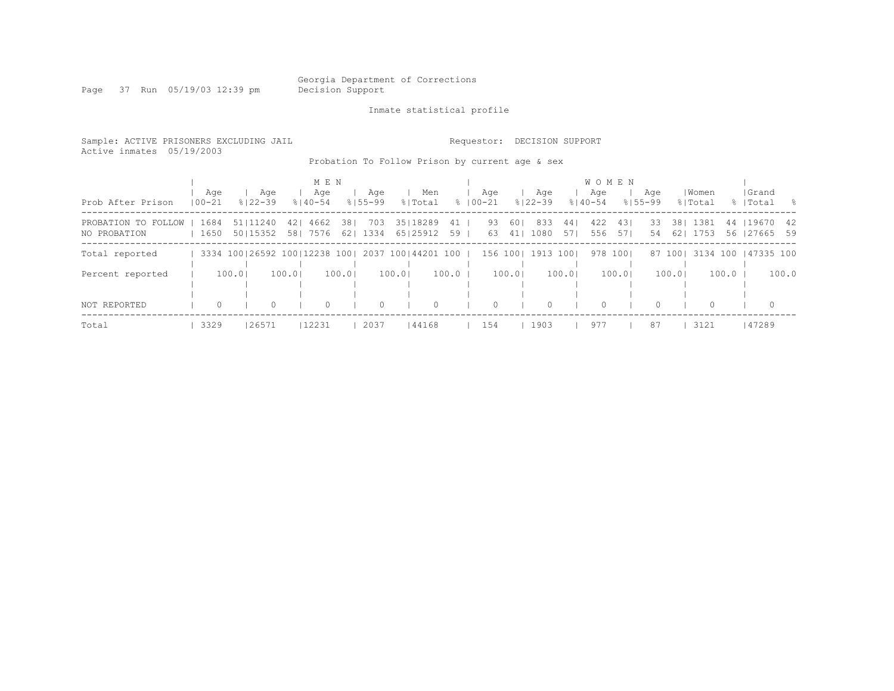Georgia Department of Corrections
Decision Support

Inmate statistical profile

Sample: ACTIVE PRISONERS EXCLUDING JAIL                Requestor: DECISION SUPPORT
Active inmates 05/19/2003

Probation To Follow Prison by current age & sex

| Prob After Prison | MEN Age 00-21 | % | Age 22-39 | % | Age 40-54 | % | Age 55-99 | % | Men Total | % | WOMEN Age 00-21 | % | Age 22-39 | % | Age 40-54 | % | Age 55-99 | % | Women Total | % | Grand Total | % |
|---|---|---|---|---|---|---|---|---|---|---|---|---|---|---|---|---|---|---|---|---|---|---|
| PROBATION TO FOLLOW | 1684 | 51 | 11240 | 42 | 4662 | 38 | 703 | 35 | 18289 | 41 | 93 | 60 | 833 | 44 | 422 | 43 | 33 | 38 | 1381 | 44 | 19670 | 42 |
| NO PROBATION | 1650 | 50 | 15352 | 58 | 7576 | 62 | 1334 | 65 | 25912 | 59 | 63 | 41 | 1080 | 57 | 556 | 57 | 54 | 62 | 1753 | 56 | 27665 | 59 |
| Total reported | 3334 | 100 | 26592 | 100 | 12238 | 100 | 2037 | 100 | 44201 | 100 | 156 | 100 | 1913 | 100 | 978 | 100 | 87 | 100 | 3134 | 100 | 47335 | 100 |
| Percent reported | 100.0 | | 100.0 | | 100.0 | | 100.0 | | 100.0 | | 100.0 | | 100.0 | | 100.0 | | 100.0 | | 100.0 | | 100.0 | |
| NOT REPORTED | 0 | | 0 | | 0 | | 0 | | 0 | | 0 | | 0 | | 0 | | 0 | | 0 | | 0 | |
| Total | 3329 | | 26571 | | 12231 | | 2037 | | 44168 | | 154 | | 1903 | | 977 | | 87 | | 3121 | | 47289 | |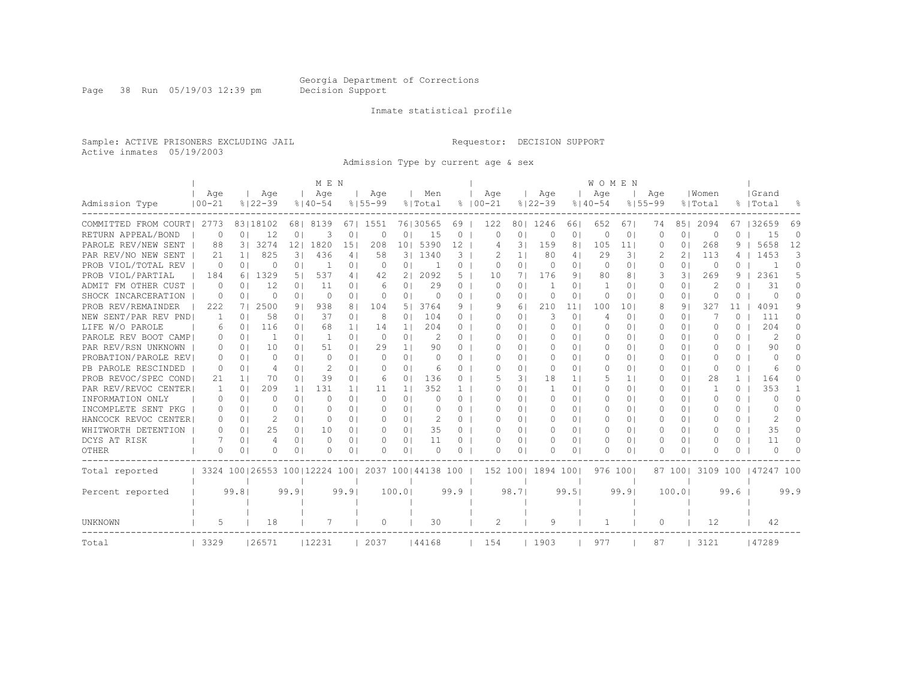Georgia Department of Corrections
Decision Support

Inmate statistical profile

Sample: ACTIVE PRISONERS EXCLUDING JAIL
Active inmates 05/19/2003

Requestor: DECISION SUPPORT

Admission Type by current age & sex

| Admission Type | MEN Age 00-21 | % | Age 22-39 | % | Age 40-54 | % | Age 55-99 | % | Men Total | % | WOMEN Age 00-21 | % | Age 22-39 | % | Age 40-54 | % | Age 55-99 | % | Women Total | % | Grand Total | % |
|---|---|---|---|---|---|---|---|---|---|---|---|---|---|---|---|---|---|---|---|---|---|---|
| COMMITTED FROM COURT | 2773 | 83 | 18102 | 68 | 8139 | 67 | 1551 | 76 | 30565 | 69 | 122 | 80 | 1246 | 66 | 652 | 67 | 74 | 85 | 2094 | 67 | 32659 | 69 |
| RETURN APPEAL/BOND | 0 | 0 | 12 | 0 | 3 | 0 | 0 | 0 | 15 | 0 | 0 | 0 | 0 | 0 | 0 | 0 | 0 | 0 | 0 | 0 | 15 | 0 |
| PAROLE REV/NEW SENT | 88 | 3 | 3274 | 12 | 1820 | 15 | 208 | 10 | 5390 | 12 | 4 | 3 | 159 | 8 | 105 | 11 | 0 | 0 | 268 | 9 | 5658 | 12 |
| PAR REV/NO NEW SENT | 21 | 1 | 825 | 3 | 436 | 4 | 58 | 3 | 1340 | 3 | 2 | 1 | 80 | 4 | 29 | 3 | 2 | 2 | 113 | 4 | 1453 | 3 |
| PROB VIOL/TOTAL REV | 0 | 0 | 0 | 0 | 1 | 0 | 0 | 0 | 1 | 0 | 0 | 0 | 0 | 0 | 0 | 0 | 0 | 0 | 0 | 0 | 1 | 0 |
| PROB VIOL/PARTIAL | 184 | 6 | 1329 | 5 | 537 | 4 | 42 | 2 | 2092 | 5 | 10 | 7 | 176 | 9 | 80 | 8 | 3 | 3 | 269 | 9 | 2361 | 5 |
| ADMIT FM OTHER CUST | 0 | 0 | 12 | 0 | 11 | 0 | 6 | 0 | 29 | 0 | 0 | 0 | 1 | 0 | 1 | 0 | 0 | 0 | 2 | 0 | 31 | 0 |
| SHOCK INCARCERATION | 0 | 0 | 0 | 0 | 0 | 0 | 0 | 0 | 0 | 0 | 0 | 0 | 0 | 0 | 0 | 0 | 0 | 0 | 0 | 0 | 0 | 0 |
| PROB REV/REMAINDER | 222 | 7 | 2500 | 9 | 938 | 8 | 104 | 5 | 3764 | 9 | 9 | 6 | 210 | 11 | 100 | 10 | 8 | 9 | 327 | 11 | 4091 | 9 |
| NEW SENT/PAR REV PND | 1 | 0 | 58 | 0 | 37 | 0 | 8 | 0 | 104 | 0 | 0 | 0 | 3 | 0 | 4 | 0 | 0 | 0 | 7 | 0 | 111 | 0 |
| LIFE W/O PAROLE | 6 | 0 | 116 | 0 | 68 | 1 | 14 | 1 | 204 | 0 | 0 | 0 | 0 | 0 | 0 | 0 | 0 | 0 | 0 | 0 | 204 | 0 |
| PAROLE REV BOOT CAMP | 0 | 0 | 1 | 0 | 1 | 0 | 0 | 0 | 2 | 0 | 0 | 0 | 0 | 0 | 0 | 0 | 0 | 0 | 0 | 0 | 2 | 0 |
| PAR REV/RSN UNKNOWN | 0 | 0 | 10 | 0 | 51 | 0 | 29 | 1 | 90 | 0 | 0 | 0 | 0 | 0 | 0 | 0 | 0 | 0 | 0 | 0 | 90 | 0 |
| PROBATION/PAROLE REV | 0 | 0 | 0 | 0 | 0 | 0 | 0 | 0 | 0 | 0 | 0 | 0 | 0 | 0 | 0 | 0 | 0 | 0 | 0 | 0 | 0 | 0 |
| PB PAROLE RESCINDED | 0 | 0 | 4 | 0 | 2 | 0 | 0 | 0 | 6 | 0 | 0 | 0 | 0 | 0 | 0 | 0 | 0 | 0 | 0 | 0 | 6 | 0 |
| PROB REVOC/SPEC COND | 21 | 1 | 70 | 0 | 39 | 0 | 6 | 0 | 136 | 0 | 5 | 3 | 18 | 1 | 5 | 1 | 0 | 0 | 28 | 1 | 164 | 0 |
| PAR REV/REVOC CENTER | 1 | 0 | 209 | 1 | 131 | 1 | 11 | 1 | 352 | 1 | 0 | 0 | 1 | 0 | 0 | 0 | 0 | 0 | 1 | 0 | 353 | 1 |
| INFORMATION ONLY | 0 | 0 | 0 | 0 | 0 | 0 | 0 | 0 | 0 | 0 | 0 | 0 | 0 | 0 | 0 | 0 | 0 | 0 | 0 | 0 | 0 | 0 |
| INCOMPLETE SENT PKG | 0 | 0 | 0 | 0 | 0 | 0 | 0 | 0 | 0 | 0 | 0 | 0 | 0 | 0 | 0 | 0 | 0 | 0 | 0 | 0 | 0 | 0 |
| HANCOCK REVOC CENTER | 0 | 0 | 2 | 0 | 0 | 0 | 0 | 0 | 2 | 0 | 0 | 0 | 0 | 0 | 0 | 0 | 0 | 0 | 0 | 0 | 2 | 0 |
| WHITWORTH DETENTION | 0 | 0 | 25 | 0 | 10 | 0 | 0 | 0 | 35 | 0 | 0 | 0 | 0 | 0 | 0 | 0 | 0 | 0 | 0 | 0 | 35 | 0 |
| DCYS AT RISK | 7 | 0 | 4 | 0 | 0 | 0 | 0 | 0 | 11 | 0 | 0 | 0 | 0 | 0 | 0 | 0 | 0 | 0 | 0 | 0 | 11 | 0 |
| OTHER | 0 | 0 | 0 | 0 | 0 | 0 | 0 | 0 | 0 | 0 | 0 | 0 | 0 | 0 | 0 | 0 | 0 | 0 | 0 | 0 | 0 | 0 |
| Total reported | 3324 | 100 | 26553 | 100 | 12224 | 100 | 2037 | 100 | 44138 | 100 | 152 | 100 | 1894 | 100 | 976 | 100 | 87 | 100 | 3109 | 100 | 47247 | 100 |
| Percent reported | | 99.8 | | 99.9 | | 99.9 | | 100.0 | | 99.9 | | 98.7 | | 99.5 | | 99.9 | | 100.0 | | 99.6 | | 99.9 |
| UNKNOWN | 5 | | 18 | | 7 | | 0 | | 30 | | 2 | | 9 | | 1 | | 0 | | 12 | | 42 | |
| Total | 3329 | | 26571 | | 12231 | | 2037 | | 44168 | | 154 | | 1903 | | 977 | | 87 | | 3121 | | 47289 | |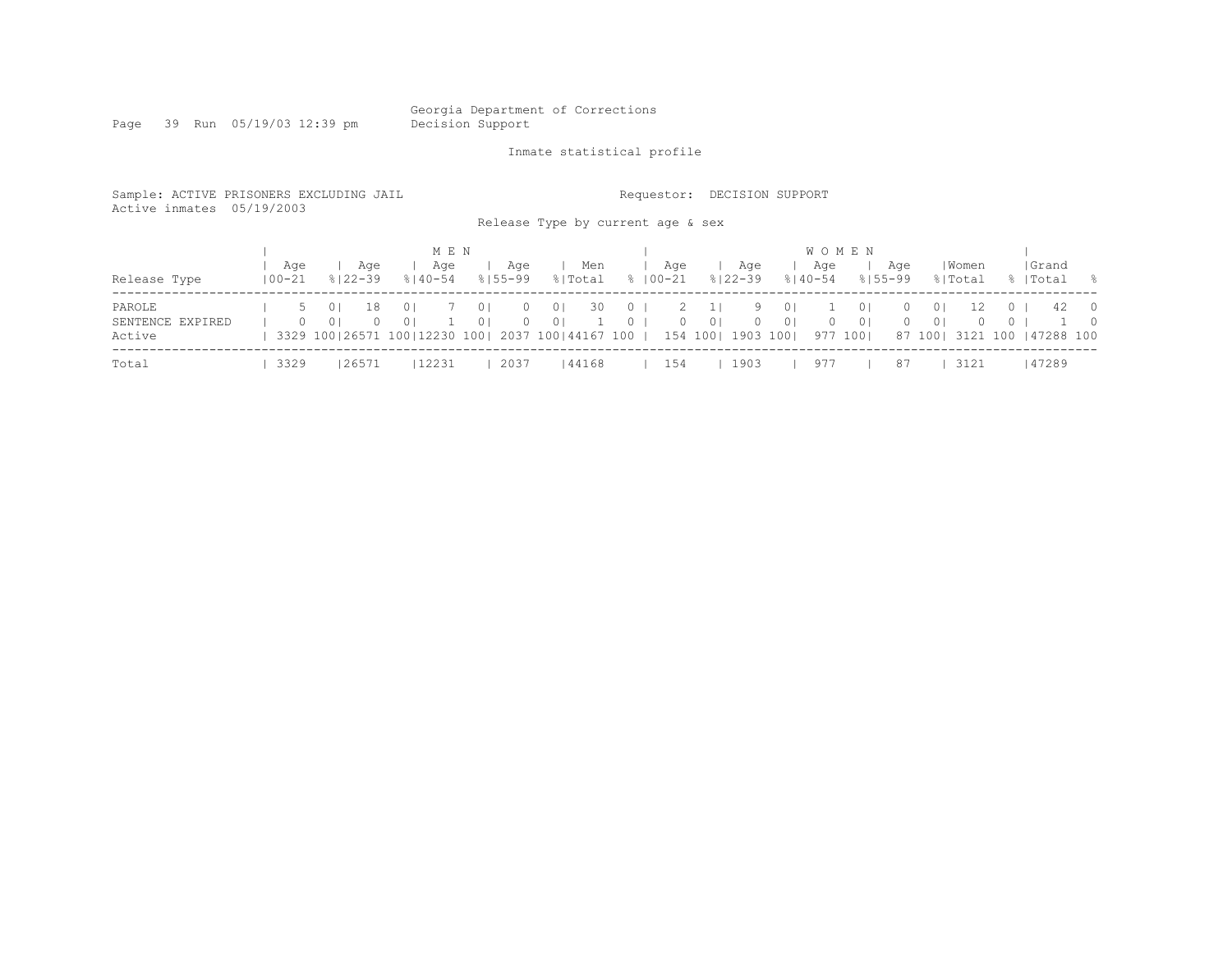Georgia Department of Corrections
Decision Support

Inmate statistical profile

Sample: ACTIVE PRISONERS EXCLUDING JAIL                Requestor: DECISION SUPPORT
Active inmates 05/19/2003

Release Type by current age & sex

| Release Type | MEN Age 00-21 | % | Age 22-39 | % | Age 40-54 | % | Age 55-99 | % | Men Total | % | WOMEN Age 00-21 | % | Age 22-39 | % | Age 40-54 | % | Age 55-99 | % | Women Total | % | Grand Total | % |
|---|---|---|---|---|---|---|---|---|---|---|---|---|---|---|---|---|---|---|---|---|---|---|
| PAROLE | 5 | 0 | 18 | 0 | 7 | 0 | 0 | 0 | 30 | 0 | 2 | 1 | 9 | 0 | 1 | 0 | 0 | 0 | 12 | 0 | 42 | 0 |
| SENTENCE EXPIRED | 0 | 0 | 0 | 0 | 1 | 0 | 0 | 0 | 1 | 0 | 0 | 0 | 0 | 0 | 0 | 0 | 0 | 0 | 0 | 0 | 1 | 0 |
| Active | 3329 | 100 | 26571 | 100 | 12230 | 100 | 2037 | 100 | 44167 | 100 | 154 | 100 | 1903 | 100 | 977 | 100 | 87 | 100 | 3121 | 100 | 47288 | 100 |
| Total | 3329 | | 26571 | | 12231 | | 2037 | | 44168 | | 154 | | 1903 | | 977 | | 87 | | 3121 | | 47289 | |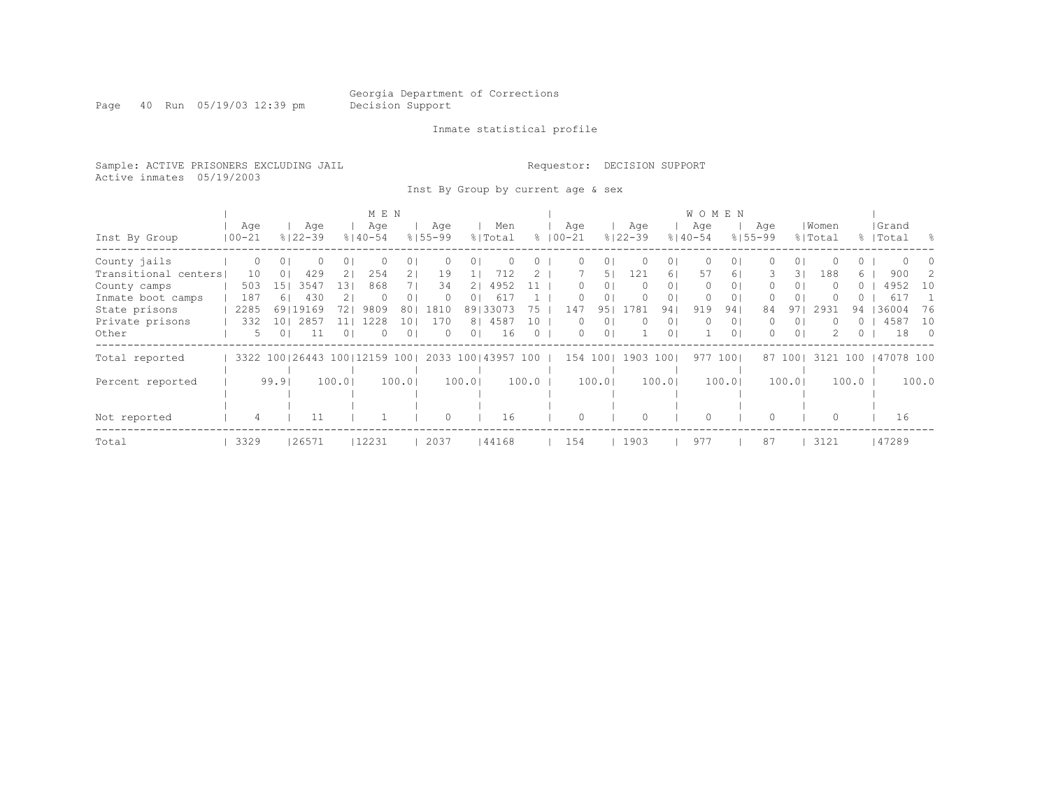Georgia Department of Corrections
Decision Support

Inmate statistical profile

Sample: ACTIVE PRISONERS EXCLUDING JAIL

Requestor: DECISION SUPPORT

Active inmates 05/19/2003

Inst By Group by current age & sex

| Inst By Group | MEN Age 00-21 | % | Age 22-39 | % | Age 40-54 | % | Age 55-99 | % | Men Total | % | WOMEN Age 00-21 | % | Age 22-39 | % | Age 40-54 | % | Age 55-99 | % | Women Total | % | Grand Total | % |
|---|---|---|---|---|---|---|---|---|---|---|---|---|---|---|---|---|---|---|---|---|---|---|
| County jails | 0 | 0 | 0 | 0 | 0 | 0 | 0 | 0 | 0 | 0 | 0 | 0 | 0 | 0 | 0 | 0 | 0 | 0 | 0 | 0 | 0 | 0 |
| Transitional centers | 10 | 0 | 429 | 2 | 254 | 2 | 19 | 1 | 712 | 2 | 7 | 5 | 121 | 6 | 57 | 6 | 3 | 3 | 188 | 6 | 900 | 2 |
| County camps | 503 | 15 | 3547 | 13 | 868 | 7 | 34 | 2 | 4952 | 11 | 0 | 0 | 0 | 0 | 0 | 0 | 0 | 0 | 0 | 0 | 4952 | 10 |
| Inmate boot camps | 187 | 6 | 430 | 2 | 0 | 0 | 0 | 0 | 617 | 1 | 0 | 0 | 0 | 0 | 0 | 0 | 0 | 0 | 0 | 0 | 617 | 1 |
| State prisons | 2285 | 69 | 19169 | 72 | 9809 | 80 | 1810 | 89 | 33073 | 75 | 147 | 95 | 1781 | 94 | 919 | 94 | 84 | 97 | 2931 | 94 | 36004 | 76 |
| Private prisons | 332 | 10 | 2857 | 11 | 1228 | 10 | 170 | 8 | 4587 | 10 | 0 | 0 | 0 | 0 | 0 | 0 | 0 | 0 | 0 | 0 | 4587 | 10 |
| Other | 5 | 0 | 11 | 0 | 0 | 0 | 0 | 0 | 16 | 0 | 0 | 0 | 1 | 0 | 1 | 0 | 0 | 0 | 2 | 0 | 18 | 0 |
| Total reported | 3322 | 100 | 26443 | 100 | 12159 | 100 | 2033 | 100 | 43957 | 100 | 154 | 100 | 1903 | 100 | 977 | 100 | 87 | 100 | 3121 | 100 | 47078 | 100 |
| Percent reported | | 99.9 | | 100.0 | | 100.0 | | 100.0 | | 100.0 | | 100.0 | | 100.0 | | 100.0 | | 100.0 | | 100.0 | | 100.0 |
| Not reported | 4 | | 11 | | 1 | | 0 | | 16 | | 0 | | 0 | | 0 | | 0 | | 0 | | 16 | |
| Total | 3329 | | 26571 | | 12231 | | 2037 | | 44168 | | 154 | | 1903 | | 977 | | 87 | | 3121 | | 47289 | |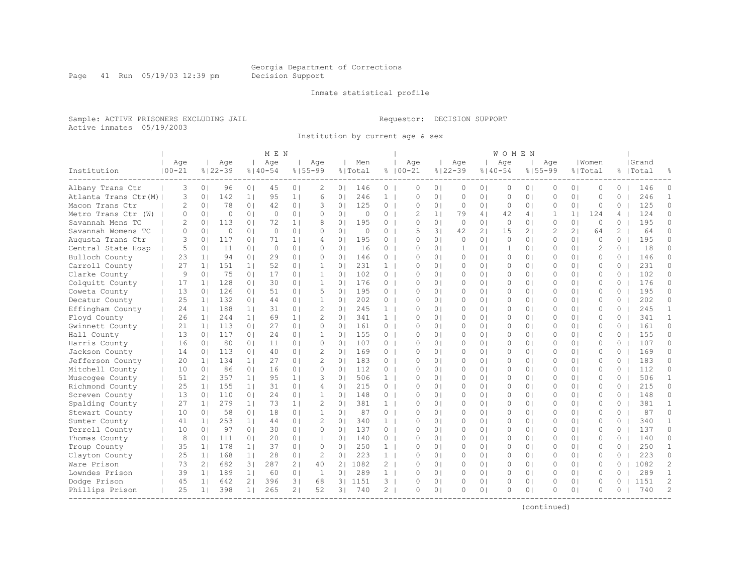Georgia Department of Corrections
Decision Support

Inmate statistical profile

Sample: ACTIVE PRISONERS EXCLUDING JAIL
Active inmates 05/19/2003

Requestor: DECISION SUPPORT

Institution by current age & sex

| Institution | MEN Age 00-21 | % | Age 22-39 | % | Age 40-54 | % | Age 55-99 | % | Men Total | % | WOMEN Age 00-21 | % | Age 22-39 | % | Age 40-54 | % | Age 55-99 | % | Women Total | % | Grand Total | % |
|---|---|---|---|---|---|---|---|---|---|---|---|---|---|---|---|---|---|---|---|---|---|---|
| Albany Trans Ctr | 3 | 0 | 96 | 0 | 45 | 0 | 2 | 0 | 146 | 0 | 0 | 0 | 0 | 0 | 0 | 0 | 0 | 0 | 0 | 0 | 146 | 0 |
| Atlanta Trans Ctr(M) | 3 | 0 | 142 | 1 | 95 | 1 | 6 | 0 | 246 | 1 | 0 | 0 | 0 | 0 | 0 | 0 | 0 | 0 | 0 | 0 | 246 | 1 |
| Macon Trans Ctr | 2 | 0 | 78 | 0 | 42 | 0 | 3 | 0 | 125 | 0 | 0 | 0 | 0 | 0 | 0 | 0 | 0 | 0 | 0 | 0 | 125 | 0 |
| Metro Trans Ctr (W) | 0 | 0 | 0 | 0 | 0 | 0 | 0 | 0 | 0 | 0 | 2 | 1 | 79 | 4 | 42 | 4 | 1 | 1 | 124 | 4 | 124 | 0 |
| Savannah Mens TC | 2 | 0 | 113 | 0 | 72 | 1 | 8 | 0 | 195 | 0 | 0 | 0 | 0 | 0 | 0 | 0 | 0 | 0 | 0 | 0 | 195 | 0 |
| Savannah Womens TC | 0 | 0 | 0 | 0 | 0 | 0 | 0 | 0 | 0 | 0 | 5 | 3 | 42 | 2 | 15 | 2 | 2 | 2 | 64 | 2 | 64 | 0 |
| Augusta Trans Ctr | 3 | 0 | 117 | 0 | 71 | 1 | 4 | 0 | 195 | 0 | 0 | 0 | 0 | 0 | 0 | 0 | 0 | 0 | 0 | 0 | 195 | 0 |
| Central State Hosp | 5 | 0 | 11 | 0 | 0 | 0 | 0 | 0 | 16 | 0 | 0 | 0 | 1 | 0 | 1 | 0 | 0 | 0 | 2 | 0 | 18 | 0 |
| Bulloch County | 23 | 1 | 94 | 0 | 29 | 0 | 0 | 0 | 146 | 0 | 0 | 0 | 0 | 0 | 0 | 0 | 0 | 0 | 0 | 0 | 146 | 0 |
| Carroll County | 27 | 1 | 151 | 1 | 52 | 0 | 1 | 0 | 231 | 1 | 0 | 0 | 0 | 0 | 0 | 0 | 0 | 0 | 0 | 0 | 231 | 0 |
| Clarke County | 9 | 0 | 75 | 0 | 17 | 0 | 1 | 0 | 102 | 0 | 0 | 0 | 0 | 0 | 0 | 0 | 0 | 0 | 0 | 0 | 102 | 0 |
| Colquitt County | 17 | 1 | 128 | 0 | 30 | 0 | 1 | 0 | 176 | 0 | 0 | 0 | 0 | 0 | 0 | 0 | 0 | 0 | 0 | 0 | 176 | 0 |
| Coweta County | 13 | 0 | 126 | 0 | 51 | 0 | 5 | 0 | 195 | 0 | 0 | 0 | 0 | 0 | 0 | 0 | 0 | 0 | 0 | 0 | 195 | 0 |
| Decatur County | 25 | 1 | 132 | 0 | 44 | 0 | 1 | 0 | 202 | 0 | 0 | 0 | 0 | 0 | 0 | 0 | 0 | 0 | 0 | 0 | 202 | 0 |
| Effingham County | 24 | 1 | 188 | 1 | 31 | 0 | 2 | 0 | 245 | 1 | 0 | 0 | 0 | 0 | 0 | 0 | 0 | 0 | 0 | 0 | 245 | 1 |
| Floyd County | 26 | 1 | 244 | 1 | 69 | 1 | 2 | 0 | 341 | 1 | 0 | 0 | 0 | 0 | 0 | 0 | 0 | 0 | 0 | 0 | 341 | 1 |
| Gwinnett County | 21 | 1 | 113 | 0 | 27 | 0 | 0 | 0 | 161 | 0 | 0 | 0 | 0 | 0 | 0 | 0 | 0 | 0 | 0 | 0 | 161 | 0 |
| Hall County | 13 | 0 | 117 | 0 | 24 | 0 | 1 | 0 | 155 | 0 | 0 | 0 | 0 | 0 | 0 | 0 | 0 | 0 | 0 | 0 | 155 | 0 |
| Harris County | 16 | 0 | 80 | 0 | 11 | 0 | 0 | 0 | 107 | 0 | 0 | 0 | 0 | 0 | 0 | 0 | 0 | 0 | 0 | 0 | 107 | 0 |
| Jackson County | 14 | 0 | 113 | 0 | 40 | 0 | 2 | 0 | 169 | 0 | 0 | 0 | 0 | 0 | 0 | 0 | 0 | 0 | 0 | 0 | 169 | 0 |
| Jefferson County | 20 | 1 | 134 | 1 | 27 | 0 | 2 | 0 | 183 | 0 | 0 | 0 | 0 | 0 | 0 | 0 | 0 | 0 | 0 | 0 | 183 | 0 |
| Mitchell County | 10 | 0 | 86 | 0 | 16 | 0 | 0 | 0 | 112 | 0 | 0 | 0 | 0 | 0 | 0 | 0 | 0 | 0 | 0 | 0 | 112 | 0 |
| Muscogee County | 51 | 2 | 357 | 1 | 95 | 1 | 3 | 0 | 506 | 1 | 0 | 0 | 0 | 0 | 0 | 0 | 0 | 0 | 0 | 0 | 506 | 1 |
| Richmond County | 25 | 1 | 155 | 1 | 31 | 0 | 4 | 0 | 215 | 0 | 0 | 0 | 0 | 0 | 0 | 0 | 0 | 0 | 0 | 0 | 215 | 0 |
| Screven County | 13 | 0 | 110 | 0 | 24 | 0 | 1 | 0 | 148 | 0 | 0 | 0 | 0 | 0 | 0 | 0 | 0 | 0 | 0 | 0 | 148 | 0 |
| Spalding County | 27 | 1 | 279 | 1 | 73 | 1 | 2 | 0 | 381 | 1 | 0 | 0 | 0 | 0 | 0 | 0 | 0 | 0 | 0 | 0 | 381 | 1 |
| Stewart County | 10 | 0 | 58 | 0 | 18 | 0 | 1 | 0 | 87 | 0 | 0 | 0 | 0 | 0 | 0 | 0 | 0 | 0 | 0 | 0 | 87 | 0 |
| Sumter County | 41 | 1 | 253 | 1 | 44 | 0 | 2 | 0 | 340 | 1 | 0 | 0 | 0 | 0 | 0 | 0 | 0 | 0 | 0 | 0 | 340 | 1 |
| Terrell County | 10 | 0 | 97 | 0 | 30 | 0 | 0 | 0 | 137 | 0 | 0 | 0 | 0 | 0 | 0 | 0 | 0 | 0 | 0 | 0 | 137 | 0 |
| Thomas County | 8 | 0 | 111 | 0 | 20 | 0 | 1 | 0 | 140 | 0 | 0 | 0 | 0 | 0 | 0 | 0 | 0 | 0 | 0 | 0 | 140 | 0 |
| Troup County | 35 | 1 | 178 | 1 | 37 | 0 | 0 | 0 | 250 | 1 | 0 | 0 | 0 | 0 | 0 | 0 | 0 | 0 | 0 | 0 | 250 | 1 |
| Clayton County | 25 | 1 | 168 | 1 | 28 | 0 | 2 | 0 | 223 | 1 | 0 | 0 | 0 | 0 | 0 | 0 | 0 | 0 | 0 | 0 | 223 | 0 |
| Ware Prison | 73 | 2 | 682 | 3 | 287 | 2 | 40 | 2 | 1082 | 2 | 0 | 0 | 0 | 0 | 0 | 0 | 0 | 0 | 0 | 0 | 1082 | 2 |
| Lowndes Prison | 39 | 1 | 189 | 1 | 60 | 0 | 1 | 0 | 289 | 1 | 0 | 0 | 0 | 0 | 0 | 0 | 0 | 0 | 0 | 0 | 289 | 1 |
| Dodge Prison | 45 | 1 | 642 | 2 | 396 | 3 | 68 | 3 | 1151 | 3 | 0 | 0 | 0 | 0 | 0 | 0 | 0 | 0 | 0 | 0 | 1151 | 2 |
| Phillips Prison | 25 | 1 | 398 | 1 | 265 | 2 | 52 | 3 | 740 | 2 | 0 | 0 | 0 | 0 | 0 | 0 | 0 | 0 | 0 | 0 | 740 | 2 |

(continued)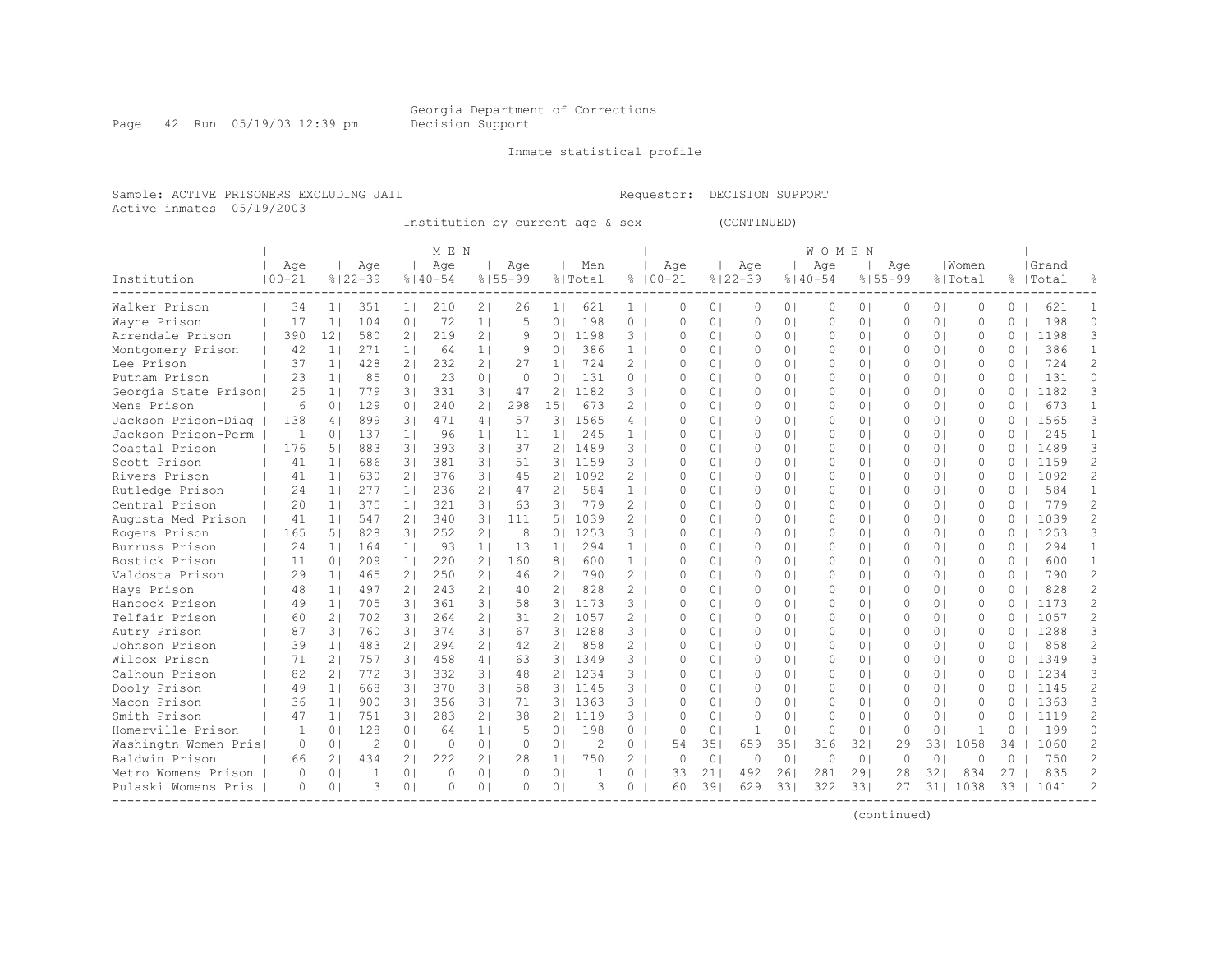Georgia Department of Corrections
Decision Support

Inmate statistical profile

Sample: ACTIVE PRISONERS EXCLUDING JAIL                                  Requestor: DECISION SUPPORT
Active inmates 05/19/2003

Institution by current age & sex (CONTINUED)

| Institution | MEN Age 00-21 | % | Age 22-39 | % | Age 40-54 | % | Age 55-99 | % | Men Total | % | WOMEN Age 00-21 | % | Age 22-39 | % | Age 40-54 | % | Age 55-99 | % | Women Total | % | Grand Total | % |
|---|---|---|---|---|---|---|---|---|---|---|---|---|---|---|---|---|---|---|---|---|---|---|
| Walker Prison | 34 | 1 | 351 | 1 | 210 | 2 | 26 | 1 | 621 | 1 | 0 | 0 | 0 | 0 | 0 | 0 | 0 | 0 | 0 | 0 | 621 | 1 |
| Wayne Prison | 17 | 1 | 104 | 0 | 72 | 1 | 5 | 0 | 198 | 0 | 0 | 0 | 0 | 0 | 0 | 0 | 0 | 0 | 0 | 0 | 198 | 0 |
| Arrendale Prison | 390 | 12 | 580 | 2 | 219 | 2 | 9 | 0 | 1198 | 3 | 0 | 0 | 0 | 0 | 0 | 0 | 0 | 0 | 0 | 0 | 1198 | 3 |
| Montgomery Prison | 42 | 1 | 271 | 1 | 64 | 1 | 9 | 0 | 386 | 1 | 0 | 0 | 0 | 0 | 0 | 0 | 0 | 0 | 0 | 0 | 386 | 1 |
| Lee Prison | 37 | 1 | 428 | 2 | 232 | 2 | 27 | 1 | 724 | 2 | 0 | 0 | 0 | 0 | 0 | 0 | 0 | 0 | 0 | 0 | 724 | 2 |
| Putnam Prison | 23 | 1 | 85 | 0 | 23 | 0 | 0 | 0 | 131 | 0 | 0 | 0 | 0 | 0 | 0 | 0 | 0 | 0 | 0 | 0 | 131 | 0 |
| Georgia State Prison | 25 | 1 | 779 | 3 | 331 | 3 | 47 | 2 | 1182 | 3 | 0 | 0 | 0 | 0 | 0 | 0 | 0 | 0 | 0 | 0 | 1182 | 3 |
| Mens Prison | 6 | 0 | 129 | 0 | 240 | 2 | 298 | 15 | 673 | 2 | 0 | 0 | 0 | 0 | 0 | 0 | 0 | 0 | 0 | 0 | 673 | 1 |
| Jackson Prison-Diag | 138 | 4 | 899 | 3 | 471 | 4 | 57 | 3 | 1565 | 4 | 0 | 0 | 0 | 0 | 0 | 0 | 0 | 0 | 0 | 0 | 1565 | 3 |
| Jackson Prison-Perm | 1 | 0 | 137 | 1 | 96 | 1 | 11 | 1 | 245 | 1 | 0 | 0 | 0 | 0 | 0 | 0 | 0 | 0 | 0 | 0 | 245 | 1 |
| Coastal Prison | 176 | 5 | 883 | 3 | 393 | 3 | 37 | 2 | 1489 | 3 | 0 | 0 | 0 | 0 | 0 | 0 | 0 | 0 | 0 | 0 | 1489 | 3 |
| Scott Prison | 41 | 1 | 686 | 3 | 381 | 3 | 51 | 3 | 1159 | 3 | 0 | 0 | 0 | 0 | 0 | 0 | 0 | 0 | 0 | 0 | 1159 | 2 |
| Rivers Prison | 41 | 1 | 630 | 2 | 376 | 3 | 45 | 2 | 1092 | 2 | 0 | 0 | 0 | 0 | 0 | 0 | 0 | 0 | 0 | 0 | 1092 | 2 |
| Rutledge Prison | 24 | 1 | 277 | 1 | 236 | 2 | 47 | 2 | 584 | 1 | 0 | 0 | 0 | 0 | 0 | 0 | 0 | 0 | 0 | 0 | 584 | 1 |
| Central Prison | 20 | 1 | 375 | 1 | 321 | 3 | 63 | 3 | 779 | 2 | 0 | 0 | 0 | 0 | 0 | 0 | 0 | 0 | 0 | 0 | 779 | 2 |
| Augusta Med Prison | 41 | 1 | 547 | 2 | 340 | 3 | 111 | 5 | 1039 | 2 | 0 | 0 | 0 | 0 | 0 | 0 | 0 | 0 | 0 | 0 | 1039 | 2 |
| Rogers Prison | 165 | 5 | 828 | 3 | 252 | 2 | 8 | 0 | 1253 | 3 | 0 | 0 | 0 | 0 | 0 | 0 | 0 | 0 | 0 | 0 | 1253 | 3 |
| Burruss Prison | 24 | 1 | 164 | 1 | 93 | 1 | 13 | 1 | 294 | 1 | 0 | 0 | 0 | 0 | 0 | 0 | 0 | 0 | 0 | 0 | 294 | 1 |
| Bostick Prison | 11 | 0 | 209 | 1 | 220 | 2 | 160 | 8 | 600 | 1 | 0 | 0 | 0 | 0 | 0 | 0 | 0 | 0 | 0 | 0 | 600 | 1 |
| Valdosta Prison | 29 | 1 | 465 | 2 | 250 | 2 | 46 | 2 | 790 | 2 | 0 | 0 | 0 | 0 | 0 | 0 | 0 | 0 | 0 | 0 | 790 | 2 |
| Hays Prison | 48 | 1 | 497 | 2 | 243 | 2 | 40 | 2 | 828 | 2 | 0 | 0 | 0 | 0 | 0 | 0 | 0 | 0 | 0 | 0 | 828 | 2 |
| Hancock Prison | 49 | 1 | 705 | 3 | 361 | 3 | 58 | 3 | 1173 | 3 | 0 | 0 | 0 | 0 | 0 | 0 | 0 | 0 | 0 | 0 | 1173 | 2 |
| Telfair Prison | 60 | 2 | 702 | 3 | 264 | 2 | 31 | 2 | 1057 | 2 | 0 | 0 | 0 | 0 | 0 | 0 | 0 | 0 | 0 | 0 | 1057 | 2 |
| Autry Prison | 87 | 3 | 760 | 3 | 374 | 3 | 67 | 3 | 1288 | 3 | 0 | 0 | 0 | 0 | 0 | 0 | 0 | 0 | 0 | 0 | 1288 | 3 |
| Johnson Prison | 39 | 1 | 483 | 2 | 294 | 2 | 42 | 2 | 858 | 2 | 0 | 0 | 0 | 0 | 0 | 0 | 0 | 0 | 0 | 0 | 858 | 2 |
| Wilcox Prison | 71 | 2 | 757 | 3 | 458 | 4 | 63 | 3 | 1349 | 3 | 0 | 0 | 0 | 0 | 0 | 0 | 0 | 0 | 0 | 0 | 1349 | 3 |
| Calhoun Prison | 82 | 2 | 772 | 3 | 332 | 3 | 48 | 2 | 1234 | 3 | 0 | 0 | 0 | 0 | 0 | 0 | 0 | 0 | 0 | 0 | 1234 | 3 |
| Dooly Prison | 49 | 1 | 668 | 3 | 370 | 3 | 58 | 3 | 1145 | 3 | 0 | 0 | 0 | 0 | 0 | 0 | 0 | 0 | 0 | 0 | 1145 | 2 |
| Macon Prison | 36 | 1 | 900 | 3 | 356 | 3 | 71 | 3 | 1363 | 3 | 0 | 0 | 0 | 0 | 0 | 0 | 0 | 0 | 0 | 0 | 1363 | 3 |
| Smith Prison | 47 | 1 | 751 | 3 | 283 | 2 | 38 | 2 | 1119 | 3 | 0 | 0 | 0 | 0 | 0 | 0 | 0 | 0 | 0 | 0 | 1119 | 2 |
| Homerville Prison | 1 | 0 | 128 | 0 | 64 | 1 | 5 | 0 | 198 | 0 | 0 | 0 | 1 | 0 | 0 | 0 | 0 | 0 | 1 | 0 | 199 | 0 |
| Washingtn Women Pris | 0 | 0 | 2 | 0 | 0 | 0 | 0 | 0 | 2 | 0 | 54 | 35 | 659 | 35 | 316 | 32 | 29 | 33 | 1058 | 34 | 1060 | 2 |
| Baldwin Prison | 66 | 2 | 434 | 2 | 222 | 2 | 28 | 1 | 750 | 2 | 0 | 0 | 0 | 0 | 0 | 0 | 0 | 0 | 0 | 0 | 750 | 2 |
| Metro Womens Prison | 0 | 0 | 1 | 0 | 0 | 0 | 0 | 0 | 1 | 0 | 33 | 21 | 492 | 26 | 281 | 29 | 28 | 32 | 834 | 27 | 835 | 2 |
| Pulaski Womens Pris | 0 | 0 | 3 | 0 | 0 | 0 | 0 | 0 | 3 | 0 | 60 | 39 | 629 | 33 | 322 | 33 | 27 | 31 | 1038 | 33 | 1041 | 2 |

(continued)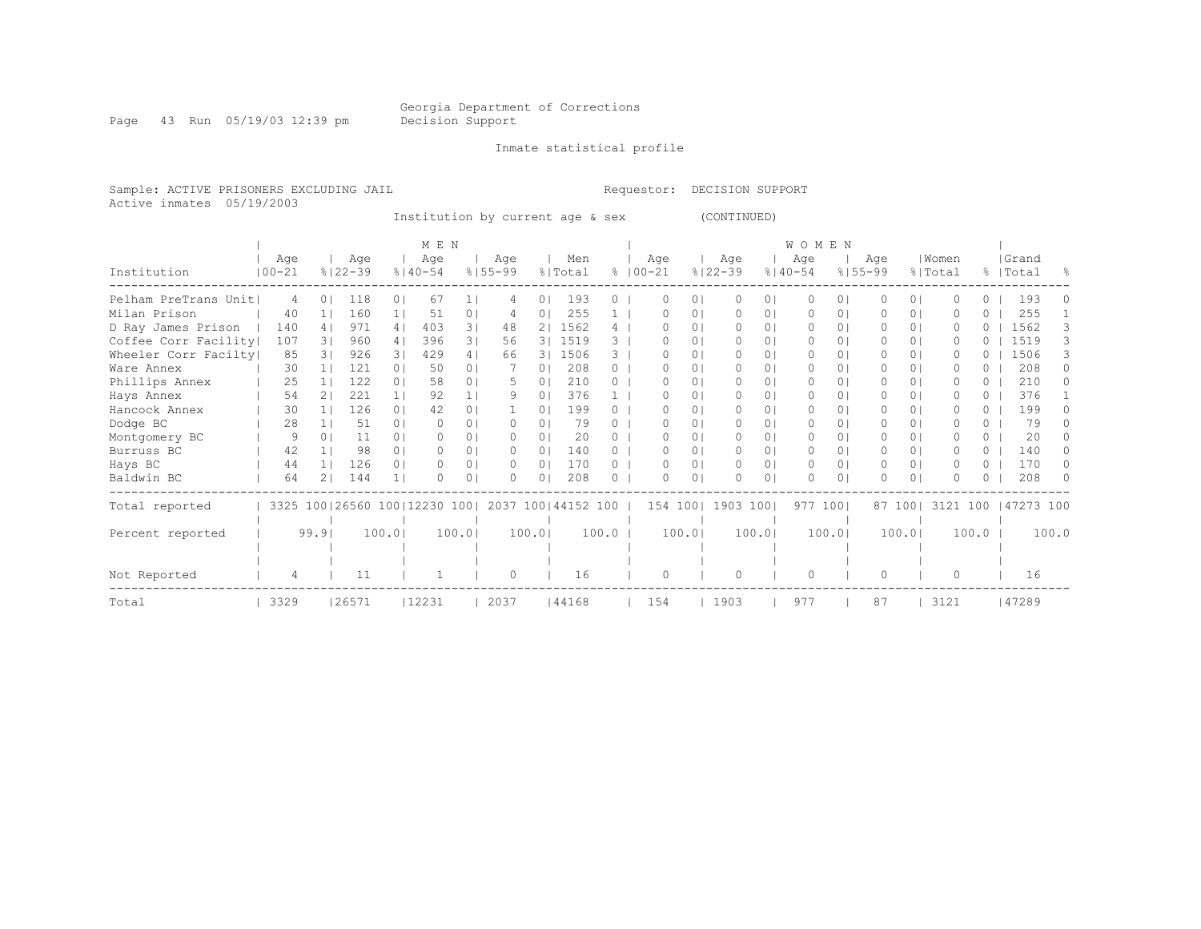Georgia Department of Corrections
Decision Support

Inmate statistical profile

Sample: ACTIVE PRISONERS EXCLUDING JAIL    Requestor: DECISION SUPPORT
Active inmates 05/19/2003

Institution by current age & sex (CONTINUED)

| Institution | MEN Age 00-21 | % | Age 22-39 | % | Age 40-54 | % | Age 55-99 | % | Men Total | % | WOMEN Age 00-21 | % | Age 22-39 | % | Age 40-54 | % | Age 55-99 | % | Women Total | % | Grand Total | % |
|---|---|---|---|---|---|---|---|---|---|---|---|---|---|---|---|---|---|---|---|---|---|---|
| Pelham PreTrans Unit | 4 | 0 | 118 | 0 | 67 | 1 | 4 | 0 | 193 | 0 | 0 | 0 | 0 | 0 | 0 | 0 | 0 | 0 | 0 | 0 | 193 | 0 |
| Milan Prison | 40 | 1 | 160 | 1 | 51 | 0 | 4 | 0 | 255 | 1 | 0 | 0 | 0 | 0 | 0 | 0 | 0 | 0 | 0 | 0 | 255 | 1 |
| D Ray James Prison | 140 | 4 | 971 | 4 | 403 | 3 | 48 | 2 | 1562 | 4 | 0 | 0 | 0 | 0 | 0 | 0 | 0 | 0 | 0 | 0 | 1562 | 3 |
| Coffee Corr Facility | 107 | 3 | 960 | 4 | 396 | 3 | 56 | 3 | 1519 | 3 | 0 | 0 | 0 | 0 | 0 | 0 | 0 | 0 | 0 | 0 | 1519 | 3 |
| Wheeler Corr Facilty | 85 | 3 | 926 | 3 | 429 | 4 | 66 | 3 | 1506 | 3 | 0 | 0 | 0 | 0 | 0 | 0 | 0 | 0 | 0 | 0 | 1506 | 3 |
| Ware Annex | 30 | 1 | 121 | 0 | 50 | 0 | 7 | 0 | 208 | 0 | 0 | 0 | 0 | 0 | 0 | 0 | 0 | 0 | 0 | 0 | 208 | 0 |
| Phillips Annex | 25 | 1 | 122 | 0 | 58 | 0 | 5 | 0 | 210 | 0 | 0 | 0 | 0 | 0 | 0 | 0 | 0 | 0 | 0 | 0 | 210 | 0 |
| Hays Annex | 54 | 2 | 221 | 1 | 92 | 1 | 9 | 0 | 376 | 1 | 0 | 0 | 0 | 0 | 0 | 0 | 0 | 0 | 0 | 0 | 376 | 1 |
| Hancock Annex | 30 | 1 | 126 | 0 | 42 | 0 | 1 | 0 | 199 | 0 | 0 | 0 | 0 | 0 | 0 | 0 | 0 | 0 | 0 | 0 | 199 | 0 |
| Dodge BC | 28 | 1 | 51 | 0 | 0 | 0 | 0 | 0 | 79 | 0 | 0 | 0 | 0 | 0 | 0 | 0 | 0 | 0 | 0 | 0 | 79 | 0 |
| Montgomery BC | 9 | 0 | 11 | 0 | 0 | 0 | 0 | 0 | 20 | 0 | 0 | 0 | 0 | 0 | 0 | 0 | 0 | 0 | 0 | 0 | 20 | 0 |
| Burruss BC | 42 | 1 | 98 | 0 | 0 | 0 | 0 | 0 | 140 | 0 | 0 | 0 | 0 | 0 | 0 | 0 | 0 | 0 | 0 | 0 | 140 | 0 |
| Hays BC | 44 | 1 | 126 | 0 | 0 | 0 | 0 | 0 | 170 | 0 | 0 | 0 | 0 | 0 | 0 | 0 | 0 | 0 | 0 | 0 | 170 | 0 |
| Baldwin BC | 64 | 2 | 144 | 1 | 0 | 0 | 0 | 0 | 208 | 0 | 0 | 0 | 0 | 0 | 0 | 0 | 0 | 0 | 0 | 0 | 208 | 0 |
| Total reported | 3325 | 100 | 26560 | 100 | 12230 | 100 | 2037 | 100 | 44152 | 100 | 154 | 100 | 1903 | 100 | 977 | 100 | 87 | 100 | 3121 | 100 | 47273 | 100 |
| Percent reported | | 99.9 | | 100.0 | | 100.0 | | 100.0 | | 100.0 | | 100.0 | | 100.0 | | 100.0 | | 100.0 | | 100.0 | | 100.0 |
| Not Reported | 4 | | 11 | | 1 | | 0 | | 16 | | 0 | | 0 | | 0 | | 0 | | 0 | | 16 | |
| Total | 3329 | | 26571 | | 12231 | | 2037 | | 44168 | | 154 | | 1903 | | 977 | | 87 | | 3121 | | 47289 | |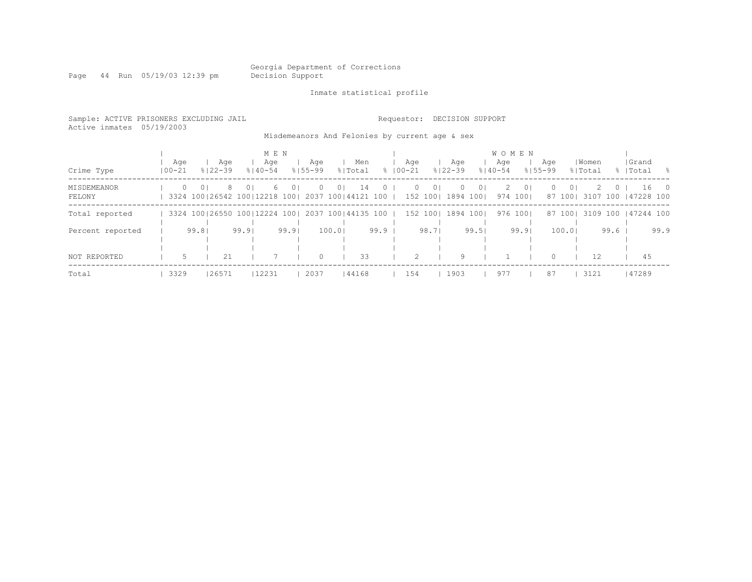Georgia Department of Corrections
Decision Support

Inmate statistical profile

Sample: ACTIVE PRISONERS EXCLUDING JAIL
Active inmates 05/19/2003

Requestor: DECISION SUPPORT

Misdemeanors And Felonies by current age & sex

| Crime Type | MEN Age 00-21 | % | Age 22-39 | % | Age 40-54 | % | Age 55-99 | % | Men Total | % | WOMEN Age 00-21 | % | Age 22-39 | % | Age 40-54 | % | Age 55-99 | % | Women Total | % | Grand Total | % |
|---|---|---|---|---|---|---|---|---|---|---|---|---|---|---|---|---|---|---|---|---|---|---|
| MISDEMEANOR | 0 | 0 | 8 | 0 | 6 | 0 | 0 | 0 | 14 | 0 | 0 | 0 | 0 | 0 | 2 | 0 | 0 | 0 | 2 | 0 | 16 | 0 |
| FELONY | 3324 | 100 | 26542 | 100 | 12218 | 100 | 2037 | 100 | 44121 | 100 | 152 | 100 | 1894 | 100 | 974 | 100 | 87 | 100 | 3107 | 100 | 47228 | 100 |
| Total reported | 3324 | 100 | 26550 | 100 | 12224 | 100 | 2037 | 100 | 44135 | 100 | 152 | 100 | 1894 | 100 | 976 | 100 | 87 | 100 | 3109 | 100 | 47244 | 100 |
| Percent reported | | 99.8 | | 99.9 | | 99.9 | | 100.0 | | 99.9 | | 98.7 | | 99.5 | | 99.9 | | 100.0 | | 99.6 | | 99.9 |
| NOT REPORTED | 5 | | 21 | | 7 | | 0 | | 33 | | 2 | | 9 | | 1 | | 0 | | 12 | | 45 | |
| Total | 3329 | | 26571 | | 12231 | | 2037 | | 44168 | | 154 | | 1903 | | 977 | | 87 | | 3121 | | 47289 | |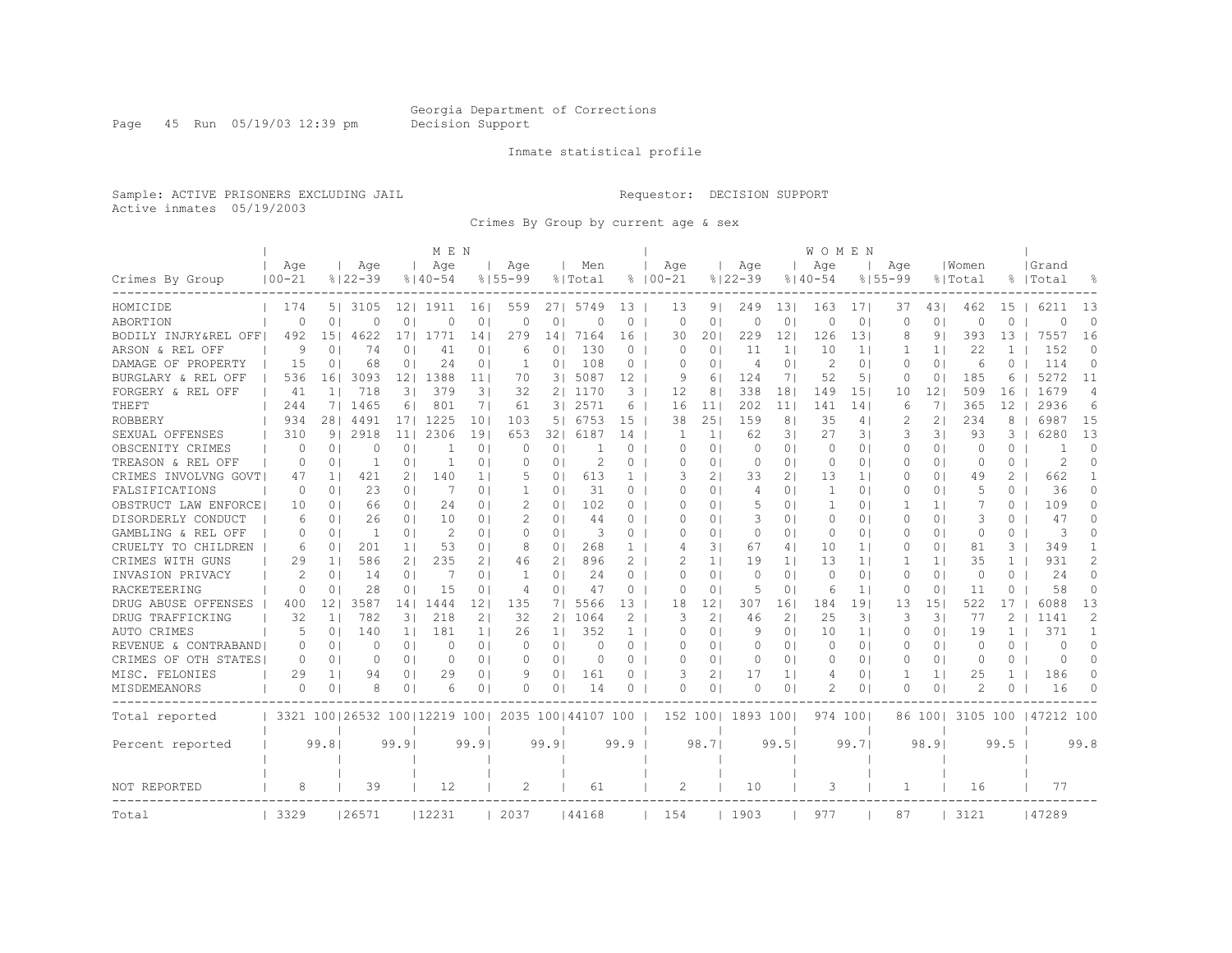Georgia Department of Corrections
Decision Support

Inmate statistical profile

Sample: ACTIVE PRISONERS EXCLUDING JAIL

Requestor: DECISION SUPPORT

Active inmates 05/19/2003

Crimes By Group by current age & sex

| | MEN | | | | | | | | | | WOMEN | | | | | | | | | | | |
|---|---|---|---|---|---|---|---|---|---|---|---|---|---|---|---|---|---|---|---|---|---|---|
| Crimes By Group | Age 00-21 | % | Age 22-39 | % | Age 40-54 | % | Age 55-99 | % | Men Total | % | Age 00-21 | % | Age 22-39 | % | Age 40-54 | % | Age 55-99 | % | Women Total | % | Grand Total | % |
| HOMICIDE | 174 | 5 | 3105 | 12 | 1911 | 16 | 559 | 27 | 5749 | 13 | 13 | 9 | 249 | 13 | 163 | 17 | 37 | 43 | 462 | 15 | 6211 | 13 |
| ABORTION | 0 | 0 | 0 | 0 | 0 | 0 | 0 | 0 | 0 | 0 | 0 | 0 | 0 | 0 | 0 | 0 | 0 | 0 | 0 | 0 | 0 | 0 |
| BODILY INJRY&REL OFF | 492 | 15 | 4622 | 17 | 1771 | 14 | 279 | 14 | 7164 | 16 | 30 | 20 | 229 | 12 | 126 | 13 | 8 | 9 | 393 | 13 | 7557 | 16 |
| ARSON & REL OFF | 9 | 0 | 74 | 0 | 41 | 0 | 6 | 0 | 130 | 0 | 0 | 0 | 11 | 1 | 10 | 1 | 1 | 1 | 22 | 1 | 152 | 0 |
| DAMAGE OF PROPERTY | 15 | 0 | 68 | 0 | 24 | 0 | 1 | 0 | 108 | 0 | 0 | 0 | 4 | 0 | 2 | 0 | 0 | 0 | 6 | 0 | 114 | 0 |
| BURGLARY & REL OFF | 536 | 16 | 3093 | 12 | 1388 | 11 | 70 | 3 | 5087 | 12 | 9 | 6 | 124 | 7 | 52 | 5 | 0 | 0 | 185 | 6 | 5272 | 11 |
| FORGERY & REL OFF | 41 | 1 | 718 | 3 | 379 | 3 | 32 | 2 | 1170 | 3 | 12 | 8 | 338 | 18 | 149 | 15 | 10 | 12 | 509 | 16 | 1679 | 4 |
| THEFT | 244 | 7 | 1465 | 6 | 801 | 7 | 61 | 3 | 2571 | 6 | 16 | 11 | 202 | 11 | 141 | 14 | 6 | 7 | 365 | 12 | 2936 | 6 |
| ROBBERY | 934 | 28 | 4491 | 17 | 1225 | 10 | 103 | 5 | 6753 | 15 | 38 | 25 | 159 | 8 | 35 | 4 | 2 | 2 | 234 | 8 | 6987 | 15 |
| SEXUAL OFFENSES | 310 | 9 | 2918 | 11 | 2306 | 19 | 653 | 32 | 6187 | 14 | 1 | 1 | 62 | 3 | 27 | 3 | 3 | 3 | 93 | 3 | 6280 | 13 |
| OBSCENITY CRIMES | 0 | 0 | 0 | 0 | 1 | 0 | 0 | 0 | 1 | 0 | 0 | 0 | 0 | 0 | 0 | 0 | 0 | 0 | 0 | 0 | 1 | 0 |
| TREASON & REL OFF | 0 | 0 | 1 | 0 | 1 | 0 | 0 | 0 | 2 | 0 | 0 | 0 | 0 | 0 | 0 | 0 | 0 | 0 | 0 | 0 | 2 | 0 |
| CRIMES INVOLVNG GOVT | 47 | 1 | 421 | 2 | 140 | 1 | 5 | 0 | 613 | 1 | 3 | 2 | 33 | 2 | 13 | 1 | 0 | 0 | 49 | 2 | 662 | 1 |
| FALSIFICATIONS | 0 | 0 | 23 | 0 | 7 | 0 | 1 | 0 | 31 | 0 | 0 | 0 | 4 | 0 | 1 | 0 | 0 | 0 | 5 | 0 | 36 | 0 |
| OBSTRUCT LAW ENFORCE | 10 | 0 | 66 | 0 | 24 | 0 | 2 | 0 | 102 | 0 | 0 | 0 | 5 | 0 | 1 | 0 | 1 | 1 | 7 | 0 | 109 | 0 |
| DISORDERLY CONDUCT | 6 | 0 | 26 | 0 | 10 | 0 | 2 | 0 | 44 | 0 | 0 | 0 | 3 | 0 | 0 | 0 | 0 | 0 | 3 | 0 | 47 | 0 |
| GAMBLING & REL OFF | 0 | 0 | 1 | 0 | 2 | 0 | 0 | 0 | 3 | 0 | 0 | 0 | 0 | 0 | 0 | 0 | 0 | 0 | 0 | 0 | 3 | 0 |
| CRUELTY TO CHILDREN | 6 | 0 | 201 | 1 | 53 | 0 | 8 | 0 | 268 | 1 | 4 | 3 | 67 | 4 | 10 | 1 | 0 | 0 | 81 | 3 | 349 | 1 |
| CRIMES WITH GUNS | 29 | 1 | 586 | 2 | 235 | 2 | 46 | 2 | 896 | 2 | 2 | 1 | 19 | 1 | 13 | 1 | 1 | 1 | 35 | 1 | 931 | 2 |
| INVASION PRIVACY | 2 | 0 | 14 | 0 | 7 | 0 | 1 | 0 | 24 | 0 | 0 | 0 | 0 | 0 | 0 | 0 | 0 | 0 | 0 | 0 | 24 | 0 |
| RACKETEERING | 0 | 0 | 28 | 0 | 15 | 0 | 4 | 0 | 47 | 0 | 0 | 0 | 5 | 0 | 6 | 1 | 0 | 0 | 11 | 0 | 58 | 0 |
| DRUG ABUSE OFFENSES | 400 | 12 | 3587 | 14 | 1444 | 12 | 135 | 7 | 5566 | 13 | 18 | 12 | 307 | 16 | 184 | 19 | 13 | 15 | 522 | 17 | 6088 | 13 |
| DRUG TRAFFICKING | 32 | 1 | 782 | 3 | 218 | 2 | 32 | 2 | 1064 | 2 | 3 | 2 | 46 | 2 | 25 | 3 | 3 | 3 | 77 | 2 | 1141 | 2 |
| AUTO CRIMES | 5 | 0 | 140 | 1 | 181 | 1 | 26 | 1 | 352 | 1 | 0 | 0 | 9 | 0 | 10 | 1 | 0 | 0 | 19 | 1 | 371 | 1 |
| REVENUE & CONTRABAND | 0 | 0 | 0 | 0 | 0 | 0 | 0 | 0 | 0 | 0 | 0 | 0 | 0 | 0 | 0 | 0 | 0 | 0 | 0 | 0 | 0 | 0 |
| CRIMES OF OTH STATES | 0 | 0 | 0 | 0 | 0 | 0 | 0 | 0 | 0 | 0 | 0 | 0 | 0 | 0 | 0 | 0 | 0 | 0 | 0 | 0 | 0 | 0 |
| MISC. FELONIES | 29 | 1 | 94 | 0 | 29 | 0 | 9 | 0 | 161 | 0 | 3 | 2 | 17 | 1 | 4 | 0 | 1 | 1 | 25 | 1 | 186 | 0 |
| MISDEMEANORS | 0 | 0 | 8 | 0 | 6 | 0 | 0 | 0 | 14 | 0 | 0 | 0 | 0 | 0 | 2 | 0 | 0 | 0 | 2 | 0 | 16 | 0 |
| Total reported | 3321 | 100 | 26532 | 100 | 12219 | 100 | 2035 | 100 | 44107 | 100 | 152 | 100 | 1893 | 100 | 974 | 100 | 86 | 100 | 3105 | 100 | 47212 | 100 |
| Percent reported | | 99.8 | | 99.9 | | 99.9 | | 99.9 | | 99.9 | | 98.7 | | 99.5 | | 99.7 | | 98.9 | | 99.5 | | 99.8 |
| NOT REPORTED | 8 | | 39 | | 12 | | 2 | | 61 | | 2 | | 10 | | 3 | | 1 | | 16 | | 77 | |
| Total | 3329 | | 26571 | | 12231 | | 2037 | | 44168 | | 154 | | 1903 | | 977 | | 87 | | 3121 | | 47289 | |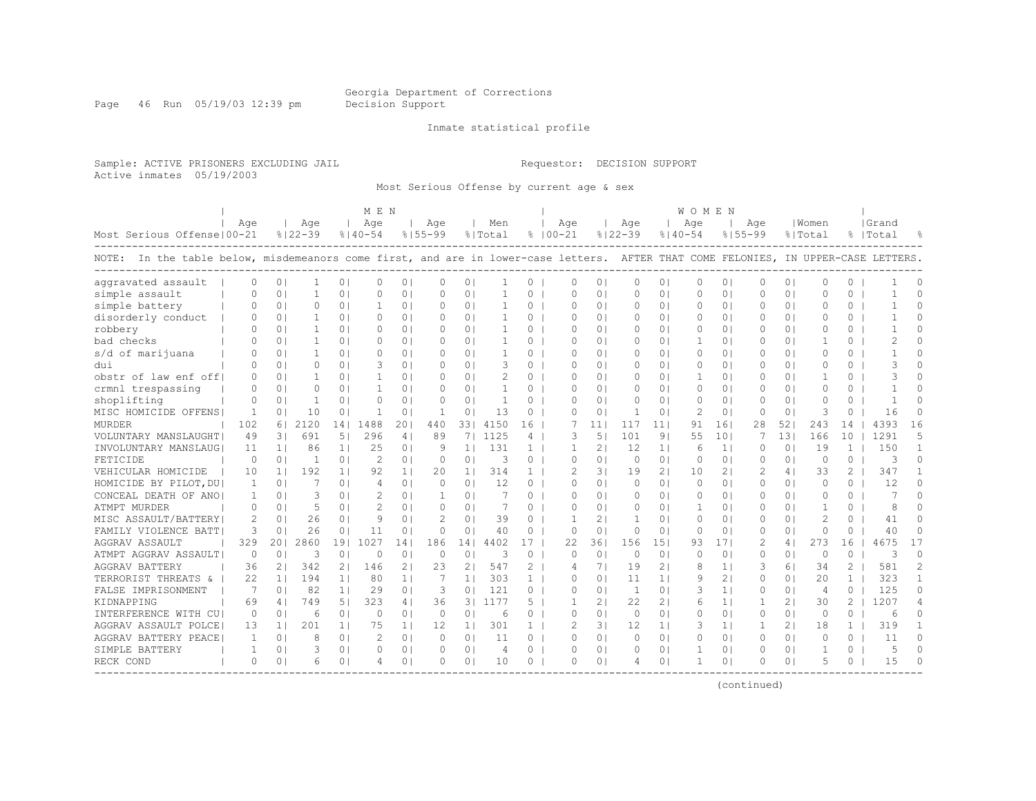Georgia Department of Corrections
Decision Support

Inmate statistical profile

Sample: ACTIVE PRISONERS EXCLUDING JAIL Requestor: DECISION SUPPORT
Active inmates 05/19/2003

Most Serious Offense by current age & sex

NOTE: In the table below, misdemeanors come first, and are in lower-case letters. AFTER THAT COME FELONIES, IN UPPER-CASE LETTERS.

| Most Serious Offense | MEN Age 00-21 | % | Age 22-39 | % | Age 40-54 | % | Age 55-99 | % | Men Total | % | WOMEN Age 00-21 | % | Age 22-39 | % | Age 40-54 | % | Age 55-99 | % | Women Total | % | Grand Total | % |
|---|---|---|---|---|---|---|---|---|---|---|---|---|---|---|---|---|---|---|---|---|---|---|
| aggravated assault | 0 | 0 | 1 | 0 | 0 | 0 | 0 | 0 | 1 | 0 | 0 | 0 | 0 | 0 | 0 | 0 | 0 | 0 | 0 | 0 | 1 | 0 |
| simple assault | 0 | 0 | 1 | 0 | 0 | 0 | 0 | 0 | 1 | 0 | 0 | 0 | 0 | 0 | 0 | 0 | 0 | 0 | 0 | 0 | 1 | 0 |
| simple battery | 0 | 0 | 0 | 0 | 1 | 0 | 0 | 0 | 1 | 0 | 0 | 0 | 0 | 0 | 0 | 0 | 0 | 0 | 0 | 0 | 1 | 0 |
| disorderly conduct | 0 | 0 | 1 | 0 | 0 | 0 | 0 | 0 | 1 | 0 | 0 | 0 | 0 | 0 | 0 | 0 | 0 | 0 | 0 | 0 | 1 | 0 |
| robbery | 0 | 0 | 1 | 0 | 0 | 0 | 0 | 0 | 1 | 0 | 0 | 0 | 0 | 0 | 0 | 0 | 0 | 0 | 0 | 0 | 1 | 0 |
| bad checks | 0 | 0 | 1 | 0 | 0 | 0 | 0 | 0 | 1 | 0 | 0 | 0 | 0 | 0 | 1 | 0 | 0 | 0 | 1 | 0 | 2 | 0 |
| s/d of marijuana | 0 | 0 | 1 | 0 | 0 | 0 | 0 | 0 | 1 | 0 | 0 | 0 | 0 | 0 | 0 | 0 | 0 | 0 | 0 | 0 | 1 | 0 |
| dui | 0 | 0 | 0 | 0 | 3 | 0 | 0 | 0 | 3 | 0 | 0 | 0 | 0 | 0 | 0 | 0 | 0 | 0 | 0 | 0 | 3 | 0 |
| obstr of law enf off | 0 | 0 | 1 | 0 | 1 | 0 | 0 | 0 | 2 | 0 | 0 | 0 | 0 | 0 | 1 | 0 | 0 | 0 | 1 | 0 | 3 | 0 |
| crmnl trespassing | 0 | 0 | 0 | 0 | 1 | 0 | 0 | 0 | 1 | 0 | 0 | 0 | 0 | 0 | 0 | 0 | 0 | 0 | 0 | 0 | 1 | 0 |
| shoplifting | 0 | 0 | 1 | 0 | 0 | 0 | 0 | 0 | 1 | 0 | 0 | 0 | 0 | 0 | 0 | 0 | 0 | 0 | 0 | 0 | 1 | 0 |
| MISC HOMICIDE OFFENS | 1 | 0 | 10 | 0 | 1 | 0 | 1 | 0 | 13 | 0 | 0 | 0 | 1 | 0 | 2 | 0 | 0 | 0 | 3 | 0 | 16 | 0 |
| MURDER | 102 | 6 | 2120 | 14 | 1488 | 20 | 440 | 33 | 4150 | 16 | 7 | 11 | 117 | 11 | 91 | 16 | 28 | 52 | 243 | 14 | 4393 | 16 |
| VOLUNTARY MANSLAUGHT | 49 | 3 | 691 | 5 | 296 | 4 | 89 | 7 | 1125 | 4 | 3 | 5 | 101 | 9 | 55 | 10 | 7 | 13 | 166 | 10 | 1291 | 5 |
| INVOLUNTARY MANSLAUG | 11 | 1 | 86 | 1 | 25 | 0 | 9 | 1 | 131 | 1 | 1 | 2 | 12 | 1 | 6 | 1 | 0 | 0 | 19 | 1 | 150 | 1 |
| FETICIDE | 0 | 0 | 1 | 0 | 2 | 0 | 0 | 0 | 3 | 0 | 0 | 0 | 0 | 0 | 0 | 0 | 0 | 0 | 0 | 0 | 3 | 0 |
| VEHICULAR HOMICIDE | 10 | 1 | 192 | 1 | 92 | 1 | 20 | 1 | 314 | 1 | 2 | 3 | 19 | 2 | 10 | 2 | 2 | 4 | 33 | 2 | 347 | 1 |
| HOMICIDE BY PILOT,DU | 1 | 0 | 7 | 0 | 4 | 0 | 0 | 0 | 12 | 0 | 0 | 0 | 0 | 0 | 0 | 0 | 0 | 0 | 0 | 0 | 12 | 0 |
| CONCEAL DEATH OF ANO | 1 | 0 | 3 | 0 | 2 | 0 | 1 | 0 | 7 | 0 | 0 | 0 | 0 | 0 | 0 | 0 | 0 | 0 | 0 | 0 | 7 | 0 |
| ATMPT MURDER | 0 | 0 | 5 | 0 | 2 | 0 | 0 | 0 | 7 | 0 | 0 | 0 | 0 | 0 | 1 | 0 | 0 | 0 | 1 | 0 | 8 | 0 |
| MISC ASSAULT/BATTERY | 2 | 0 | 26 | 0 | 9 | 0 | 2 | 0 | 39 | 0 | 1 | 2 | 1 | 0 | 0 | 0 | 0 | 0 | 2 | 0 | 41 | 0 |
| FAMILY VIOLENCE BATT | 3 | 0 | 26 | 0 | 11 | 0 | 0 | 0 | 40 | 0 | 0 | 0 | 0 | 0 | 0 | 0 | 0 | 0 | 0 | 0 | 40 | 0 |
| AGGRAV ASSAULT | 329 | 20 | 2860 | 19 | 1027 | 14 | 186 | 14 | 4402 | 17 | 22 | 36 | 156 | 15 | 93 | 17 | 2 | 4 | 273 | 16 | 4675 | 17 |
| ATMPT AGGRAV ASSAULT | 0 | 0 | 3 | 0 | 0 | 0 | 0 | 0 | 3 | 0 | 0 | 0 | 0 | 0 | 0 | 0 | 0 | 0 | 0 | 0 | 3 | 0 |
| AGGRAV BATTERY | 36 | 2 | 342 | 2 | 146 | 2 | 23 | 2 | 547 | 2 | 4 | 7 | 19 | 2 | 8 | 1 | 3 | 6 | 34 | 2 | 581 | 2 |
| TERRORIST THREATS & | 22 | 1 | 194 | 1 | 80 | 1 | 7 | 1 | 303 | 1 | 0 | 0 | 11 | 1 | 9 | 2 | 0 | 0 | 20 | 1 | 323 | 1 |
| FALSE IMPRISONMENT | 7 | 0 | 82 | 1 | 29 | 0 | 3 | 0 | 121 | 0 | 0 | 0 | 1 | 0 | 3 | 1 | 0 | 0 | 4 | 0 | 125 | 0 |
| KIDNAPPING | 69 | 4 | 749 | 5 | 323 | 4 | 36 | 3 | 1177 | 5 | 1 | 2 | 22 | 2 | 6 | 1 | 1 | 2 | 30 | 2 | 1207 | 4 |
| INTERFERENCE WITH CU | 0 | 0 | 6 | 0 | 0 | 0 | 0 | 0 | 6 | 0 | 0 | 0 | 0 | 0 | 0 | 0 | 0 | 0 | 0 | 0 | 6 | 0 |
| AGGRAV ASSAULT POLCE | 13 | 1 | 201 | 1 | 75 | 1 | 12 | 1 | 301 | 1 | 2 | 3 | 12 | 1 | 3 | 1 | 1 | 2 | 18 | 1 | 319 | 1 |
| AGGRAV BATTERY PEACE | 1 | 0 | 8 | 0 | 2 | 0 | 0 | 0 | 11 | 0 | 0 | 0 | 0 | 0 | 0 | 0 | 0 | 0 | 0 | 0 | 11 | 0 |
| SIMPLE BATTERY | 1 | 0 | 3 | 0 | 0 | 0 | 0 | 0 | 4 | 0 | 0 | 0 | 0 | 0 | 1 | 0 | 0 | 0 | 1 | 0 | 5 | 0 |
| RECK COND | 0 | 0 | 6 | 0 | 4 | 0 | 0 | 0 | 10 | 0 | 0 | 0 | 4 | 0 | 1 | 0 | 0 | 0 | 5 | 0 | 15 | 0 |

(continued)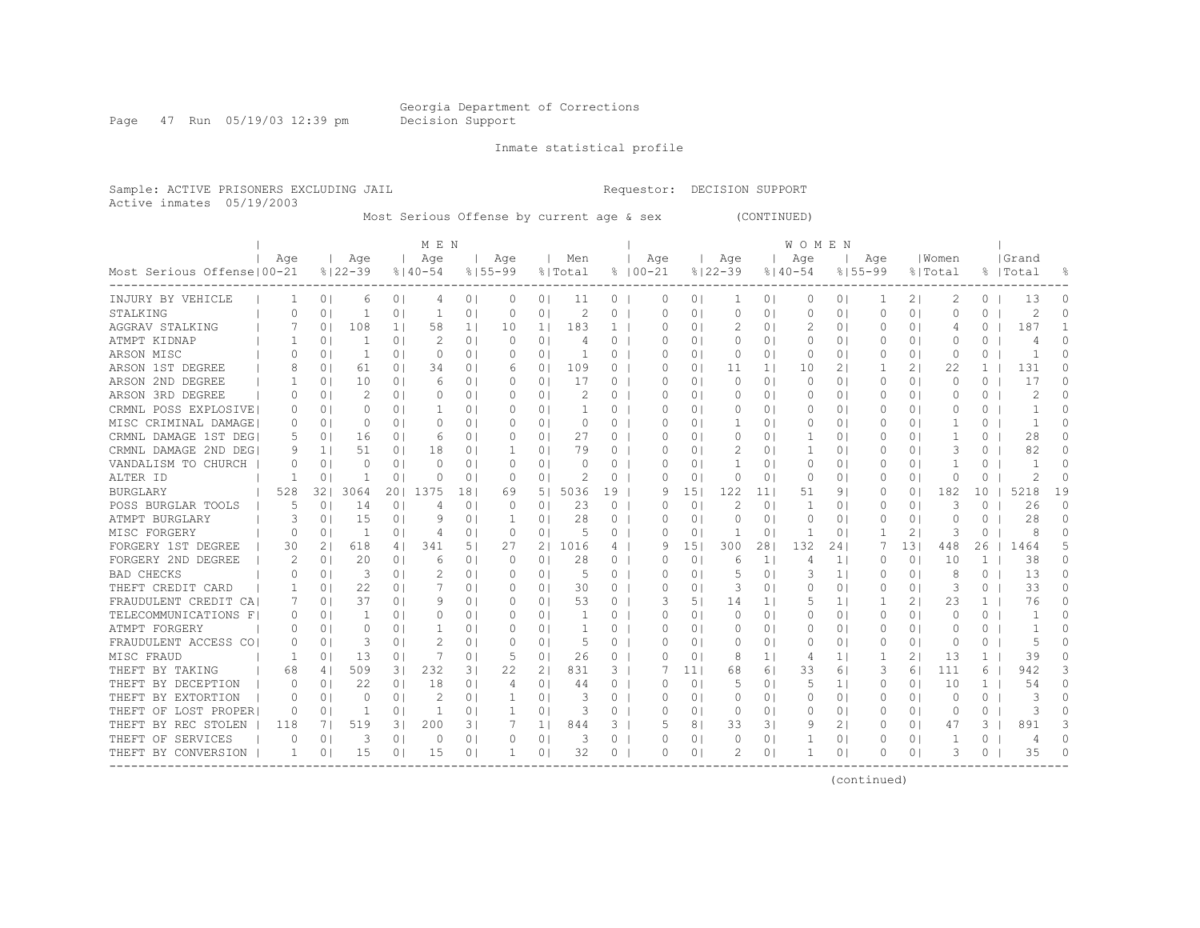Georgia Department of Corrections
Decision Support

Inmate statistical profile

Sample: ACTIVE PRISONERS EXCLUDING JAIL
Active inmates 05/19/2003

Requestor: DECISION SUPPORT

Most Serious Offense by current age & sex (CONTINUED)

| Most Serious Offense | MEN Age 00-21 | % | Age 22-39 | % | Age 40-54 | % | Age 55-99 | % | Men Total | % | WOMEN Age 00-21 | % | Age 22-39 | % | Age 40-54 | % | Age 55-99 | % | Women Total | % | Grand Total | % |
|---|---|---|---|---|---|---|---|---|---|---|---|---|---|---|---|---|---|---|---|---|---|---|
| INJURY BY VEHICLE | 1 | 0 | 6 | 0 | 4 | 0 | 0 | 0 | 11 | 0 | 0 | 0 | 1 | 0 | 0 | 0 | 1 | 2 | 2 | 0 | 13 | 0 |
| STALKING | 0 | 0 | 1 | 0 | 1 | 0 | 0 | 0 | 2 | 0 | 0 | 0 | 0 | 0 | 0 | 0 | 0 | 0 | 0 | 0 | 2 | 0 |
| AGGRAV STALKING | 7 | 0 | 108 | 1 | 58 | 1 | 10 | 1 | 183 | 1 | 0 | 0 | 2 | 0 | 2 | 0 | 0 | 0 | 4 | 0 | 187 | 1 |
| ATMPT KIDNAP | 1 | 0 | 1 | 0 | 2 | 0 | 0 | 0 | 4 | 0 | 0 | 0 | 0 | 0 | 0 | 0 | 0 | 0 | 0 | 0 | 4 | 0 |
| ARSON MISC | 0 | 0 | 1 | 0 | 0 | 0 | 0 | 0 | 1 | 0 | 0 | 0 | 0 | 0 | 0 | 0 | 0 | 0 | 0 | 0 | 1 | 0 |
| ARSON 1ST DEGREE | 8 | 0 | 61 | 0 | 34 | 0 | 6 | 0 | 109 | 0 | 0 | 0 | 11 | 1 | 10 | 2 | 1 | 2 | 22 | 1 | 131 | 0 |
| ARSON 2ND DEGREE | 1 | 0 | 10 | 0 | 6 | 0 | 0 | 0 | 17 | 0 | 0 | 0 | 0 | 0 | 0 | 0 | 0 | 0 | 0 | 0 | 17 | 0 |
| ARSON 3RD DEGREE | 0 | 0 | 2 | 0 | 0 | 0 | 0 | 0 | 2 | 0 | 0 | 0 | 0 | 0 | 0 | 0 | 0 | 0 | 0 | 0 | 2 | 0 |
| CRMNL POSS EXPLOSIVE | 0 | 0 | 0 | 0 | 1 | 0 | 0 | 0 | 1 | 0 | 0 | 0 | 0 | 0 | 0 | 0 | 0 | 0 | 0 | 0 | 1 | 0 |
| MISC CRIMINAL DAMAGE | 0 | 0 | 0 | 0 | 0 | 0 | 0 | 0 | 0 | 0 | 0 | 0 | 1 | 0 | 0 | 0 | 0 | 0 | 1 | 0 | 1 | 0 |
| CRMNL DAMAGE 1ST DEG | 5 | 0 | 16 | 0 | 6 | 0 | 0 | 0 | 27 | 0 | 0 | 0 | 0 | 0 | 1 | 0 | 0 | 0 | 1 | 0 | 28 | 0 |
| CRMNL DAMAGE 2ND DEG | 9 | 1 | 51 | 0 | 18 | 0 | 1 | 0 | 79 | 0 | 0 | 0 | 2 | 0 | 1 | 0 | 0 | 0 | 3 | 0 | 82 | 0 |
| VANDALISM TO CHURCH | 0 | 0 | 0 | 0 | 0 | 0 | 0 | 0 | 0 | 0 | 0 | 0 | 1 | 0 | 0 | 0 | 0 | 0 | 1 | 0 | 1 | 0 |
| ALTER ID | 1 | 0 | 1 | 0 | 0 | 0 | 0 | 0 | 2 | 0 | 0 | 0 | 0 | 0 | 0 | 0 | 0 | 0 | 0 | 0 | 2 | 0 |
| BURGLARY | 528 | 32 | 3064 | 20 | 1375 | 18 | 69 | 5 | 5036 | 19 | 9 | 15 | 122 | 11 | 51 | 9 | 0 | 0 | 182 | 10 | 5218 | 19 |
| POSS BURGLAR TOOLS | 5 | 0 | 14 | 0 | 4 | 0 | 0 | 0 | 23 | 0 | 0 | 0 | 2 | 0 | 1 | 0 | 0 | 0 | 3 | 0 | 26 | 0 |
| ATMPT BURGLARY | 3 | 0 | 15 | 0 | 9 | 0 | 1 | 0 | 28 | 0 | 0 | 0 | 0 | 0 | 0 | 0 | 0 | 0 | 0 | 0 | 28 | 0 |
| MISC FORGERY | 0 | 0 | 1 | 0 | 4 | 0 | 0 | 0 | 5 | 0 | 0 | 0 | 1 | 0 | 1 | 0 | 1 | 2 | 3 | 0 | 8 | 0 |
| FORGERY 1ST DEGREE | 30 | 2 | 618 | 4 | 341 | 5 | 27 | 2 | 1016 | 4 | 9 | 15 | 300 | 28 | 132 | 24 | 7 | 13 | 448 | 26 | 1464 | 5 |
| FORGERY 2ND DEGREE | 2 | 0 | 20 | 0 | 6 | 0 | 0 | 0 | 28 | 0 | 0 | 0 | 6 | 1 | 4 | 1 | 0 | 0 | 10 | 1 | 38 | 0 |
| BAD CHECKS | 0 | 0 | 3 | 0 | 2 | 0 | 0 | 0 | 5 | 0 | 0 | 0 | 5 | 0 | 3 | 1 | 0 | 0 | 8 | 0 | 13 | 0 |
| THEFT CREDIT CARD | 1 | 0 | 22 | 0 | 7 | 0 | 0 | 0 | 30 | 0 | 0 | 0 | 3 | 0 | 0 | 0 | 0 | 0 | 3 | 0 | 33 | 0 |
| FRAUDULENT CREDIT CA | 7 | 0 | 37 | 0 | 9 | 0 | 0 | 0 | 53 | 0 | 3 | 5 | 14 | 1 | 5 | 1 | 1 | 2 | 23 | 1 | 76 | 0 |
| TELECOMMUNICATIONS F | 0 | 0 | 1 | 0 | 0 | 0 | 0 | 0 | 1 | 0 | 0 | 0 | 0 | 0 | 0 | 0 | 0 | 0 | 0 | 0 | 1 | 0 |
| ATMPT FORGERY | 0 | 0 | 0 | 0 | 1 | 0 | 0 | 0 | 1 | 0 | 0 | 0 | 0 | 0 | 0 | 0 | 0 | 0 | 0 | 0 | 1 | 0 |
| FRAUDULENT ACCESS CO | 0 | 0 | 3 | 0 | 2 | 0 | 0 | 0 | 5 | 0 | 0 | 0 | 0 | 0 | 0 | 0 | 0 | 0 | 0 | 0 | 5 | 0 |
| MISC FRAUD | 1 | 0 | 13 | 0 | 7 | 0 | 5 | 0 | 26 | 0 | 0 | 0 | 8 | 1 | 4 | 1 | 1 | 2 | 13 | 1 | 39 | 0 |
| THEFT BY TAKING | 68 | 4 | 509 | 3 | 232 | 3 | 22 | 2 | 831 | 3 | 7 | 11 | 68 | 6 | 33 | 6 | 3 | 6 | 111 | 6 | 942 | 3 |
| THEFT BY DECEPTION | 0 | 0 | 22 | 0 | 18 | 0 | 4 | 0 | 44 | 0 | 0 | 0 | 5 | 0 | 5 | 1 | 0 | 0 | 10 | 1 | 54 | 0 |
| THEFT BY EXTORTION | 0 | 0 | 0 | 0 | 2 | 0 | 1 | 0 | 3 | 0 | 0 | 0 | 0 | 0 | 0 | 0 | 0 | 0 | 0 | 0 | 3 | 0 |
| THEFT OF LOST PROPER | 0 | 0 | 1 | 0 | 1 | 0 | 1 | 0 | 3 | 0 | 0 | 0 | 0 | 0 | 0 | 0 | 0 | 0 | 0 | 0 | 3 | 0 |
| THEFT BY REC STOLEN | 118 | 7 | 519 | 3 | 200 | 3 | 7 | 1 | 844 | 3 | 5 | 8 | 33 | 3 | 9 | 2 | 0 | 0 | 47 | 3 | 891 | 3 |
| THEFT OF SERVICES | 0 | 0 | 3 | 0 | 0 | 0 | 0 | 0 | 3 | 0 | 0 | 0 | 0 | 0 | 1 | 0 | 0 | 0 | 1 | 0 | 4 | 0 |
| THEFT BY CONVERSION | 1 | 0 | 15 | 0 | 15 | 0 | 1 | 0 | 32 | 0 | 0 | 0 | 2 | 0 | 1 | 0 | 0 | 0 | 3 | 0 | 35 | 0 |

(continued)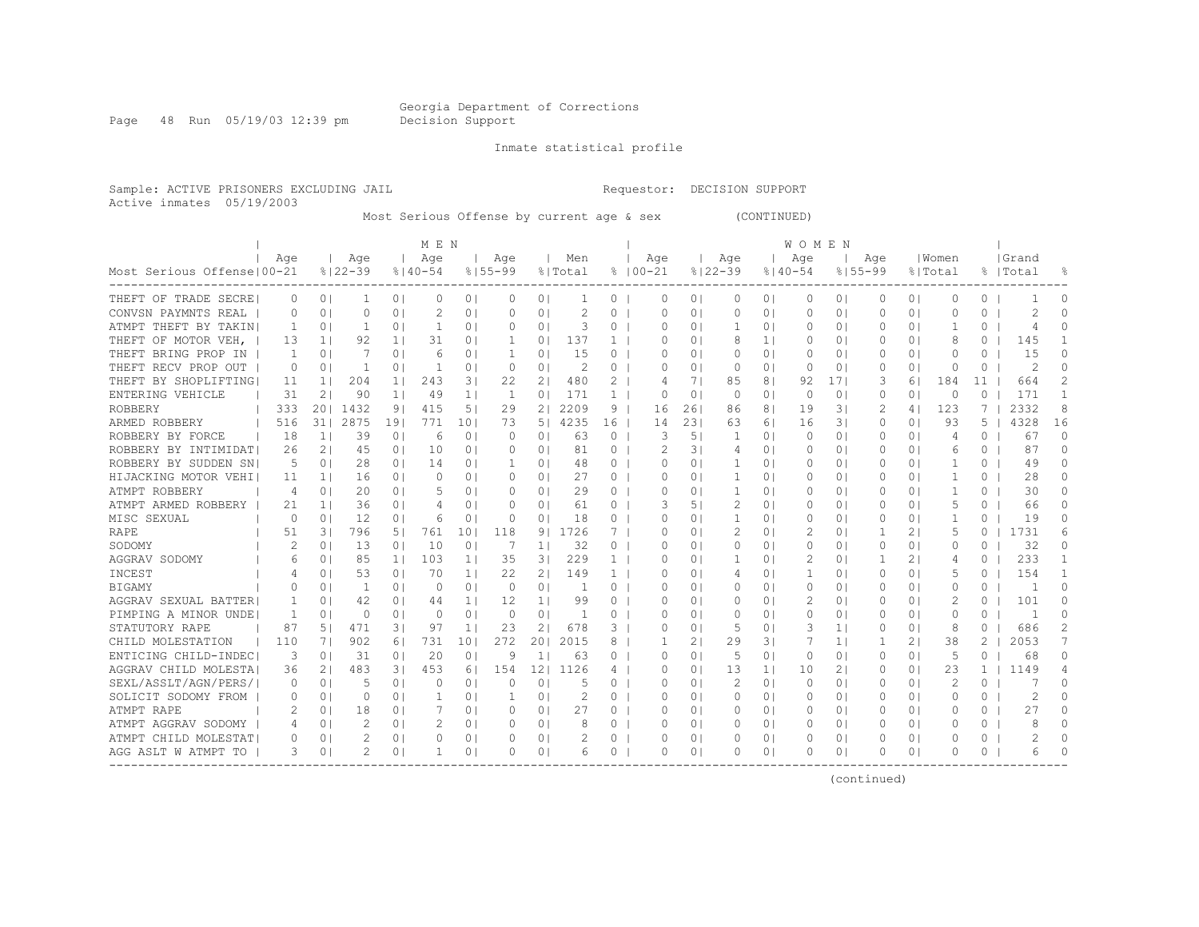Georgia Department of Corrections
Decision Support

Inmate statistical profile

Sample: ACTIVE PRISONERS EXCLUDING JAIL  Requestor: DECISION SUPPORT
Active inmates 05/19/2003

Most Serious Offense by current age & sex (CONTINUED)

| Most Serious Offense | MEN Age 00-21 | % | Age 22-39 | % | Age 40-54 | % | Age 55-99 | % | Men Total | % | WOMEN Age 00-21 | % | Age 22-39 | % | Age 40-54 | % | Age 55-99 | % | Women Total | % | Grand Total | % |
|---|---|---|---|---|---|---|---|---|---|---|---|---|---|---|---|---|---|---|---|---|---|---|
| THEFT OF TRADE SECRE | 0 | 0 | 1 | 0 | 0 | 0 | 0 | 0 | 1 | 0 | 0 | 0 | 0 | 0 | 0 | 0 | 0 | 0 | 0 | 0 | 1 | 0 |
| CONVSN PAYMNTS REAL | 0 | 0 | 0 | 0 | 2 | 0 | 0 | 0 | 2 | 0 | 0 | 0 | 0 | 0 | 0 | 0 | 0 | 0 | 0 | 0 | 2 | 0 |
| ATMPT THEFT BY TAKIN | 1 | 0 | 1 | 0 | 1 | 0 | 0 | 0 | 3 | 0 | 0 | 0 | 1 | 0 | 0 | 0 | 0 | 0 | 1 | 0 | 4 | 0 |
| THEFT OF MOTOR VEH, | 13 | 1 | 92 | 1 | 31 | 0 | 1 | 0 | 137 | 1 | 0 | 0 | 8 | 1 | 0 | 0 | 0 | 0 | 8 | 0 | 145 | 1 |
| THEFT BRING PROP IN | 1 | 0 | 7 | 0 | 6 | 0 | 1 | 0 | 15 | 0 | 0 | 0 | 0 | 0 | 0 | 0 | 0 | 0 | 0 | 0 | 15 | 0 |
| THEFT RECV PROP OUT | 0 | 0 | 1 | 0 | 1 | 0 | 0 | 0 | 2 | 0 | 0 | 0 | 0 | 0 | 0 | 0 | 0 | 0 | 0 | 0 | 2 | 0 |
| THEFT BY SHOPLIFTING | 11 | 1 | 204 | 1 | 243 | 3 | 22 | 2 | 480 | 2 | 4 | 7 | 85 | 8 | 92 | 17 | 3 | 6 | 184 | 11 | 664 | 2 |
| ENTERING VEHICLE | 31 | 2 | 90 | 1 | 49 | 1 | 1 | 0 | 171 | 1 | 0 | 0 | 0 | 0 | 0 | 0 | 0 | 0 | 0 | 0 | 171 | 1 |
| ROBBERY | 333 | 20 | 1432 | 9 | 415 | 5 | 29 | 2 | 2209 | 9 | 16 | 26 | 86 | 8 | 19 | 3 | 2 | 4 | 123 | 7 | 2332 | 8 |
| ARMED ROBBERY | 516 | 31 | 2875 | 19 | 771 | 10 | 73 | 5 | 4235 | 16 | 14 | 23 | 63 | 6 | 16 | 3 | 0 | 0 | 93 | 5 | 4328 | 16 |
| ROBBERY BY FORCE | 18 | 1 | 39 | 0 | 6 | 0 | 0 | 0 | 63 | 0 | 3 | 5 | 1 | 0 | 0 | 0 | 0 | 0 | 4 | 0 | 67 | 0 |
| ROBBERY BY INTIMIDAT | 26 | 2 | 45 | 0 | 10 | 0 | 0 | 0 | 81 | 0 | 2 | 3 | 4 | 0 | 0 | 0 | 0 | 0 | 6 | 0 | 87 | 0 |
| ROBBERY BY SUDDEN SN | 5 | 0 | 28 | 0 | 14 | 0 | 1 | 0 | 48 | 0 | 0 | 0 | 1 | 0 | 0 | 0 | 0 | 0 | 1 | 0 | 49 | 0 |
| HIJACKING MOTOR VEHI | 11 | 1 | 16 | 0 | 0 | 0 | 0 | 0 | 27 | 0 | 0 | 0 | 1 | 0 | 0 | 0 | 0 | 0 | 1 | 0 | 28 | 0 |
| ATMPT ROBBERY | 4 | 0 | 20 | 0 | 5 | 0 | 0 | 0 | 29 | 0 | 0 | 0 | 1 | 0 | 0 | 0 | 0 | 0 | 1 | 0 | 30 | 0 |
| ATMPT ARMED ROBBERY | 21 | 1 | 36 | 0 | 4 | 0 | 0 | 0 | 61 | 0 | 3 | 5 | 2 | 0 | 0 | 0 | 0 | 0 | 5 | 0 | 66 | 0 |
| MISC SEXUAL | 0 | 0 | 12 | 0 | 6 | 0 | 0 | 0 | 18 | 0 | 0 | 0 | 1 | 0 | 0 | 0 | 0 | 0 | 1 | 0 | 19 | 0 |
| RAPE | 51 | 3 | 796 | 5 | 761 | 10 | 118 | 9 | 1726 | 7 | 0 | 0 | 2 | 0 | 2 | 0 | 1 | 2 | 5 | 0 | 1731 | 6 |
| SODOMY | 2 | 0 | 13 | 0 | 10 | 0 | 7 | 1 | 32 | 0 | 0 | 0 | 0 | 0 | 0 | 0 | 0 | 0 | 0 | 0 | 32 | 0 |
| AGGRAV SODOMY | 6 | 0 | 85 | 1 | 103 | 1 | 35 | 3 | 229 | 1 | 0 | 0 | 1 | 0 | 2 | 0 | 1 | 2 | 4 | 0 | 233 | 1 |
| INCEST | 4 | 0 | 53 | 0 | 70 | 1 | 22 | 2 | 149 | 1 | 0 | 0 | 4 | 0 | 1 | 0 | 0 | 0 | 5 | 0 | 154 | 1 |
| BIGAMY | 0 | 0 | 1 | 0 | 0 | 0 | 0 | 0 | 1 | 0 | 0 | 0 | 0 | 0 | 0 | 0 | 0 | 0 | 0 | 0 | 1 | 0 |
| AGGRAV SEXUAL BATTER | 1 | 0 | 42 | 0 | 44 | 1 | 12 | 1 | 99 | 0 | 0 | 0 | 0 | 0 | 2 | 0 | 0 | 0 | 2 | 0 | 101 | 0 |
| PIMPING A MINOR UNDE | 1 | 0 | 0 | 0 | 0 | 0 | 0 | 0 | 1 | 0 | 0 | 0 | 0 | 0 | 0 | 0 | 0 | 0 | 0 | 0 | 1 | 0 |
| STATUTORY RAPE | 87 | 5 | 471 | 3 | 97 | 1 | 23 | 2 | 678 | 3 | 0 | 0 | 5 | 0 | 3 | 1 | 0 | 0 | 8 | 0 | 686 | 2 |
| CHILD MOLESTATION | 110 | 7 | 902 | 6 | 731 | 10 | 272 | 20 | 2015 | 8 | 1 | 2 | 29 | 3 | 7 | 1 | 1 | 2 | 38 | 2 | 2053 | 7 |
| ENTICING CHILD-INDEC | 3 | 0 | 31 | 0 | 20 | 0 | 9 | 1 | 63 | 0 | 0 | 0 | 5 | 0 | 0 | 0 | 0 | 0 | 5 | 0 | 68 | 0 |
| AGGRAV CHILD MOLESTA | 36 | 2 | 483 | 3 | 453 | 6 | 154 | 12 | 1126 | 4 | 0 | 0 | 13 | 1 | 10 | 2 | 0 | 0 | 23 | 1 | 1149 | 4 |
| SEXL/ASSLT/AGN/PERS/ | 0 | 0 | 5 | 0 | 0 | 0 | 0 | 0 | 5 | 0 | 0 | 0 | 2 | 0 | 0 | 0 | 0 | 0 | 2 | 0 | 7 | 0 |
| SOLICIT SODOMY FROM | 0 | 0 | 0 | 0 | 1 | 0 | 1 | 0 | 2 | 0 | 0 | 0 | 0 | 0 | 0 | 0 | 0 | 0 | 0 | 0 | 2 | 0 |
| ATMPT RAPE | 2 | 0 | 18 | 0 | 7 | 0 | 0 | 0 | 27 | 0 | 0 | 0 | 0 | 0 | 0 | 0 | 0 | 0 | 0 | 0 | 27 | 0 |
| ATMPT AGGRAV SODOMY | 4 | 0 | 2 | 0 | 2 | 0 | 0 | 0 | 8 | 0 | 0 | 0 | 0 | 0 | 0 | 0 | 0 | 0 | 0 | 0 | 8 | 0 |
| ATMPT CHILD MOLESTAT | 0 | 0 | 2 | 0 | 0 | 0 | 0 | 0 | 2 | 0 | 0 | 0 | 0 | 0 | 0 | 0 | 0 | 0 | 0 | 0 | 2 | 0 |
| AGG ASLT W ATMPT TO | 3 | 0 | 2 | 0 | 1 | 0 | 0 | 0 | 6 | 0 | 0 | 0 | 0 | 0 | 0 | 0 | 0 | 0 | 0 | 0 | 6 | 0 |

(continued)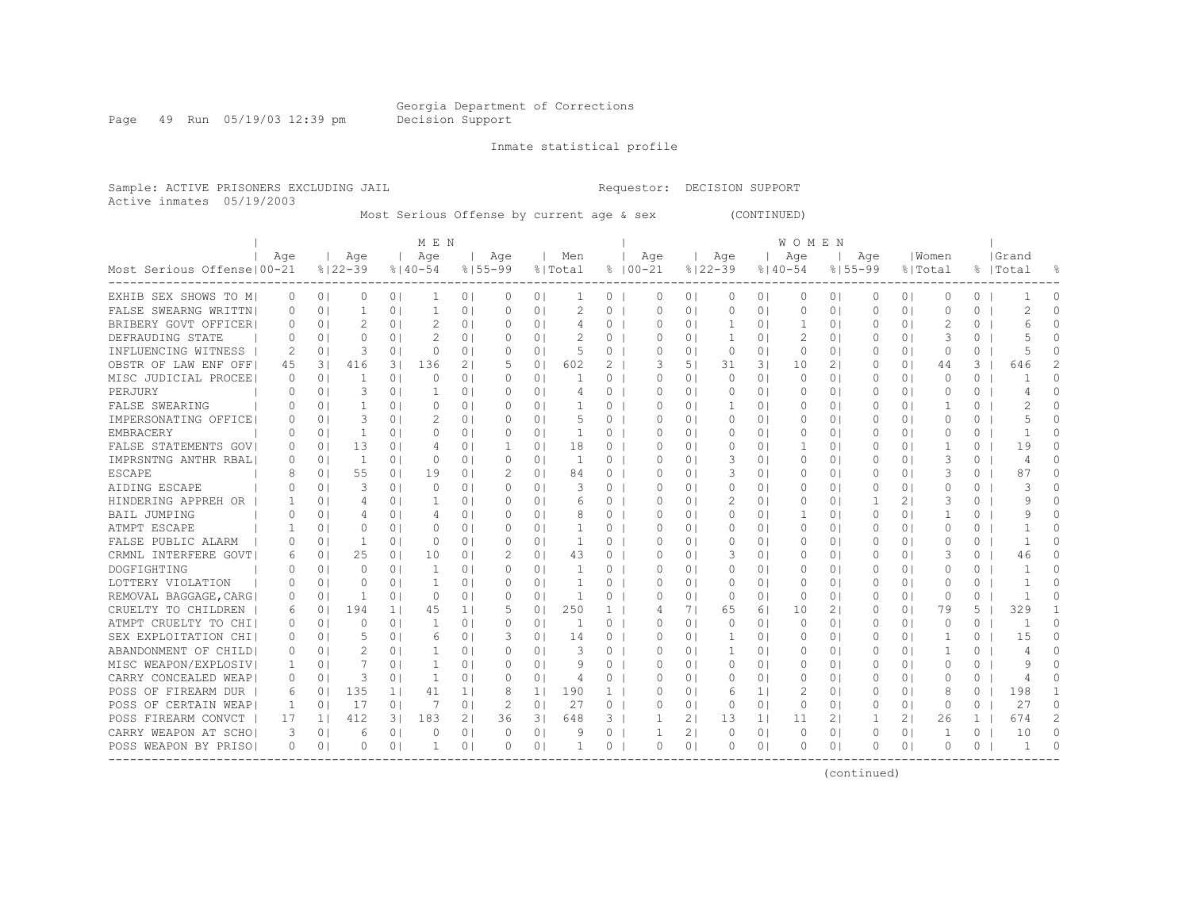Georgia Department of Corrections
Decision Support

Inmate statistical profile

Sample: ACTIVE PRISONERS EXCLUDING JAIL
Active inmates 05/19/2003

Requestor: DECISION SUPPORT

Most Serious Offense by current age & sex (CONTINUED)

| Most Serious Offense | MEN Age 00-21 | % | Age 22-39 | % | Age 40-54 | % | Age 55-99 | % | Men Total | % | WOMEN Age 00-21 | % | Age 22-39 | % | Age 40-54 | % | Age 55-99 | % | Women Total | % | Grand Total | % |
|---|---|---|---|---|---|---|---|---|---|---|---|---|---|---|---|---|---|---|---|---|---|---|
| EXHIB SEX SHOWS TO M | 0 | 0 | 0 | 0 | 1 | 0 | 0 | 0 | 1 | 0 | 0 | 0 | 0 | 0 | 0 | 0 | 0 | 0 | 0 | 0 | 1 | 0 |
| FALSE SWEARNG WRITTN | 0 | 0 | 1 | 0 | 1 | 0 | 0 | 0 | 2 | 0 | 0 | 0 | 0 | 0 | 0 | 0 | 0 | 0 | 0 | 0 | 2 | 0 |
| BRIBERY GOVT OFFICER | 0 | 0 | 2 | 0 | 2 | 0 | 0 | 0 | 4 | 0 | 0 | 0 | 1 | 0 | 1 | 0 | 0 | 0 | 2 | 0 | 6 | 0 |
| DEFRAUDING STATE | 0 | 0 | 0 | 0 | 2 | 0 | 0 | 0 | 2 | 0 | 0 | 0 | 1 | 0 | 2 | 0 | 0 | 0 | 3 | 0 | 5 | 0 |
| INFLUENCING WITNESS | 2 | 0 | 3 | 0 | 0 | 0 | 0 | 0 | 5 | 0 | 0 | 0 | 0 | 0 | 0 | 0 | 0 | 0 | 0 | 0 | 5 | 0 |
| OBSTR OF LAW ENF OFF | 45 | 3 | 416 | 3 | 136 | 2 | 5 | 0 | 602 | 2 | 3 | 5 | 31 | 3 | 10 | 2 | 0 | 0 | 44 | 3 | 646 | 2 |
| MISC JUDICIAL PROCEE | 0 | 0 | 1 | 0 | 0 | 0 | 0 | 0 | 1 | 0 | 0 | 0 | 0 | 0 | 0 | 0 | 0 | 0 | 0 | 0 | 1 | 0 |
| PERJURY | 0 | 0 | 3 | 0 | 1 | 0 | 0 | 0 | 4 | 0 | 0 | 0 | 0 | 0 | 0 | 0 | 0 | 0 | 0 | 0 | 4 | 0 |
| FALSE SWEARING | 0 | 0 | 1 | 0 | 0 | 0 | 0 | 0 | 1 | 0 | 0 | 0 | 1 | 0 | 0 | 0 | 0 | 0 | 1 | 0 | 2 | 0 |
| IMPERSONATING OFFICE | 0 | 0 | 3 | 0 | 2 | 0 | 0 | 0 | 5 | 0 | 0 | 0 | 0 | 0 | 0 | 0 | 0 | 0 | 0 | 0 | 5 | 0 |
| EMBRACERY | 0 | 0 | 1 | 0 | 0 | 0 | 0 | 0 | 1 | 0 | 0 | 0 | 0 | 0 | 0 | 0 | 0 | 0 | 0 | 0 | 1 | 0 |
| FALSE STATEMENTS GOV | 0 | 0 | 13 | 0 | 4 | 0 | 1 | 0 | 18 | 0 | 0 | 0 | 0 | 0 | 1 | 0 | 0 | 0 | 1 | 0 | 19 | 0 |
| IMPRSNTNG ANTHR RBAL | 0 | 0 | 1 | 0 | 0 | 0 | 0 | 0 | 1 | 0 | 0 | 0 | 3 | 0 | 0 | 0 | 0 | 0 | 3 | 0 | 4 | 0 |
| ESCAPE | 8 | 0 | 55 | 0 | 19 | 0 | 2 | 0 | 84 | 0 | 0 | 0 | 3 | 0 | 0 | 0 | 0 | 0 | 3 | 0 | 87 | 0 |
| AIDING ESCAPE | 0 | 0 | 3 | 0 | 0 | 0 | 0 | 0 | 3 | 0 | 0 | 0 | 0 | 0 | 0 | 0 | 0 | 0 | 0 | 0 | 3 | 0 |
| HINDERING APPREH OR | 1 | 0 | 4 | 0 | 1 | 0 | 0 | 0 | 6 | 0 | 0 | 0 | 2 | 0 | 0 | 0 | 1 | 2 | 3 | 0 | 9 | 0 |
| BAIL JUMPING | 0 | 0 | 4 | 0 | 4 | 0 | 0 | 0 | 8 | 0 | 0 | 0 | 0 | 0 | 1 | 0 | 0 | 0 | 1 | 0 | 9 | 0 |
| ATMPT ESCAPE | 1 | 0 | 0 | 0 | 0 | 0 | 0 | 0 | 1 | 0 | 0 | 0 | 0 | 0 | 0 | 0 | 0 | 0 | 0 | 0 | 1 | 0 |
| FALSE PUBLIC ALARM | 0 | 0 | 1 | 0 | 0 | 0 | 0 | 0 | 1 | 0 | 0 | 0 | 0 | 0 | 0 | 0 | 0 | 0 | 0 | 0 | 1 | 0 |
| CRMNL INTERFERE GOVT | 6 | 0 | 25 | 0 | 10 | 0 | 2 | 0 | 43 | 0 | 0 | 0 | 3 | 0 | 0 | 0 | 0 | 0 | 3 | 0 | 46 | 0 |
| DOGFIGHTING | 0 | 0 | 0 | 0 | 1 | 0 | 0 | 0 | 1 | 0 | 0 | 0 | 0 | 0 | 0 | 0 | 0 | 0 | 0 | 0 | 1 | 0 |
| LOTTERY VIOLATION | 0 | 0 | 0 | 0 | 1 | 0 | 0 | 0 | 1 | 0 | 0 | 0 | 0 | 0 | 0 | 0 | 0 | 0 | 0 | 0 | 1 | 0 |
| REMOVAL BAGGAGE,CARG | 0 | 0 | 1 | 0 | 0 | 0 | 0 | 0 | 1 | 0 | 0 | 0 | 0 | 0 | 0 | 0 | 0 | 0 | 0 | 0 | 1 | 0 |
| CRUELTY TO CHILDREN | 6 | 0 | 194 | 1 | 45 | 1 | 5 | 0 | 250 | 1 | 4 | 7 | 65 | 6 | 10 | 2 | 0 | 0 | 79 | 5 | 329 | 1 |
| ATMPT CRUELTY TO CHI | 0 | 0 | 0 | 0 | 1 | 0 | 0 | 0 | 1 | 0 | 0 | 0 | 0 | 0 | 0 | 0 | 0 | 0 | 0 | 0 | 1 | 0 |
| SEX EXPLOITATION CHI | 0 | 0 | 5 | 0 | 6 | 0 | 3 | 0 | 14 | 0 | 0 | 0 | 1 | 0 | 0 | 0 | 0 | 0 | 1 | 0 | 15 | 0 |
| ABANDONMENT OF CHILD | 0 | 0 | 2 | 0 | 1 | 0 | 0 | 0 | 3 | 0 | 0 | 0 | 1 | 0 | 0 | 0 | 0 | 0 | 1 | 0 | 4 | 0 |
| MISC WEAPON/EXPLOSIV | 1 | 0 | 7 | 0 | 1 | 0 | 0 | 0 | 9 | 0 | 0 | 0 | 0 | 0 | 0 | 0 | 0 | 0 | 0 | 0 | 9 | 0 |
| CARRY CONCEALED WEAP | 0 | 0 | 3 | 0 | 1 | 0 | 0 | 0 | 4 | 0 | 0 | 0 | 0 | 0 | 0 | 0 | 0 | 0 | 0 | 0 | 4 | 0 |
| POSS OF FIREARM DUR | 6 | 0 | 135 | 1 | 41 | 1 | 8 | 1 | 190 | 1 | 0 | 0 | 6 | 1 | 2 | 0 | 0 | 0 | 8 | 0 | 198 | 1 |
| POSS OF CERTAIN WEAP | 1 | 0 | 17 | 0 | 7 | 0 | 2 | 0 | 27 | 0 | 0 | 0 | 0 | 0 | 0 | 0 | 0 | 0 | 0 | 0 | 27 | 0 |
| POSS FIREARM CONVCT | 17 | 1 | 412 | 3 | 183 | 2 | 36 | 3 | 648 | 3 | 1 | 2 | 13 | 1 | 11 | 2 | 1 | 2 | 26 | 1 | 674 | 2 |
| CARRY WEAPON AT SCHO | 3 | 0 | 6 | 0 | 0 | 0 | 0 | 0 | 9 | 0 | 1 | 2 | 0 | 0 | 0 | 0 | 0 | 0 | 1 | 0 | 10 | 0 |
| POSS WEAPON BY PRISO | 0 | 0 | 0 | 0 | 1 | 0 | 0 | 0 | 1 | 0 | 0 | 0 | 0 | 0 | 0 | 0 | 0 | 0 | 0 | 0 | 1 | 0 |

(continued)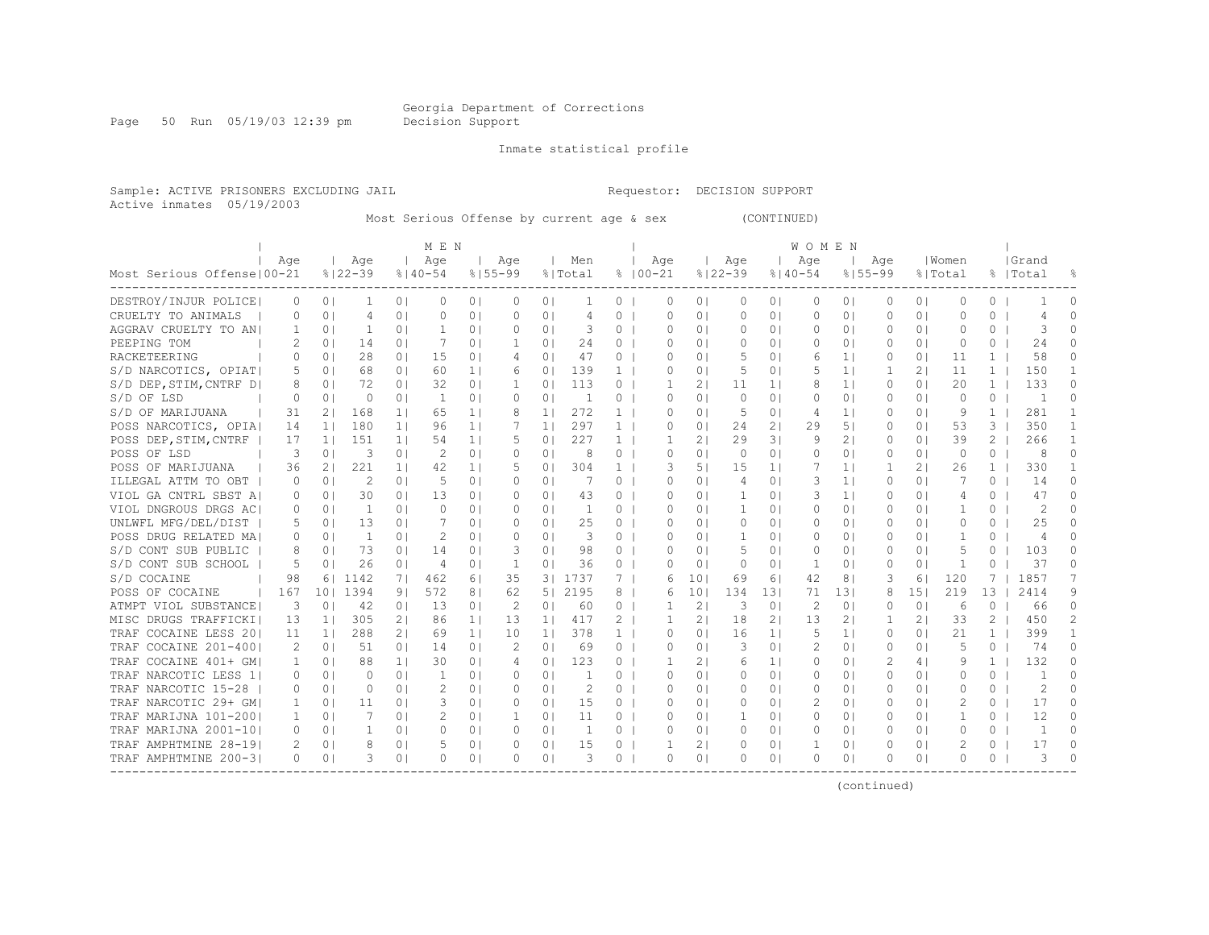Georgia Department of Corrections
Decision Support

Inmate statistical profile

Sample: ACTIVE PRISONERS EXCLUDING JAIL
Active inmates 05/19/2003

Requestor: DECISION SUPPORT

Most Serious Offense by current age & sex (CONTINUED)

| Most Serious Offense | MEN Age 00-21 | % | Age 22-39 | % | Age 40-54 | % | Age 55-99 | % | Men Total | % | WOMEN Age 00-21 | % | Age 22-39 | % | Age 40-54 | % | Age 55-99 | % | Women Total | % | Grand Total | % |
|---|---|---|---|---|---|---|---|---|---|---|---|---|---|---|---|---|---|---|---|---|---|---|
| DESTROY/INJUR POLICE | 0 | 0 | 1 | 0 | 0 | 0 | 0 | 0 | 1 | 0 | 0 | 0 | 0 | 0 | 0 | 0 | 0 | 0 | 0 | 0 | 1 | 0 |
| CRUELTY TO ANIMALS | 0 | 0 | 4 | 0 | 0 | 0 | 0 | 0 | 4 | 0 | 0 | 0 | 0 | 0 | 0 | 0 | 0 | 0 | 0 | 0 | 4 | 0 |
| AGGRAV CRUELTY TO AN | 1 | 0 | 1 | 0 | 1 | 0 | 0 | 0 | 3 | 0 | 0 | 0 | 0 | 0 | 0 | 0 | 0 | 0 | 0 | 0 | 3 | 0 |
| PEEPING TOM | 2 | 0 | 14 | 0 | 7 | 0 | 1 | 0 | 24 | 0 | 0 | 0 | 0 | 0 | 0 | 0 | 0 | 0 | 0 | 0 | 24 | 0 |
| RACKETEERING | 0 | 0 | 28 | 0 | 15 | 0 | 4 | 0 | 47 | 0 | 0 | 0 | 5 | 0 | 6 | 1 | 0 | 0 | 11 | 1 | 58 | 0 |
| S/D NARCOTICS, OPIAT | 5 | 0 | 68 | 0 | 60 | 1 | 6 | 0 | 139 | 1 | 0 | 0 | 5 | 0 | 5 | 1 | 1 | 2 | 11 | 1 | 150 | 1 |
| S/D DEP,STIM,CNTRF D | 8 | 0 | 72 | 0 | 32 | 0 | 1 | 0 | 113 | 0 | 1 | 2 | 11 | 1 | 8 | 1 | 0 | 0 | 20 | 1 | 133 | 0 |
| S/D OF LSD | 0 | 0 | 0 | 0 | 1 | 0 | 0 | 0 | 1 | 0 | 0 | 0 | 0 | 0 | 0 | 0 | 0 | 0 | 0 | 0 | 1 | 0 |
| S/D OF MARIJUANA | 31 | 2 | 168 | 1 | 65 | 1 | 8 | 1 | 272 | 1 | 0 | 0 | 5 | 0 | 4 | 1 | 0 | 0 | 9 | 1 | 281 | 1 |
| POSS NARCOTICS, OPIA | 14 | 1 | 180 | 1 | 96 | 1 | 7 | 1 | 297 | 1 | 0 | 0 | 24 | 2 | 29 | 5 | 0 | 0 | 53 | 3 | 350 | 1 |
| POSS DEP,STIM,CNTRF | 17 | 1 | 151 | 1 | 54 | 1 | 5 | 0 | 227 | 1 | 1 | 2 | 29 | 3 | 9 | 2 | 0 | 0 | 39 | 2 | 266 | 1 |
| POSS OF LSD | 3 | 0 | 3 | 0 | 2 | 0 | 0 | 0 | 8 | 0 | 0 | 0 | 0 | 0 | 0 | 0 | 0 | 0 | 0 | 0 | 8 | 0 |
| POSS OF MARIJUANA | 36 | 2 | 221 | 1 | 42 | 1 | 5 | 0 | 304 | 1 | 3 | 5 | 15 | 1 | 7 | 1 | 1 | 2 | 26 | 1 | 330 | 1 |
| ILLEGAL ATTM TO OBT | 0 | 0 | 2 | 0 | 5 | 0 | 0 | 0 | 7 | 0 | 0 | 0 | 4 | 0 | 3 | 1 | 0 | 0 | 7 | 0 | 14 | 0 |
| VIOL GA CNTRL SBST A | 0 | 0 | 30 | 0 | 13 | 0 | 0 | 0 | 43 | 0 | 0 | 0 | 1 | 0 | 3 | 1 | 0 | 0 | 4 | 0 | 47 | 0 |
| VIOL DNGROUS DRGS AC | 0 | 0 | 1 | 0 | 0 | 0 | 0 | 0 | 1 | 0 | 0 | 0 | 1 | 0 | 0 | 0 | 0 | 0 | 1 | 0 | 2 | 0 |
| UNLWFL MFG/DEL/DIST | 5 | 0 | 13 | 0 | 7 | 0 | 0 | 0 | 25 | 0 | 0 | 0 | 0 | 0 | 0 | 0 | 0 | 0 | 0 | 0 | 25 | 0 |
| POSS DRUG RELATED MA | 0 | 0 | 1 | 0 | 2 | 0 | 0 | 0 | 3 | 0 | 0 | 0 | 1 | 0 | 0 | 0 | 0 | 0 | 1 | 0 | 4 | 0 |
| S/D CONT SUB PUBLIC | 8 | 0 | 73 | 0 | 14 | 0 | 3 | 0 | 98 | 0 | 0 | 0 | 5 | 0 | 0 | 0 | 0 | 0 | 5 | 0 | 103 | 0 |
| S/D CONT SUB SCHOOL | 5 | 0 | 26 | 0 | 4 | 0 | 1 | 0 | 36 | 0 | 0 | 0 | 0 | 0 | 1 | 0 | 0 | 0 | 1 | 0 | 37 | 0 |
| S/D COCAINE | 98 | 6 | 1142 | 7 | 462 | 6 | 35 | 3 | 1737 | 7 | 6 | 10 | 69 | 6 | 42 | 8 | 3 | 6 | 120 | 7 | 1857 | 7 |
| POSS OF COCAINE | 167 | 10 | 1394 | 9 | 572 | 8 | 62 | 5 | 2195 | 8 | 6 | 10 | 134 | 13 | 71 | 13 | 8 | 15 | 219 | 13 | 2414 | 9 |
| ATMPT VIOL SUBSTANCE | 3 | 0 | 42 | 0 | 13 | 0 | 2 | 0 | 60 | 0 | 1 | 2 | 3 | 0 | 2 | 0 | 0 | 0 | 6 | 0 | 66 | 0 |
| MISC DRUGS TRAFFICKI | 13 | 1 | 305 | 2 | 86 | 1 | 13 | 1 | 417 | 2 | 1 | 2 | 18 | 2 | 13 | 2 | 1 | 2 | 33 | 2 | 450 | 2 |
| TRAF COCAINE LESS 20 | 11 | 1 | 288 | 2 | 69 | 1 | 10 | 1 | 378 | 1 | 0 | 0 | 16 | 1 | 5 | 1 | 0 | 0 | 21 | 1 | 399 | 1 |
| TRAF COCAINE 201-400 | 2 | 0 | 51 | 0 | 14 | 0 | 2 | 0 | 69 | 0 | 0 | 0 | 3 | 0 | 2 | 0 | 0 | 0 | 5 | 0 | 74 | 0 |
| TRAF COCAINE 401+ GM | 1 | 0 | 88 | 1 | 30 | 0 | 4 | 0 | 123 | 0 | 1 | 2 | 6 | 1 | 0 | 0 | 2 | 4 | 9 | 1 | 132 | 0 |
| TRAF NARCOTIC LESS 1 | 0 | 0 | 0 | 0 | 1 | 0 | 0 | 0 | 1 | 0 | 0 | 0 | 0 | 0 | 0 | 0 | 0 | 0 | 0 | 0 | 1 | 0 |
| TRAF NARCOTIC 15-28 | 0 | 0 | 0 | 0 | 2 | 0 | 0 | 0 | 2 | 0 | 0 | 0 | 0 | 0 | 0 | 0 | 0 | 0 | 0 | 0 | 2 | 0 |
| TRAF NARCOTIC 29+ GM | 1 | 0 | 11 | 0 | 3 | 0 | 0 | 0 | 15 | 0 | 0 | 0 | 0 | 0 | 2 | 0 | 0 | 0 | 2 | 0 | 17 | 0 |
| TRAF MARIJNA 101-200 | 1 | 0 | 7 | 0 | 2 | 0 | 1 | 0 | 11 | 0 | 0 | 0 | 1 | 0 | 0 | 0 | 0 | 0 | 1 | 0 | 12 | 0 |
| TRAF MARIJNA 2001-10 | 0 | 0 | 1 | 0 | 0 | 0 | 0 | 0 | 1 | 0 | 0 | 0 | 0 | 0 | 0 | 0 | 0 | 0 | 0 | 0 | 1 | 0 |
| TRAF AMPHTMINE 28-19 | 2 | 0 | 8 | 0 | 5 | 0 | 0 | 0 | 15 | 0 | 1 | 2 | 0 | 0 | 1 | 0 | 0 | 0 | 2 | 0 | 17 | 0 |
| TRAF AMPHTMINE 200-3 | 0 | 0 | 3 | 0 | 0 | 0 | 0 | 0 | 3 | 0 | 0 | 0 | 0 | 0 | 0 | 0 | 0 | 0 | 0 | 0 | 3 | 0 |

(continued)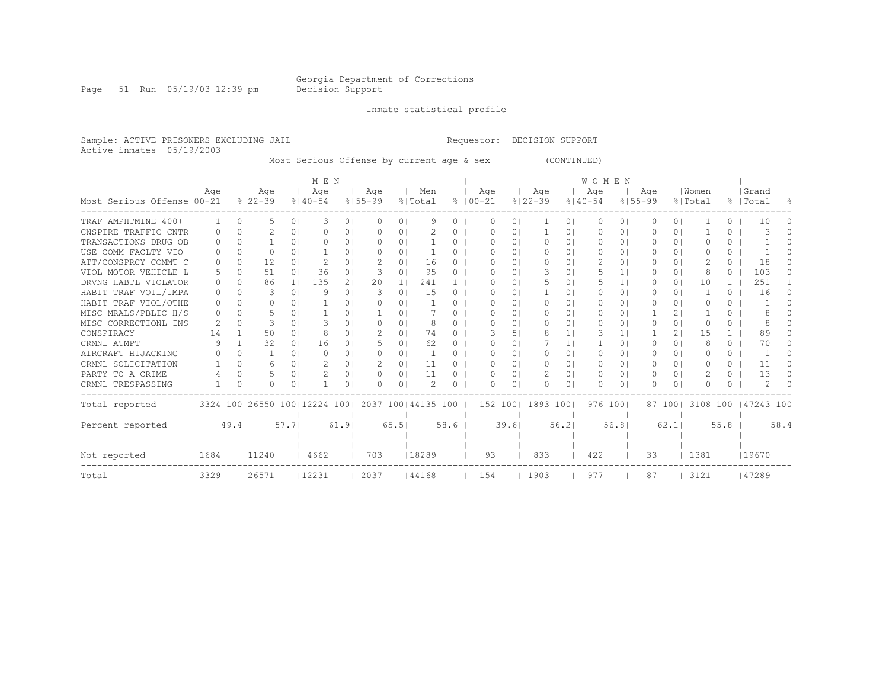Georgia Department of Corrections
Decision Support

Inmate statistical profile

Sample: ACTIVE PRISONERS EXCLUDING JAIL    Requestor: DECISION SUPPORT
Active inmates 05/19/2003

Most Serious Offense by current age & sex (CONTINUED)

| Most Serious Offense | MEN Age 00-21 | % | Age 22-39 | % | Age 40-54 | % | Age 55-99 | % | Men Total | % | WOMEN Age 00-21 | % | Age 22-39 | % | Age 40-54 | % | Age 55-99 | % | Women Total | % | Grand Total | % |
|---|---|---|---|---|---|---|---|---|---|---|---|---|---|---|---|---|---|---|---|---|---|---|
| TRAF AMPHTMINE 400+ | 1 | 0 | 5 | 0 | 3 | 0 | 0 | 0 | 9 | 0 | 0 | 0 | 1 | 0 | 0 | 0 | 0 | 0 | 1 | 0 | 10 | 0 |
| CNSPIRE TRAFFIC CNTR | 0 | 0 | 2 | 0 | 0 | 0 | 0 | 0 | 2 | 0 | 0 | 0 | 1 | 0 | 0 | 0 | 0 | 0 | 1 | 0 | 3 | 0 |
| TRANSACTIONS DRUG OB | 0 | 0 | 1 | 0 | 0 | 0 | 0 | 0 | 1 | 0 | 0 | 0 | 0 | 0 | 0 | 0 | 0 | 0 | 0 | 0 | 1 | 0 |
| USE COMM FACLTY VIO | 0 | 0 | 0 | 0 | 1 | 0 | 0 | 0 | 1 | 0 | 0 | 0 | 0 | 0 | 0 | 0 | 0 | 0 | 0 | 0 | 1 | 0 |
| ATT/CONSPRCY COMMT C | 0 | 0 | 12 | 0 | 2 | 0 | 2 | 0 | 16 | 0 | 0 | 0 | 0 | 0 | 2 | 0 | 0 | 0 | 2 | 0 | 18 | 0 |
| VIOL MOTOR VEHICLE L | 5 | 0 | 51 | 0 | 36 | 0 | 3 | 0 | 95 | 0 | 0 | 0 | 3 | 0 | 5 | 1 | 0 | 0 | 8 | 0 | 103 | 0 |
| DRVNG HABTL VIOLATOR | 0 | 0 | 86 | 1 | 135 | 2 | 20 | 1 | 241 | 1 | 0 | 0 | 5 | 0 | 5 | 1 | 0 | 0 | 10 | 1 | 251 | 1 |
| HABIT TRAF VOIL/IMPA | 0 | 0 | 3 | 0 | 9 | 0 | 3 | 0 | 15 | 0 | 0 | 0 | 1 | 0 | 0 | 0 | 0 | 0 | 1 | 0 | 16 | 0 |
| HABIT TRAF VIOL/OTHE | 0 | 0 | 0 | 0 | 1 | 0 | 0 | 0 | 1 | 0 | 0 | 0 | 0 | 0 | 0 | 0 | 0 | 0 | 0 | 0 | 1 | 0 |
| MISC MRALS/PBLIC H/S | 0 | 0 | 5 | 0 | 1 | 0 | 1 | 0 | 7 | 0 | 0 | 0 | 0 | 0 | 0 | 0 | 1 | 2 | 1 | 0 | 8 | 0 |
| MISC CORRECTIONL INS | 2 | 0 | 3 | 0 | 3 | 0 | 0 | 0 | 8 | 0 | 0 | 0 | 0 | 0 | 0 | 0 | 0 | 0 | 0 | 0 | 8 | 0 |
| CONSPIRACY | 14 | 1 | 50 | 0 | 8 | 0 | 2 | 0 | 74 | 0 | 3 | 5 | 8 | 1 | 3 | 1 | 1 | 2 | 15 | 1 | 89 | 0 |
| CRMNL ATMPT | 9 | 1 | 32 | 0 | 16 | 0 | 5 | 0 | 62 | 0 | 0 | 0 | 7 | 1 | 1 | 0 | 0 | 0 | 8 | 0 | 70 | 0 |
| AIRCRAFT HIJACKING | 0 | 0 | 1 | 0 | 0 | 0 | 0 | 0 | 1 | 0 | 0 | 0 | 0 | 0 | 0 | 0 | 0 | 0 | 0 | 0 | 1 | 0 |
| CRMNL SOLICITATION | 1 | 0 | 6 | 0 | 2 | 0 | 2 | 0 | 11 | 0 | 0 | 0 | 0 | 0 | 0 | 0 | 0 | 0 | 0 | 0 | 11 | 0 |
| PARTY TO A CRIME | 4 | 0 | 5 | 0 | 2 | 0 | 0 | 0 | 11 | 0 | 0 | 0 | 2 | 0 | 0 | 0 | 0 | 0 | 2 | 0 | 13 | 0 |
| CRMNL TRESPASSING | 1 | 0 | 0 | 0 | 1 | 0 | 0 | 0 | 2 | 0 | 0 | 0 | 0 | 0 | 0 | 0 | 0 | 0 | 0 | 0 | 2 | 0 |
| Total reported | 3324 | 100 | 26550 | 100 | 12224 | 100 | 2037 | 100 | 44135 | 100 | 152 | 100 | 1893 | 100 | 976 | 100 | 87 | 100 | 3108 | 100 | 47243 | 100 |
| Percent reported | | 49.4 | | 57.7 | | 61.9 | | 65.5 | | 58.6 | | 39.6 | | 56.2 | | 56.8 | | 62.1 | | 55.8 | | 58.4 |
| Not reported | 1684 | | 11240 | | 4662 | | 703 | | 18289 | | 93 | | 833 | | 422 | | 33 | | 1381 | | 19670 | |
| Total | 3329 | | 26571 | | 12231 | | 2037 | | 44168 | | 154 | | 1903 | | 977 | | 87 | | 3121 | | 47289 | |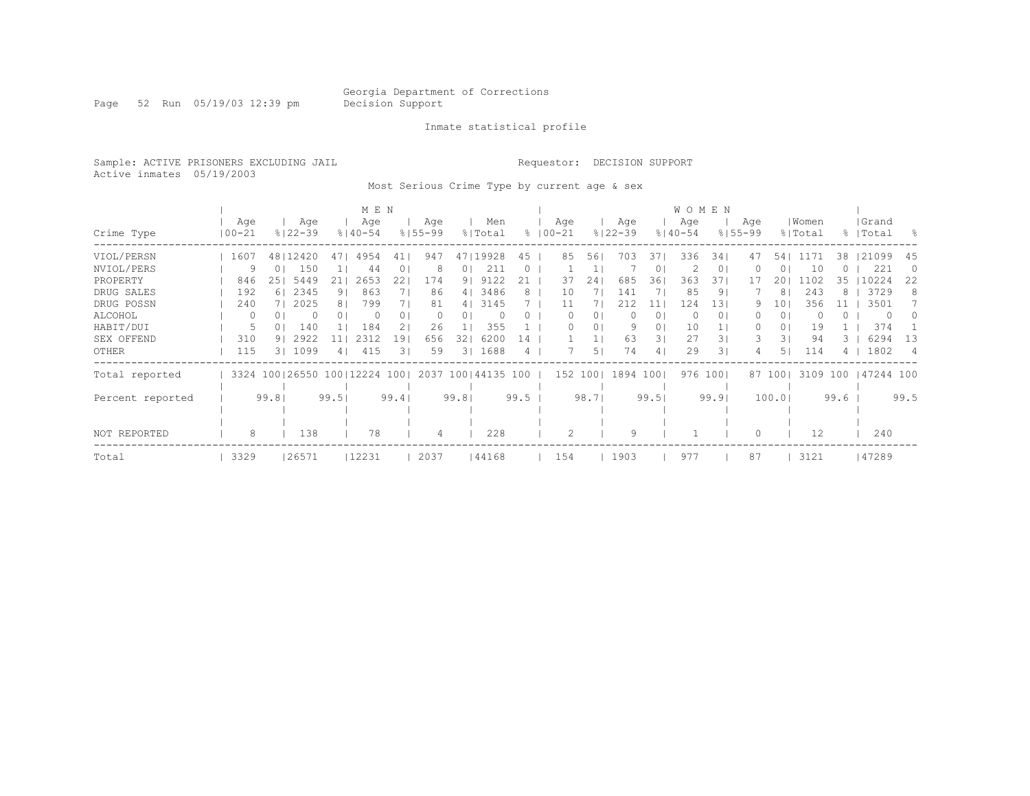Georgia Department of Corrections
Decision Support

Inmate statistical profile

Sample: ACTIVE PRISONERS EXCLUDING JAIL

Requestor: DECISION SUPPORT

Active inmates 05/19/2003

Most Serious Crime Type by current age & sex

| | MEN | | | | | | | | | | WOMEN | | | | | | | | | | | |
|---|---|---|---|---|---|---|---|---|---|---|---|---|---|---|---|---|---|---|---|---|---|---|
| Crime Type | Age 00-21 | % | Age 22-39 | % | Age 40-54 | % | Age 55-99 | % | Men Total | % | Age 00-21 | % | Age 22-39 | % | Age 40-54 | % | Age 55-99 | % | Women Total | % | Grand Total | % |
| VIOL/PERSN | 1607 | 48 | 12420 | 47 | 4954 | 41 | 947 | 47 | 19928 | 45 | 85 | 56 | 703 | 37 | 336 | 34 | 47 | 54 | 1171 | 38 | 21099 | 45 |
| NVIOL/PERS | 9 | 0 | 150 | 1 | 44 | 0 | 8 | 0 | 211 | 0 | 1 | 1 | 7 | 0 | 2 | 0 | 0 | 0 | 10 | 0 | 221 | 0 |
| PROPERTY | 846 | 25 | 5449 | 21 | 2653 | 22 | 174 | 9 | 9122 | 21 | 37 | 24 | 685 | 36 | 363 | 37 | 17 | 20 | 1102 | 35 | 10224 | 22 |
| DRUG SALES | 192 | 6 | 2345 | 9 | 863 | 7 | 86 | 4 | 3486 | 8 | 10 | 7 | 141 | 7 | 85 | 9 | 7 | 8 | 243 | 8 | 3729 | 8 |
| DRUG POSSN | 240 | 7 | 2025 | 8 | 799 | 7 | 81 | 4 | 3145 | 7 | 11 | 7 | 212 | 11 | 124 | 13 | 9 | 10 | 356 | 11 | 3501 | 7 |
| ALCOHOL | 0 | 0 | 0 | 0 | 0 | 0 | 0 | 0 | 0 | 0 | 0 | 0 | 0 | 0 | 0 | 0 | 0 | 0 | 0 | 0 | 0 | 0 |
| HABIT/DUI | 5 | 0 | 140 | 1 | 184 | 2 | 26 | 1 | 355 | 1 | 0 | 0 | 9 | 0 | 10 | 1 | 0 | 0 | 19 | 1 | 374 | 1 |
| SEX OFFEND | 310 | 9 | 2922 | 11 | 2312 | 19 | 656 | 32 | 6200 | 14 | 1 | 1 | 63 | 3 | 27 | 3 | 3 | 3 | 94 | 3 | 6294 | 13 |
| OTHER | 115 | 3 | 1099 | 4 | 415 | 3 | 59 | 3 | 1688 | 4 | 7 | 5 | 74 | 4 | 29 | 3 | 4 | 5 | 114 | 4 | 1802 | 4 |
| Total reported | 3324 | 100 | 26550 | 100 | 12224 | 100 | 2037 | 100 | 44135 | 100 | 152 | 100 | 1894 | 100 | 976 | 100 | 87 | 100 | 3109 | 100 | 47244 | 100 |
| Percent reported | | 99.8 | | 99.5 | | 99.4 | | 99.8 | | 99.5 | | 98.7 | | 99.5 | | 99.9 | | 100.0 | | 99.6 | | 99.5 |
| NOT REPORTED | 8 | | 138 | | 78 | | 4 | | 228 | | 2 | | 9 | | 1 | | 0 | | 12 | | 240 | |
| Total | 3329 | | 26571 | | 12231 | | 2037 | | 44168 | | 154 | | 1903 | | 977 | | 87 | | 3121 | | 47289 | |